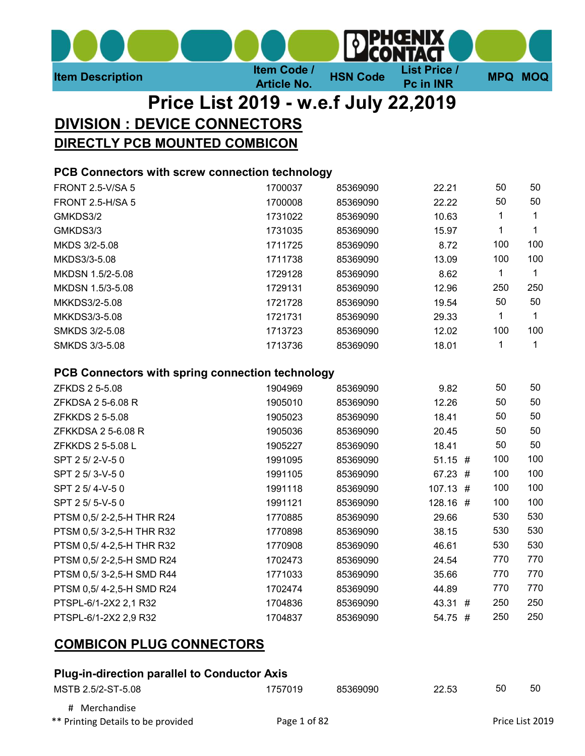| Item Description | Item Code / Article No. | HSN Code | List Price / Pc in INR | | MPQ | MOQ |
|---|---|---|---|---|---|---|

# Price List 2019 - w.e.f July 22,2019

## DIVISION : DEVICE CONNECTORS

## DIRECTLY PCB MOUNTED COMBICON

### PCB Connectors with screw connection technology

| | | | | | | |
|---|---|---|---|---|---|---|
| FRONT 2.5-V/SA 5 | 1700037 | 85369090 | 22.21 | | 50 | 50 |
| FRONT 2.5-H/SA 5 | 1700008 | 85369090 | 22.22 | | 50 | 50 |
| GMKDS3/2 | 1731022 | 85369090 | 10.63 | | 1 | 1 |
| GMKDS3/3 | 1731035 | 85369090 | 15.97 | | 1 | 1 |
| MKDS 3/2-5.08 | 1711725 | 85369090 | 8.72 | | 100 | 100 |
| MKDS3/3-5.08 | 1711738 | 85369090 | 13.09 | | 100 | 100 |
| MKDSN 1.5/2-5.08 | 1729128 | 85369090 | 8.62 | | 1 | 1 |
| MKDSN 1.5/3-5.08 | 1729131 | 85369090 | 12.96 | | 250 | 250 |
| MKKDS3/2-5.08 | 1721728 | 85369090 | 19.54 | | 50 | 50 |
| MKKDS3/3-5.08 | 1721731 | 85369090 | 29.33 | | 1 | 1 |
| SMKDS 3/2-5.08 | 1713723 | 85369090 | 12.02 | | 100 | 100 |
| SMKDS 3/3-5.08 | 1713736 | 85369090 | 18.01 | | 1 | 1 |

### PCB Connectors with spring connection technology

| | | | | | | |
|---|---|---|---|---|---|---|
| ZFKDS 2 5-5.08 | 1904969 | 85369090 | 9.82 | | 50 | 50 |
| ZFKDSA 2 5-6.08 R | 1905010 | 85369090 | 12.26 | | 50 | 50 |
| ZFKKDS 2 5-5.08 | 1905023 | 85369090 | 18.41 | | 50 | 50 |
| ZFKKDSA 2 5-6.08 R | 1905036 | 85369090 | 20.45 | | 50 | 50 |
| ZFKKDS 2 5-5.08 L | 1905227 | 85369090 | 18.41 | | 50 | 50 |
| SPT 2 5/ 2-V-5 0 | 1991095 | 85369090 | 51.15 | # | 100 | 100 |
| SPT 2 5/ 3-V-5 0 | 1991105 | 85369090 | 67.23 | # | 100 | 100 |
| SPT 2 5/ 4-V-5 0 | 1991118 | 85369090 | 107.13 | # | 100 | 100 |
| SPT 2 5/ 5-V-5 0 | 1991121 | 85369090 | 128.16 | # | 100 | 100 |
| PTSM 0,5/ 2-2,5-H THR R24 | 1770885 | 85369090 | 29.66 | | 530 | 530 |
| PTSM 0,5/ 3-2,5-H THR R32 | 1770898 | 85369090 | 38.15 | | 530 | 530 |
| PTSM 0,5/ 4-2,5-H THR R32 | 1770908 | 85369090 | 46.61 | | 530 | 530 |
| PTSM 0,5/ 2-2,5-H SMD R24 | 1702473 | 85369090 | 24.54 | | 770 | 770 |
| PTSM 0,5/ 3-2,5-H SMD R44 | 1771033 | 85369090 | 35.66 | | 770 | 770 |
| PTSM 0,5/ 4-2,5-H SMD R24 | 1702474 | 85369090 | 44.89 | | 770 | 770 |
| PTSPL-6/1-2X2 2,1 R32 | 1704836 | 85369090 | 43.31 | # | 250 | 250 |
| PTSPL-6/1-2X2 2,9 R32 | 1704837 | 85369090 | 54.75 | # | 250 | 250 |

## COMBICON PLUG CONNECTORS

### Plug-in-direction parallel to Conductor Axis

| | | | | | | |
|---|---|---|---|---|---|---|
| MSTB 2.5/2-ST-5.08 | 1757019 | 85369090 | 22.53 | | 50 | 50 |

# Merchandise

** Printing Details to be provided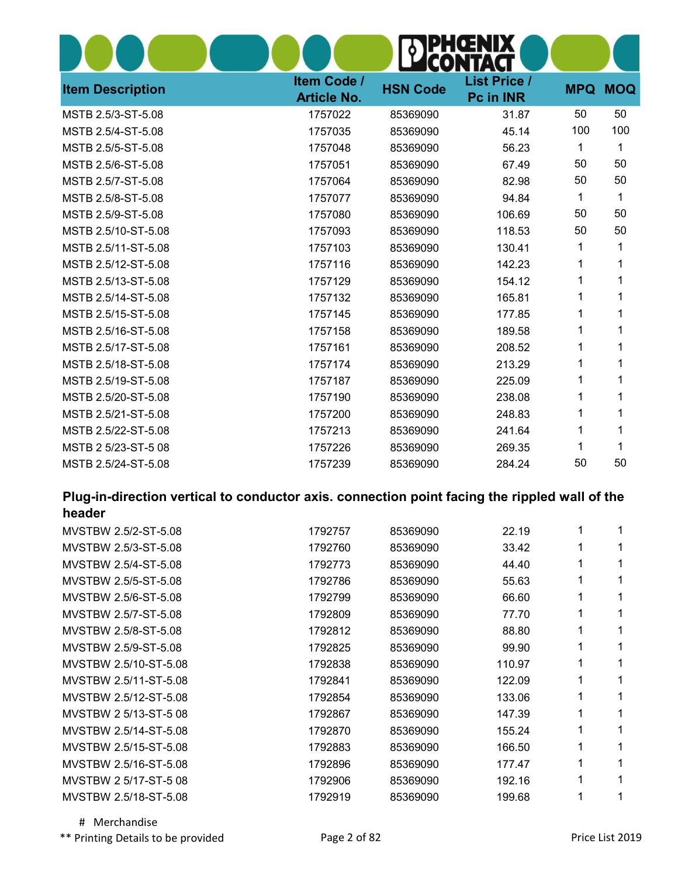| Item Description | Item Code / Article No. | HSN Code | List Price / Pc in INR | MPQ | MOQ |
|---|---|---|---|---|---|
| MSTB 2.5/3-ST-5.08 | 1757022 | 85369090 | 31.87 | 50 | 50 |
| MSTB 2.5/4-ST-5.08 | 1757035 | 85369090 | 45.14 | 100 | 100 |
| MSTB 2.5/5-ST-5.08 | 1757048 | 85369090 | 56.23 | 1 | 1 |
| MSTB 2.5/6-ST-5.08 | 1757051 | 85369090 | 67.49 | 50 | 50 |
| MSTB 2.5/7-ST-5.08 | 1757064 | 85369090 | 82.98 | 50 | 50 |
| MSTB 2.5/8-ST-5.08 | 1757077 | 85369090 | 94.84 | 1 | 1 |
| MSTB 2.5/9-ST-5.08 | 1757080 | 85369090 | 106.69 | 50 | 50 |
| MSTB 2.5/10-ST-5.08 | 1757093 | 85369090 | 118.53 | 50 | 50 |
| MSTB 2.5/11-ST-5.08 | 1757103 | 85369090 | 130.41 | 1 | 1 |
| MSTB 2.5/12-ST-5.08 | 1757116 | 85369090 | 142.23 | 1 | 1 |
| MSTB 2.5/13-ST-5.08 | 1757129 | 85369090 | 154.12 | 1 | 1 |
| MSTB 2.5/14-ST-5.08 | 1757132 | 85369090 | 165.81 | 1 | 1 |
| MSTB 2.5/15-ST-5.08 | 1757145 | 85369090 | 177.85 | 1 | 1 |
| MSTB 2.5/16-ST-5.08 | 1757158 | 85369090 | 189.58 | 1 | 1 |
| MSTB 2.5/17-ST-5.08 | 1757161 | 85369090 | 208.52 | 1 | 1 |
| MSTB 2.5/18-ST-5.08 | 1757174 | 85369090 | 213.29 | 1 | 1 |
| MSTB 2.5/19-ST-5.08 | 1757187 | 85369090 | 225.09 | 1 | 1 |
| MSTB 2.5/20-ST-5.08 | 1757190 | 85369090 | 238.08 | 1 | 1 |
| MSTB 2.5/21-ST-5.08 | 1757200 | 85369090 | 248.83 | 1 | 1 |
| MSTB 2.5/22-ST-5.08 | 1757213 | 85369090 | 241.64 | 1 | 1 |
| MSTB 2 5/23-ST-5 08 | 1757226 | 85369090 | 269.35 | 1 | 1 |
| MSTB 2.5/24-ST-5.08 | 1757239 | 85369090 | 284.24 | 50 | 50 |

**Plug-in-direction vertical to conductor axis. connection point facing the rippled wall of the header**

| Item Description | Item Code / Article No. | HSN Code | List Price / Pc in INR | MPQ | MOQ |
|---|---|---|---|---|---|
| MVSTBW 2.5/2-ST-5.08 | 1792757 | 85369090 | 22.19 | 1 | 1 |
| MVSTBW 2.5/3-ST-5.08 | 1792760 | 85369090 | 33.42 | 1 | 1 |
| MVSTBW 2.5/4-ST-5.08 | 1792773 | 85369090 | 44.40 | 1 | 1 |
| MVSTBW 2.5/5-ST-5.08 | 1792786 | 85369090 | 55.63 | 1 | 1 |
| MVSTBW 2.5/6-ST-5.08 | 1792799 | 85369090 | 66.60 | 1 | 1 |
| MVSTBW 2.5/7-ST-5.08 | 1792809 | 85369090 | 77.70 | 1 | 1 |
| MVSTBW 2.5/8-ST-5.08 | 1792812 | 85369090 | 88.80 | 1 | 1 |
| MVSTBW 2.5/9-ST-5.08 | 1792825 | 85369090 | 99.90 | 1 | 1 |
| MVSTBW 2.5/10-ST-5.08 | 1792838 | 85369090 | 110.97 | 1 | 1 |
| MVSTBW 2.5/11-ST-5.08 | 1792841 | 85369090 | 122.09 | 1 | 1 |
| MVSTBW 2.5/12-ST-5.08 | 1792854 | 85369090 | 133.06 | 1 | 1 |
| MVSTBW 2 5/13-ST-5 08 | 1792867 | 85369090 | 147.39 | 1 | 1 |
| MVSTBW 2.5/14-ST-5.08 | 1792870 | 85369090 | 155.24 | 1 | 1 |
| MVSTBW 2.5/15-ST-5.08 | 1792883 | 85369090 | 166.50 | 1 | 1 |
| MVSTBW 2.5/16-ST-5.08 | 1792896 | 85369090 | 177.47 | 1 | 1 |
| MVSTBW 2 5/17-ST-5 08 | 1792906 | 85369090 | 192.16 | 1 | 1 |
| MVSTBW 2.5/18-ST-5.08 | 1792919 | 85369090 | 199.68 | 1 | 1 |

# Merchandise

** Printing Details to be provided

Price List 2019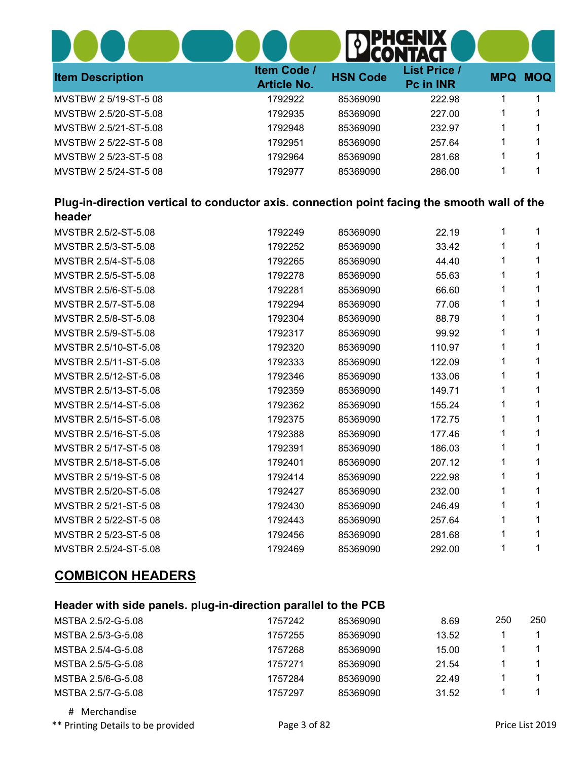| Item Description | Item Code / Article No. | HSN Code | List Price / Pc in INR | MPQ | MOQ |
|---|---|---|---|---|---|
| MVSTBW 2 5/19-ST-5 08 | 1792922 | 85369090 | 222.98 | 1 | 1 |
| MVSTBW 2.5/20-ST-5.08 | 1792935 | 85369090 | 227.00 | 1 | 1 |
| MVSTBW 2.5/21-ST-5.08 | 1792948 | 85369090 | 232.97 | 1 | 1 |
| MVSTBW 2 5/22-ST-5 08 | 1792951 | 85369090 | 257.64 | 1 | 1 |
| MVSTBW 2 5/23-ST-5 08 | 1792964 | 85369090 | 281.68 | 1 | 1 |
| MVSTBW 2 5/24-ST-5 08 | 1792977 | 85369090 | 286.00 | 1 | 1 |

### Plug-in-direction vertical to conductor axis. connection point facing the smooth wall of the header

| | | | | | |
|---|---|---|---|---|---|
| MVSTBR 2.5/2-ST-5.08 | 1792249 | 85369090 | 22.19 | 1 | 1 |
| MVSTBR 2.5/3-ST-5.08 | 1792252 | 85369090 | 33.42 | 1 | 1 |
| MVSTBR 2.5/4-ST-5.08 | 1792265 | 85369090 | 44.40 | 1 | 1 |
| MVSTBR 2.5/5-ST-5.08 | 1792278 | 85369090 | 55.63 | 1 | 1 |
| MVSTBR 2.5/6-ST-5.08 | 1792281 | 85369090 | 66.60 | 1 | 1 |
| MVSTBR 2.5/7-ST-5.08 | 1792294 | 85369090 | 77.06 | 1 | 1 |
| MVSTBR 2.5/8-ST-5.08 | 1792304 | 85369090 | 88.79 | 1 | 1 |
| MVSTBR 2.5/9-ST-5.08 | 1792317 | 85369090 | 99.92 | 1 | 1 |
| MVSTBR 2.5/10-ST-5.08 | 1792320 | 85369090 | 110.97 | 1 | 1 |
| MVSTBR 2.5/11-ST-5.08 | 1792333 | 85369090 | 122.09 | 1 | 1 |
| MVSTBR 2.5/12-ST-5.08 | 1792346 | 85369090 | 133.06 | 1 | 1 |
| MVSTBR 2.5/13-ST-5.08 | 1792359 | 85369090 | 149.71 | 1 | 1 |
| MVSTBR 2.5/14-ST-5.08 | 1792362 | 85369090 | 155.24 | 1 | 1 |
| MVSTBR 2.5/15-ST-5.08 | 1792375 | 85369090 | 172.75 | 1 | 1 |
| MVSTBR 2.5/16-ST-5.08 | 1792388 | 85369090 | 177.46 | 1 | 1 |
| MVSTBR 2 5/17-ST-5 08 | 1792391 | 85369090 | 186.03 | 1 | 1 |
| MVSTBR 2.5/18-ST-5.08 | 1792401 | 85369090 | 207.12 | 1 | 1 |
| MVSTBR 2 5/19-ST-5 08 | 1792414 | 85369090 | 222.98 | 1 | 1 |
| MVSTBR 2.5/20-ST-5.08 | 1792427 | 85369090 | 232.00 | 1 | 1 |
| MVSTBR 2 5/21-ST-5 08 | 1792430 | 85369090 | 246.49 | 1 | 1 |
| MVSTBR 2 5/22-ST-5 08 | 1792443 | 85369090 | 257.64 | 1 | 1 |
| MVSTBR 2 5/23-ST-5 08 | 1792456 | 85369090 | 281.68 | 1 | 1 |
| MVSTBR 2.5/24-ST-5.08 | 1792469 | 85369090 | 292.00 | 1 | 1 |

## COMBICON HEADERS

### Header with side panels. plug-in-direction parallel to the PCB

| | | | | | |
|---|---|---|---|---|---|
| MSTBA 2.5/2-G-5.08 | 1757242 | 85369090 | 8.69 | 250 | 250 |
| MSTBA 2.5/3-G-5.08 | 1757255 | 85369090 | 13.52 | 1 | 1 |
| MSTBA 2.5/4-G-5.08 | 1757268 | 85369090 | 15.00 | 1 | 1 |
| MSTBA 2.5/5-G-5.08 | 1757271 | 85369090 | 21.54 | 1 | 1 |
| MSTBA 2.5/6-G-5.08 | 1757284 | 85369090 | 22.49 | 1 | 1 |
| MSTBA 2.5/7-G-5.08 | 1757297 | 85369090 | 31.52 | 1 | 1 |

# Merchandise

** Printing Details to be provided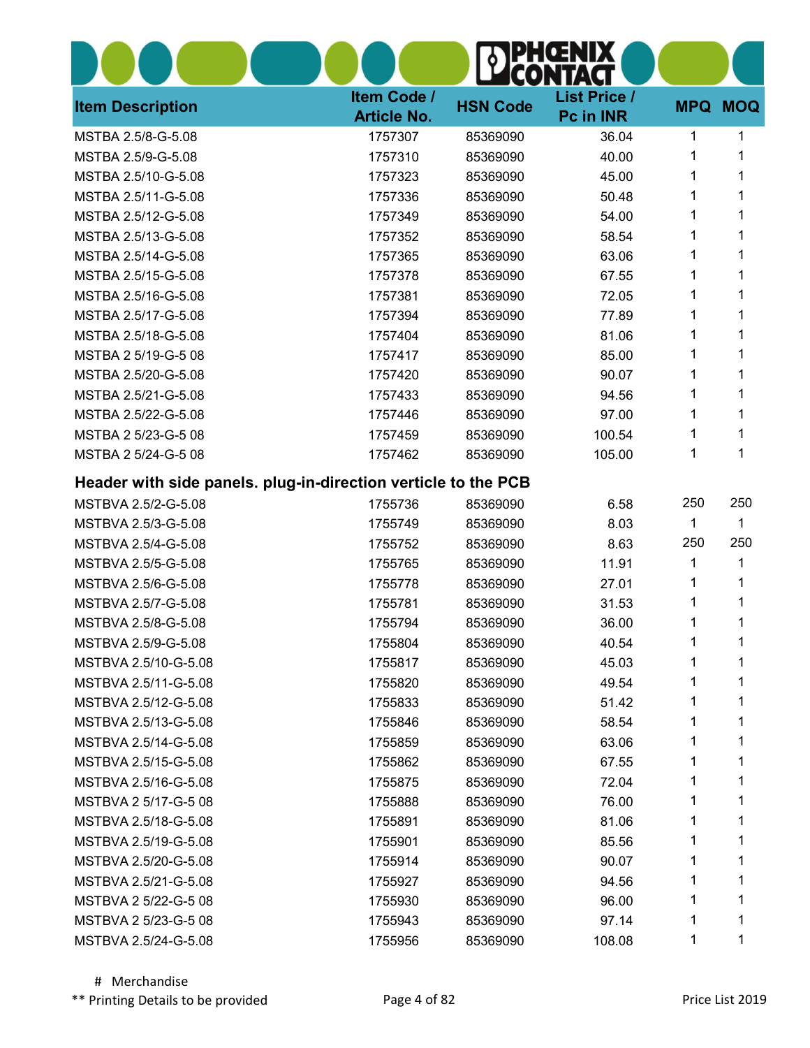| Item Description | Item Code / Article No. | HSN Code | List Price / Pc in INR | MPQ | MOQ |
|---|---|---|---|---|---|
| MSTBA 2.5/8-G-5.08 | 1757307 | 85369090 | 36.04 | 1 | 1 |
| MSTBA 2.5/9-G-5.08 | 1757310 | 85369090 | 40.00 | 1 | 1 |
| MSTBA 2.5/10-G-5.08 | 1757323 | 85369090 | 45.00 | 1 | 1 |
| MSTBA 2.5/11-G-5.08 | 1757336 | 85369090 | 50.48 | 1 | 1 |
| MSTBA 2.5/12-G-5.08 | 1757349 | 85369090 | 54.00 | 1 | 1 |
| MSTBA 2.5/13-G-5.08 | 1757352 | 85369090 | 58.54 | 1 | 1 |
| MSTBA 2.5/14-G-5.08 | 1757365 | 85369090 | 63.06 | 1 | 1 |
| MSTBA 2.5/15-G-5.08 | 1757378 | 85369090 | 67.55 | 1 | 1 |
| MSTBA 2.5/16-G-5.08 | 1757381 | 85369090 | 72.05 | 1 | 1 |
| MSTBA 2.5/17-G-5.08 | 1757394 | 85369090 | 77.89 | 1 | 1 |
| MSTBA 2.5/18-G-5.08 | 1757404 | 85369090 | 81.06 | 1 | 1 |
| MSTBA 2 5/19-G-5 08 | 1757417 | 85369090 | 85.00 | 1 | 1 |
| MSTBA 2.5/20-G-5.08 | 1757420 | 85369090 | 90.07 | 1 | 1 |
| MSTBA 2.5/21-G-5.08 | 1757433 | 85369090 | 94.56 | 1 | 1 |
| MSTBA 2.5/22-G-5.08 | 1757446 | 85369090 | 97.00 | 1 | 1 |
| MSTBA 2 5/23-G-5 08 | 1757459 | 85369090 | 100.54 | 1 | 1 |
| MSTBA 2 5/24-G-5 08 | 1757462 | 85369090 | 105.00 | 1 | 1 |
| **Header with side panels. plug-in-direction verticle to the PCB** | | | | | |
| MSTBVA 2.5/2-G-5.08 | 1755736 | 85369090 | 6.58 | 250 | 250 |
| MSTBVA 2.5/3-G-5.08 | 1755749 | 85369090 | 8.03 | 1 | 1 |
| MSTBVA 2.5/4-G-5.08 | 1755752 | 85369090 | 8.63 | 250 | 250 |
| MSTBVA 2.5/5-G-5.08 | 1755765 | 85369090 | 11.91 | 1 | 1 |
| MSTBVA 2.5/6-G-5.08 | 1755778 | 85369090 | 27.01 | 1 | 1 |
| MSTBVA 2.5/7-G-5.08 | 1755781 | 85369090 | 31.53 | 1 | 1 |
| MSTBVA 2.5/8-G-5.08 | 1755794 | 85369090 | 36.00 | 1 | 1 |
| MSTBVA 2.5/9-G-5.08 | 1755804 | 85369090 | 40.54 | 1 | 1 |
| MSTBVA 2.5/10-G-5.08 | 1755817 | 85369090 | 45.03 | 1 | 1 |
| MSTBVA 2.5/11-G-5.08 | 1755820 | 85369090 | 49.54 | 1 | 1 |
| MSTBVA 2.5/12-G-5.08 | 1755833 | 85369090 | 51.42 | 1 | 1 |
| MSTBVA 2.5/13-G-5.08 | 1755846 | 85369090 | 58.54 | 1 | 1 |
| MSTBVA 2.5/14-G-5.08 | 1755859 | 85369090 | 63.06 | 1 | 1 |
| MSTBVA 2.5/15-G-5.08 | 1755862 | 85369090 | 67.55 | 1 | 1 |
| MSTBVA 2.5/16-G-5.08 | 1755875 | 85369090 | 72.04 | 1 | 1 |
| MSTBVA 2 5/17-G-5 08 | 1755888 | 85369090 | 76.00 | 1 | 1 |
| MSTBVA 2.5/18-G-5.08 | 1755891 | 85369090 | 81.06 | 1 | 1 |
| MSTBVA 2.5/19-G-5.08 | 1755901 | 85369090 | 85.56 | 1 | 1 |
| MSTBVA 2.5/20-G-5.08 | 1755914 | 85369090 | 90.07 | 1 | 1 |
| MSTBVA 2.5/21-G-5.08 | 1755927 | 85369090 | 94.56 | 1 | 1 |
| MSTBVA 2 5/22-G-5 08 | 1755930 | 85369090 | 96.00 | 1 | 1 |
| MSTBVA 2 5/23-G-5 08 | 1755943 | 85369090 | 97.14 | 1 | 1 |
| MSTBVA 2.5/24-G-5.08 | 1755956 | 85369090 | 108.08 | 1 | 1 |

# Merchandise
** Printing Details to be provided

Price List 2019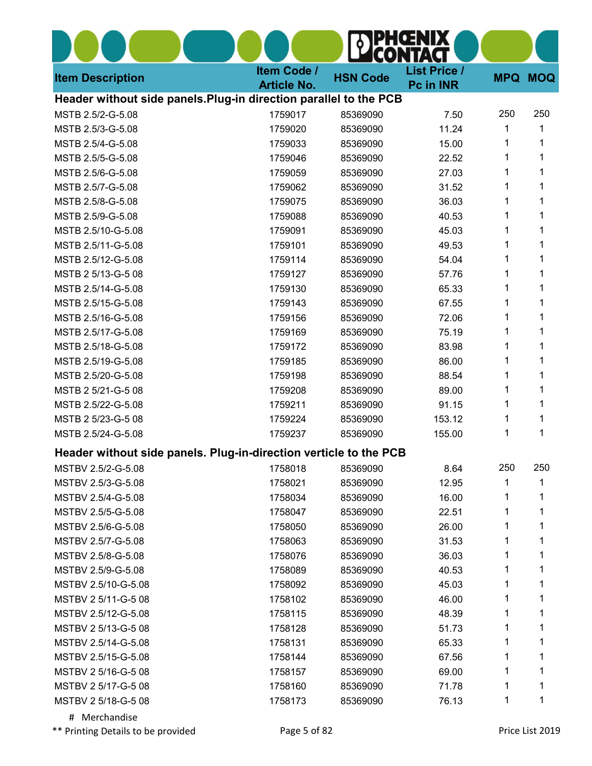| Item Description | Item Code / Article No. | HSN Code | List Price / Pc in INR | MPQ | MOQ |
|---|---|---|---|---|---|
| **Header without side panels.Plug-in direction parallel to the PCB** | | | | | |
| MSTB 2.5/2-G-5.08 | 1759017 | 85369090 | 7.50 | 250 | 250 |
| MSTB 2.5/3-G-5.08 | 1759020 | 85369090 | 11.24 | 1 | 1 |
| MSTB 2.5/4-G-5.08 | 1759033 | 85369090 | 15.00 | 1 | 1 |
| MSTB 2.5/5-G-5.08 | 1759046 | 85369090 | 22.52 | 1 | 1 |
| MSTB 2.5/6-G-5.08 | 1759059 | 85369090 | 27.03 | 1 | 1 |
| MSTB 2.5/7-G-5.08 | 1759062 | 85369090 | 31.52 | 1 | 1 |
| MSTB 2.5/8-G-5.08 | 1759075 | 85369090 | 36.03 | 1 | 1 |
| MSTB 2.5/9-G-5.08 | 1759088 | 85369090 | 40.53 | 1 | 1 |
| MSTB 2.5/10-G-5.08 | 1759091 | 85369090 | 45.03 | 1 | 1 |
| MSTB 2.5/11-G-5.08 | 1759101 | 85369090 | 49.53 | 1 | 1 |
| MSTB 2.5/12-G-5.08 | 1759114 | 85369090 | 54.04 | 1 | 1 |
| MSTB 2 5/13-G-5 08 | 1759127 | 85369090 | 57.76 | 1 | 1 |
| MSTB 2.5/14-G-5.08 | 1759130 | 85369090 | 65.33 | 1 | 1 |
| MSTB 2.5/15-G-5.08 | 1759143 | 85369090 | 67.55 | 1 | 1 |
| MSTB 2.5/16-G-5.08 | 1759156 | 85369090 | 72.06 | 1 | 1 |
| MSTB 2.5/17-G-5.08 | 1759169 | 85369090 | 75.19 | 1 | 1 |
| MSTB 2.5/18-G-5.08 | 1759172 | 85369090 | 83.98 | 1 | 1 |
| MSTB 2.5/19-G-5.08 | 1759185 | 85369090 | 86.00 | 1 | 1 |
| MSTB 2.5/20-G-5.08 | 1759198 | 85369090 | 88.54 | 1 | 1 |
| MSTB 2 5/21-G-5 08 | 1759208 | 85369090 | 89.00 | 1 | 1 |
| MSTB 2.5/22-G-5.08 | 1759211 | 85369090 | 91.15 | 1 | 1 |
| MSTB 2 5/23-G-5 08 | 1759224 | 85369090 | 153.12 | 1 | 1 |
| MSTB 2.5/24-G-5.08 | 1759237 | 85369090 | 155.00 | 1 | 1 |
| **Header without side panels. Plug-in-direction verticle to the PCB** | | | | | |
| MSTBV 2.5/2-G-5.08 | 1758018 | 85369090 | 8.64 | 250 | 250 |
| MSTBV 2.5/3-G-5.08 | 1758021 | 85369090 | 12.95 | 1 | 1 |
| MSTBV 2.5/4-G-5.08 | 1758034 | 85369090 | 16.00 | 1 | 1 |
| MSTBV 2.5/5-G-5.08 | 1758047 | 85369090 | 22.51 | 1 | 1 |
| MSTBV 2.5/6-G-5.08 | 1758050 | 85369090 | 26.00 | 1 | 1 |
| MSTBV 2.5/7-G-5.08 | 1758063 | 85369090 | 31.53 | 1 | 1 |
| MSTBV 2.5/8-G-5.08 | 1758076 | 85369090 | 36.03 | 1 | 1 |
| MSTBV 2.5/9-G-5.08 | 1758089 | 85369090 | 40.53 | 1 | 1 |
| MSTBV 2.5/10-G-5.08 | 1758092 | 85369090 | 45.03 | 1 | 1 |
| MSTBV 2 5/11-G-5 08 | 1758102 | 85369090 | 46.00 | 1 | 1 |
| MSTBV 2.5/12-G-5.08 | 1758115 | 85369090 | 48.39 | 1 | 1 |
| MSTBV 2 5/13-G-5 08 | 1758128 | 85369090 | 51.73 | 1 | 1 |
| MSTBV 2.5/14-G-5.08 | 1758131 | 85369090 | 65.33 | 1 | 1 |
| MSTBV 2.5/15-G-5.08 | 1758144 | 85369090 | 67.56 | 1 | 1 |
| MSTBV 2 5/16-G-5 08 | 1758157 | 85369090 | 69.00 | 1 | 1 |
| MSTBV 2 5/17-G-5 08 | 1758160 | 85369090 | 71.78 | 1 | 1 |
| MSTBV 2 5/18-G-5 08 | 1758173 | 85369090 | 76.13 | 1 | 1 |

# Merchandise

** Printing Details to be provided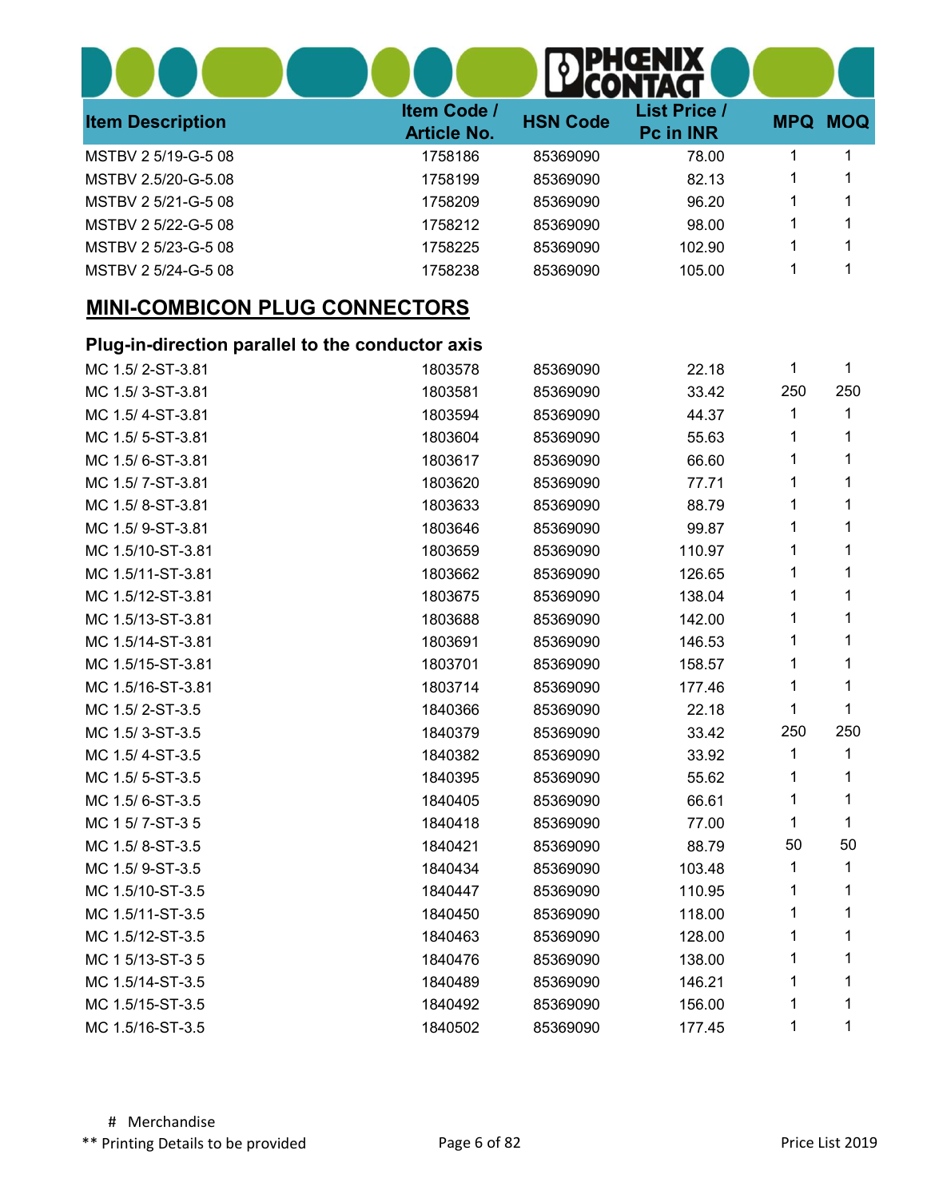| Item Description | Item Code / Article No. | HSN Code | List Price / Pc in INR | MPQ | MOQ |
|---|---|---|---|---|---|
| MSTBV 2 5/19-G-5 08 | 1758186 | 85369090 | 78.00 | 1 | 1 |
| MSTBV 2.5/20-G-5.08 | 1758199 | 85369090 | 82.13 | 1 | 1 |
| MSTBV 2 5/21-G-5 08 | 1758209 | 85369090 | 96.20 | 1 | 1 |
| MSTBV 2 5/22-G-5 08 | 1758212 | 85369090 | 98.00 | 1 | 1 |
| MSTBV 2 5/23-G-5 08 | 1758225 | 85369090 | 102.90 | 1 | 1 |
| MSTBV 2 5/24-G-5 08 | 1758238 | 85369090 | 105.00 | 1 | 1 |

## MINI-COMBICON PLUG CONNECTORS

### Plug-in-direction parallel to the conductor axis

| Item Description | Item Code / Article No. | HSN Code | List Price / Pc in INR | MPQ | MOQ |
|---|---|---|---|---|---|
| MC 1.5/ 2-ST-3.81 | 1803578 | 85369090 | 22.18 | 1 | 1 |
| MC 1.5/ 3-ST-3.81 | 1803581 | 85369090 | 33.42 | 250 | 250 |
| MC 1.5/ 4-ST-3.81 | 1803594 | 85369090 | 44.37 | 1 | 1 |
| MC 1.5/ 5-ST-3.81 | 1803604 | 85369090 | 55.63 | 1 | 1 |
| MC 1.5/ 6-ST-3.81 | 1803617 | 85369090 | 66.60 | 1 | 1 |
| MC 1.5/ 7-ST-3.81 | 1803620 | 85369090 | 77.71 | 1 | 1 |
| MC 1.5/ 8-ST-3.81 | 1803633 | 85369090 | 88.79 | 1 | 1 |
| MC 1.5/ 9-ST-3.81 | 1803646 | 85369090 | 99.87 | 1 | 1 |
| MC 1.5/10-ST-3.81 | 1803659 | 85369090 | 110.97 | 1 | 1 |
| MC 1.5/11-ST-3.81 | 1803662 | 85369090 | 126.65 | 1 | 1 |
| MC 1.5/12-ST-3.81 | 1803675 | 85369090 | 138.04 | 1 | 1 |
| MC 1.5/13-ST-3.81 | 1803688 | 85369090 | 142.00 | 1 | 1 |
| MC 1.5/14-ST-3.81 | 1803691 | 85369090 | 146.53 | 1 | 1 |
| MC 1.5/15-ST-3.81 | 1803701 | 85369090 | 158.57 | 1 | 1 |
| MC 1.5/16-ST-3.81 | 1803714 | 85369090 | 177.46 | 1 | 1 |
| MC 1.5/ 2-ST-3.5 | 1840366 | 85369090 | 22.18 | 1 | 1 |
| MC 1.5/ 3-ST-3.5 | 1840379 | 85369090 | 33.42 | 250 | 250 |
| MC 1.5/ 4-ST-3.5 | 1840382 | 85369090 | 33.92 | 1 | 1 |
| MC 1.5/ 5-ST-3.5 | 1840395 | 85369090 | 55.62 | 1 | 1 |
| MC 1.5/ 6-ST-3.5 | 1840405 | 85369090 | 66.61 | 1 | 1 |
| MC 1 5/ 7-ST-3 5 | 1840418 | 85369090 | 77.00 | 1 | 1 |
| MC 1.5/ 8-ST-3.5 | 1840421 | 85369090 | 88.79 | 50 | 50 |
| MC 1.5/ 9-ST-3.5 | 1840434 | 85369090 | 103.48 | 1 | 1 |
| MC 1.5/10-ST-3.5 | 1840447 | 85369090 | 110.95 | 1 | 1 |
| MC 1.5/11-ST-3.5 | 1840450 | 85369090 | 118.00 | 1 | 1 |
| MC 1.5/12-ST-3.5 | 1840463 | 85369090 | 128.00 | 1 | 1 |
| MC 1 5/13-ST-3 5 | 1840476 | 85369090 | 138.00 | 1 | 1 |
| MC 1.5/14-ST-3.5 | 1840489 | 85369090 | 146.21 | 1 | 1 |
| MC 1.5/15-ST-3.5 | 1840492 | 85369090 | 156.00 | 1 | 1 |
| MC 1.5/16-ST-3.5 | 1840502 | 85369090 | 177.45 | 1 | 1 |

# Merchandise

** Printing Details to be provided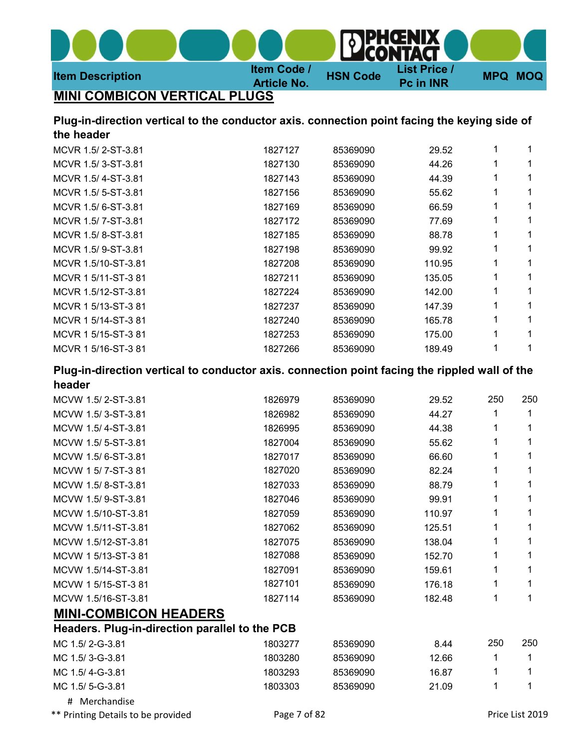| Item Description | Item Code / Article No. | HSN Code | List Price / Pc in INR | MPQ | MOQ |
|---|---|---|---|---|---|

## MINI COMBICON VERTICAL PLUGS

### Plug-in-direction vertical to the conductor axis. connection point facing the keying side of the header

| Item Description | Item Code / Article No. | HSN Code | List Price / Pc in INR | MPQ | MOQ |
|---|---|---|---|---|---|
| MCVR 1.5/ 2-ST-3.81 | 1827127 | 85369090 | 29.52 | 1 | 1 |
| MCVR 1.5/ 3-ST-3.81 | 1827130 | 85369090 | 44.26 | 1 | 1 |
| MCVR 1.5/ 4-ST-3.81 | 1827143 | 85369090 | 44.39 | 1 | 1 |
| MCVR 1.5/ 5-ST-3.81 | 1827156 | 85369090 | 55.62 | 1 | 1 |
| MCVR 1.5/ 6-ST-3.81 | 1827169 | 85369090 | 66.59 | 1 | 1 |
| MCVR 1.5/ 7-ST-3.81 | 1827172 | 85369090 | 77.69 | 1 | 1 |
| MCVR 1.5/ 8-ST-3.81 | 1827185 | 85369090 | 88.78 | 1 | 1 |
| MCVR 1.5/ 9-ST-3.81 | 1827198 | 85369090 | 99.92 | 1 | 1 |
| MCVR 1.5/10-ST-3.81 | 1827208 | 85369090 | 110.95 | 1 | 1 |
| MCVR 1 5/11-ST-3 81 | 1827211 | 85369090 | 135.05 | 1 | 1 |
| MCVR 1.5/12-ST-3.81 | 1827224 | 85369090 | 142.00 | 1 | 1 |
| MCVR 1 5/13-ST-3 81 | 1827237 | 85369090 | 147.39 | 1 | 1 |
| MCVR 1 5/14-ST-3 81 | 1827240 | 85369090 | 165.78 | 1 | 1 |
| MCVR 1 5/15-ST-3 81 | 1827253 | 85369090 | 175.00 | 1 | 1 |
| MCVR 1 5/16-ST-3 81 | 1827266 | 85369090 | 189.49 | 1 | 1 |

### Plug-in-direction vertical to conductor axis. connection point facing the rippled wall of the header

| Item Description | Item Code / Article No. | HSN Code | List Price / Pc in INR | MPQ | MOQ |
|---|---|---|---|---|---|
| MCVW 1.5/ 2-ST-3.81 | 1826979 | 85369090 | 29.52 | 250 | 250 |
| MCVW 1.5/ 3-ST-3.81 | 1826982 | 85369090 | 44.27 | 1 | 1 |
| MCVW 1.5/ 4-ST-3.81 | 1826995 | 85369090 | 44.38 | 1 | 1 |
| MCVW 1.5/ 5-ST-3.81 | 1827004 | 85369090 | 55.62 | 1 | 1 |
| MCVW 1.5/ 6-ST-3.81 | 1827017 | 85369090 | 66.60 | 1 | 1 |
| MCVW 1 5/ 7-ST-3 81 | 1827020 | 85369090 | 82.24 | 1 | 1 |
| MCVW 1.5/ 8-ST-3.81 | 1827033 | 85369090 | 88.79 | 1 | 1 |
| MCVW 1.5/ 9-ST-3.81 | 1827046 | 85369090 | 99.91 | 1 | 1 |
| MCVW 1.5/10-ST-3.81 | 1827059 | 85369090 | 110.97 | 1 | 1 |
| MCVW 1.5/11-ST-3.81 | 1827062 | 85369090 | 125.51 | 1 | 1 |
| MCVW 1.5/12-ST-3.81 | 1827075 | 85369090 | 138.04 | 1 | 1 |
| MCVW 1 5/13-ST-3 81 | 1827088 | 85369090 | 152.70 | 1 | 1 |
| MCVW 1.5/14-ST-3.81 | 1827091 | 85369090 | 159.61 | 1 | 1 |
| MCVW 1 5/15-ST-3 81 | 1827101 | 85369090 | 176.18 | 1 | 1 |
| MCVW 1.5/16-ST-3.81 | 1827114 | 85369090 | 182.48 | 1 | 1 |

## MINI-COMBICON HEADERS

### Headers. Plug-in-direction parallel to the PCB

| Item Description | Item Code / Article No. | HSN Code | List Price / Pc in INR | MPQ | MOQ |
|---|---|---|---|---|---|
| MC 1.5/ 2-G-3.81 | 1803277 | 85369090 | 8.44 | 250 | 250 |
| MC 1.5/ 3-G-3.81 | 1803280 | 85369090 | 12.66 | 1 | 1 |
| MC 1.5/ 4-G-3.81 | 1803293 | 85369090 | 16.87 | 1 | 1 |
| MC 1.5/ 5-G-3.81 | 1803303 | 85369090 | 21.09 | 1 | 1 |

\# Merchandise

** Printing Details to be provided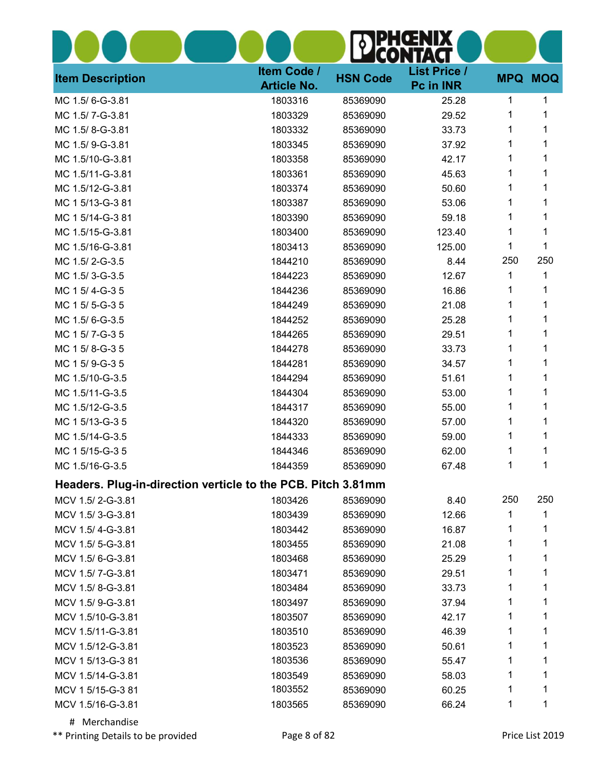| Item Description | Item Code / Article No. | HSN Code | List Price / Pc in INR | MPQ | MOQ |
|---|---|---|---|---|---|
| MC 1.5/ 6-G-3.81 | 1803316 | 85369090 | 25.28 | 1 | 1 |
| MC 1.5/ 7-G-3.81 | 1803329 | 85369090 | 29.52 | 1 | 1 |
| MC 1.5/ 8-G-3.81 | 1803332 | 85369090 | 33.73 | 1 | 1 |
| MC 1.5/ 9-G-3.81 | 1803345 | 85369090 | 37.92 | 1 | 1 |
| MC 1.5/10-G-3.81 | 1803358 | 85369090 | 42.17 | 1 | 1 |
| MC 1.5/11-G-3.81 | 1803361 | 85369090 | 45.63 | 1 | 1 |
| MC 1.5/12-G-3.81 | 1803374 | 85369090 | 50.60 | 1 | 1 |
| MC 1 5/13-G-3 81 | 1803387 | 85369090 | 53.06 | 1 | 1 |
| MC 1 5/14-G-3 81 | 1803390 | 85369090 | 59.18 | 1 | 1 |
| MC 1.5/15-G-3.81 | 1803400 | 85369090 | 123.40 | 1 | 1 |
| MC 1.5/16-G-3.81 | 1803413 | 85369090 | 125.00 | 1 | 1 |
| MC 1.5/ 2-G-3.5 | 1844210 | 85369090 | 8.44 | 250 | 250 |
| MC 1.5/ 3-G-3.5 | 1844223 | 85369090 | 12.67 | 1 | 1 |
| MC 1 5/ 4-G-3 5 | 1844236 | 85369090 | 16.86 | 1 | 1 |
| MC 1 5/ 5-G-3 5 | 1844249 | 85369090 | 21.08 | 1 | 1 |
| MC 1.5/ 6-G-3.5 | 1844252 | 85369090 | 25.28 | 1 | 1 |
| MC 1 5/ 7-G-3 5 | 1844265 | 85369090 | 29.51 | 1 | 1 |
| MC 1 5/ 8-G-3 5 | 1844278 | 85369090 | 33.73 | 1 | 1 |
| MC 1 5/ 9-G-3 5 | 1844281 | 85369090 | 34.57 | 1 | 1 |
| MC 1.5/10-G-3.5 | 1844294 | 85369090 | 51.61 | 1 | 1 |
| MC 1.5/11-G-3.5 | 1844304 | 85369090 | 53.00 | 1 | 1 |
| MC 1.5/12-G-3.5 | 1844317 | 85369090 | 55.00 | 1 | 1 |
| MC 1 5/13-G-3 5 | 1844320 | 85369090 | 57.00 | 1 | 1 |
| MC 1.5/14-G-3.5 | 1844333 | 85369090 | 59.00 | 1 | 1 |
| MC 1 5/15-G-3 5 | 1844346 | 85369090 | 62.00 | 1 | 1 |
| MC 1.5/16-G-3.5 | 1844359 | 85369090 | 67.48 | 1 | 1 |
| **Headers. Plug-in-direction verticle to the PCB. Pitch 3.81mm** | | | | | |
| MCV 1.5/ 2-G-3.81 | 1803426 | 85369090 | 8.40 | 250 | 250 |
| MCV 1.5/ 3-G-3.81 | 1803439 | 85369090 | 12.66 | 1 | 1 |
| MCV 1.5/ 4-G-3.81 | 1803442 | 85369090 | 16.87 | 1 | 1 |
| MCV 1.5/ 5-G-3.81 | 1803455 | 85369090 | 21.08 | 1 | 1 |
| MCV 1.5/ 6-G-3.81 | 1803468 | 85369090 | 25.29 | 1 | 1 |
| MCV 1.5/ 7-G-3.81 | 1803471 | 85369090 | 29.51 | 1 | 1 |
| MCV 1.5/ 8-G-3.81 | 1803484 | 85369090 | 33.73 | 1 | 1 |
| MCV 1.5/ 9-G-3.81 | 1803497 | 85369090 | 37.94 | 1 | 1 |
| MCV 1.5/10-G-3.81 | 1803507 | 85369090 | 42.17 | 1 | 1 |
| MCV 1.5/11-G-3.81 | 1803510 | 85369090 | 46.39 | 1 | 1 |
| MCV 1.5/12-G-3.81 | 1803523 | 85369090 | 50.61 | 1 | 1 |
| MCV 1 5/13-G-3 81 | 1803536 | 85369090 | 55.47 | 1 | 1 |
| MCV 1.5/14-G-3.81 | 1803549 | 85369090 | 58.03 | 1 | 1 |
| MCV 1 5/15-G-3 81 | 1803552 | 85369090 | 60.25 | 1 | 1 |
| MCV 1.5/16-G-3.81 | 1803565 | 85369090 | 66.24 | 1 | 1 |

# Merchandise

** Printing Details to be provided

Price List 2019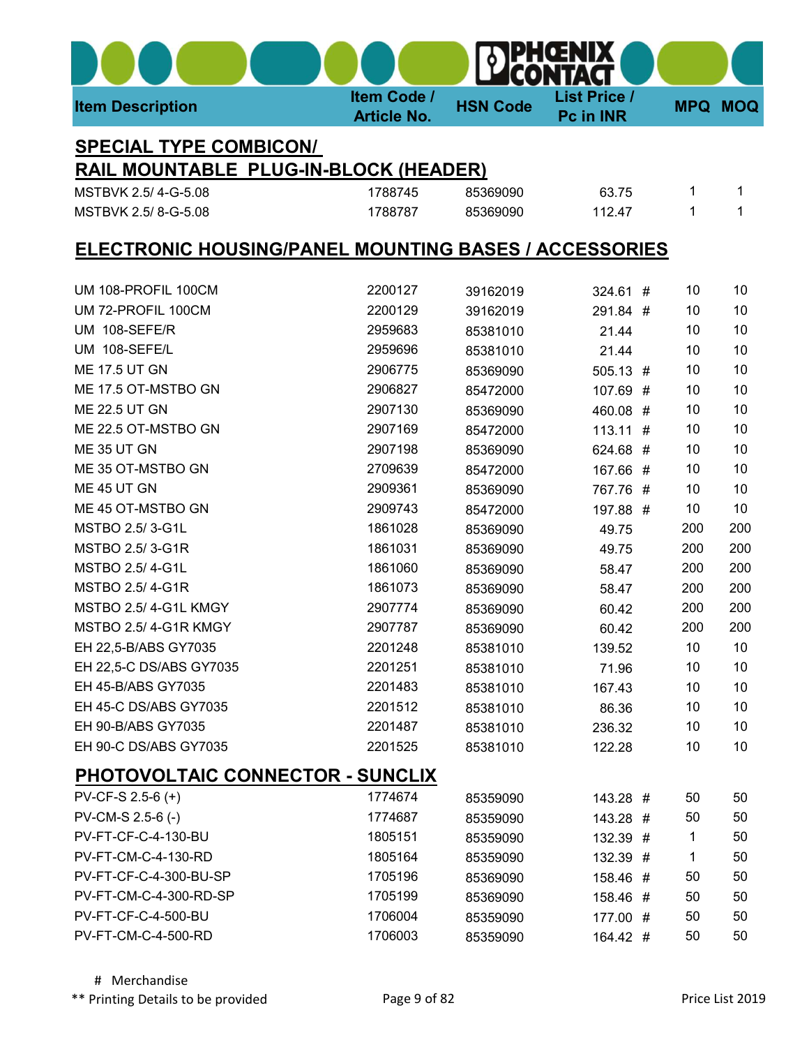| Item Description | Item Code / Article No. | HSN Code | List Price / Pc in INR | | MPQ | MOQ |
|---|---|---|---|---|---|---|
| **SPECIAL TYPE COMBICON/ RAIL MOUNTABLE PLUG-IN-BLOCK (HEADER)** | | | | | | |
| MSTBVK 2.5/ 4-G-5.08 | 1788745 | 85369090 | 63.75 | | 1 | 1 |
| MSTBVK 2.5/ 8-G-5.08 | 1788787 | 85369090 | 112.47 | | 1 | 1 |
| **ELECTRONIC HOUSING/PANEL MOUNTING BASES / ACCESSORIES** | | | | | | |
| UM 108-PROFIL 100CM | 2200127 | 39162019 | 324.61 | # | 10 | 10 |
| UM 72-PROFIL 100CM | 2200129 | 39162019 | 291.84 | # | 10 | 10 |
| UM 108-SEFE/R | 2959683 | 85381010 | 21.44 | | 10 | 10 |
| UM 108-SEFE/L | 2959696 | 85381010 | 21.44 | | 10 | 10 |
| ME 17.5 UT GN | 2906775 | 85369090 | 505.13 | # | 10 | 10 |
| ME 17.5 OT-MSTBO GN | 2906827 | 85472000 | 107.69 | # | 10 | 10 |
| ME 22.5 UT GN | 2907130 | 85369090 | 460.08 | # | 10 | 10 |
| ME 22.5 OT-MSTBO GN | 2907169 | 85472000 | 113.11 | # | 10 | 10 |
| ME 35 UT GN | 2907198 | 85369090 | 624.68 | # | 10 | 10 |
| ME 35 OT-MSTBO GN | 2709639 | 85472000 | 167.66 | # | 10 | 10 |
| ME 45 UT GN | 2909361 | 85369090 | 767.76 | # | 10 | 10 |
| ME 45 OT-MSTBO GN | 2909743 | 85472000 | 197.88 | # | 10 | 10 |
| MSTBO 2.5/ 3-G1L | 1861028 | 85369090 | 49.75 | | 200 | 200 |
| MSTBO 2.5/ 3-G1R | 1861031 | 85369090 | 49.75 | | 200 | 200 |
| MSTBO 2.5/ 4-G1L | 1861060 | 85369090 | 58.47 | | 200 | 200 |
| MSTBO 2.5/ 4-G1R | 1861073 | 85369090 | 58.47 | | 200 | 200 |
| MSTBO 2.5/ 4-G1L KMGY | 2907774 | 85369090 | 60.42 | | 200 | 200 |
| MSTBO 2.5/ 4-G1R KMGY | 2907787 | 85369090 | 60.42 | | 200 | 200 |
| EH 22,5-B/ABS GY7035 | 2201248 | 85381010 | 139.52 | | 10 | 10 |
| EH 22,5-C DS/ABS GY7035 | 2201251 | 85381010 | 71.96 | | 10 | 10 |
| EH 45-B/ABS GY7035 | 2201483 | 85381010 | 167.43 | | 10 | 10 |
| EH 45-C DS/ABS GY7035 | 2201512 | 85381010 | 86.36 | | 10 | 10 |
| EH 90-B/ABS GY7035 | 2201487 | 85381010 | 236.32 | | 10 | 10 |
| EH 90-C DS/ABS GY7035 | 2201525 | 85381010 | 122.28 | | 10 | 10 |
| **PHOTOVOLTAIC CONNECTOR - SUNCLIX** | | | | | | |
| PV-CF-S 2.5-6 (+) | 1774674 | 85359090 | 143.28 | # | 50 | 50 |
| PV-CM-S 2.5-6 (-) | 1774687 | 85359090 | 143.28 | # | 50 | 50 |
| PV-FT-CF-C-4-130-BU | 1805151 | 85359090 | 132.39 | # | 1 | 50 |
| PV-FT-CM-C-4-130-RD | 1805164 | 85359090 | 132.39 | # | 1 | 50 |
| PV-FT-CF-C-4-300-BU-SP | 1705196 | 85369090 | 158.46 | # | 50 | 50 |
| PV-FT-CM-C-4-300-RD-SP | 1705199 | 85369090 | 158.46 | # | 50 | 50 |
| PV-FT-CF-C-4-500-BU | 1706004 | 85359090 | 177.00 | # | 50 | 50 |
| PV-FT-CM-C-4-500-RD | 1706003 | 85359090 | 164.42 | # | 50 | 50 |

# Merchandise

** Printing Details to be provided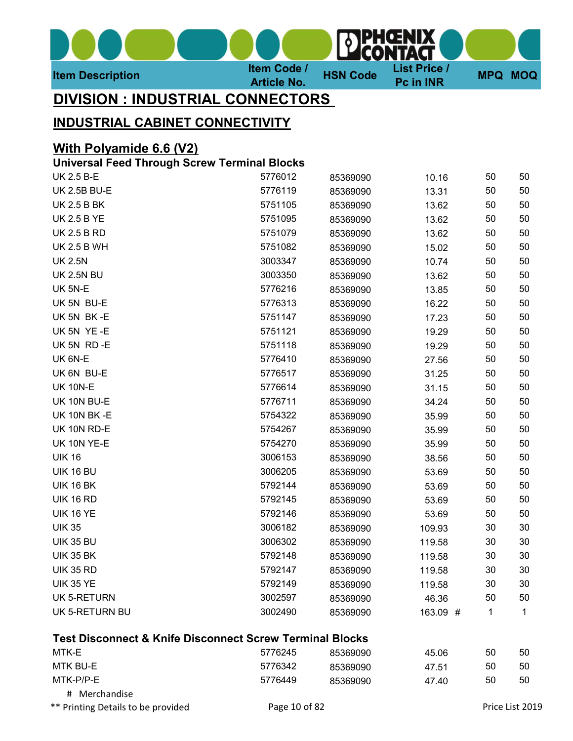| Item Description | Item Code / Article No. | HSN Code | List Price / Pc in INR | MPQ | MOQ |
|---|---|---|---|---|---|

# DIVISION : INDUSTRIAL CONNECTORS

## INDUSTRIAL CABINET CONNECTIVITY

### With Polyamide 6.6 (V2)

**Universal Feed Through Screw Terminal Blocks**

| Item Description | Item Code / Article No. | HSN Code | List Price / Pc in INR | MPQ | MOQ |
|---|---|---|---|---|---|
| UK 2.5 B-E | 5776012 | 85369090 | 10.16 | 50 | 50 |
| UK 2.5B BU-E | 5776119 | 85369090 | 13.31 | 50 | 50 |
| UK 2.5 B BK | 5751105 | 85369090 | 13.62 | 50 | 50 |
| UK 2.5 B YE | 5751095 | 85369090 | 13.62 | 50 | 50 |
| UK 2.5 B RD | 5751079 | 85369090 | 13.62 | 50 | 50 |
| UK 2.5 B WH | 5751082 | 85369090 | 15.02 | 50 | 50 |
| UK 2.5N | 3003347 | 85369090 | 10.74 | 50 | 50 |
| UK 2.5N BU | 3003350 | 85369090 | 13.62 | 50 | 50 |
| UK 5N-E | 5776216 | 85369090 | 13.85 | 50 | 50 |
| UK 5N BU-E | 5776313 | 85369090 | 16.22 | 50 | 50 |
| UK 5N BK -E | 5751147 | 85369090 | 17.23 | 50 | 50 |
| UK 5N YE -E | 5751121 | 85369090 | 19.29 | 50 | 50 |
| UK 5N RD -E | 5751118 | 85369090 | 19.29 | 50 | 50 |
| UK 6N-E | 5776410 | 85369090 | 27.56 | 50 | 50 |
| UK 6N BU-E | 5776517 | 85369090 | 31.25 | 50 | 50 |
| UK 10N-E | 5776614 | 85369090 | 31.15 | 50 | 50 |
| UK 10N BU-E | 5776711 | 85369090 | 34.24 | 50 | 50 |
| UK 10N BK -E | 5754322 | 85369090 | 35.99 | 50 | 50 |
| UK 10N RD-E | 5754267 | 85369090 | 35.99 | 50 | 50 |
| UK 10N YE-E | 5754270 | 85369090 | 35.99 | 50 | 50 |
| UIK 16 | 3006153 | 85369090 | 38.56 | 50 | 50 |
| UIK 16 BU | 3006205 | 85369090 | 53.69 | 50 | 50 |
| UIK 16 BK | 5792144 | 85369090 | 53.69 | 50 | 50 |
| UIK 16 RD | 5792145 | 85369090 | 53.69 | 50 | 50 |
| UIK 16 YE | 5792146 | 85369090 | 53.69 | 50 | 50 |
| UIK 35 | 3006182 | 85369090 | 109.93 | 30 | 30 |
| UIK 35 BU | 3006302 | 85369090 | 119.58 | 30 | 30 |
| UIK 35 BK | 5792148 | 85369090 | 119.58 | 30 | 30 |
| UIK 35 RD | 5792147 | 85369090 | 119.58 | 30 | 30 |
| UIK 35 YE | 5792149 | 85369090 | 119.58 | 30 | 30 |
| UK 5-RETURN | 3002597 | 85369090 | 46.36 | 50 | 50 |
| UK 5-RETURN BU | 3002490 | 85369090 | 163.09 # | 1 | 1 |

**Test Disconnect & Knife Disconnect Screw Terminal Blocks**

| Item Description | Item Code / Article No. | HSN Code | List Price / Pc in INR | MPQ | MOQ |
|---|---|---|---|---|---|
| MTK-E | 5776245 | 85369090 | 45.06 | 50 | 50 |
| MTK BU-E | 5776342 | 85369090 | 47.51 | 50 | 50 |
| MTK-P/P-E | 5776449 | 85369090 | 47.40 | 50 | 50 |

# Merchandise

** Printing Details to be provided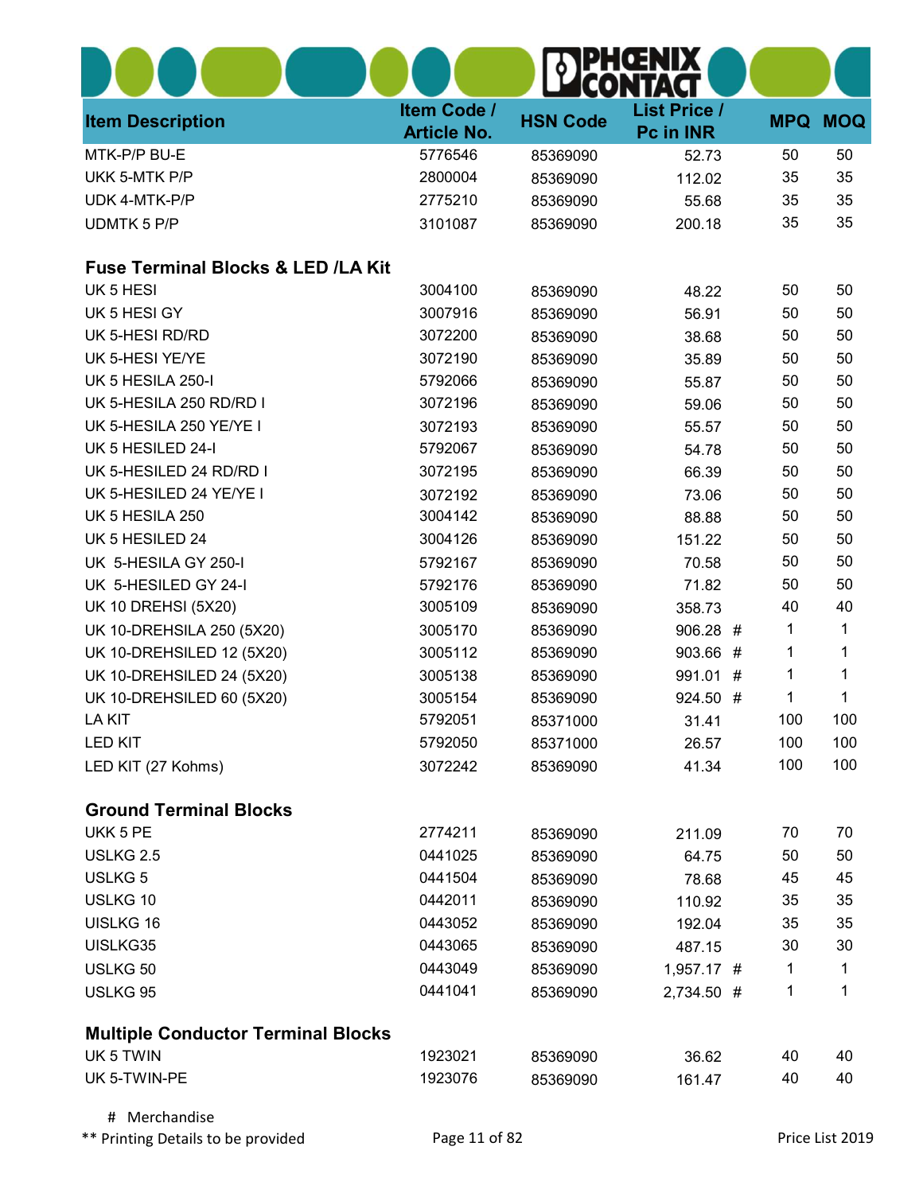| Item Description | Item Code / Article No. | HSN Code | List Price / Pc in INR | MPQ | MOQ |
|---|---|---|---|---|---|
| MTK-P/P BU-E | 5776546 | 85369090 | 52.73 | 50 | 50 |
| UKK 5-MTK P/P | 2800004 | 85369090 | 112.02 | 35 | 35 |
| UDK 4-MTK-P/P | 2775210 | 85369090 | 55.68 | 35 | 35 |
| UDMTK 5 P/P | 3101087 | 85369090 | 200.18 | 35 | 35 |
| **Fuse Terminal Blocks & LED /LA Kit** | | | | | |
| UK 5 HESI | 3004100 | 85369090 | 48.22 | 50 | 50 |
| UK 5 HESI GY | 3007916 | 85369090 | 56.91 | 50 | 50 |
| UK 5-HESI RD/RD | 3072200 | 85369090 | 38.68 | 50 | 50 |
| UK 5-HESI YE/YE | 3072190 | 85369090 | 35.89 | 50 | 50 |
| UK 5 HESILA 250-I | 5792066 | 85369090 | 55.87 | 50 | 50 |
| UK 5-HESILA 250 RD/RD I | 3072196 | 85369090 | 59.06 | 50 | 50 |
| UK 5-HESILA 250 YE/YE I | 3072193 | 85369090 | 55.57 | 50 | 50 |
| UK 5 HESILED 24-I | 5792067 | 85369090 | 54.78 | 50 | 50 |
| UK 5-HESILED 24 RD/RD I | 3072195 | 85369090 | 66.39 | 50 | 50 |
| UK 5-HESILED 24 YE/YE I | 3072192 | 85369090 | 73.06 | 50 | 50 |
| UK 5 HESILA 250 | 3004142 | 85369090 | 88.88 | 50 | 50 |
| UK 5 HESILED 24 | 3004126 | 85369090 | 151.22 | 50 | 50 |
| UK 5-HESILA GY 250-I | 5792167 | 85369090 | 70.58 | 50 | 50 |
| UK 5-HESILED GY 24-I | 5792176 | 85369090 | 71.82 | 50 | 50 |
| UK 10 DREHSI (5X20) | 3005109 | 85369090 | 358.73 | 40 | 40 |
| UK 10-DREHSILA 250 (5X20) | 3005170 | 85369090 | 906.28 # | 1 | 1 |
| UK 10-DREHSILED 12 (5X20) | 3005112 | 85369090 | 903.66 # | 1 | 1 |
| UK 10-DREHSILED 24 (5X20) | 3005138 | 85369090 | 991.01 # | 1 | 1 |
| UK 10-DREHSILED 60 (5X20) | 3005154 | 85369090 | 924.50 # | 1 | 1 |
| LA KIT | 5792051 | 85371000 | 31.41 | 100 | 100 |
| LED KIT | 5792050 | 85371000 | 26.57 | 100 | 100 |
| LED KIT (27 Kohms) | 3072242 | 85369090 | 41.34 | 100 | 100 |
| **Ground Terminal Blocks** | | | | | |
| UKK 5 PE | 2774211 | 85369090 | 211.09 | 70 | 70 |
| USLKG 2.5 | 0441025 | 85369090 | 64.75 | 50 | 50 |
| USLKG 5 | 0441504 | 85369090 | 78.68 | 45 | 45 |
| USLKG 10 | 0442011 | 85369090 | 110.92 | 35 | 35 |
| UISLKG 16 | 0443052 | 85369090 | 192.04 | 35 | 35 |
| UISLKG35 | 0443065 | 85369090 | 487.15 | 30 | 30 |
| USLKG 50 | 0443049 | 85369090 | 1,957.17 # | 1 | 1 |
| USLKG 95 | 0441041 | 85369090 | 2,734.50 # | 1 | 1 |
| **Multiple Conductor Terminal Blocks** | | | | | |
| UK 5 TWIN | 1923021 | 85369090 | 36.62 | 40 | 40 |
| UK 5-TWIN-PE | 1923076 | 85369090 | 161.47 | 40 | 40 |

# Merchandise

** Printing Details to be provided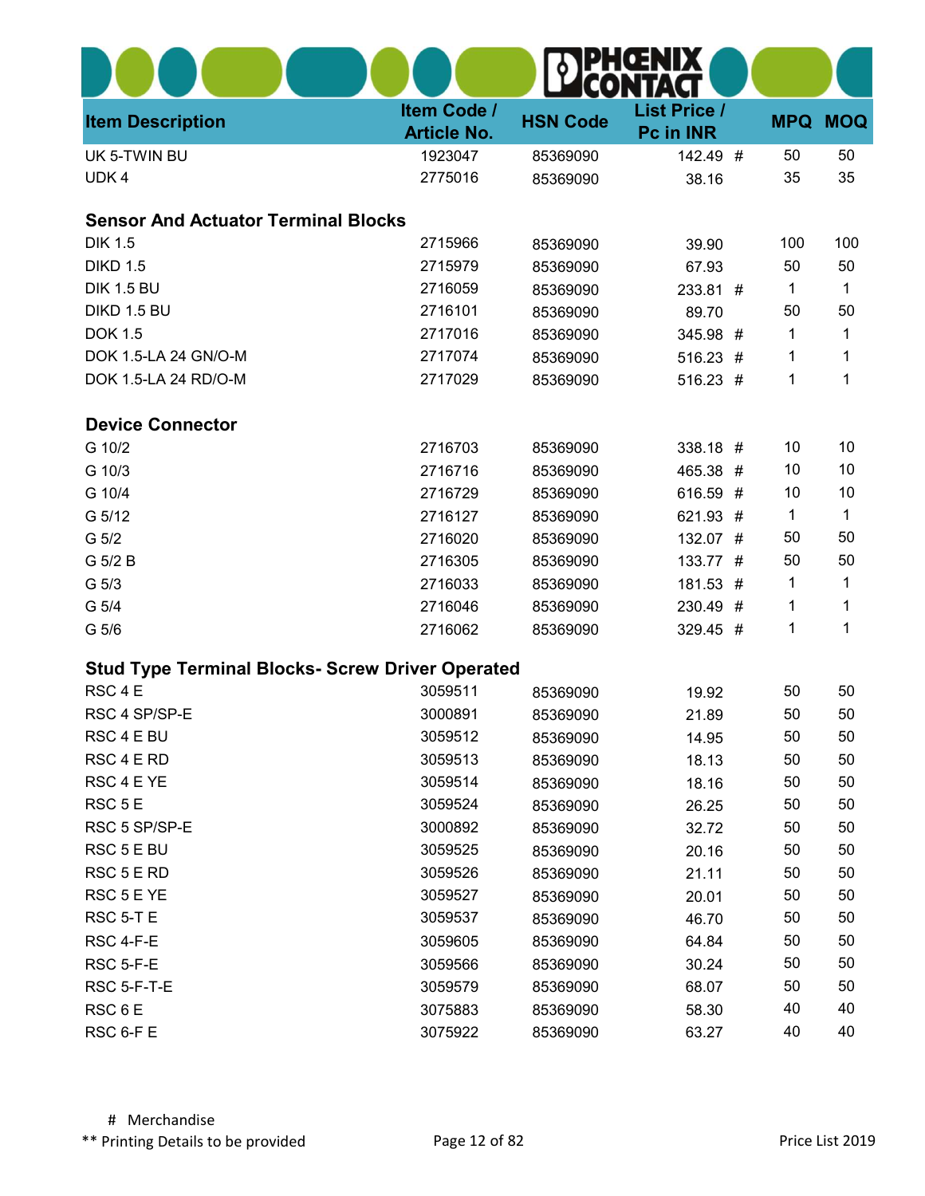| Item Description | Item Code / Article No. | HSN Code | List Price / Pc in INR | | MPQ | MOQ |
|---|---|---|---|---|---|---|
| UK 5-TWIN BU | 1923047 | 85369090 | 142.49 | # | 50 | 50 |
| UDK 4 | 2775016 | 85369090 | 38.16 | | 35 | 35 |
| **Sensor And Actuator Terminal Blocks** | | | | | | |
| DIK 1.5 | 2715966 | 85369090 | 39.90 | | 100 | 100 |
| DIKD 1.5 | 2715979 | 85369090 | 67.93 | | 50 | 50 |
| DIK 1.5 BU | 2716059 | 85369090 | 233.81 | # | 1 | 1 |
| DIKD 1.5 BU | 2716101 | 85369090 | 89.70 | | 50 | 50 |
| DOK 1.5 | 2717016 | 85369090 | 345.98 | # | 1 | 1 |
| DOK 1.5-LA 24 GN/O-M | 2717074 | 85369090 | 516.23 | # | 1 | 1 |
| DOK 1.5-LA 24 RD/O-M | 2717029 | 85369090 | 516.23 | # | 1 | 1 |
| **Device Connector** | | | | | | |
| G 10/2 | 2716703 | 85369090 | 338.18 | # | 10 | 10 |
| G 10/3 | 2716716 | 85369090 | 465.38 | # | 10 | 10 |
| G 10/4 | 2716729 | 85369090 | 616.59 | # | 10 | 10 |
| G 5/12 | 2716127 | 85369090 | 621.93 | # | 1 | 1 |
| G 5/2 | 2716020 | 85369090 | 132.07 | # | 50 | 50 |
| G 5/2 B | 2716305 | 85369090 | 133.77 | # | 50 | 50 |
| G 5/3 | 2716033 | 85369090 | 181.53 | # | 1 | 1 |
| G 5/4 | 2716046 | 85369090 | 230.49 | # | 1 | 1 |
| G 5/6 | 2716062 | 85369090 | 329.45 | # | 1 | 1 |
| **Stud Type Terminal Blocks- Screw Driver Operated** | | | | | | |
| RSC 4 E | 3059511 | 85369090 | 19.92 | | 50 | 50 |
| RSC 4 SP/SP-E | 3000891 | 85369090 | 21.89 | | 50 | 50 |
| RSC 4 E BU | 3059512 | 85369090 | 14.95 | | 50 | 50 |
| RSC 4 E RD | 3059513 | 85369090 | 18.13 | | 50 | 50 |
| RSC 4 E YE | 3059514 | 85369090 | 18.16 | | 50 | 50 |
| RSC 5 E | 3059524 | 85369090 | 26.25 | | 50 | 50 |
| RSC 5 SP/SP-E | 3000892 | 85369090 | 32.72 | | 50 | 50 |
| RSC 5 E BU | 3059525 | 85369090 | 20.16 | | 50 | 50 |
| RSC 5 E RD | 3059526 | 85369090 | 21.11 | | 50 | 50 |
| RSC 5 E YE | 3059527 | 85369090 | 20.01 | | 50 | 50 |
| RSC 5-T E | 3059537 | 85369090 | 46.70 | | 50 | 50 |
| RSC 4-F-E | 3059605 | 85369090 | 64.84 | | 50 | 50 |
| RSC 5-F-E | 3059566 | 85369090 | 30.24 | | 50 | 50 |
| RSC 5-F-T-E | 3059579 | 85369090 | 68.07 | | 50 | 50 |
| RSC 6 E | 3075883 | 85369090 | 58.30 | | 40 | 40 |
| RSC 6-F E | 3075922 | 85369090 | 63.27 | | 40 | 40 |

# Merchandise

** Printing Details to be provided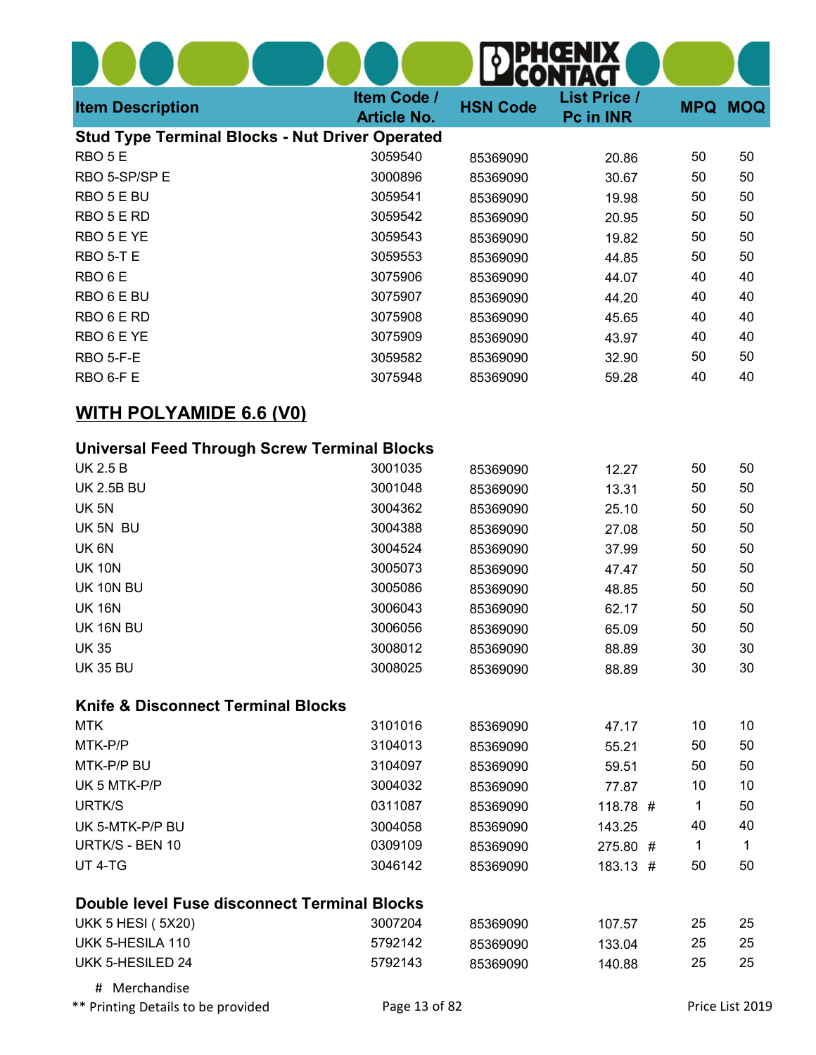| Item Description | Item Code / Article No. | HSN Code | List Price / Pc in INR | MPQ | MOQ |
|---|---|---|---|---|---|
| **Stud Type Terminal Blocks - Nut Driver Operated** | | | | | |
| RBO 5 E | 3059540 | 85369090 | 20.86 | 50 | 50 |
| RBO 5-SP/SP E | 3000896 | 85369090 | 30.67 | 50 | 50 |
| RBO 5 E BU | 3059541 | 85369090 | 19.98 | 50 | 50 |
| RBO 5 E RD | 3059542 | 85369090 | 20.95 | 50 | 50 |
| RBO 5 E YE | 3059543 | 85369090 | 19.82 | 50 | 50 |
| RBO 5-T E | 3059553 | 85369090 | 44.85 | 50 | 50 |
| RBO 6 E | 3075906 | 85369090 | 44.07 | 40 | 40 |
| RBO 6 E BU | 3075907 | 85369090 | 44.20 | 40 | 40 |
| RBO 6 E RD | 3075908 | 85369090 | 45.65 | 40 | 40 |
| RBO 6 E YE | 3075909 | 85369090 | 43.97 | 40 | 40 |
| RBO 5-F-E | 3059582 | 85369090 | 32.90 | 50 | 50 |
| RBO 6-F E | 3075948 | 85369090 | 59.28 | 40 | 40 |

## WITH POLYAMIDE 6.6 (V0)

| Item Description | Item Code / Article No. | HSN Code | List Price / Pc in INR | MPQ | MOQ |
|---|---|---|---|---|---|
| **Universal Feed Through Screw Terminal Blocks** | | | | | |
| UK 2.5 B | 3001035 | 85369090 | 12.27 | 50 | 50 |
| UK 2.5B BU | 3001048 | 85369090 | 13.31 | 50 | 50 |
| UK 5N | 3004362 | 85369090 | 25.10 | 50 | 50 |
| UK 5N BU | 3004388 | 85369090 | 27.08 | 50 | 50 |
| UK 6N | 3004524 | 85369090 | 37.99 | 50 | 50 |
| UK 10N | 3005073 | 85369090 | 47.47 | 50 | 50 |
| UK 10N BU | 3005086 | 85369090 | 48.85 | 50 | 50 |
| UK 16N | 3006043 | 85369090 | 62.17 | 50 | 50 |
| UK 16N BU | 3006056 | 85369090 | 65.09 | 50 | 50 |
| UK 35 | 3008012 | 85369090 | 88.89 | 30 | 30 |
| UK 35 BU | 3008025 | 85369090 | 88.89 | 30 | 30 |
| **Knife & Disconnect Terminal Blocks** | | | | | |
| MTK | 3101016 | 85369090 | 47.17 | 10 | 10 |
| MTK-P/P | 3104013 | 85369090 | 55.21 | 50 | 50 |
| MTK-P/P BU | 3104097 | 85369090 | 59.51 | 50 | 50 |
| UK 5 MTK-P/P | 3004032 | 85369090 | 77.87 | 10 | 10 |
| URTK/S | 0311087 | 85369090 | 118.78 # | 1 | 50 |
| UK 5-MTK-P/P BU | 3004058 | 85369090 | 143.25 | 40 | 40 |
| URTK/S - BEN 10 | 0309109 | 85369090 | 275.80 # | 1 | 1 |
| UT 4-TG | 3046142 | 85369090 | 183.13 # | 50 | 50 |
| **Double level Fuse disconnect Terminal Blocks** | | | | | |
| UKK 5 HESI ( 5X20) | 3007204 | 85369090 | 107.57 | 25 | 25 |
| UKK 5-HESILA 110 | 5792142 | 85369090 | 133.04 | 25 | 25 |
| UKK 5-HESILED 24 | 5792143 | 85369090 | 140.88 | 25 | 25 |

# Merchandise

** Printing Details to be provided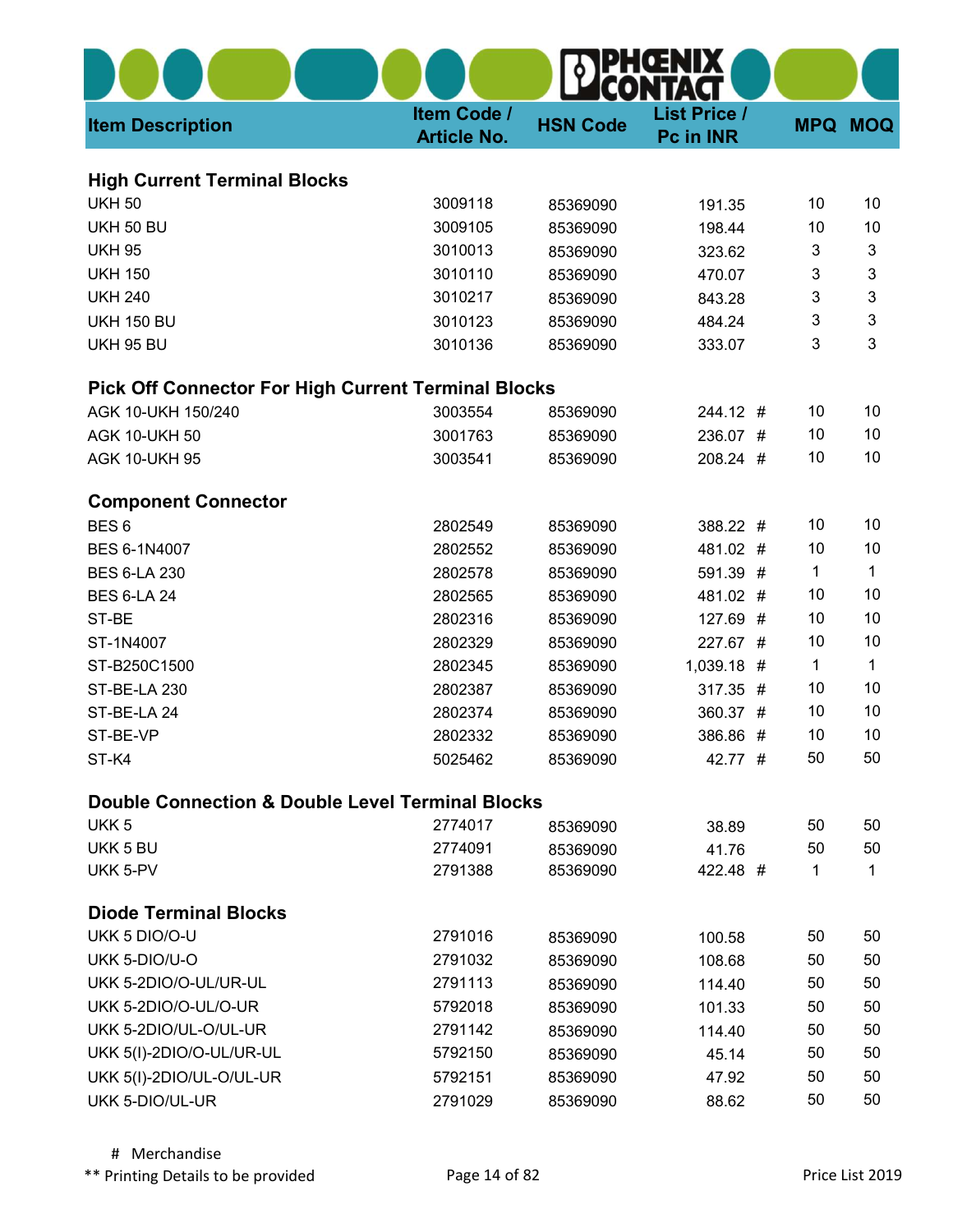| Item Description | Item Code / Article No. | HSN Code | List Price / Pc in INR | | MPQ | MOQ |
|---|---|---|---|---|---|---|
| **High Current Terminal Blocks** | | | | | | |
| UKH 50 | 3009118 | 85369090 | 191.35 | | 10 | 10 |
| UKH 50 BU | 3009105 | 85369090 | 198.44 | | 10 | 10 |
| UKH 95 | 3010013 | 85369090 | 323.62 | | 3 | 3 |
| UKH 150 | 3010110 | 85369090 | 470.07 | | 3 | 3 |
| UKH 240 | 3010217 | 85369090 | 843.28 | | 3 | 3 |
| UKH 150 BU | 3010123 | 85369090 | 484.24 | | 3 | 3 |
| UKH 95 BU | 3010136 | 85369090 | 333.07 | | 3 | 3 |
| **Pick Off Connector For High Current Terminal Blocks** | | | | | | |
| AGK 10-UKH 150/240 | 3003554 | 85369090 | 244.12 | # | 10 | 10 |
| AGK 10-UKH 50 | 3001763 | 85369090 | 236.07 | # | 10 | 10 |
| AGK 10-UKH 95 | 3003541 | 85369090 | 208.24 | # | 10 | 10 |
| **Component Connector** | | | | | | |
| BES 6 | 2802549 | 85369090 | 388.22 | # | 10 | 10 |
| BES 6-1N4007 | 2802552 | 85369090 | 481.02 | # | 10 | 10 |
| BES 6-LA 230 | 2802578 | 85369090 | 591.39 | # | 1 | 1 |
| BES 6-LA 24 | 2802565 | 85369090 | 481.02 | # | 10 | 10 |
| ST-BE | 2802316 | 85369090 | 127.69 | # | 10 | 10 |
| ST-1N4007 | 2802329 | 85369090 | 227.67 | # | 10 | 10 |
| ST-B250C1500 | 2802345 | 85369090 | 1,039.18 | # | 1 | 1 |
| ST-BE-LA 230 | 2802387 | 85369090 | 317.35 | # | 10 | 10 |
| ST-BE-LA 24 | 2802374 | 85369090 | 360.37 | # | 10 | 10 |
| ST-BE-VP | 2802332 | 85369090 | 386.86 | # | 10 | 10 |
| ST-K4 | 5025462 | 85369090 | 42.77 | # | 50 | 50 |
| **Double Connection & Double Level Terminal Blocks** | | | | | | |
| UKK 5 | 2774017 | 85369090 | 38.89 | | 50 | 50 |
| UKK 5 BU | 2774091 | 85369090 | 41.76 | | 50 | 50 |
| UKK 5-PV | 2791388 | 85369090 | 422.48 | # | 1 | 1 |
| **Diode Terminal Blocks** | | | | | | |
| UKK 5 DIO/O-U | 2791016 | 85369090 | 100.58 | | 50 | 50 |
| UKK 5-DIO/U-O | 2791032 | 85369090 | 108.68 | | 50 | 50 |
| UKK 5-2DIO/O-UL/UR-UL | 2791113 | 85369090 | 114.40 | | 50 | 50 |
| UKK 5-2DIO/O-UL/O-UR | 5792018 | 85369090 | 101.33 | | 50 | 50 |
| UKK 5-2DIO/UL-O/UL-UR | 2791142 | 85369090 | 114.40 | | 50 | 50 |
| UKK 5(I)-2DIO/O-UL/UR-UL | 5792150 | 85369090 | 45.14 | | 50 | 50 |
| UKK 5(I)-2DIO/UL-O/UL-UR | 5792151 | 85369090 | 47.92 | | 50 | 50 |
| UKK 5-DIO/UL-UR | 2791029 | 85369090 | 88.62 | | 50 | 50 |

# Merchandise

** Printing Details to be provided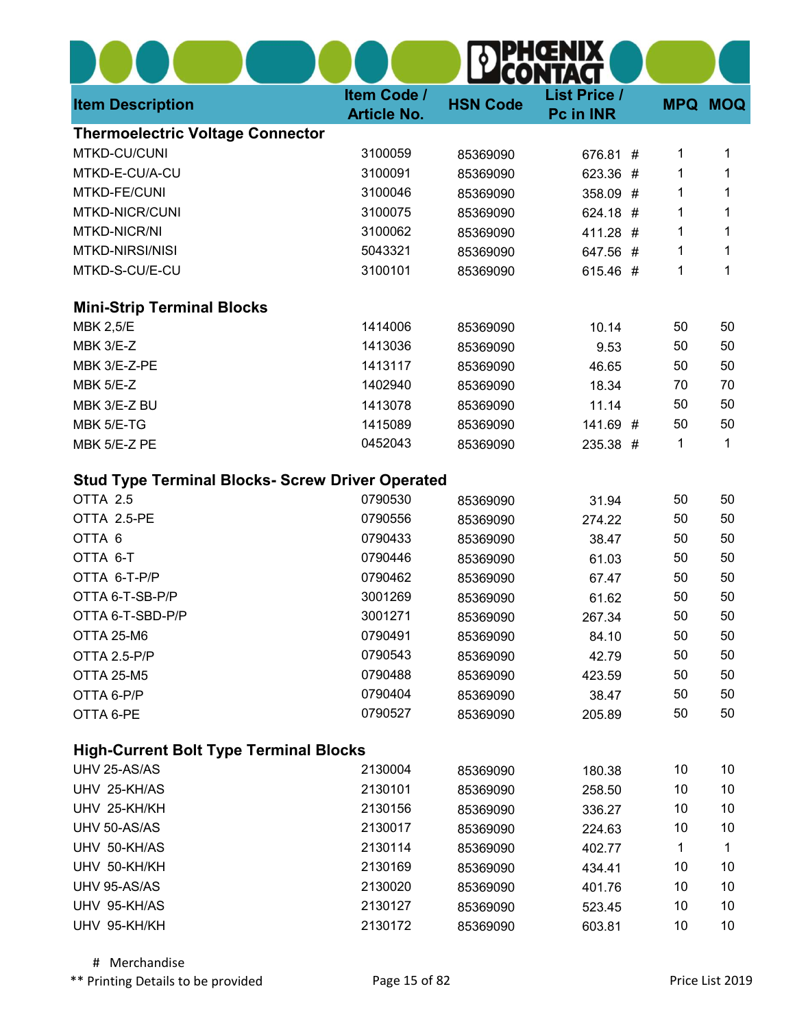| Item Description | Item Code / Article No. | HSN Code | List Price / Pc in INR | | MPQ | MOQ |
|---|---|---|---|---|---|---|
| **Thermoelectric Voltage Connector** | | | | | | |
| MTKD-CU/CUNI | 3100059 | 85369090 | 676.81 | # | 1 | 1 |
| MTKD-E-CU/A-CU | 3100091 | 85369090 | 623.36 | # | 1 | 1 |
| MTKD-FE/CUNI | 3100046 | 85369090 | 358.09 | # | 1 | 1 |
| MTKD-NICR/CUNI | 3100075 | 85369090 | 624.18 | # | 1 | 1 |
| MTKD-NICR/NI | 3100062 | 85369090 | 411.28 | # | 1 | 1 |
| MTKD-NIRSI/NISI | 5043321 | 85369090 | 647.56 | # | 1 | 1 |
| MTKD-S-CU/E-CU | 3100101 | 85369090 | 615.46 | # | 1 | 1 |
| **Mini-Strip Terminal Blocks** | | | | | | |
| MBK 2,5/E | 1414006 | 85369090 | 10.14 | | 50 | 50 |
| MBK 3/E-Z | 1413036 | 85369090 | 9.53 | | 50 | 50 |
| MBK 3/E-Z-PE | 1413117 | 85369090 | 46.65 | | 50 | 50 |
| MBK 5/E-Z | 1402940 | 85369090 | 18.34 | | 70 | 70 |
| MBK 3/E-Z BU | 1413078 | 85369090 | 11.14 | | 50 | 50 |
| MBK 5/E-TG | 1415089 | 85369090 | 141.69 | # | 50 | 50 |
| MBK 5/E-Z PE | 0452043 | 85369090 | 235.38 | # | 1 | 1 |
| **Stud Type Terminal Blocks- Screw Driver Operated** | | | | | | |
| OTTA 2.5 | 0790530 | 85369090 | 31.94 | | 50 | 50 |
| OTTA 2.5-PE | 0790556 | 85369090 | 274.22 | | 50 | 50 |
| OTTA 6 | 0790433 | 85369090 | 38.47 | | 50 | 50 |
| OTTA 6-T | 0790446 | 85369090 | 61.03 | | 50 | 50 |
| OTTA 6-T-P/P | 0790462 | 85369090 | 67.47 | | 50 | 50 |
| OTTA 6-T-SB-P/P | 3001269 | 85369090 | 61.62 | | 50 | 50 |
| OTTA 6-T-SBD-P/P | 3001271 | 85369090 | 267.34 | | 50 | 50 |
| OTTA 25-M6 | 0790491 | 85369090 | 84.10 | | 50 | 50 |
| OTTA 2.5-P/P | 0790543 | 85369090 | 42.79 | | 50 | 50 |
| OTTA 25-M5 | 0790488 | 85369090 | 423.59 | | 50 | 50 |
| OTTA 6-P/P | 0790404 | 85369090 | 38.47 | | 50 | 50 |
| OTTA 6-PE | 0790527 | 85369090 | 205.89 | | 50 | 50 |
| **High-Current Bolt Type Terminal Blocks** | | | | | | |
| UHV 25-AS/AS | 2130004 | 85369090 | 180.38 | | 10 | 10 |
| UHV 25-KH/AS | 2130101 | 85369090 | 258.50 | | 10 | 10 |
| UHV 25-KH/KH | 2130156 | 85369090 | 336.27 | | 10 | 10 |
| UHV 50-AS/AS | 2130017 | 85369090 | 224.63 | | 10 | 10 |
| UHV 50-KH/AS | 2130114 | 85369090 | 402.77 | | 1 | 1 |
| UHV 50-KH/KH | 2130169 | 85369090 | 434.41 | | 10 | 10 |
| UHV 95-AS/AS | 2130020 | 85369090 | 401.76 | | 10 | 10 |
| UHV 95-KH/AS | 2130127 | 85369090 | 523.45 | | 10 | 10 |
| UHV 95-KH/KH | 2130172 | 85369090 | 603.81 | | 10 | 10 |

# Merchandise

** Printing Details to be provided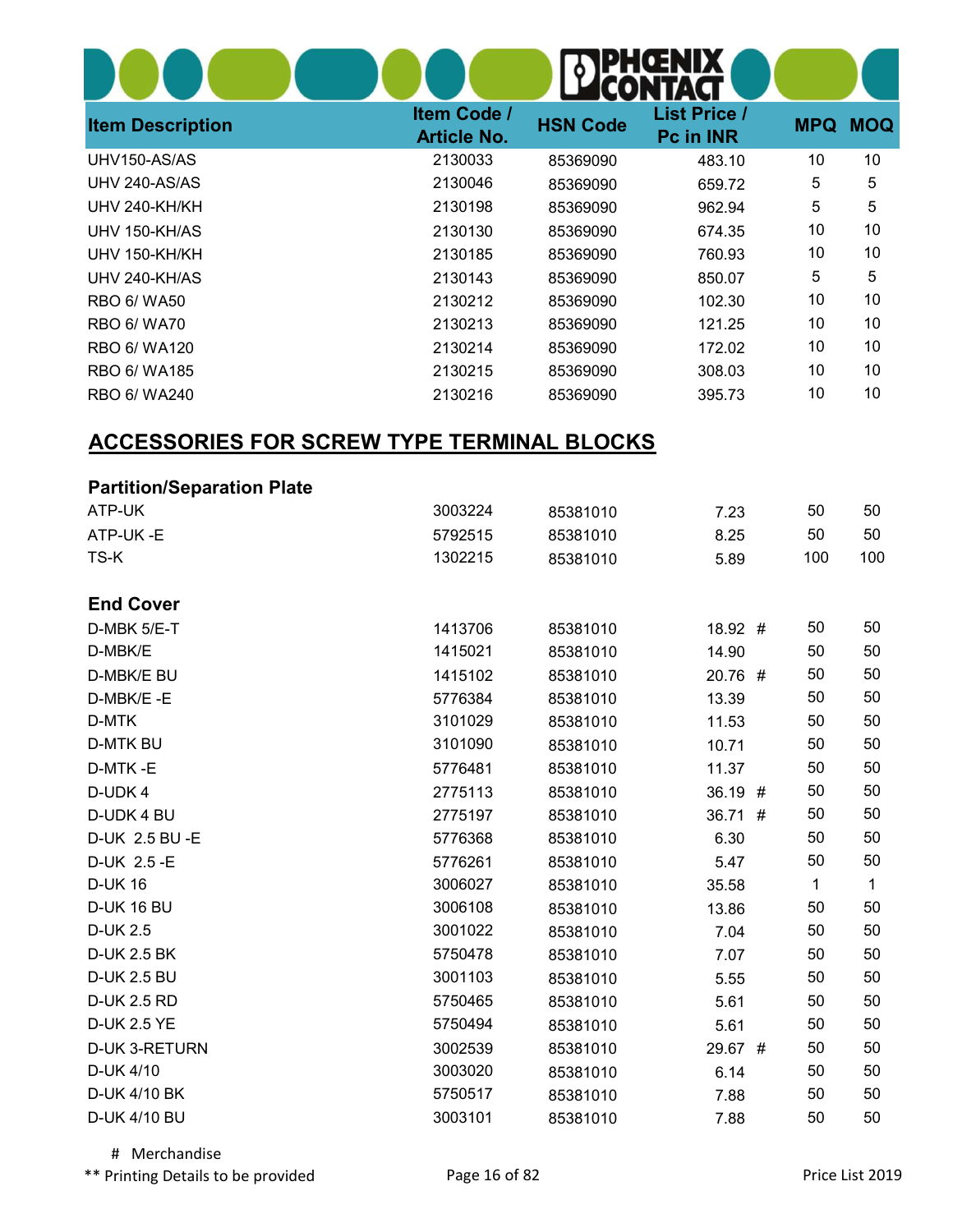| Item Description | Item Code / Article No. | HSN Code | List Price / Pc in INR | | MPQ | MOQ |
|---|---|---|---|---|---|---|
| UHV150-AS/AS | 2130033 | 85369090 | 483.10 | | 10 | 10 |
| UHV 240-AS/AS | 2130046 | 85369090 | 659.72 | | 5 | 5 |
| UHV 240-KH/KH | 2130198 | 85369090 | 962.94 | | 5 | 5 |
| UHV 150-KH/AS | 2130130 | 85369090 | 674.35 | | 10 | 10 |
| UHV 150-KH/KH | 2130185 | 85369090 | 760.93 | | 10 | 10 |
| UHV 240-KH/AS | 2130143 | 85369090 | 850.07 | | 5 | 5 |
| RBO 6/ WA50 | 2130212 | 85369090 | 102.30 | | 10 | 10 |
| RBO 6/ WA70 | 2130213 | 85369090 | 121.25 | | 10 | 10 |
| RBO 6/ WA120 | 2130214 | 85369090 | 172.02 | | 10 | 10 |
| RBO 6/ WA185 | 2130215 | 85369090 | 308.03 | | 10 | 10 |
| RBO 6/ WA240 | 2130216 | 85369090 | 395.73 | | 10 | 10 |

## ACCESSORIES FOR SCREW TYPE TERMINAL BLOCKS

| Item Description | Item Code / Article No. | HSN Code | List Price / Pc in INR | | MPQ | MOQ |
|---|---|---|---|---|---|---|
| **Partition/Separation Plate** | | | | | | |
| ATP-UK | 3003224 | 85381010 | 7.23 | | 50 | 50 |
| ATP-UK -E | 5792515 | 85381010 | 8.25 | | 50 | 50 |
| TS-K | 1302215 | 85381010 | 5.89 | | 100 | 100 |
| **End Cover** | | | | | | |
| D-MBK 5/E-T | 1413706 | 85381010 | 18.92 | # | 50 | 50 |
| D-MBK/E | 1415021 | 85381010 | 14.90 | | 50 | 50 |
| D-MBK/E BU | 1415102 | 85381010 | 20.76 | # | 50 | 50 |
| D-MBK/E -E | 5776384 | 85381010 | 13.39 | | 50 | 50 |
| D-MTK | 3101029 | 85381010 | 11.53 | | 50 | 50 |
| D-MTK BU | 3101090 | 85381010 | 10.71 | | 50 | 50 |
| D-MTK -E | 5776481 | 85381010 | 11.37 | | 50 | 50 |
| D-UDK 4 | 2775113 | 85381010 | 36.19 | # | 50 | 50 |
| D-UDK 4 BU | 2775197 | 85381010 | 36.71 | # | 50 | 50 |
| D-UK 2.5 BU -E | 5776368 | 85381010 | 6.30 | | 50 | 50 |
| D-UK 2.5 -E | 5776261 | 85381010 | 5.47 | | 50 | 50 |
| D-UK 16 | 3006027 | 85381010 | 35.58 | | 1 | 1 |
| D-UK 16 BU | 3006108 | 85381010 | 13.86 | | 50 | 50 |
| D-UK 2.5 | 3001022 | 85381010 | 7.04 | | 50 | 50 |
| D-UK 2.5 BK | 5750478 | 85381010 | 7.07 | | 50 | 50 |
| D-UK 2.5 BU | 3001103 | 85381010 | 5.55 | | 50 | 50 |
| D-UK 2.5 RD | 5750465 | 85381010 | 5.61 | | 50 | 50 |
| D-UK 2.5 YE | 5750494 | 85381010 | 5.61 | | 50 | 50 |
| D-UK 3-RETURN | 3002539 | 85381010 | 29.67 | # | 50 | 50 |
| D-UK 4/10 | 3003020 | 85381010 | 6.14 | | 50 | 50 |
| D-UK 4/10 BK | 5750517 | 85381010 | 7.88 | | 50 | 50 |
| D-UK 4/10 BU | 3003101 | 85381010 | 7.88 | | 50 | 50 |

# Merchandise

** Printing Details to be provided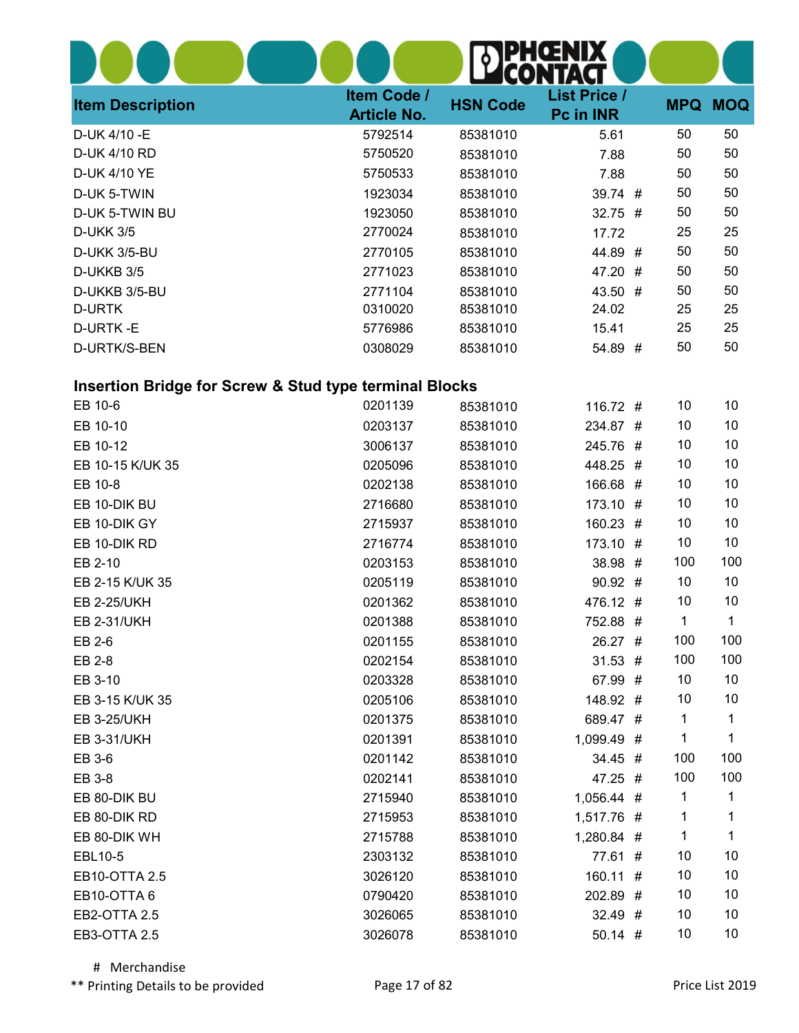| Item Description | Item Code / Article No. | HSN Code | List Price / Pc in INR | | MPQ | MOQ |
|---|---|---|---|---|---|---|
| D-UK 4/10 -E | 5792514 | 85381010 | 5.61 | | 50 | 50 |
| D-UK 4/10 RD | 5750520 | 85381010 | 7.88 | | 50 | 50 |
| D-UK 4/10 YE | 5750533 | 85381010 | 7.88 | | 50 | 50 |
| D-UK 5-TWIN | 1923034 | 85381010 | 39.74 | # | 50 | 50 |
| D-UK 5-TWIN BU | 1923050 | 85381010 | 32.75 | # | 50 | 50 |
| D-UKK 3/5 | 2770024 | 85381010 | 17.72 | | 25 | 25 |
| D-UKK 3/5-BU | 2770105 | 85381010 | 44.89 | # | 50 | 50 |
| D-UKKB 3/5 | 2771023 | 85381010 | 47.20 | # | 50 | 50 |
| D-UKKB 3/5-BU | 2771104 | 85381010 | 43.50 | # | 50 | 50 |
| D-URTK | 0310020 | 85381010 | 24.02 | | 25 | 25 |
| D-URTK -E | 5776986 | 85381010 | 15.41 | | 25 | 25 |
| D-URTK/S-BEN | 0308029 | 85381010 | 54.89 | # | 50 | 50 |
| **Insertion Bridge for Screw & Stud type terminal Blocks** | | | | | | |
| EB 10-6 | 0201139 | 85381010 | 116.72 | # | 10 | 10 |
| EB 10-10 | 0203137 | 85381010 | 234.87 | # | 10 | 10 |
| EB 10-12 | 3006137 | 85381010 | 245.76 | # | 10 | 10 |
| EB 10-15 K/UK 35 | 0205096 | 85381010 | 448.25 | # | 10 | 10 |
| EB 10-8 | 0202138 | 85381010 | 166.68 | # | 10 | 10 |
| EB 10-DIK BU | 2716680 | 85381010 | 173.10 | # | 10 | 10 |
| EB 10-DIK GY | 2715937 | 85381010 | 160.23 | # | 10 | 10 |
| EB 10-DIK RD | 2716774 | 85381010 | 173.10 | # | 10 | 10 |
| EB 2-10 | 0203153 | 85381010 | 38.98 | # | 100 | 100 |
| EB 2-15 K/UK 35 | 0205119 | 85381010 | 90.92 | # | 10 | 10 |
| EB 2-25/UKH | 0201362 | 85381010 | 476.12 | # | 10 | 10 |
| EB 2-31/UKH | 0201388 | 85381010 | 752.88 | # | 1 | 1 |
| EB 2-6 | 0201155 | 85381010 | 26.27 | # | 100 | 100 |
| EB 2-8 | 0202154 | 85381010 | 31.53 | # | 100 | 100 |
| EB 3-10 | 0203328 | 85381010 | 67.99 | # | 10 | 10 |
| EB 3-15 K/UK 35 | 0205106 | 85381010 | 148.92 | # | 10 | 10 |
| EB 3-25/UKH | 0201375 | 85381010 | 689.47 | # | 1 | 1 |
| EB 3-31/UKH | 0201391 | 85381010 | 1,099.49 | # | 1 | 1 |
| EB 3-6 | 0201142 | 85381010 | 34.45 | # | 100 | 100 |
| EB 3-8 | 0202141 | 85381010 | 47.25 | # | 100 | 100 |
| EB 80-DIK BU | 2715940 | 85381010 | 1,056.44 | # | 1 | 1 |
| EB 80-DIK RD | 2715953 | 85381010 | 1,517.76 | # | 1 | 1 |
| EB 80-DIK WH | 2715788 | 85381010 | 1,280.84 | # | 1 | 1 |
| EBL10-5 | 2303132 | 85381010 | 77.61 | # | 10 | 10 |
| EB10-OTTA 2.5 | 3026120 | 85381010 | 160.11 | # | 10 | 10 |
| EB10-OTTA 6 | 0790420 | 85381010 | 202.89 | # | 10 | 10 |
| EB2-OTTA 2.5 | 3026065 | 85381010 | 32.49 | # | 10 | 10 |
| EB3-OTTA 2.5 | 3026078 | 85381010 | 50.14 | # | 10 | 10 |

# Merchandise

** Printing Details to be provided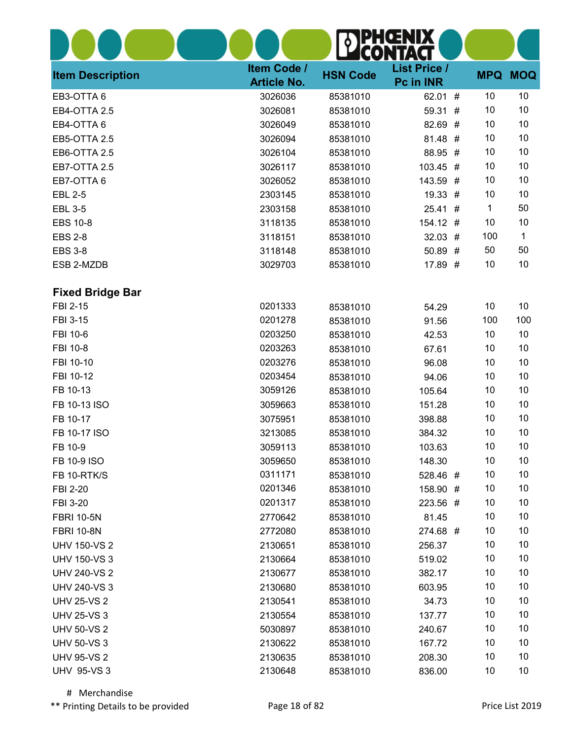| Item Description | Item Code / Article No. | HSN Code | List Price / Pc in INR | | MPQ | MOQ |
|---|---|---|---|---|---|---|
| EB3-OTTA 6 | 3026036 | 85381010 | 62.01 | # | 10 | 10 |
| EB4-OTTA 2.5 | 3026081 | 85381010 | 59.31 | # | 10 | 10 |
| EB4-OTTA 6 | 3026049 | 85381010 | 82.69 | # | 10 | 10 |
| EB5-OTTA 2.5 | 3026094 | 85381010 | 81.48 | # | 10 | 10 |
| EB6-OTTA 2.5 | 3026104 | 85381010 | 88.95 | # | 10 | 10 |
| EB7-OTTA 2.5 | 3026117 | 85381010 | 103.45 | # | 10 | 10 |
| EB7-OTTA 6 | 3026052 | 85381010 | 143.59 | # | 10 | 10 |
| EBL 2-5 | 2303145 | 85381010 | 19.33 | # | 10 | 10 |
| EBL 3-5 | 2303158 | 85381010 | 25.41 | # | 1 | 50 |
| EBS 10-8 | 3118135 | 85381010 | 154.12 | # | 10 | 10 |
| EBS 2-8 | 3118151 | 85381010 | 32.03 | # | 100 | 1 |
| EBS 3-8 | 3118148 | 85381010 | 50.89 | # | 50 | 50 |
| ESB 2-MZDB | 3029703 | 85381010 | 17.89 | # | 10 | 10 |
| **Fixed Bridge Bar** | | | | | | |
| FBI 2-15 | 0201333 | 85381010 | 54.29 | | 10 | 10 |
| FBI 3-15 | 0201278 | 85381010 | 91.56 | | 100 | 100 |
| FBI 10-6 | 0203250 | 85381010 | 42.53 | | 10 | 10 |
| FBI 10-8 | 0203263 | 85381010 | 67.61 | | 10 | 10 |
| FBI 10-10 | 0203276 | 85381010 | 96.08 | | 10 | 10 |
| FBI 10-12 | 0203454 | 85381010 | 94.06 | | 10 | 10 |
| FB 10-13 | 3059126 | 85381010 | 105.64 | | 10 | 10 |
| FB 10-13 ISO | 3059663 | 85381010 | 151.28 | | 10 | 10 |
| FB 10-17 | 3075951 | 85381010 | 398.88 | | 10 | 10 |
| FB 10-17 ISO | 3213085 | 85381010 | 384.32 | | 10 | 10 |
| FB 10-9 | 3059113 | 85381010 | 103.63 | | 10 | 10 |
| FB 10-9 ISO | 3059650 | 85381010 | 148.30 | | 10 | 10 |
| FB 10-RTK/S | 0311171 | 85381010 | 528.46 | # | 10 | 10 |
| FBI 2-20 | 0201346 | 85381010 | 158.90 | # | 10 | 10 |
| FBI 3-20 | 0201317 | 85381010 | 223.56 | # | 10 | 10 |
| FBRI 10-5N | 2770642 | 85381010 | 81.45 | | 10 | 10 |
| FBRI 10-8N | 2772080 | 85381010 | 274.68 | # | 10 | 10 |
| UHV 150-VS 2 | 2130651 | 85381010 | 256.37 | | 10 | 10 |
| UHV 150-VS 3 | 2130664 | 85381010 | 519.02 | | 10 | 10 |
| UHV 240-VS 2 | 2130677 | 85381010 | 382.17 | | 10 | 10 |
| UHV 240-VS 3 | 2130680 | 85381010 | 603.95 | | 10 | 10 |
| UHV 25-VS 2 | 2130541 | 85381010 | 34.73 | | 10 | 10 |
| UHV 25-VS 3 | 2130554 | 85381010 | 137.77 | | 10 | 10 |
| UHV 50-VS 2 | 5030897 | 85381010 | 240.67 | | 10 | 10 |
| UHV 50-VS 3 | 2130622 | 85381010 | 167.72 | | 10 | 10 |
| UHV 95-VS 2 | 2130635 | 85381010 | 208.30 | | 10 | 10 |
| UHV 95-VS 3 | 2130648 | 85381010 | 836.00 | | 10 | 10 |

# Merchandise

** Printing Details to be provided

Price List 2019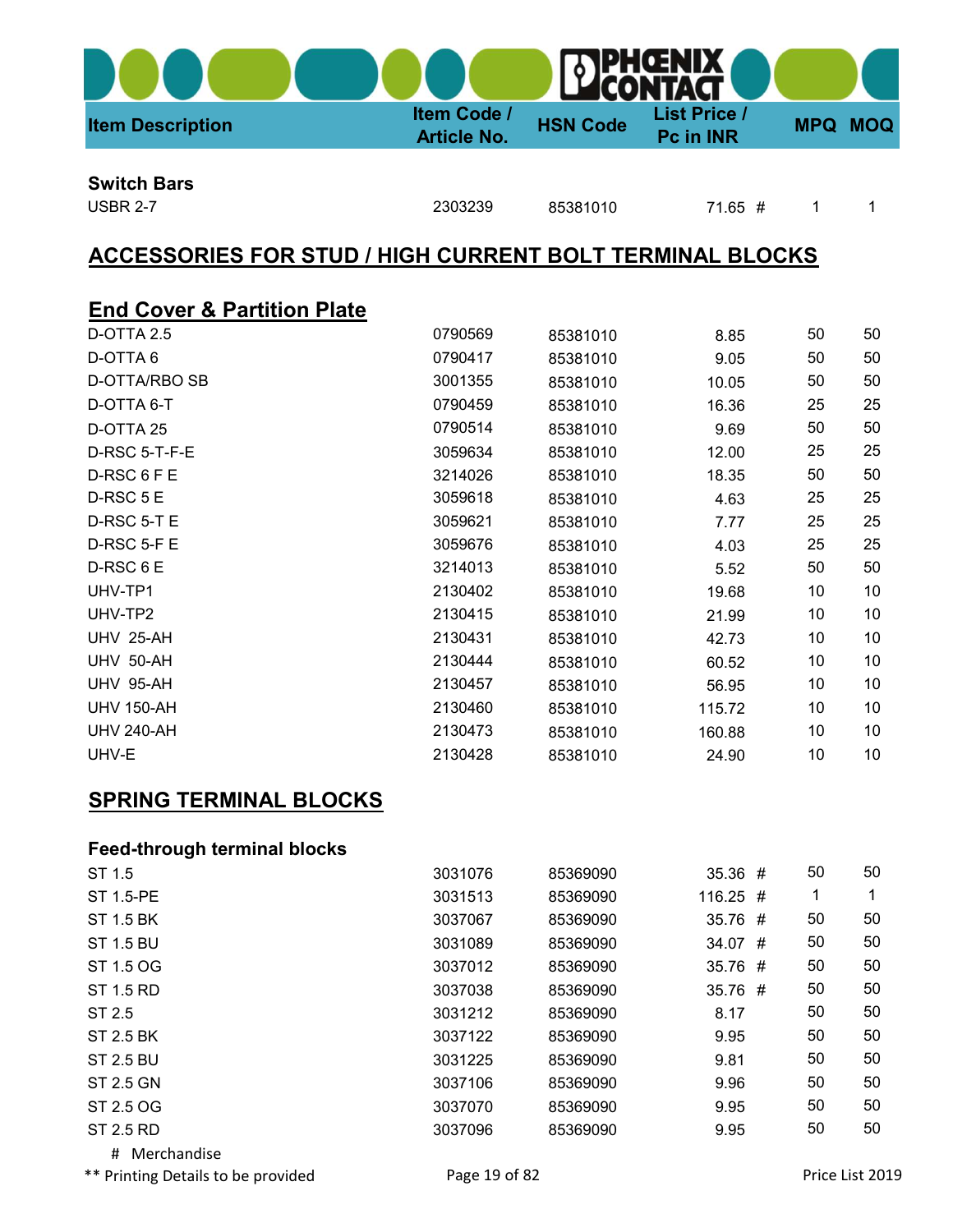| Item Description | Item Code / Article No. | HSN Code | List Price / Pc in INR | | MPQ | MOQ |
|---|---|---|---|---|---|---|
| **Switch Bars** | | | | | | |
| USBR 2-7 | 2303239 | 85381010 | 71.65 | # | 1 | 1 |

## ACCESSORIES FOR STUD / HIGH CURRENT BOLT TERMINAL BLOCKS

### End Cover & Partition Plate

| | | | | | | |
|---|---|---|---|---|---|---|
| D-OTTA 2.5 | 0790569 | 85381010 | 8.85 | | 50 | 50 |
| D-OTTA 6 | 0790417 | 85381010 | 9.05 | | 50 | 50 |
| D-OTTA/RBO SB | 3001355 | 85381010 | 10.05 | | 50 | 50 |
| D-OTTA 6-T | 0790459 | 85381010 | 16.36 | | 25 | 25 |
| D-OTTA 25 | 0790514 | 85381010 | 9.69 | | 50 | 50 |
| D-RSC 5-T-F-E | 3059634 | 85381010 | 12.00 | | 25 | 25 |
| D-RSC 6 F E | 3214026 | 85381010 | 18.35 | | 50 | 50 |
| D-RSC 5 E | 3059618 | 85381010 | 4.63 | | 25 | 25 |
| D-RSC 5-T E | 3059621 | 85381010 | 7.77 | | 25 | 25 |
| D-RSC 5-F E | 3059676 | 85381010 | 4.03 | | 25 | 25 |
| D-RSC 6 E | 3214013 | 85381010 | 5.52 | | 50 | 50 |
| UHV-TP1 | 2130402 | 85381010 | 19.68 | | 10 | 10 |
| UHV-TP2 | 2130415 | 85381010 | 21.99 | | 10 | 10 |
| UHV 25-AH | 2130431 | 85381010 | 42.73 | | 10 | 10 |
| UHV 50-AH | 2130444 | 85381010 | 60.52 | | 10 | 10 |
| UHV 95-AH | 2130457 | 85381010 | 56.95 | | 10 | 10 |
| UHV 150-AH | 2130460 | 85381010 | 115.72 | | 10 | 10 |
| UHV 240-AH | 2130473 | 85381010 | 160.88 | | 10 | 10 |
| UHV-E | 2130428 | 85381010 | 24.90 | | 10 | 10 |

## SPRING TERMINAL BLOCKS

### Feed-through terminal blocks

| | | | | | | |
|---|---|---|---|---|---|---|
| ST 1.5 | 3031076 | 85369090 | 35.36 | # | 50 | 50 |
| ST 1.5-PE | 3031513 | 85369090 | 116.25 | # | 1 | 1 |
| ST 1.5 BK | 3037067 | 85369090 | 35.76 | # | 50 | 50 |
| ST 1.5 BU | 3031089 | 85369090 | 34.07 | # | 50 | 50 |
| ST 1.5 OG | 3037012 | 85369090 | 35.76 | # | 50 | 50 |
| ST 1.5 RD | 3037038 | 85369090 | 35.76 | # | 50 | 50 |
| ST 2.5 | 3031212 | 85369090 | 8.17 | | 50 | 50 |
| ST 2.5 BK | 3037122 | 85369090 | 9.95 | | 50 | 50 |
| ST 2.5 BU | 3031225 | 85369090 | 9.81 | | 50 | 50 |
| ST 2.5 GN | 3037106 | 85369090 | 9.96 | | 50 | 50 |
| ST 2.5 OG | 3037070 | 85369090 | 9.95 | | 50 | 50 |
| ST 2.5 RD | 3037096 | 85369090 | 9.95 | | 50 | 50 |

# Merchandise

** Printing Details to be provided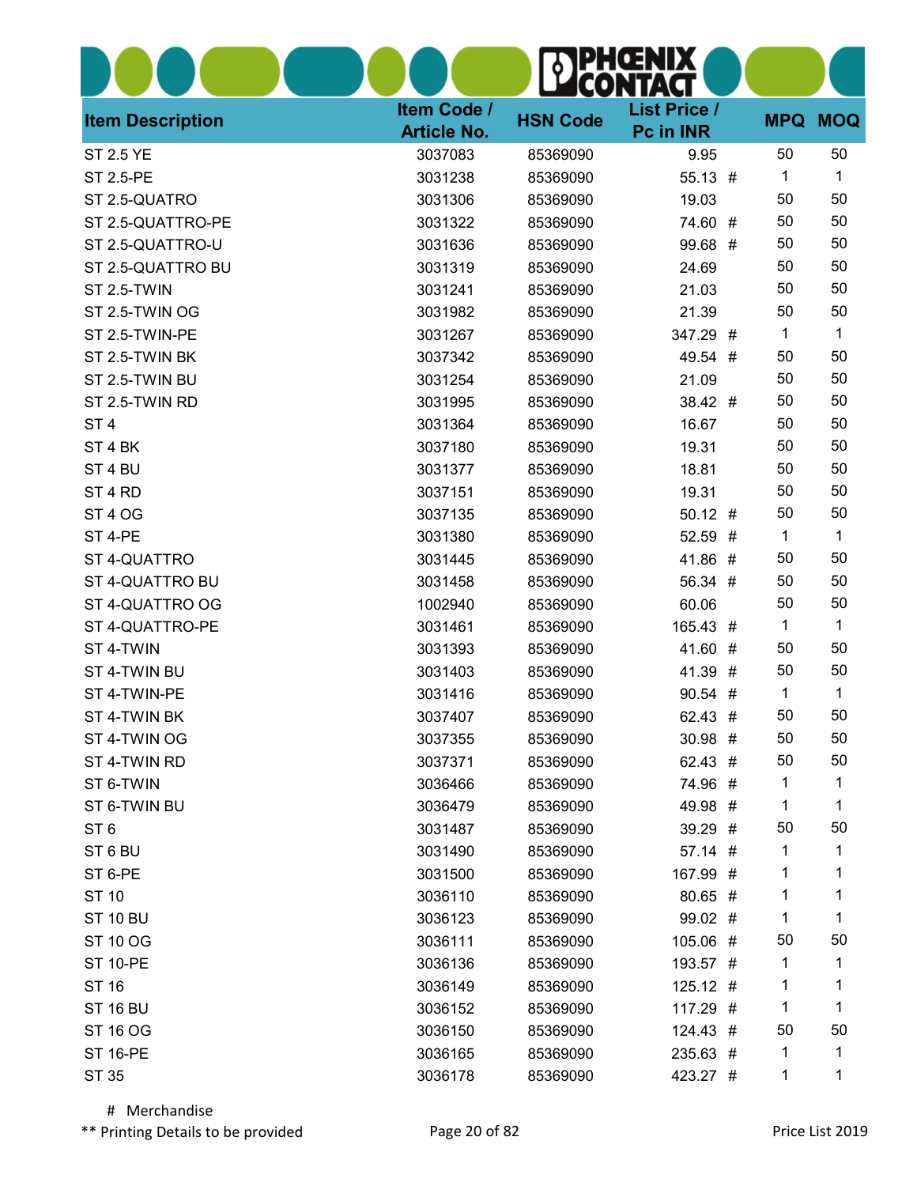| Item Description | Item Code / Article No. | HSN Code | List Price / Pc in INR | | MPQ | MOQ |
|---|---|---|---|---|---|---|
| ST 2.5 YE | 3037083 | 85369090 | 9.95 | | 50 | 50 |
| ST 2.5-PE | 3031238 | 85369090 | 55.13 | # | 1 | 1 |
| ST 2.5-QUATRO | 3031306 | 85369090 | 19.03 | | 50 | 50 |
| ST 2.5-QUATTRO-PE | 3031322 | 85369090 | 74.60 | # | 50 | 50 |
| ST 2.5-QUATTRO-U | 3031636 | 85369090 | 99.68 | # | 50 | 50 |
| ST 2.5-QUATTRO BU | 3031319 | 85369090 | 24.69 | | 50 | 50 |
| ST 2.5-TWIN | 3031241 | 85369090 | 21.03 | | 50 | 50 |
| ST 2.5-TWIN OG | 3031982 | 85369090 | 21.39 | | 50 | 50 |
| ST 2.5-TWIN-PE | 3031267 | 85369090 | 347.29 | # | 1 | 1 |
| ST 2.5-TWIN BK | 3037342 | 85369090 | 49.54 | # | 50 | 50 |
| ST 2.5-TWIN BU | 3031254 | 85369090 | 21.09 | | 50 | 50 |
| ST 2.5-TWIN RD | 3031995 | 85369090 | 38.42 | # | 50 | 50 |
| ST 4 | 3031364 | 85369090 | 16.67 | | 50 | 50 |
| ST 4 BK | 3037180 | 85369090 | 19.31 | | 50 | 50 |
| ST 4 BU | 3031377 | 85369090 | 18.81 | | 50 | 50 |
| ST 4 RD | 3037151 | 85369090 | 19.31 | | 50 | 50 |
| ST 4 OG | 3037135 | 85369090 | 50.12 | # | 50 | 50 |
| ST 4-PE | 3031380 | 85369090 | 52.59 | # | 1 | 1 |
| ST 4-QUATTRO | 3031445 | 85369090 | 41.86 | # | 50 | 50 |
| ST 4-QUATTRO BU | 3031458 | 85369090 | 56.34 | # | 50 | 50 |
| ST 4-QUATTRO OG | 1002940 | 85369090 | 60.06 | | 50 | 50 |
| ST 4-QUATTRO-PE | 3031461 | 85369090 | 165.43 | # | 1 | 1 |
| ST 4-TWIN | 3031393 | 85369090 | 41.60 | # | 50 | 50 |
| ST 4-TWIN BU | 3031403 | 85369090 | 41.39 | # | 50 | 50 |
| ST 4-TWIN-PE | 3031416 | 85369090 | 90.54 | # | 1 | 1 |
| ST 4-TWIN BK | 3037407 | 85369090 | 62.43 | # | 50 | 50 |
| ST 4-TWIN OG | 3037355 | 85369090 | 30.98 | # | 50 | 50 |
| ST 4-TWIN RD | 3037371 | 85369090 | 62.43 | # | 50 | 50 |
| ST 6-TWIN | 3036466 | 85369090 | 74.96 | # | 1 | 1 |
| ST 6-TWIN BU | 3036479 | 85369090 | 49.98 | # | 1 | 1 |
| ST 6 | 3031487 | 85369090 | 39.29 | # | 50 | 50 |
| ST 6 BU | 3031490 | 85369090 | 57.14 | # | 1 | 1 |
| ST 6-PE | 3031500 | 85369090 | 167.99 | # | 1 | 1 |
| ST 10 | 3036110 | 85369090 | 80.65 | # | 1 | 1 |
| ST 10 BU | 3036123 | 85369090 | 99.02 | # | 1 | 1 |
| ST 10 OG | 3036111 | 85369090 | 105.06 | # | 50 | 50 |
| ST 10-PE | 3036136 | 85369090 | 193.57 | # | 1 | 1 |
| ST 16 | 3036149 | 85369090 | 125.12 | # | 1 | 1 |
| ST 16 BU | 3036152 | 85369090 | 117.29 | # | 1 | 1 |
| ST 16 OG | 3036150 | 85369090 | 124.43 | # | 50 | 50 |
| ST 16-PE | 3036165 | 85369090 | 235.63 | # | 1 | 1 |
| ST 35 | 3036178 | 85369090 | 423.27 | # | 1 | 1 |

# Merchandise

** Printing Details to be provided

Price List 2019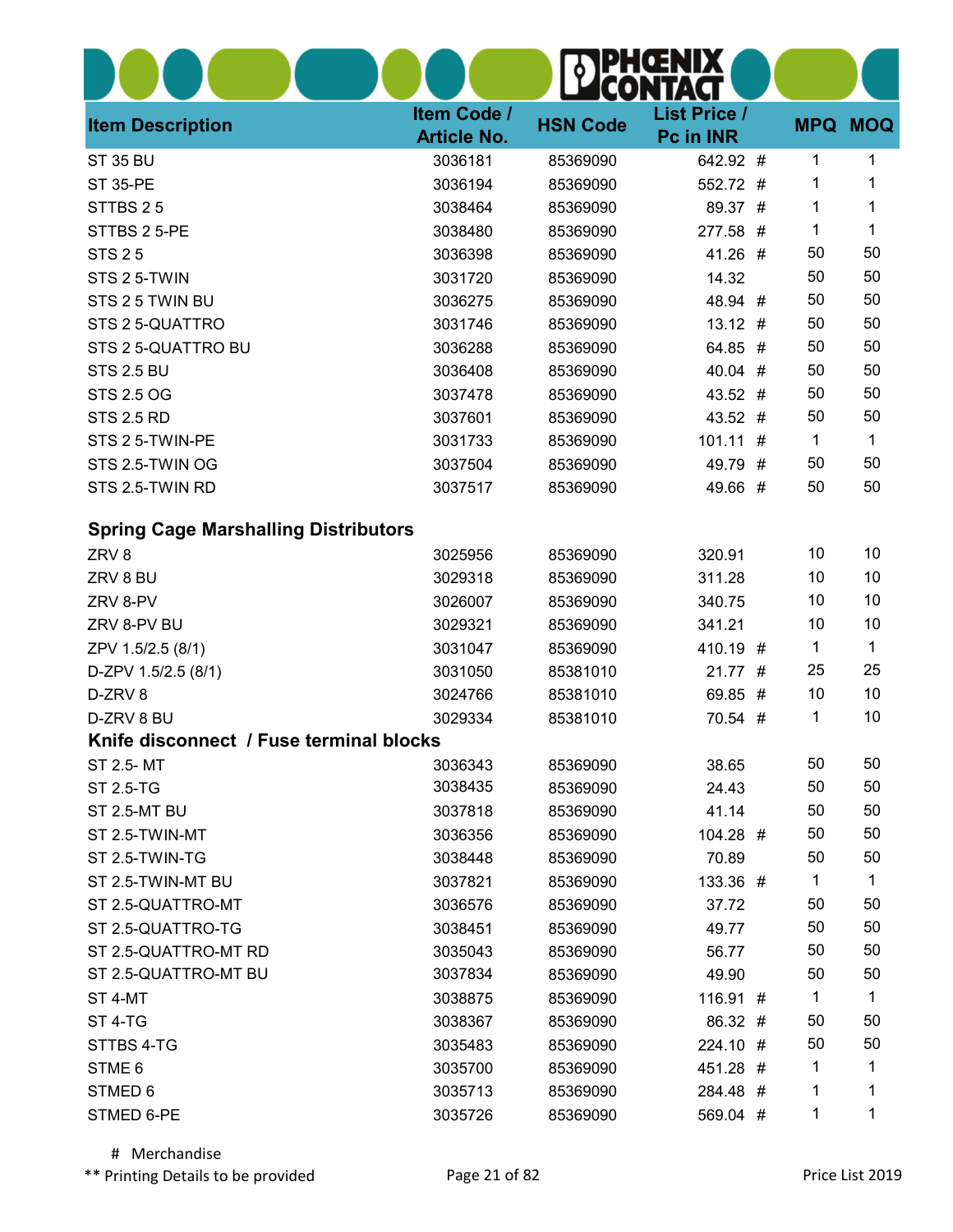| Item Description | Item Code / Article No. | HSN Code | List Price / Pc in INR | | MPQ | MOQ |
|---|---|---|---|---|---|---|
| ST 35 BU | 3036181 | 85369090 | 642.92 | # | 1 | 1 |
| ST 35-PE | 3036194 | 85369090 | 552.72 | # | 1 | 1 |
| STTBS 2 5 | 3038464 | 85369090 | 89.37 | # | 1 | 1 |
| STTBS 2 5-PE | 3038480 | 85369090 | 277.58 | # | 1 | 1 |
| STS 2 5 | 3036398 | 85369090 | 41.26 | # | 50 | 50 |
| STS 2 5-TWIN | 3031720 | 85369090 | 14.32 | | 50 | 50 |
| STS 2 5 TWIN BU | 3036275 | 85369090 | 48.94 | # | 50 | 50 |
| STS 2 5-QUATTRO | 3031746 | 85369090 | 13.12 | # | 50 | 50 |
| STS 2 5-QUATTRO BU | 3036288 | 85369090 | 64.85 | # | 50 | 50 |
| STS 2.5 BU | 3036408 | 85369090 | 40.04 | # | 50 | 50 |
| STS 2.5 OG | 3037478 | 85369090 | 43.52 | # | 50 | 50 |
| STS 2.5 RD | 3037601 | 85369090 | 43.52 | # | 50 | 50 |
| STS 2 5-TWIN-PE | 3031733 | 85369090 | 101.11 | # | 1 | 1 |
| STS 2.5-TWIN OG | 3037504 | 85369090 | 49.79 | # | 50 | 50 |
| STS 2.5-TWIN RD | 3037517 | 85369090 | 49.66 | # | 50 | 50 |
| **Spring Cage Marshalling Distributors** | | | | | | |
| ZRV 8 | 3025956 | 85369090 | 320.91 | | 10 | 10 |
| ZRV 8 BU | 3029318 | 85369090 | 311.28 | | 10 | 10 |
| ZRV 8-PV | 3026007 | 85369090 | 340.75 | | 10 | 10 |
| ZRV 8-PV BU | 3029321 | 85369090 | 341.21 | | 10 | 10 |
| ZPV 1.5/2.5 (8/1) | 3031047 | 85369090 | 410.19 | # | 1 | 1 |
| D-ZPV 1.5/2.5 (8/1) | 3031050 | 85381010 | 21.77 | # | 25 | 25 |
| D-ZRV 8 | 3024766 | 85381010 | 69.85 | # | 10 | 10 |
| D-ZRV 8 BU | 3029334 | 85381010 | 70.54 | # | 1 | 10 |
| **Knife disconnect / Fuse terminal blocks** | | | | | | |
| ST 2.5- MT | 3036343 | 85369090 | 38.65 | | 50 | 50 |
| ST 2.5-TG | 3038435 | 85369090 | 24.43 | | 50 | 50 |
| ST 2.5-MT BU | 3037818 | 85369090 | 41.14 | | 50 | 50 |
| ST 2.5-TWIN-MT | 3036356 | 85369090 | 104.28 | # | 50 | 50 |
| ST 2.5-TWIN-TG | 3038448 | 85369090 | 70.89 | | 50 | 50 |
| ST 2.5-TWIN-MT BU | 3037821 | 85369090 | 133.36 | # | 1 | 1 |
| ST 2.5-QUATTRO-MT | 3036576 | 85369090 | 37.72 | | 50 | 50 |
| ST 2.5-QUATTRO-TG | 3038451 | 85369090 | 49.77 | | 50 | 50 |
| ST 2.5-QUATTRO-MT RD | 3035043 | 85369090 | 56.77 | | 50 | 50 |
| ST 2.5-QUATTRO-MT BU | 3037834 | 85369090 | 49.90 | | 50 | 50 |
| ST 4-MT | 3038875 | 85369090 | 116.91 | # | 1 | 1 |
| ST 4-TG | 3038367 | 85369090 | 86.32 | # | 50 | 50 |
| STTBS 4-TG | 3035483 | 85369090 | 224.10 | # | 50 | 50 |
| STME 6 | 3035700 | 85369090 | 451.28 | # | 1 | 1 |
| STMED 6 | 3035713 | 85369090 | 284.48 | # | 1 | 1 |
| STMED 6-PE | 3035726 | 85369090 | 569.04 | # | 1 | 1 |

# Merchandise

** Printing Details to be provided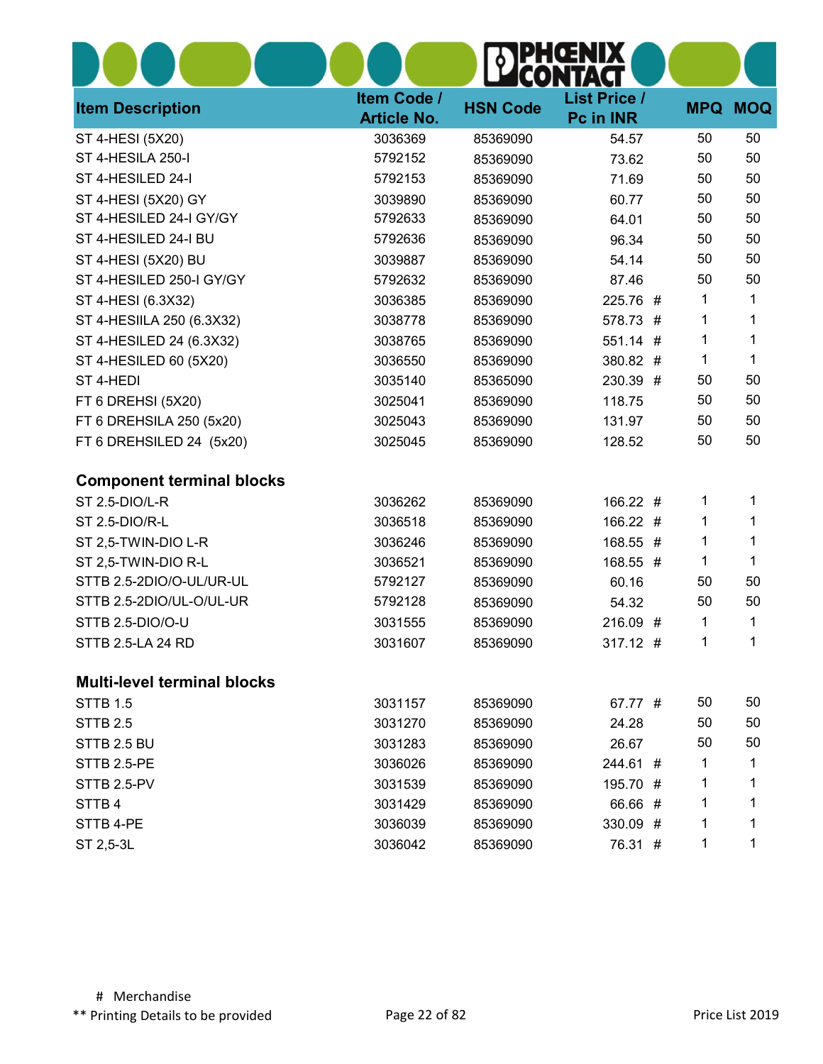| Item Description | Item Code / Article No. | HSN Code | List Price / Pc in INR | | MPQ | MOQ |
|---|---|---|---|---|---|---|
| ST 4-HESI (5X20) | 3036369 | 85369090 | 54.57 | | 50 | 50 |
| ST 4-HESILA 250-I | 5792152 | 85369090 | 73.62 | | 50 | 50 |
| ST 4-HESILED 24-I | 5792153 | 85369090 | 71.69 | | 50 | 50 |
| ST 4-HESI (5X20) GY | 3039890 | 85369090 | 60.77 | | 50 | 50 |
| ST 4-HESILED 24-I GY/GY | 5792633 | 85369090 | 64.01 | | 50 | 50 |
| ST 4-HESILED 24-I BU | 5792636 | 85369090 | 96.34 | | 50 | 50 |
| ST 4-HESI (5X20) BU | 3039887 | 85369090 | 54.14 | | 50 | 50 |
| ST 4-HESILED 250-I GY/GY | 5792632 | 85369090 | 87.46 | | 50 | 50 |
| ST 4-HESI (6.3X32) | 3036385 | 85369090 | 225.76 | # | 1 | 1 |
| ST 4-HESIILA 250 (6.3X32) | 3038778 | 85369090 | 578.73 | # | 1 | 1 |
| ST 4-HESILED 24 (6.3X32) | 3038765 | 85369090 | 551.14 | # | 1 | 1 |
| ST 4-HESILED 60 (5X20) | 3036550 | 85369090 | 380.82 | # | 1 | 1 |
| ST 4-HEDI | 3035140 | 85365090 | 230.39 | # | 50 | 50 |
| FT 6 DREHSI (5X20) | 3025041 | 85369090 | 118.75 | | 50 | 50 |
| FT 6 DREHSILA 250 (5x20) | 3025043 | 85369090 | 131.97 | | 50 | 50 |
| FT 6 DREHSILED 24 (5x20) | 3025045 | 85369090 | 128.52 | | 50 | 50 |
| **Component terminal blocks** | | | | | | |
| ST 2.5-DIO/L-R | 3036262 | 85369090 | 166.22 | # | 1 | 1 |
| ST 2.5-DIO/R-L | 3036518 | 85369090 | 166.22 | # | 1 | 1 |
| ST 2,5-TWIN-DIO L-R | 3036246 | 85369090 | 168.55 | # | 1 | 1 |
| ST 2,5-TWIN-DIO R-L | 3036521 | 85369090 | 168.55 | # | 1 | 1 |
| STTB 2.5-2DIO/O-UL/UR-UL | 5792127 | 85369090 | 60.16 | | 50 | 50 |
| STTB 2.5-2DIO/UL-O/UL-UR | 5792128 | 85369090 | 54.32 | | 50 | 50 |
| STTB 2.5-DIO/O-U | 3031555 | 85369090 | 216.09 | # | 1 | 1 |
| STTB 2.5-LA 24 RD | 3031607 | 85369090 | 317.12 | # | 1 | 1 |
| **Multi-level terminal blocks** | | | | | | |
| STTB 1.5 | 3031157 | 85369090 | 67.77 | # | 50 | 50 |
| STTB 2.5 | 3031270 | 85369090 | 24.28 | | 50 | 50 |
| STTB 2.5 BU | 3031283 | 85369090 | 26.67 | | 50 | 50 |
| STTB 2.5-PE | 3036026 | 85369090 | 244.61 | # | 1 | 1 |
| STTB 2.5-PV | 3031539 | 85369090 | 195.70 | # | 1 | 1 |
| STTB 4 | 3031429 | 85369090 | 66.66 | # | 1 | 1 |
| STTB 4-PE | 3036039 | 85369090 | 330.09 | # | 1 | 1 |
| ST 2,5-3L | 3036042 | 85369090 | 76.31 | # | 1 | 1 |

# Merchandise

** Printing Details to be provided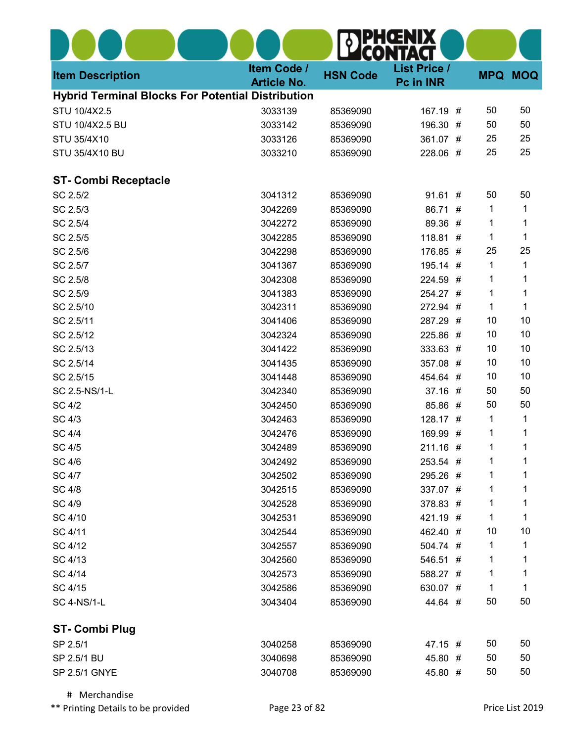| Item Description | Item Code / Article No. | HSN Code | List Price / Pc in INR | | MPQ | MOQ |
|---|---|---|---|---|---|---|
| **Hybrid Terminal Blocks For Potential Distribution** | | | | | | |
| STU 10/4X2.5 | 3033139 | 85369090 | 167.19 | # | 50 | 50 |
| STU 10/4X2.5 BU | 3033142 | 85369090 | 196.30 | # | 50 | 50 |
| STU 35/4X10 | 3033126 | 85369090 | 361.07 | # | 25 | 25 |
| STU 35/4X10 BU | 3033210 | 85369090 | 228.06 | # | 25 | 25 |
| **ST- Combi Receptacle** | | | | | | |
| SC 2.5/2 | 3041312 | 85369090 | 91.61 | # | 50 | 50 |
| SC 2.5/3 | 3042269 | 85369090 | 86.71 | # | 1 | 1 |
| SC 2.5/4 | 3042272 | 85369090 | 89.36 | # | 1 | 1 |
| SC 2.5/5 | 3042285 | 85369090 | 118.81 | # | 1 | 1 |
| SC 2.5/6 | 3042298 | 85369090 | 176.85 | # | 25 | 25 |
| SC 2.5/7 | 3041367 | 85369090 | 195.14 | # | 1 | 1 |
| SC 2.5/8 | 3042308 | 85369090 | 224.59 | # | 1 | 1 |
| SC 2.5/9 | 3041383 | 85369090 | 254.27 | # | 1 | 1 |
| SC 2.5/10 | 3042311 | 85369090 | 272.94 | # | 1 | 1 |
| SC 2.5/11 | 3041406 | 85369090 | 287.29 | # | 10 | 10 |
| SC 2.5/12 | 3042324 | 85369090 | 225.86 | # | 10 | 10 |
| SC 2.5/13 | 3041422 | 85369090 | 333.63 | # | 10 | 10 |
| SC 2.5/14 | 3041435 | 85369090 | 357.08 | # | 10 | 10 |
| SC 2.5/15 | 3041448 | 85369090 | 454.64 | # | 10 | 10 |
| SC 2.5-NS/1-L | 3042340 | 85369090 | 37.16 | # | 50 | 50 |
| SC 4/2 | 3042450 | 85369090 | 85.86 | # | 50 | 50 |
| SC 4/3 | 3042463 | 85369090 | 128.17 | # | 1 | 1 |
| SC 4/4 | 3042476 | 85369090 | 169.99 | # | 1 | 1 |
| SC 4/5 | 3042489 | 85369090 | 211.16 | # | 1 | 1 |
| SC 4/6 | 3042492 | 85369090 | 253.54 | # | 1 | 1 |
| SC 4/7 | 3042502 | 85369090 | 295.26 | # | 1 | 1 |
| SC 4/8 | 3042515 | 85369090 | 337.07 | # | 1 | 1 |
| SC 4/9 | 3042528 | 85369090 | 378.83 | # | 1 | 1 |
| SC 4/10 | 3042531 | 85369090 | 421.19 | # | 1 | 1 |
| SC 4/11 | 3042544 | 85369090 | 462.40 | # | 10 | 10 |
| SC 4/12 | 3042557 | 85369090 | 504.74 | # | 1 | 1 |
| SC 4/13 | 3042560 | 85369090 | 546.51 | # | 1 | 1 |
| SC 4/14 | 3042573 | 85369090 | 588.27 | # | 1 | 1 |
| SC 4/15 | 3042586 | 85369090 | 630.07 | # | 1 | 1 |
| SC 4-NS/1-L | 3043404 | 85369090 | 44.64 | # | 50 | 50 |
| **ST- Combi Plug** | | | | | | |
| SP 2.5/1 | 3040258 | 85369090 | 47.15 | # | 50 | 50 |
| SP 2.5/1 BU | 3040698 | 85369090 | 45.80 | # | 50 | 50 |
| SP 2.5/1 GNYE | 3040708 | 85369090 | 45.80 | # | 50 | 50 |

# Merchandise

** Printing Details to be provided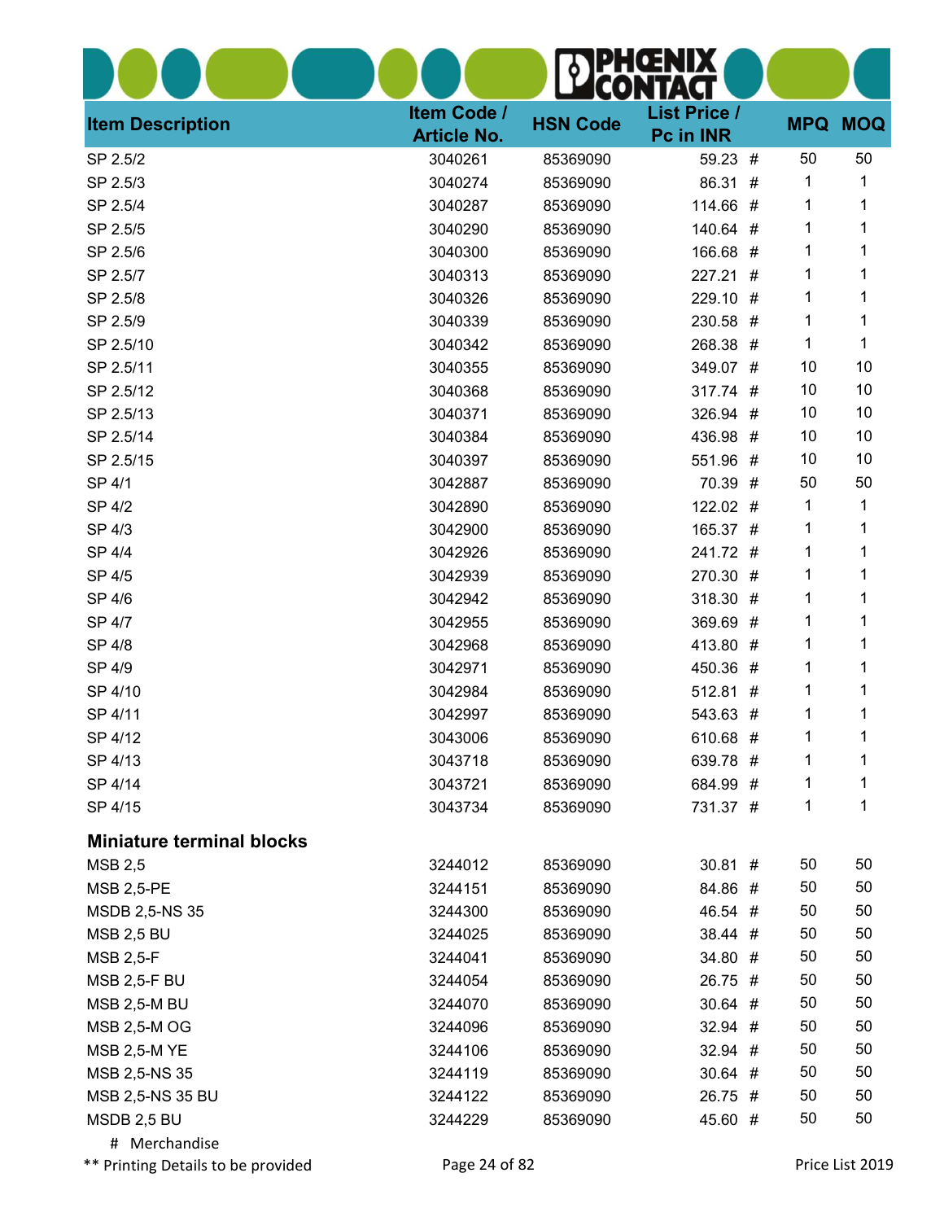| Item Description | Item Code / Article No. | HSN Code | List Price / Pc in INR | | MPQ | MOQ |
|---|---|---|---|---|---|---|
| SP 2.5/2 | 3040261 | 85369090 | 59.23 | # | 50 | 50 |
| SP 2.5/3 | 3040274 | 85369090 | 86.31 | # | 1 | 1 |
| SP 2.5/4 | 3040287 | 85369090 | 114.66 | # | 1 | 1 |
| SP 2.5/5 | 3040290 | 85369090 | 140.64 | # | 1 | 1 |
| SP 2.5/6 | 3040300 | 85369090 | 166.68 | # | 1 | 1 |
| SP 2.5/7 | 3040313 | 85369090 | 227.21 | # | 1 | 1 |
| SP 2.5/8 | 3040326 | 85369090 | 229.10 | # | 1 | 1 |
| SP 2.5/9 | 3040339 | 85369090 | 230.58 | # | 1 | 1 |
| SP 2.5/10 | 3040342 | 85369090 | 268.38 | # | 1 | 1 |
| SP 2.5/11 | 3040355 | 85369090 | 349.07 | # | 10 | 10 |
| SP 2.5/12 | 3040368 | 85369090 | 317.74 | # | 10 | 10 |
| SP 2.5/13 | 3040371 | 85369090 | 326.94 | # | 10 | 10 |
| SP 2.5/14 | 3040384 | 85369090 | 436.98 | # | 10 | 10 |
| SP 2.5/15 | 3040397 | 85369090 | 551.96 | # | 10 | 10 |
| SP 4/1 | 3042887 | 85369090 | 70.39 | # | 50 | 50 |
| SP 4/2 | 3042890 | 85369090 | 122.02 | # | 1 | 1 |
| SP 4/3 | 3042900 | 85369090 | 165.37 | # | 1 | 1 |
| SP 4/4 | 3042926 | 85369090 | 241.72 | # | 1 | 1 |
| SP 4/5 | 3042939 | 85369090 | 270.30 | # | 1 | 1 |
| SP 4/6 | 3042942 | 85369090 | 318.30 | # | 1 | 1 |
| SP 4/7 | 3042955 | 85369090 | 369.69 | # | 1 | 1 |
| SP 4/8 | 3042968 | 85369090 | 413.80 | # | 1 | 1 |
| SP 4/9 | 3042971 | 85369090 | 450.36 | # | 1 | 1 |
| SP 4/10 | 3042984 | 85369090 | 512.81 | # | 1 | 1 |
| SP 4/11 | 3042997 | 85369090 | 543.63 | # | 1 | 1 |
| SP 4/12 | 3043006 | 85369090 | 610.68 | # | 1 | 1 |
| SP 4/13 | 3043718 | 85369090 | 639.78 | # | 1 | 1 |
| SP 4/14 | 3043721 | 85369090 | 684.99 | # | 1 | 1 |
| SP 4/15 | 3043734 | 85369090 | 731.37 | # | 1 | 1 |
| **Miniature terminal blocks** | | | | | | |
| MSB 2,5 | 3244012 | 85369090 | 30.81 | # | 50 | 50 |
| MSB 2,5-PE | 3244151 | 85369090 | 84.86 | # | 50 | 50 |
| MSDB 2,5-NS 35 | 3244300 | 85369090 | 46.54 | # | 50 | 50 |
| MSB 2,5 BU | 3244025 | 85369090 | 38.44 | # | 50 | 50 |
| MSB 2,5-F | 3244041 | 85369090 | 34.80 | # | 50 | 50 |
| MSB 2,5-F BU | 3244054 | 85369090 | 26.75 | # | 50 | 50 |
| MSB 2,5-M BU | 3244070 | 85369090 | 30.64 | # | 50 | 50 |
| MSB 2,5-M OG | 3244096 | 85369090 | 32.94 | # | 50 | 50 |
| MSB 2,5-M YE | 3244106 | 85369090 | 32.94 | # | 50 | 50 |
| MSB 2,5-NS 35 | 3244119 | 85369090 | 30.64 | # | 50 | 50 |
| MSB 2,5-NS 35 BU | 3244122 | 85369090 | 26.75 | # | 50 | 50 |
| MSDB 2,5 BU | 3244229 | 85369090 | 45.60 | # | 50 | 50 |

# Merchandise

** Printing Details to be provided

Price List 2019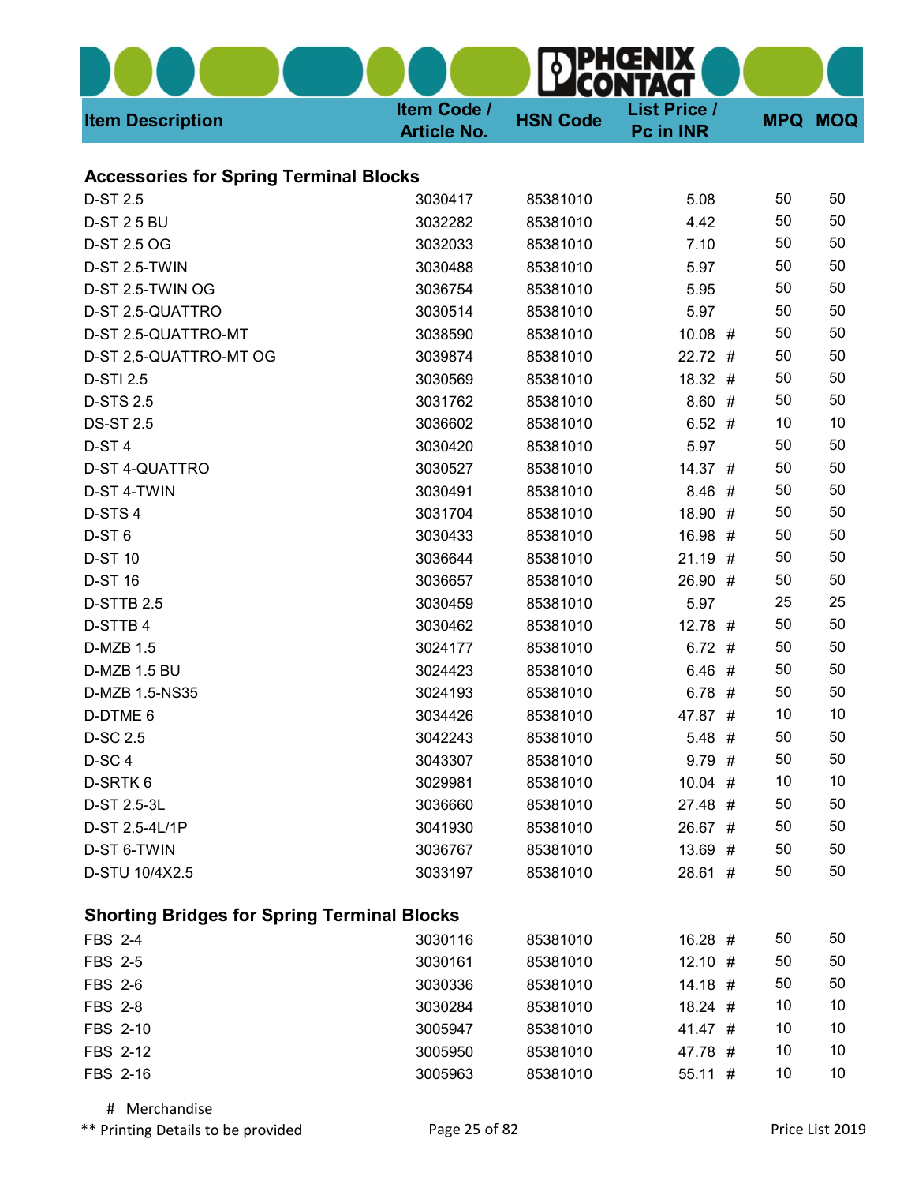| Item Description | Item Code / Article No. | HSN Code | List Price / Pc in INR | | MPQ | MOQ |
|---|---|---|---|---|---|---|
| **Accessories for Spring Terminal Blocks** | | | | | | |
| D-ST 2.5 | 3030417 | 85381010 | 5.08 | | 50 | 50 |
| D-ST 2 5 BU | 3032282 | 85381010 | 4.42 | | 50 | 50 |
| D-ST 2.5 OG | 3032033 | 85381010 | 7.10 | | 50 | 50 |
| D-ST 2.5-TWIN | 3030488 | 85381010 | 5.97 | | 50 | 50 |
| D-ST 2.5-TWIN OG | 3036754 | 85381010 | 5.95 | | 50 | 50 |
| D-ST 2.5-QUATTRO | 3030514 | 85381010 | 5.97 | | 50 | 50 |
| D-ST 2.5-QUATTRO-MT | 3038590 | 85381010 | 10.08 | # | 50 | 50 |
| D-ST 2,5-QUATTRO-MT OG | 3039874 | 85381010 | 22.72 | # | 50 | 50 |
| D-STI 2.5 | 3030569 | 85381010 | 18.32 | # | 50 | 50 |
| D-STS 2.5 | 3031762 | 85381010 | 8.60 | # | 50 | 50 |
| DS-ST 2.5 | 3036602 | 85381010 | 6.52 | # | 10 | 10 |
| D-ST 4 | 3030420 | 85381010 | 5.97 | | 50 | 50 |
| D-ST 4-QUATTRO | 3030527 | 85381010 | 14.37 | # | 50 | 50 |
| D-ST 4-TWIN | 3030491 | 85381010 | 8.46 | # | 50 | 50 |
| D-STS 4 | 3031704 | 85381010 | 18.90 | # | 50 | 50 |
| D-ST 6 | 3030433 | 85381010 | 16.98 | # | 50 | 50 |
| D-ST 10 | 3036644 | 85381010 | 21.19 | # | 50 | 50 |
| D-ST 16 | 3036657 | 85381010 | 26.90 | # | 50 | 50 |
| D-STTB 2.5 | 3030459 | 85381010 | 5.97 | | 25 | 25 |
| D-STTB 4 | 3030462 | 85381010 | 12.78 | # | 50 | 50 |
| D-MZB 1.5 | 3024177 | 85381010 | 6.72 | # | 50 | 50 |
| D-MZB 1.5 BU | 3024423 | 85381010 | 6.46 | # | 50 | 50 |
| D-MZB 1.5-NS35 | 3024193 | 85381010 | 6.78 | # | 50 | 50 |
| D-DTME 6 | 3034426 | 85381010 | 47.87 | # | 10 | 10 |
| D-SC 2.5 | 3042243 | 85381010 | 5.48 | # | 50 | 50 |
| D-SC 4 | 3043307 | 85381010 | 9.79 | # | 50 | 50 |
| D-SRTK 6 | 3029981 | 85381010 | 10.04 | # | 10 | 10 |
| D-ST 2.5-3L | 3036660 | 85381010 | 27.48 | # | 50 | 50 |
| D-ST 2.5-4L/1P | 3041930 | 85381010 | 26.67 | # | 50 | 50 |
| D-ST 6-TWIN | 3036767 | 85381010 | 13.69 | # | 50 | 50 |
| D-STU 10/4X2.5 | 3033197 | 85381010 | 28.61 | # | 50 | 50 |
| **Shorting Bridges for Spring Terminal Blocks** | | | | | | |
| FBS 2-4 | 3030116 | 85381010 | 16.28 | # | 50 | 50 |
| FBS 2-5 | 3030161 | 85381010 | 12.10 | # | 50 | 50 |
| FBS 2-6 | 3030336 | 85381010 | 14.18 | # | 50 | 50 |
| FBS 2-8 | 3030284 | 85381010 | 18.24 | # | 10 | 10 |
| FBS 2-10 | 3005947 | 85381010 | 41.47 | # | 10 | 10 |
| FBS 2-12 | 3005950 | 85381010 | 47.78 | # | 10 | 10 |
| FBS 2-16 | 3005963 | 85381010 | 55.11 | # | 10 | 10 |

# Merchandise

** Printing Details to be provided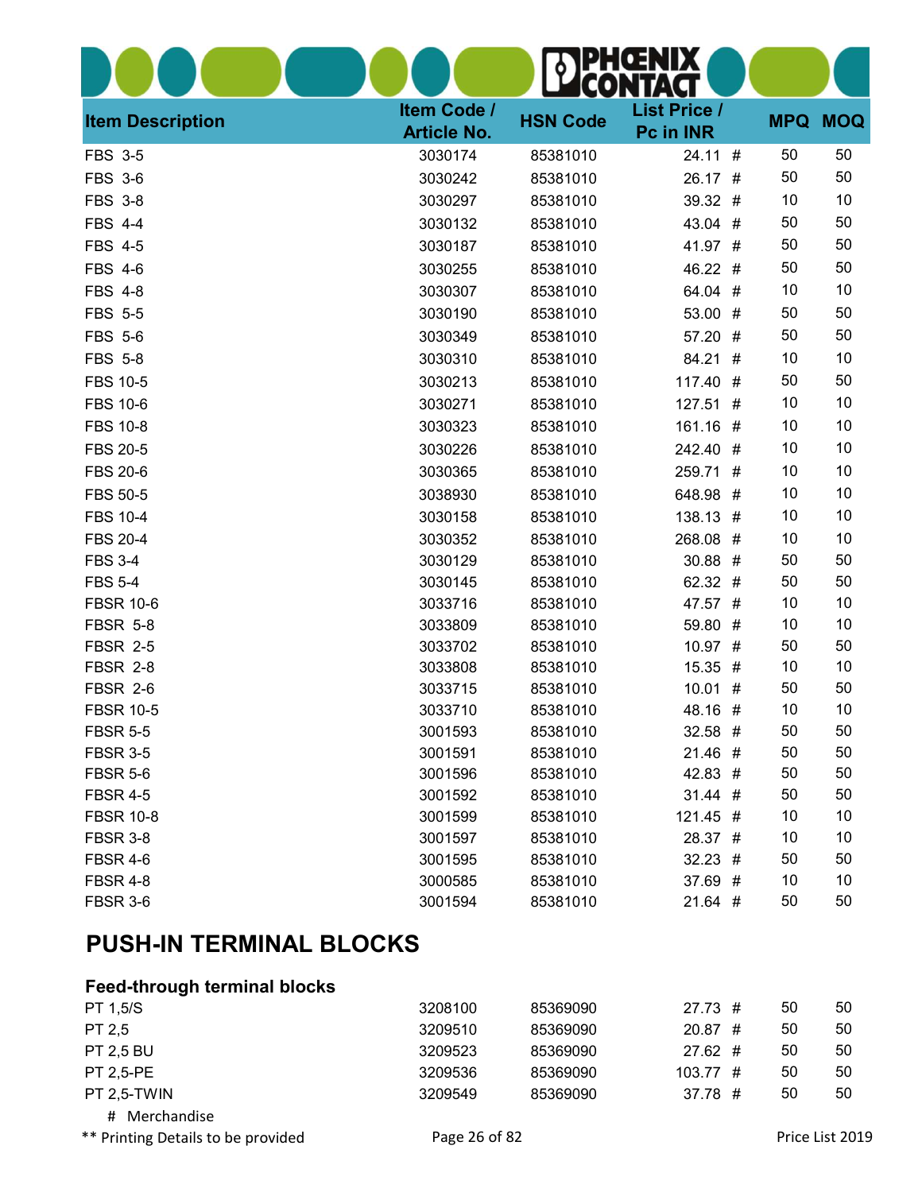| Item Description | Item Code / Article No. | HSN Code | List Price / Pc in INR | | MPQ | MOQ |
|---|---|---|---|---|---|---|
| FBS 3-5 | 3030174 | 85381010 | 24.11 | # | 50 | 50 |
| FBS 3-6 | 3030242 | 85381010 | 26.17 | # | 50 | 50 |
| FBS 3-8 | 3030297 | 85381010 | 39.32 | # | 10 | 10 |
| FBS 4-4 | 3030132 | 85381010 | 43.04 | # | 50 | 50 |
| FBS 4-5 | 3030187 | 85381010 | 41.97 | # | 50 | 50 |
| FBS 4-6 | 3030255 | 85381010 | 46.22 | # | 50 | 50 |
| FBS 4-8 | 3030307 | 85381010 | 64.04 | # | 10 | 10 |
| FBS 5-5 | 3030190 | 85381010 | 53.00 | # | 50 | 50 |
| FBS 5-6 | 3030349 | 85381010 | 57.20 | # | 50 | 50 |
| FBS 5-8 | 3030310 | 85381010 | 84.21 | # | 10 | 10 |
| FBS 10-5 | 3030213 | 85381010 | 117.40 | # | 50 | 50 |
| FBS 10-6 | 3030271 | 85381010 | 127.51 | # | 10 | 10 |
| FBS 10-8 | 3030323 | 85381010 | 161.16 | # | 10 | 10 |
| FBS 20-5 | 3030226 | 85381010 | 242.40 | # | 10 | 10 |
| FBS 20-6 | 3030365 | 85381010 | 259.71 | # | 10 | 10 |
| FBS 50-5 | 3038930 | 85381010 | 648.98 | # | 10 | 10 |
| FBS 10-4 | 3030158 | 85381010 | 138.13 | # | 10 | 10 |
| FBS 20-4 | 3030352 | 85381010 | 268.08 | # | 10 | 10 |
| FBS 3-4 | 3030129 | 85381010 | 30.88 | # | 50 | 50 |
| FBS 5-4 | 3030145 | 85381010 | 62.32 | # | 50 | 50 |
| FBSR 10-6 | 3033716 | 85381010 | 47.57 | # | 10 | 10 |
| FBSR 5-8 | 3033809 | 85381010 | 59.80 | # | 10 | 10 |
| FBSR 2-5 | 3033702 | 85381010 | 10.97 | # | 50 | 50 |
| FBSR 2-8 | 3033808 | 85381010 | 15.35 | # | 10 | 10 |
| FBSR 2-6 | 3033715 | 85381010 | 10.01 | # | 50 | 50 |
| FBSR 10-5 | 3033710 | 85381010 | 48.16 | # | 10 | 10 |
| FBSR 5-5 | 3001593 | 85381010 | 32.58 | # | 50 | 50 |
| FBSR 3-5 | 3001591 | 85381010 | 21.46 | # | 50 | 50 |
| FBSR 5-6 | 3001596 | 85381010 | 42.83 | # | 50 | 50 |
| FBSR 4-5 | 3001592 | 85381010 | 31.44 | # | 50 | 50 |
| FBSR 10-8 | 3001599 | 85381010 | 121.45 | # | 10 | 10 |
| FBSR 3-8 | 3001597 | 85381010 | 28.37 | # | 10 | 10 |
| FBSR 4-6 | 3001595 | 85381010 | 32.23 | # | 50 | 50 |
| FBSR 4-8 | 3000585 | 85381010 | 37.69 | # | 10 | 10 |
| FBSR 3-6 | 3001594 | 85381010 | 21.64 | # | 50 | 50 |

## PUSH-IN TERMINAL BLOCKS

### Feed-through terminal blocks

| | | | | | | |
|---|---|---|---|---|---|---|
| PT 1,5/S | 3208100 | 85369090 | 27.73 | # | 50 | 50 |
| PT 2,5 | 3209510 | 85369090 | 20.87 | # | 50 | 50 |
| PT 2,5 BU | 3209523 | 85369090 | 27.62 | # | 50 | 50 |
| PT 2,5-PE | 3209536 | 85369090 | 103.77 | # | 50 | 50 |
| PT 2,5-TWIN | 3209549 | 85369090 | 37.78 | # | 50 | 50 |

# Merchandise

** Printing Details to be provided

Price List 2019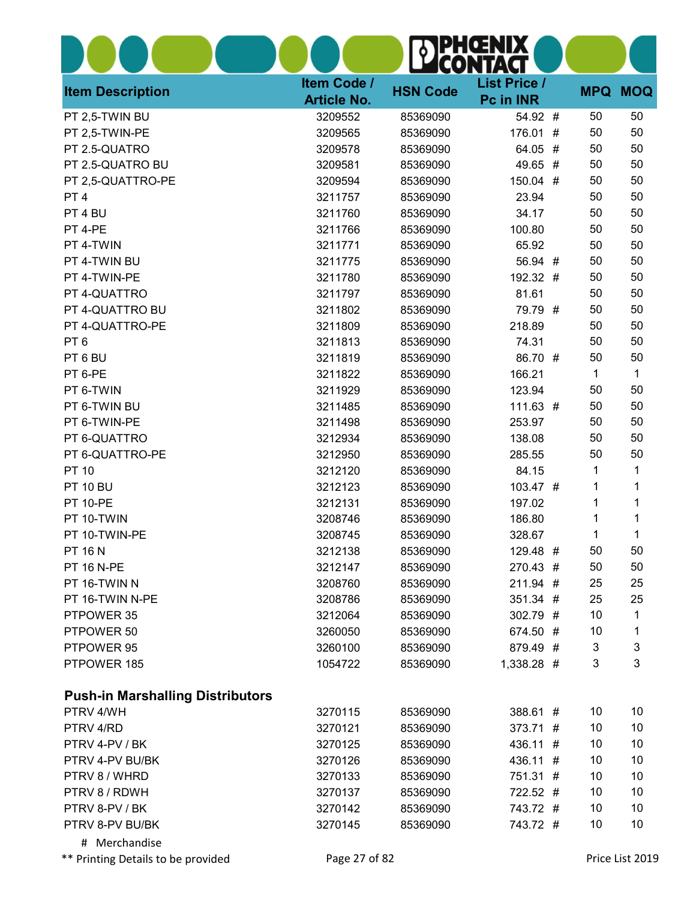| Item Description | Item Code / Article No. | HSN Code | List Price / Pc in INR | | MPQ | MOQ |
|---|---|---|---|---|---|---|
| PT 2,5-TWIN BU | 3209552 | 85369090 | 54.92 | # | 50 | 50 |
| PT 2,5-TWIN-PE | 3209565 | 85369090 | 176.01 | # | 50 | 50 |
| PT 2.5-QUATRO | 3209578 | 85369090 | 64.05 | # | 50 | 50 |
| PT 2.5-QUATRO BU | 3209581 | 85369090 | 49.65 | # | 50 | 50 |
| PT 2,5-QUATTRO-PE | 3209594 | 85369090 | 150.04 | # | 50 | 50 |
| PT 4 | 3211757 | 85369090 | 23.94 | | 50 | 50 |
| PT 4 BU | 3211760 | 85369090 | 34.17 | | 50 | 50 |
| PT 4-PE | 3211766 | 85369090 | 100.80 | | 50 | 50 |
| PT 4-TWIN | 3211771 | 85369090 | 65.92 | | 50 | 50 |
| PT 4-TWIN BU | 3211775 | 85369090 | 56.94 | # | 50 | 50 |
| PT 4-TWIN-PE | 3211780 | 85369090 | 192.32 | # | 50 | 50 |
| PT 4-QUATTRO | 3211797 | 85369090 | 81.61 | | 50 | 50 |
| PT 4-QUATTRO BU | 3211802 | 85369090 | 79.79 | # | 50 | 50 |
| PT 4-QUATTRO-PE | 3211809 | 85369090 | 218.89 | | 50 | 50 |
| PT 6 | 3211813 | 85369090 | 74.31 | | 50 | 50 |
| PT 6 BU | 3211819 | 85369090 | 86.70 | # | 50 | 50 |
| PT 6-PE | 3211822 | 85369090 | 166.21 | | 1 | 1 |
| PT 6-TWIN | 3211929 | 85369090 | 123.94 | | 50 | 50 |
| PT 6-TWIN BU | 3211485 | 85369090 | 111.63 | # | 50 | 50 |
| PT 6-TWIN-PE | 3211498 | 85369090 | 253.97 | | 50 | 50 |
| PT 6-QUATTRO | 3212934 | 85369090 | 138.08 | | 50 | 50 |
| PT 6-QUATTRO-PE | 3212950 | 85369090 | 285.55 | | 50 | 50 |
| PT 10 | 3212120 | 85369090 | 84.15 | | 1 | 1 |
| PT 10 BU | 3212123 | 85369090 | 103.47 | # | 1 | 1 |
| PT 10-PE | 3212131 | 85369090 | 197.02 | | 1 | 1 |
| PT 10-TWIN | 3208746 | 85369090 | 186.80 | | 1 | 1 |
| PT 10-TWIN-PE | 3208745 | 85369090 | 328.67 | | 1 | 1 |
| PT 16 N | 3212138 | 85369090 | 129.48 | # | 50 | 50 |
| PT 16 N-PE | 3212147 | 85369090 | 270.43 | # | 50 | 50 |
| PT 16-TWIN N | 3208760 | 85369090 | 211.94 | # | 25 | 25 |
| PT 16-TWIN N-PE | 3208786 | 85369090 | 351.34 | # | 25 | 25 |
| PTPOWER 35 | 3212064 | 85369090 | 302.79 | # | 10 | 1 |
| PTPOWER 50 | 3260050 | 85369090 | 674.50 | # | 10 | 1 |
| PTPOWER 95 | 3260100 | 85369090 | 879.49 | # | 3 | 3 |
| PTPOWER 185 | 1054722 | 85369090 | 1,338.28 | # | 3 | 3 |
| **Push-in Marshalling Distributors** | | | | | | |
| PTRV 4/WH | 3270115 | 85369090 | 388.61 | # | 10 | 10 |
| PTRV 4/RD | 3270121 | 85369090 | 373.71 | # | 10 | 10 |
| PTRV 4-PV / BK | 3270125 | 85369090 | 436.11 | # | 10 | 10 |
| PTRV 4-PV BU/BK | 3270126 | 85369090 | 436.11 | # | 10 | 10 |
| PTRV 8 / WHRD | 3270133 | 85369090 | 751.31 | # | 10 | 10 |
| PTRV 8 / RDWH | 3270137 | 85369090 | 722.52 | # | 10 | 10 |
| PTRV 8-PV / BK | 3270142 | 85369090 | 743.72 | # | 10 | 10 |
| PTRV 8-PV BU/BK | 3270145 | 85369090 | 743.72 | # | 10 | 10 |

# Merchandise

** Printing Details to be provided

Price List 2019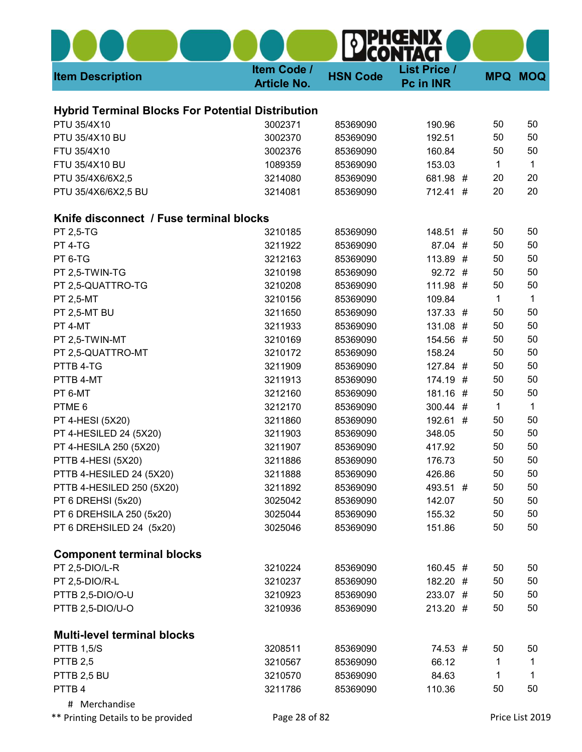| Item Description | Item Code / Article No. | HSN Code | List Price / Pc in INR | | MPQ | MOQ |
|---|---|---|---|---|---|---|
| **Hybrid Terminal Blocks For Potential Distribution** | | | | | | |
| PTU 35/4X10 | 3002371 | 85369090 | 190.96 | | 50 | 50 |
| PTU 35/4X10 BU | 3002370 | 85369090 | 192.51 | | 50 | 50 |
| FTU 35/4X10 | 3002376 | 85369090 | 160.84 | | 50 | 50 |
| FTU 35/4X10 BU | 1089359 | 85369090 | 153.03 | | 1 | 1 |
| PTU 35/4X6/6X2,5 | 3214080 | 85369090 | 681.98 | # | 20 | 20 |
| PTU 35/4X6/6X2,5 BU | 3214081 | 85369090 | 712.41 | # | 20 | 20 |
| **Knife disconnect / Fuse terminal blocks** | | | | | | |
| PT 2,5-TG | 3210185 | 85369090 | 148.51 | # | 50 | 50 |
| PT 4-TG | 3211922 | 85369090 | 87.04 | # | 50 | 50 |
| PT 6-TG | 3212163 | 85369090 | 113.89 | # | 50 | 50 |
| PT 2,5-TWIN-TG | 3210198 | 85369090 | 92.72 | # | 50 | 50 |
| PT 2,5-QUATTRO-TG | 3210208 | 85369090 | 111.98 | # | 50 | 50 |
| PT 2,5-MT | 3210156 | 85369090 | 109.84 | | 1 | 1 |
| PT 2,5-MT BU | 3211650 | 85369090 | 137.33 | # | 50 | 50 |
| PT 4-MT | 3211933 | 85369090 | 131.08 | # | 50 | 50 |
| PT 2,5-TWIN-MT | 3210169 | 85369090 | 154.56 | # | 50 | 50 |
| PT 2,5-QUATTRO-MT | 3210172 | 85369090 | 158.24 | | 50 | 50 |
| PTTB 4-TG | 3211909 | 85369090 | 127.84 | # | 50 | 50 |
| PTTB 4-MT | 3211913 | 85369090 | 174.19 | # | 50 | 50 |
| PT 6-MT | 3212160 | 85369090 | 181.16 | # | 50 | 50 |
| PTME 6 | 3212170 | 85369090 | 300.44 | # | 1 | 1 |
| PT 4-HESI (5X20) | 3211860 | 85369090 | 192.61 | # | 50 | 50 |
| PT 4-HESILED 24 (5X20) | 3211903 | 85369090 | 348.05 | | 50 | 50 |
| PT 4-HESILA 250 (5X20) | 3211907 | 85369090 | 417.92 | | 50 | 50 |
| PTTB 4-HESI (5X20) | 3211886 | 85369090 | 176.73 | | 50 | 50 |
| PTTB 4-HESILED 24 (5X20) | 3211888 | 85369090 | 426.86 | | 50 | 50 |
| PTTB 4-HESILED 250 (5X20) | 3211892 | 85369090 | 493.51 | # | 50 | 50 |
| PT 6 DREHSI (5x20) | 3025042 | 85369090 | 142.07 | | 50 | 50 |
| PT 6 DREHSILA 250 (5x20) | 3025044 | 85369090 | 155.32 | | 50 | 50 |
| PT 6 DREHSILED 24 (5x20) | 3025046 | 85369090 | 151.86 | | 50 | 50 |
| **Component terminal blocks** | | | | | | |
| PT 2,5-DIO/L-R | 3210224 | 85369090 | 160.45 | # | 50 | 50 |
| PT 2,5-DIO/R-L | 3210237 | 85369090 | 182.20 | # | 50 | 50 |
| PTTB 2,5-DIO/O-U | 3210923 | 85369090 | 233.07 | # | 50 | 50 |
| PTTB 2,5-DIO/U-O | 3210936 | 85369090 | 213.20 | # | 50 | 50 |
| **Multi-level terminal blocks** | | | | | | |
| PTTB 1,5/S | 3208511 | 85369090 | 74.53 | # | 50 | 50 |
| PTTB 2,5 | 3210567 | 85369090 | 66.12 | | 1 | 1 |
| PTTB 2,5 BU | 3210570 | 85369090 | 84.63 | | 1 | 1 |
| PTTB 4 | 3211786 | 85369090 | 110.36 | | 50 | 50 |

# Merchandise

** Printing Details to be provided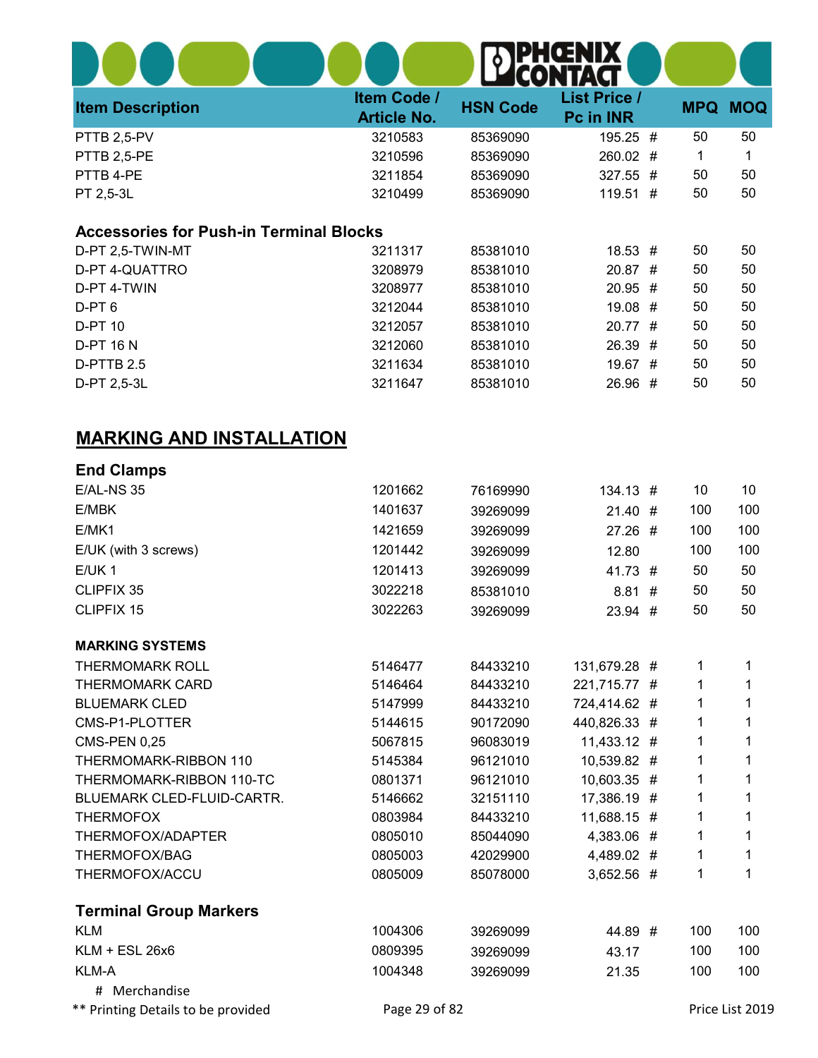| Item Description | Item Code / Article No. | HSN Code | List Price / Pc in INR | | MPQ | MOQ |
|---|---|---|---|---|---|---|
| PTTB 2,5-PV | 3210583 | 85369090 | 195.25 | # | 50 | 50 |
| PTTB 2,5-PE | 3210596 | 85369090 | 260.02 | # | 1 | 1 |
| PTTB 4-PE | 3211854 | 85369090 | 327.55 | # | 50 | 50 |
| PT 2,5-3L | 3210499 | 85369090 | 119.51 | # | 50 | 50 |
| **Accessories for Push-in Terminal Blocks** | | | | | | |
| D-PT 2,5-TWIN-MT | 3211317 | 85381010 | 18.53 | # | 50 | 50 |
| D-PT 4-QUATTRO | 3208979 | 85381010 | 20.87 | # | 50 | 50 |
| D-PT 4-TWIN | 3208977 | 85381010 | 20.95 | # | 50 | 50 |
| D-PT 6 | 3212044 | 85381010 | 19.08 | # | 50 | 50 |
| D-PT 10 | 3212057 | 85381010 | 20.77 | # | 50 | 50 |
| D-PT 16 N | 3212060 | 85381010 | 26.39 | # | 50 | 50 |
| D-PTTB 2.5 | 3211634 | 85381010 | 19.67 | # | 50 | 50 |
| D-PT 2,5-3L | 3211647 | 85381010 | 26.96 | # | 50 | 50 |

## MARKING AND INSTALLATION

| Item Description | Item Code / Article No. | HSN Code | List Price / Pc in INR | | MPQ | MOQ |
|---|---|---|---|---|---|---|
| **End Clamps** | | | | | | |
| E/AL-NS 35 | 1201662 | 76169990 | 134.13 | # | 10 | 10 |
| E/MBK | 1401637 | 39269099 | 21.40 | # | 100 | 100 |
| E/MK1 | 1421659 | 39269099 | 27.26 | # | 100 | 100 |
| E/UK (with 3 screws) | 1201442 | 39269099 | 12.80 | | 100 | 100 |
| E/UK 1 | 1201413 | 39269099 | 41.73 | # | 50 | 50 |
| CLIPFIX 35 | 3022218 | 85381010 | 8.81 | # | 50 | 50 |
| CLIPFIX 15 | 3022263 | 39269099 | 23.94 | # | 50 | 50 |
| **MARKING SYSTEMS** | | | | | | |
| THERMOMARK ROLL | 5146477 | 84433210 | 131,679.28 | # | 1 | 1 |
| THERMOMARK CARD | 5146464 | 84433210 | 221,715.77 | # | 1 | 1 |
| BLUEMARK CLED | 5147999 | 84433210 | 724,414.62 | # | 1 | 1 |
| CMS-P1-PLOTTER | 5144615 | 90172090 | 440,826.33 | # | 1 | 1 |
| CMS-PEN 0,25 | 5067815 | 96083019 | 11,433.12 | # | 1 | 1 |
| THERMOMARK-RIBBON 110 | 5145384 | 96121010 | 10,539.82 | # | 1 | 1 |
| THERMOMARK-RIBBON 110-TC | 0801371 | 96121010 | 10,603.35 | # | 1 | 1 |
| BLUEMARK CLED-FLUID-CARTR. | 5146662 | 32151110 | 17,386.19 | # | 1 | 1 |
| THERMOFOX | 0803984 | 84433210 | 11,688.15 | # | 1 | 1 |
| THERMOFOX/ADAPTER | 0805010 | 85044090 | 4,383.06 | # | 1 | 1 |
| THERMOFOX/BAG | 0805003 | 42029900 | 4,489.02 | # | 1 | 1 |
| THERMOFOX/ACCU | 0805009 | 85078000 | 3,652.56 | # | 1 | 1 |
| **Terminal Group Markers** | | | | | | |
| KLM | 1004306 | 39269099 | 44.89 | # | 100 | 100 |
| KLM + ESL 26x6 | 0809395 | 39269099 | 43.17 | | 100 | 100 |
| KLM-A | 1004348 | 39269099 | 21.35 | | 100 | 100 |

# Merchandise

** Printing Details to be provided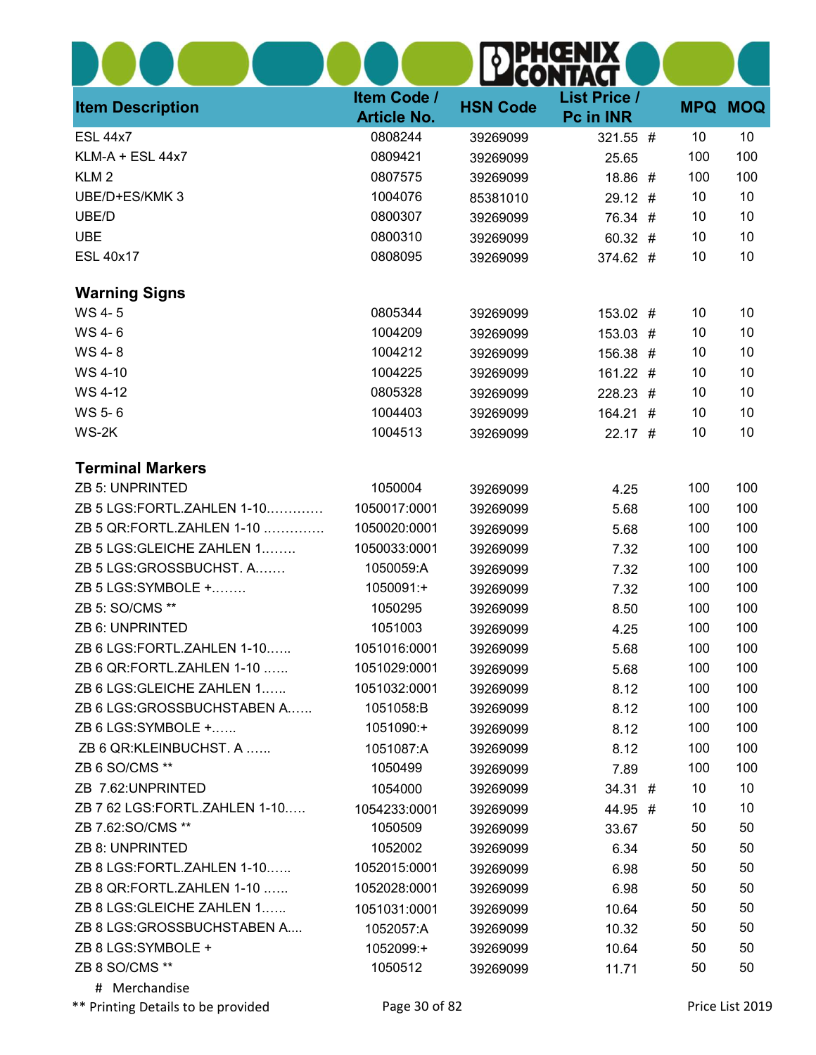| Item Description | Item Code / Article No. | HSN Code | List Price / Pc in INR | | MPQ | MOQ |
|---|---|---|---|---|---|---|
| ESL 44x7 | 0808244 | 39269099 | 321.55 | # | 10 | 10 |
| KLM-A + ESL 44x7 | 0809421 | 39269099 | 25.65 | | 100 | 100 |
| KLM 2 | 0807575 | 39269099 | 18.86 | # | 100 | 100 |
| UBE/D+ES/KMK 3 | 1004076 | 85381010 | 29.12 | # | 10 | 10 |
| UBE/D | 0800307 | 39269099 | 76.34 | # | 10 | 10 |
| UBE | 0800310 | 39269099 | 60.32 | # | 10 | 10 |
| ESL 40x17 | 0808095 | 39269099 | 374.62 | # | 10 | 10 |
| **Warning Signs** | | | | | | |
| WS 4- 5 | 0805344 | 39269099 | 153.02 | # | 10 | 10 |
| WS 4- 6 | 1004209 | 39269099 | 153.03 | # | 10 | 10 |
| WS 4- 8 | 1004212 | 39269099 | 156.38 | # | 10 | 10 |
| WS 4-10 | 1004225 | 39269099 | 161.22 | # | 10 | 10 |
| WS 4-12 | 0805328 | 39269099 | 228.23 | # | 10 | 10 |
| WS 5- 6 | 1004403 | 39269099 | 164.21 | # | 10 | 10 |
| WS-2K | 1004513 | 39269099 | 22.17 | # | 10 | 10 |
| **Terminal Markers** | | | | | | |
| ZB 5: UNPRINTED | 1050004 | 39269099 | 4.25 | | 100 | 100 |
| ZB 5 LGS:FORTL.ZAHLEN 1-10…………. | 1050017:0001 | 39269099 | 5.68 | | 100 | 100 |
| ZB 5 QR:FORTL.ZAHLEN 1-10 ………….. | 1050020:0001 | 39269099 | 5.68 | | 100 | 100 |
| ZB 5 LGS:GLEICHE ZAHLEN 1…….. | 1050033:0001 | 39269099 | 7.32 | | 100 | 100 |
| ZB 5 LGS:GROSSBUCHST. A……. | 1050059:A | 39269099 | 7.32 | | 100 | 100 |
| ZB 5 LGS:SYMBOLE +…….. | 1050091:+ | 39269099 | 7.32 | | 100 | 100 |
| ZB 5: SO/CMS ** | 1050295 | 39269099 | 8.50 | | 100 | 100 |
| ZB 6: UNPRINTED | 1051003 | 39269099 | 4.25 | | 100 | 100 |
| ZB 6 LGS:FORTL.ZAHLEN 1-10…... | 1051016:0001 | 39269099 | 5.68 | | 100 | 100 |
| ZB 6 QR:FORTL.ZAHLEN 1-10 …... | 1051029:0001 | 39269099 | 5.68 | | 100 | 100 |
| ZB 6 LGS:GLEICHE ZAHLEN 1…... | 1051032:0001 | 39269099 | 8.12 | | 100 | 100 |
| ZB 6 LGS:GROSSBUCHSTABEN A…... | 1051058:B | 39269099 | 8.12 | | 100 | 100 |
| ZB 6 LGS:SYMBOLE +…... | 1051090:+ | 39269099 | 8.12 | | 100 | 100 |
| ZB 6 QR:KLEINBUCHST. A …... | 1051087:A | 39269099 | 8.12 | | 100 | 100 |
| ZB 6 SO/CMS ** | 1050499 | 39269099 | 7.89 | | 100 | 100 |
| ZB 7.62:UNPRINTED | 1054000 | 39269099 | 34.31 | # | 10 | 10 |
| ZB 7 62 LGS:FORTL.ZAHLEN 1-10….. | 1054233:0001 | 39269099 | 44.95 | # | 10 | 10 |
| ZB 7.62:SO/CMS ** | 1050509 | 39269099 | 33.67 | | 50 | 50 |
| ZB 8: UNPRINTED | 1052002 | 39269099 | 6.34 | | 50 | 50 |
| ZB 8 LGS:FORTL.ZAHLEN 1-10…... | 1052015:0001 | 39269099 | 6.98 | | 50 | 50 |
| ZB 8 QR:FORTL.ZAHLEN 1-10 …... | 1052028:0001 | 39269099 | 6.98 | | 50 | 50 |
| ZB 8 LGS:GLEICHE ZAHLEN 1…... | 1051031:0001 | 39269099 | 10.64 | | 50 | 50 |
| ZB 8 LGS:GROSSBUCHSTABEN A…. | 1052057:A | 39269099 | 10.32 | | 50 | 50 |
| ZB 8 LGS:SYMBOLE + | 1052099:+ | 39269099 | 10.64 | | 50 | 50 |
| ZB 8 SO/CMS ** | 1050512 | 39269099 | 11.71 | | 50 | 50 |

# Merchandise

** Printing Details to be provided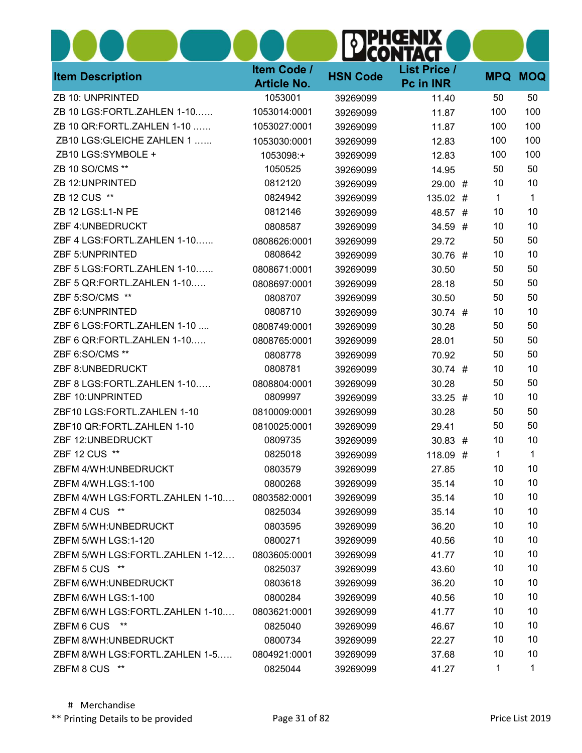| Item Description | Item Code / Article No. | HSN Code | List Price / Pc in INR | | MPQ | MOQ |
|---|---|---|---|---|---|---|
| ZB 10: UNPRINTED | 1053001 | 39269099 | 11.40 | | 50 | 50 |
| ZB 10 LGS:FORTL.ZAHLEN 1-10...... | 1053014:0001 | 39269099 | 11.87 | | 100 | 100 |
| ZB 10 QR:FORTL.ZAHLEN 1-10 ...... | 1053027:0001 | 39269099 | 11.87 | | 100 | 100 |
| ZB10 LGS:GLEICHE ZAHLEN 1 ...... | 1053030:0001 | 39269099 | 12.83 | | 100 | 100 |
| ZB10 LGS:SYMBOLE + | 1053098:+ | 39269099 | 12.83 | | 100 | 100 |
| ZB 10 SO/CMS ** | 1050525 | 39269099 | 14.95 | | 50 | 50 |
| ZB 12:UNPRINTED | 0812120 | 39269099 | 29.00 | # | 10 | 10 |
| ZB 12 CUS ** | 0824942 | 39269099 | 135.02 | # | 1 | 1 |
| ZB 12 LGS:L1-N PE | 0812146 | 39269099 | 48.57 | # | 10 | 10 |
| ZBF 4:UNBEDRUCKT | 0808587 | 39269099 | 34.59 | # | 10 | 10 |
| ZBF 4 LGS:FORTL.ZAHLEN 1-10...... | 0808626:0001 | 39269099 | 29.72 | | 50 | 50 |
| ZBF 5:UNPRINTED | 0808642 | 39269099 | 30.76 | # | 10 | 10 |
| ZBF 5 LGS:FORTL.ZAHLEN 1-10...... | 0808671:0001 | 39269099 | 30.50 | | 50 | 50 |
| ZBF 5 QR:FORTL.ZAHLEN 1-10..... | 0808697:0001 | 39269099 | 28.18 | | 50 | 50 |
| ZBF 5:SO/CMS ** | 0808707 | 39269099 | 30.50 | | 50 | 50 |
| ZBF 6:UNPRINTED | 0808710 | 39269099 | 30.74 | # | 10 | 10 |
| ZBF 6 LGS:FORTL.ZAHLEN 1-10 .... | 0808749:0001 | 39269099 | 30.28 | | 50 | 50 |
| ZBF 6 QR:FORTL.ZAHLEN 1-10..... | 0808765:0001 | 39269099 | 28.01 | | 50 | 50 |
| ZBF 6:SO/CMS ** | 0808778 | 39269099 | 70.92 | | 50 | 50 |
| ZBF 8:UNBEDRUCKT | 0808781 | 39269099 | 30.74 | # | 10 | 10 |
| ZBF 8 LGS:FORTL.ZAHLEN 1-10..... | 0808804:0001 | 39269099 | 30.28 | | 50 | 50 |
| ZBF 10:UNPRINTED | 0809997 | 39269099 | 33.25 | # | 10 | 10 |
| ZBF10 LGS:FORTL.ZAHLEN 1-10 | 0810009:0001 | 39269099 | 30.28 | | 50 | 50 |
| ZBF10 QR:FORTL.ZAHLEN 1-10 | 0810025:0001 | 39269099 | 29.41 | | 50 | 50 |
| ZBF 12:UNBEDRUCKT | 0809735 | 39269099 | 30.83 | # | 10 | 10 |
| ZBF 12 CUS ** | 0825018 | 39269099 | 118.09 | # | 1 | 1 |
| ZBFM 4/WH:UNBEDRUCKT | 0803579 | 39269099 | 27.85 | | 10 | 10 |
| ZBFM 4/WH.LGS:1-100 | 0800268 | 39269099 | 35.14 | | 10 | 10 |
| ZBFM 4/WH LGS:FORTL.ZAHLEN 1-10.... | 0803582:0001 | 39269099 | 35.14 | | 10 | 10 |
| ZBFM 4 CUS ** | 0825034 | 39269099 | 35.14 | | 10 | 10 |
| ZBFM 5/WH:UNBEDRUCKT | 0803595 | 39269099 | 36.20 | | 10 | 10 |
| ZBFM 5/WH LGS:1-120 | 0800271 | 39269099 | 40.56 | | 10 | 10 |
| ZBFM 5/WH LGS:FORTL.ZAHLEN 1-12.... | 0803605:0001 | 39269099 | 41.77 | | 10 | 10 |
| ZBFM 5 CUS ** | 0825037 | 39269099 | 43.60 | | 10 | 10 |
| ZBFM 6/WH:UNBEDRUCKT | 0803618 | 39269099 | 36.20 | | 10 | 10 |
| ZBFM 6/WH LGS:1-100 | 0800284 | 39269099 | 40.56 | | 10 | 10 |
| ZBFM 6/WH LGS:FORTL.ZAHLEN 1-10.... | 0803621:0001 | 39269099 | 41.77 | | 10 | 10 |
| ZBFM 6 CUS ** | 0825040 | 39269099 | 46.67 | | 10 | 10 |
| ZBFM 8/WH:UNBEDRUCKT | 0800734 | 39269099 | 22.27 | | 10 | 10 |
| ZBFM 8/WH LGS:FORTL.ZAHLEN 1-5..... | 0804921:0001 | 39269099 | 37.68 | | 10 | 10 |
| ZBFM 8 CUS ** | 0825044 | 39269099 | 41.27 | | 1 | 1 |

# Merchandise

** Printing Details to be provided

Price List 2019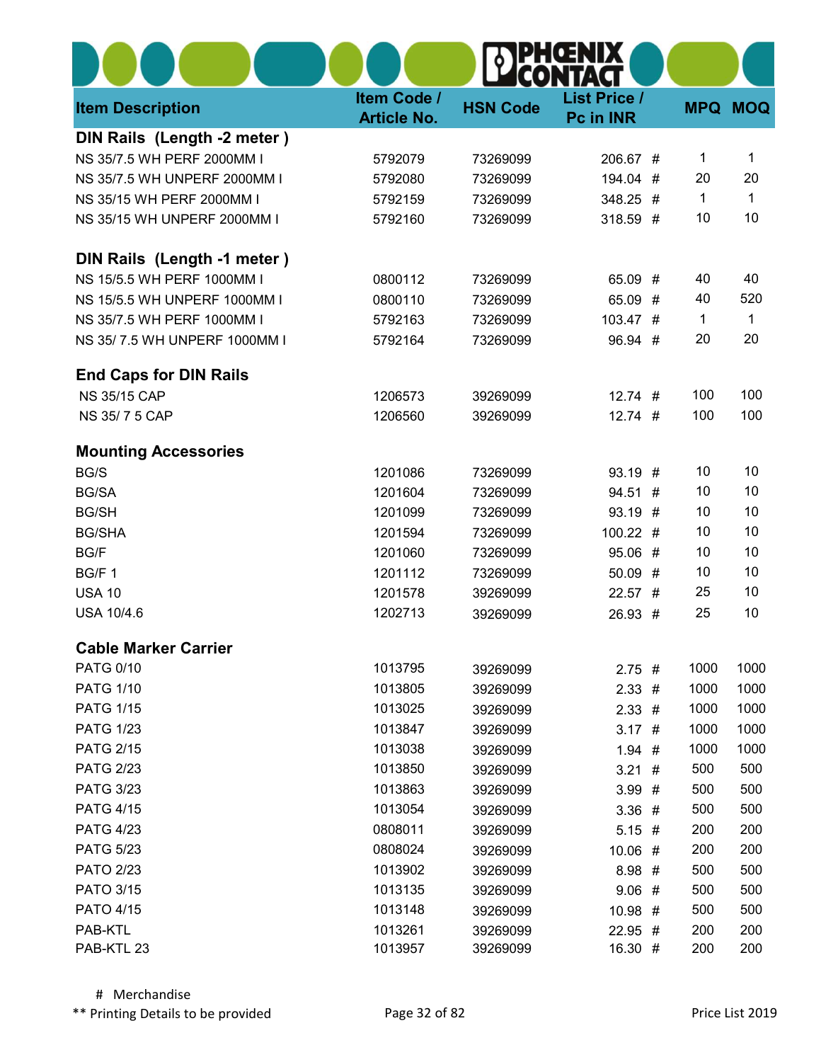| Item Description | Item Code / Article No. | HSN Code | List Price / Pc in INR | | MPQ | MOQ |
|---|---|---|---|---|---|---|
| **DIN Rails (Length -2 meter )** | | | | | | |
| NS 35/7.5 WH PERF 2000MM I | 5792079 | 73269099 | 206.67 | # | 1 | 1 |
| NS 35/7.5 WH UNPERF 2000MM I | 5792080 | 73269099 | 194.04 | # | 20 | 20 |
| NS 35/15 WH PERF 2000MM I | 5792159 | 73269099 | 348.25 | # | 1 | 1 |
| NS 35/15 WH UNPERF 2000MM I | 5792160 | 73269099 | 318.59 | # | 10 | 10 |
| **DIN Rails (Length -1 meter )** | | | | | | |
| NS 15/5.5 WH PERF 1000MM I | 0800112 | 73269099 | 65.09 | # | 40 | 40 |
| NS 15/5.5 WH UNPERF 1000MM I | 0800110 | 73269099 | 65.09 | # | 40 | 520 |
| NS 35/7.5 WH PERF 1000MM I | 5792163 | 73269099 | 103.47 | # | 1 | 1 |
| NS 35/ 7.5 WH UNPERF 1000MM I | 5792164 | 73269099 | 96.94 | # | 20 | 20 |
| **End Caps for DIN Rails** | | | | | | |
| NS 35/15 CAP | 1206573 | 39269099 | 12.74 | # | 100 | 100 |
| NS 35/ 7 5 CAP | 1206560 | 39269099 | 12.74 | # | 100 | 100 |
| **Mounting Accessories** | | | | | | |
| BG/S | 1201086 | 73269099 | 93.19 | # | 10 | 10 |
| BG/SA | 1201604 | 73269099 | 94.51 | # | 10 | 10 |
| BG/SH | 1201099 | 73269099 | 93.19 | # | 10 | 10 |
| BG/SHA | 1201594 | 73269099 | 100.22 | # | 10 | 10 |
| BG/F | 1201060 | 73269099 | 95.06 | # | 10 | 10 |
| BG/F 1 | 1201112 | 73269099 | 50.09 | # | 10 | 10 |
| USA 10 | 1201578 | 39269099 | 22.57 | # | 25 | 10 |
| USA 10/4.6 | 1202713 | 39269099 | 26.93 | # | 25 | 10 |
| **Cable Marker Carrier** | | | | | | |
| PATG 0/10 | 1013795 | 39269099 | 2.75 | # | 1000 | 1000 |
| PATG 1/10 | 1013805 | 39269099 | 2.33 | # | 1000 | 1000 |
| PATG 1/15 | 1013025 | 39269099 | 2.33 | # | 1000 | 1000 |
| PATG 1/23 | 1013847 | 39269099 | 3.17 | # | 1000 | 1000 |
| PATG 2/15 | 1013038 | 39269099 | 1.94 | # | 1000 | 1000 |
| PATG 2/23 | 1013850 | 39269099 | 3.21 | # | 500 | 500 |
| PATG 3/23 | 1013863 | 39269099 | 3.99 | # | 500 | 500 |
| PATG 4/15 | 1013054 | 39269099 | 3.36 | # | 500 | 500 |
| PATG 4/23 | 0808011 | 39269099 | 5.15 | # | 200 | 200 |
| PATG 5/23 | 0808024 | 39269099 | 10.06 | # | 200 | 200 |
| PATO 2/23 | 1013902 | 39269099 | 8.98 | # | 500 | 500 |
| PATO 3/15 | 1013135 | 39269099 | 9.06 | # | 500 | 500 |
| PATO 4/15 | 1013148 | 39269099 | 10.98 | # | 500 | 500 |
| PAB-KTL | 1013261 | 39269099 | 22.95 | # | 200 | 200 |
| PAB-KTL 23 | 1013957 | 39269099 | 16.30 | # | 200 | 200 |

# Merchandise

** Printing Details to be provided

Price List 2019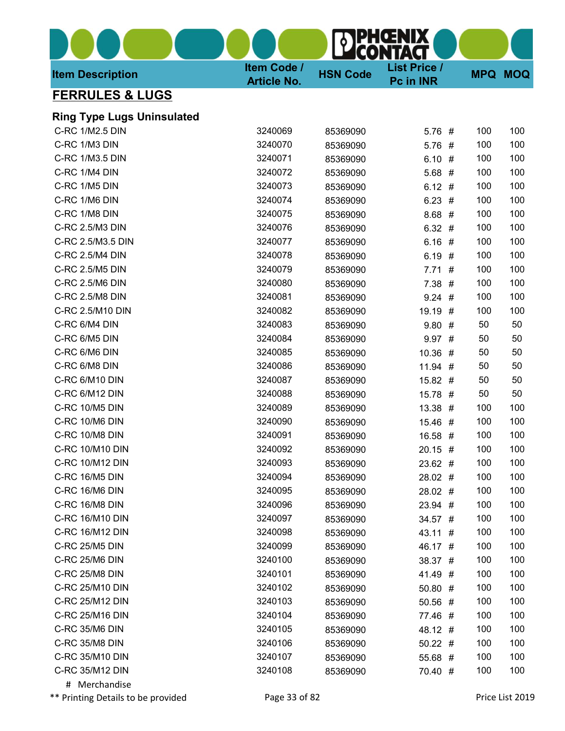| Item Description | Item Code / Article No. | HSN Code | List Price / Pc in INR | | MPQ | MOQ |
|---|---|---|---|---|---|---|

## FERRULES & LUGS

### Ring Type Lugs Uninsulated

| Item Description | Item Code / Article No. | HSN Code | List Price / Pc in INR | | MPQ | MOQ |
|---|---|---|---|---|---|---|
| C-RC 1/M2.5 DIN | 3240069 | 85369090 | 5.76 | # | 100 | 100 |
| C-RC 1/M3 DIN | 3240070 | 85369090 | 5.76 | # | 100 | 100 |
| C-RC 1/M3.5 DIN | 3240071 | 85369090 | 6.10 | # | 100 | 100 |
| C-RC 1/M4 DIN | 3240072 | 85369090 | 5.68 | # | 100 | 100 |
| C-RC 1/M5 DIN | 3240073 | 85369090 | 6.12 | # | 100 | 100 |
| C-RC 1/M6 DIN | 3240074 | 85369090 | 6.23 | # | 100 | 100 |
| C-RC 1/M8 DIN | 3240075 | 85369090 | 8.68 | # | 100 | 100 |
| C-RC 2.5/M3 DIN | 3240076 | 85369090 | 6.32 | # | 100 | 100 |
| C-RC 2.5/M3.5 DIN | 3240077 | 85369090 | 6.16 | # | 100 | 100 |
| C-RC 2.5/M4 DIN | 3240078 | 85369090 | 6.19 | # | 100 | 100 |
| C-RC 2.5/M5 DIN | 3240079 | 85369090 | 7.71 | # | 100 | 100 |
| C-RC 2.5/M6 DIN | 3240080 | 85369090 | 7.38 | # | 100 | 100 |
| C-RC 2.5/M8 DIN | 3240081 | 85369090 | 9.24 | # | 100 | 100 |
| C-RC 2.5/M10 DIN | 3240082 | 85369090 | 19.19 | # | 100 | 100 |
| C-RC 6/M4 DIN | 3240083 | 85369090 | 9.80 | # | 50 | 50 |
| C-RC 6/M5 DIN | 3240084 | 85369090 | 9.97 | # | 50 | 50 |
| C-RC 6/M6 DIN | 3240085 | 85369090 | 10.36 | # | 50 | 50 |
| C-RC 6/M8 DIN | 3240086 | 85369090 | 11.94 | # | 50 | 50 |
| C-RC 6/M10 DIN | 3240087 | 85369090 | 15.82 | # | 50 | 50 |
| C-RC 6/M12 DIN | 3240088 | 85369090 | 15.78 | # | 50 | 50 |
| C-RC 10/M5 DIN | 3240089 | 85369090 | 13.38 | # | 100 | 100 |
| C-RC 10/M6 DIN | 3240090 | 85369090 | 15.46 | # | 100 | 100 |
| C-RC 10/M8 DIN | 3240091 | 85369090 | 16.58 | # | 100 | 100 |
| C-RC 10/M10 DIN | 3240092 | 85369090 | 20.15 | # | 100 | 100 |
| C-RC 10/M12 DIN | 3240093 | 85369090 | 23.62 | # | 100 | 100 |
| C-RC 16/M5 DIN | 3240094 | 85369090 | 28.02 | # | 100 | 100 |
| C-RC 16/M6 DIN | 3240095 | 85369090 | 28.02 | # | 100 | 100 |
| C-RC 16/M8 DIN | 3240096 | 85369090 | 23.94 | # | 100 | 100 |
| C-RC 16/M10 DIN | 3240097 | 85369090 | 34.57 | # | 100 | 100 |
| C-RC 16/M12 DIN | 3240098 | 85369090 | 43.11 | # | 100 | 100 |
| C-RC 25/M5 DIN | 3240099 | 85369090 | 46.17 | # | 100 | 100 |
| C-RC 25/M6 DIN | 3240100 | 85369090 | 38.37 | # | 100 | 100 |
| C-RC 25/M8 DIN | 3240101 | 85369090 | 41.49 | # | 100 | 100 |
| C-RC 25/M10 DIN | 3240102 | 85369090 | 50.80 | # | 100 | 100 |
| C-RC 25/M12 DIN | 3240103 | 85369090 | 50.56 | # | 100 | 100 |
| C-RC 25/M16 DIN | 3240104 | 85369090 | 77.46 | # | 100 | 100 |
| C-RC 35/M6 DIN | 3240105 | 85369090 | 48.12 | # | 100 | 100 |
| C-RC 35/M8 DIN | 3240106 | 85369090 | 50.22 | # | 100 | 100 |
| C-RC 35/M10 DIN | 3240107 | 85369090 | 55.68 | # | 100 | 100 |
| C-RC 35/M12 DIN | 3240108 | 85369090 | 70.40 | # | 100 | 100 |

# Merchandise

** Printing Details to be provided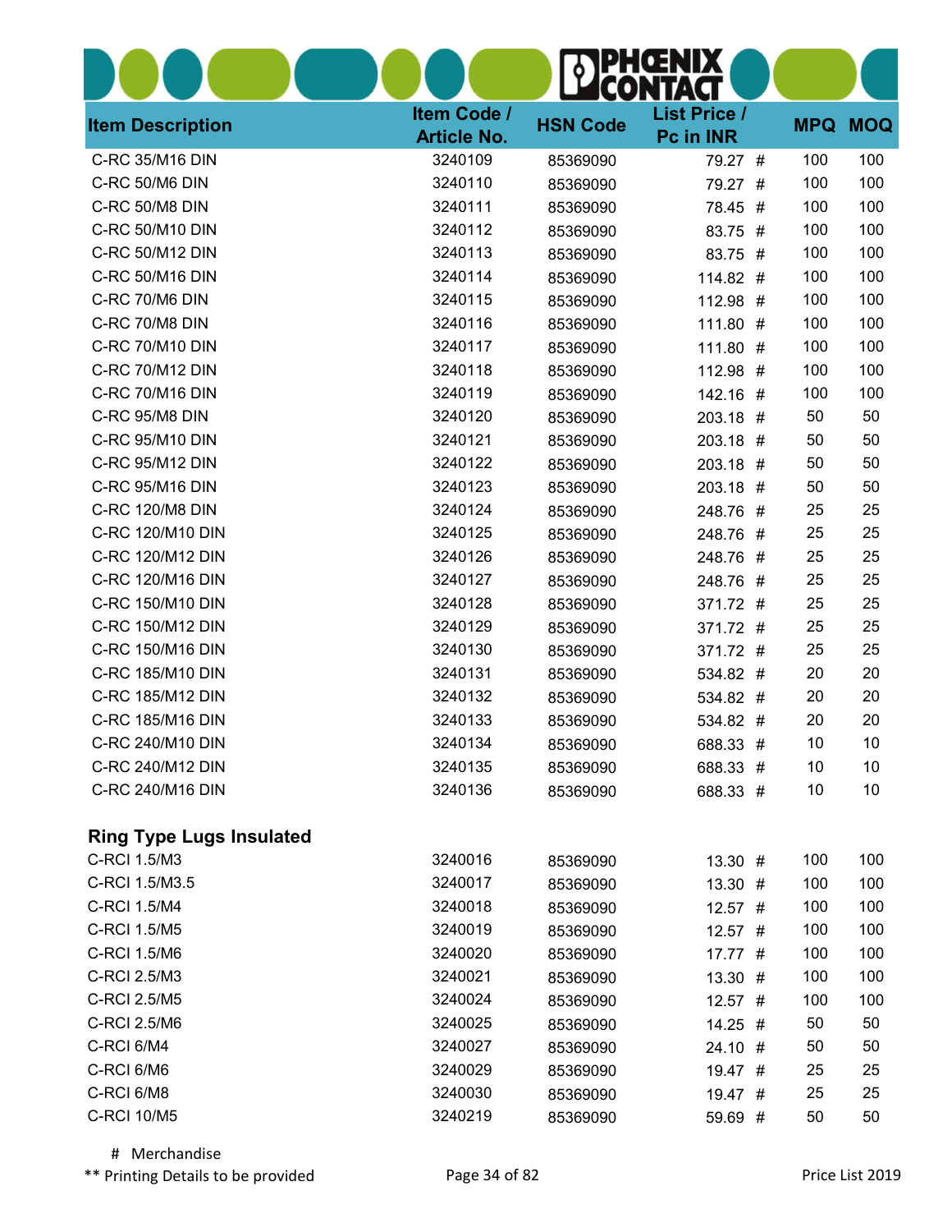| Item Description | Item Code / Article No. | HSN Code | List Price / Pc in INR | | MPQ | MOQ |
|---|---|---|---|---|---|---|
| C-RC 35/M16 DIN | 3240109 | 85369090 | 79.27 | # | 100 | 100 |
| C-RC 50/M6 DIN | 3240110 | 85369090 | 79.27 | # | 100 | 100 |
| C-RC 50/M8 DIN | 3240111 | 85369090 | 78.45 | # | 100 | 100 |
| C-RC 50/M10 DIN | 3240112 | 85369090 | 83.75 | # | 100 | 100 |
| C-RC 50/M12 DIN | 3240113 | 85369090 | 83.75 | # | 100 | 100 |
| C-RC 50/M16 DIN | 3240114 | 85369090 | 114.82 | # | 100 | 100 |
| C-RC 70/M6 DIN | 3240115 | 85369090 | 112.98 | # | 100 | 100 |
| C-RC 70/M8 DIN | 3240116 | 85369090 | 111.80 | # | 100 | 100 |
| C-RC 70/M10 DIN | 3240117 | 85369090 | 111.80 | # | 100 | 100 |
| C-RC 70/M12 DIN | 3240118 | 85369090 | 112.98 | # | 100 | 100 |
| C-RC 70/M16 DIN | 3240119 | 85369090 | 142.16 | # | 100 | 100 |
| C-RC 95/M8 DIN | 3240120 | 85369090 | 203.18 | # | 50 | 50 |
| C-RC 95/M10 DIN | 3240121 | 85369090 | 203.18 | # | 50 | 50 |
| C-RC 95/M12 DIN | 3240122 | 85369090 | 203.18 | # | 50 | 50 |
| C-RC 95/M16 DIN | 3240123 | 85369090 | 203.18 | # | 50 | 50 |
| C-RC 120/M8 DIN | 3240124 | 85369090 | 248.76 | # | 25 | 25 |
| C-RC 120/M10 DIN | 3240125 | 85369090 | 248.76 | # | 25 | 25 |
| C-RC 120/M12 DIN | 3240126 | 85369090 | 248.76 | # | 25 | 25 |
| C-RC 120/M16 DIN | 3240127 | 85369090 | 248.76 | # | 25 | 25 |
| C-RC 150/M10 DIN | 3240128 | 85369090 | 371.72 | # | 25 | 25 |
| C-RC 150/M12 DIN | 3240129 | 85369090 | 371.72 | # | 25 | 25 |
| C-RC 150/M16 DIN | 3240130 | 85369090 | 371.72 | # | 25 | 25 |
| C-RC 185/M10 DIN | 3240131 | 85369090 | 534.82 | # | 20 | 20 |
| C-RC 185/M12 DIN | 3240132 | 85369090 | 534.82 | # | 20 | 20 |
| C-RC 185/M16 DIN | 3240133 | 85369090 | 534.82 | # | 20 | 20 |
| C-RC 240/M10 DIN | 3240134 | 85369090 | 688.33 | # | 10 | 10 |
| C-RC 240/M12 DIN | 3240135 | 85369090 | 688.33 | # | 10 | 10 |
| C-RC 240/M16 DIN | 3240136 | 85369090 | 688.33 | # | 10 | 10 |

## Ring Type Lugs Insulated

| Item Description | Item Code / Article No. | HSN Code | List Price / Pc in INR | | MPQ | MOQ |
|---|---|---|---|---|---|---|
| C-RCI 1.5/M3 | 3240016 | 85369090 | 13.30 | # | 100 | 100 |
| C-RCI 1.5/M3.5 | 3240017 | 85369090 | 13.30 | # | 100 | 100 |
| C-RCI 1.5/M4 | 3240018 | 85369090 | 12.57 | # | 100 | 100 |
| C-RCI 1.5/M5 | 3240019 | 85369090 | 12.57 | # | 100 | 100 |
| C-RCI 1.5/M6 | 3240020 | 85369090 | 17.77 | # | 100 | 100 |
| C-RCI 2.5/M3 | 3240021 | 85369090 | 13.30 | # | 100 | 100 |
| C-RCI 2.5/M5 | 3240024 | 85369090 | 12.57 | # | 100 | 100 |
| C-RCI 2.5/M6 | 3240025 | 85369090 | 14.25 | # | 50 | 50 |
| C-RCI 6/M4 | 3240027 | 85369090 | 24.10 | # | 50 | 50 |
| C-RCI 6/M6 | 3240029 | 85369090 | 19.47 | # | 25 | 25 |
| C-RCI 6/M8 | 3240030 | 85369090 | 19.47 | # | 25 | 25 |
| C-RCI 10/M5 | 3240219 | 85369090 | 59.69 | # | 50 | 50 |

# Merchandise

** Printing Details to be provided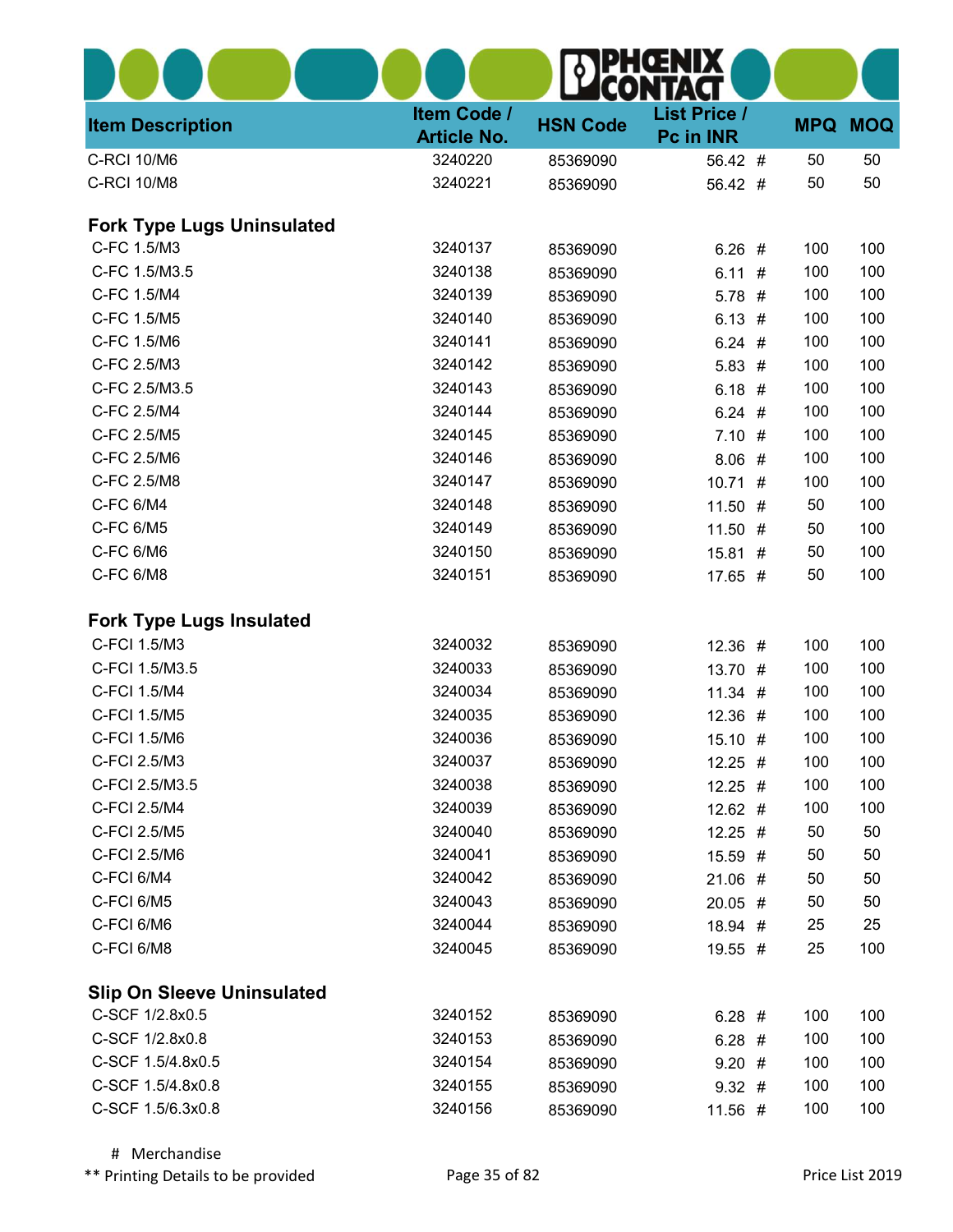| Item Description | Item Code / Article No. | HSN Code | List Price / Pc in INR | | MPQ | MOQ |
|---|---|---|---|---|---|---|
| C-RCI 10/M6 | 3240220 | 85369090 | 56.42 | # | 50 | 50 |
| C-RCI 10/M8 | 3240221 | 85369090 | 56.42 | # | 50 | 50 |
| **Fork Type Lugs Uninsulated** | | | | | | |
| C-FC 1.5/M3 | 3240137 | 85369090 | 6.26 | # | 100 | 100 |
| C-FC 1.5/M3.5 | 3240138 | 85369090 | 6.11 | # | 100 | 100 |
| C-FC 1.5/M4 | 3240139 | 85369090 | 5.78 | # | 100 | 100 |
| C-FC 1.5/M5 | 3240140 | 85369090 | 6.13 | # | 100 | 100 |
| C-FC 1.5/M6 | 3240141 | 85369090 | 6.24 | # | 100 | 100 |
| C-FC 2.5/M3 | 3240142 | 85369090 | 5.83 | # | 100 | 100 |
| C-FC 2.5/M3.5 | 3240143 | 85369090 | 6.18 | # | 100 | 100 |
| C-FC 2.5/M4 | 3240144 | 85369090 | 6.24 | # | 100 | 100 |
| C-FC 2.5/M5 | 3240145 | 85369090 | 7.10 | # | 100 | 100 |
| C-FC 2.5/M6 | 3240146 | 85369090 | 8.06 | # | 100 | 100 |
| C-FC 2.5/M8 | 3240147 | 85369090 | 10.71 | # | 100 | 100 |
| C-FC 6/M4 | 3240148 | 85369090 | 11.50 | # | 50 | 100 |
| C-FC 6/M5 | 3240149 | 85369090 | 11.50 | # | 50 | 100 |
| C-FC 6/M6 | 3240150 | 85369090 | 15.81 | # | 50 | 100 |
| C-FC 6/M8 | 3240151 | 85369090 | 17.65 | # | 50 | 100 |
| **Fork Type Lugs Insulated** | | | | | | |
| C-FCI 1.5/M3 | 3240032 | 85369090 | 12.36 | # | 100 | 100 |
| C-FCI 1.5/M3.5 | 3240033 | 85369090 | 13.70 | # | 100 | 100 |
| C-FCI 1.5/M4 | 3240034 | 85369090 | 11.34 | # | 100 | 100 |
| C-FCI 1.5/M5 | 3240035 | 85369090 | 12.36 | # | 100 | 100 |
| C-FCI 1.5/M6 | 3240036 | 85369090 | 15.10 | # | 100 | 100 |
| C-FCI 2.5/M3 | 3240037 | 85369090 | 12.25 | # | 100 | 100 |
| C-FCI 2.5/M3.5 | 3240038 | 85369090 | 12.25 | # | 100 | 100 |
| C-FCI 2.5/M4 | 3240039 | 85369090 | 12.62 | # | 100 | 100 |
| C-FCI 2.5/M5 | 3240040 | 85369090 | 12.25 | # | 50 | 50 |
| C-FCI 2.5/M6 | 3240041 | 85369090 | 15.59 | # | 50 | 50 |
| C-FCI 6/M4 | 3240042 | 85369090 | 21.06 | # | 50 | 50 |
| C-FCI 6/M5 | 3240043 | 85369090 | 20.05 | # | 50 | 50 |
| C-FCI 6/M6 | 3240044 | 85369090 | 18.94 | # | 25 | 25 |
| C-FCI 6/M8 | 3240045 | 85369090 | 19.55 | # | 25 | 100 |
| **Slip On Sleeve Uninsulated** | | | | | | |
| C-SCF 1/2.8x0.5 | 3240152 | 85369090 | 6.28 | # | 100 | 100 |
| C-SCF 1/2.8x0.8 | 3240153 | 85369090 | 6.28 | # | 100 | 100 |
| C-SCF 1.5/4.8x0.5 | 3240154 | 85369090 | 9.20 | # | 100 | 100 |
| C-SCF 1.5/4.8x0.8 | 3240155 | 85369090 | 9.32 | # | 100 | 100 |
| C-SCF 1.5/6.3x0.8 | 3240156 | 85369090 | 11.56 | # | 100 | 100 |

# Merchandise

** Printing Details to be provided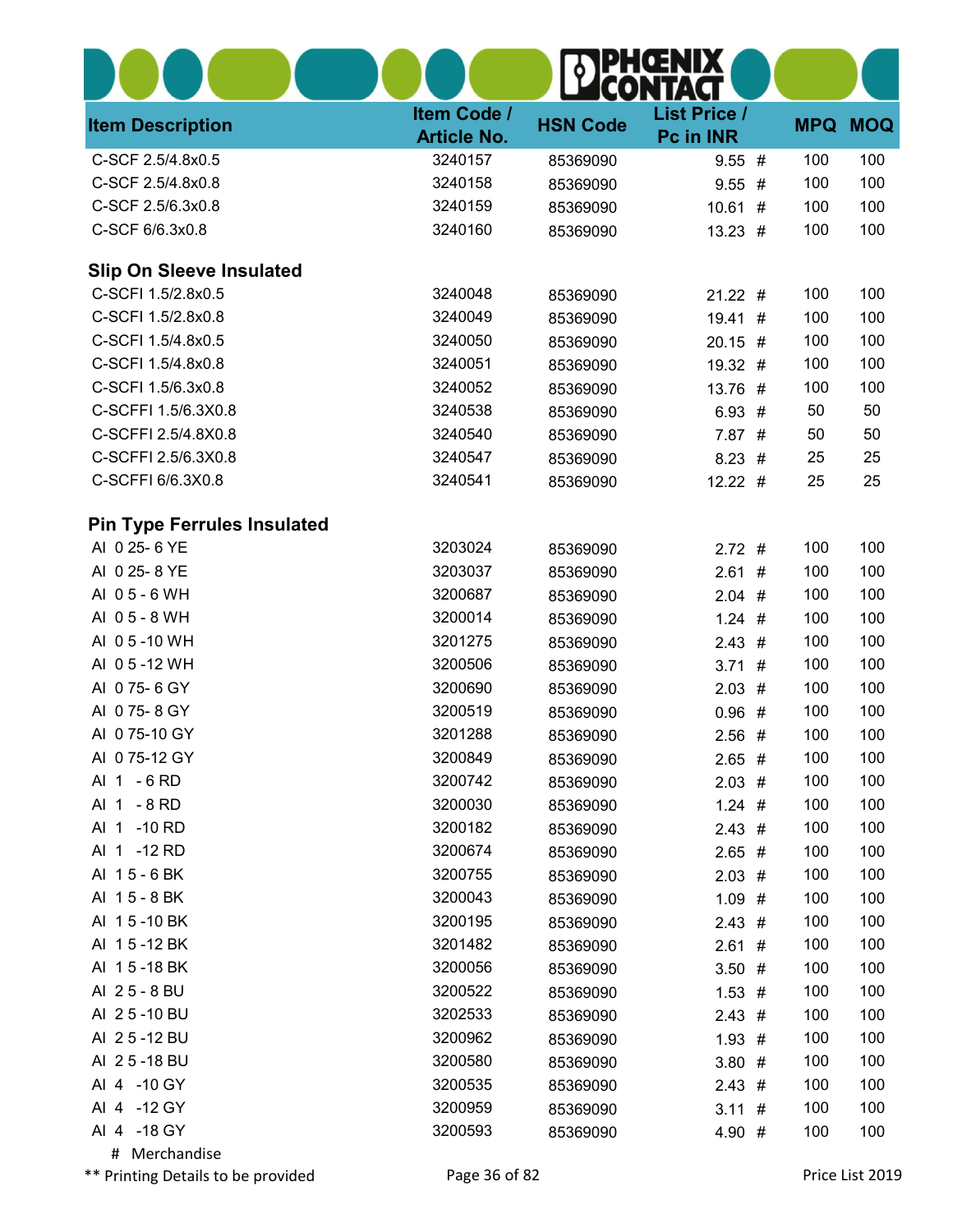| Item Description | Item Code / Article No. | HSN Code | List Price / Pc in INR | | MPQ | MOQ |
|---|---|---|---|---|---|---|
| C-SCF 2.5/4.8x0.5 | 3240157 | 85369090 | 9.55 | # | 100 | 100 |
| C-SCF 2.5/4.8x0.8 | 3240158 | 85369090 | 9.55 | # | 100 | 100 |
| C-SCF 2.5/6.3x0.8 | 3240159 | 85369090 | 10.61 | # | 100 | 100 |
| C-SCF 6/6.3x0.8 | 3240160 | 85369090 | 13.23 | # | 100 | 100 |
| **Slip On Sleeve Insulated** | | | | | | |
| C-SCFI 1.5/2.8x0.5 | 3240048 | 85369090 | 21.22 | # | 100 | 100 |
| C-SCFI 1.5/2.8x0.8 | 3240049 | 85369090 | 19.41 | # | 100 | 100 |
| C-SCFI 1.5/4.8x0.5 | 3240050 | 85369090 | 20.15 | # | 100 | 100 |
| C-SCFI 1.5/4.8x0.8 | 3240051 | 85369090 | 19.32 | # | 100 | 100 |
| C-SCFI 1.5/6.3x0.8 | 3240052 | 85369090 | 13.76 | # | 100 | 100 |
| C-SCFFI 1.5/6.3X0.8 | 3240538 | 85369090 | 6.93 | # | 50 | 50 |
| C-SCFFI 2.5/4.8X0.8 | 3240540 | 85369090 | 7.87 | # | 50 | 50 |
| C-SCFFI 2.5/6.3X0.8 | 3240547 | 85369090 | 8.23 | # | 25 | 25 |
| C-SCFFI 6/6.3X0.8 | 3240541 | 85369090 | 12.22 | # | 25 | 25 |
| **Pin Type Ferrules Insulated** | | | | | | |
| AI 0 25- 6 YE | 3203024 | 85369090 | 2.72 | # | 100 | 100 |
| AI 0 25- 8 YE | 3203037 | 85369090 | 2.61 | # | 100 | 100 |
| AI 0 5 - 6 WH | 3200687 | 85369090 | 2.04 | # | 100 | 100 |
| AI 0 5 - 8 WH | 3200014 | 85369090 | 1.24 | # | 100 | 100 |
| AI 0 5 -10 WH | 3201275 | 85369090 | 2.43 | # | 100 | 100 |
| AI 0 5 -12 WH | 3200506 | 85369090 | 3.71 | # | 100 | 100 |
| AI 0 75- 6 GY | 3200690 | 85369090 | 2.03 | # | 100 | 100 |
| AI 0 75- 8 GY | 3200519 | 85369090 | 0.96 | # | 100 | 100 |
| AI 0 75-10 GY | 3201288 | 85369090 | 2.56 | # | 100 | 100 |
| AI 0 75-12 GY | 3200849 | 85369090 | 2.65 | # | 100 | 100 |
| AI 1 - 6 RD | 3200742 | 85369090 | 2.03 | # | 100 | 100 |
| AI 1 - 8 RD | 3200030 | 85369090 | 1.24 | # | 100 | 100 |
| AI 1 -10 RD | 3200182 | 85369090 | 2.43 | # | 100 | 100 |
| AI 1 -12 RD | 3200674 | 85369090 | 2.65 | # | 100 | 100 |
| AI 1 5 - 6 BK | 3200755 | 85369090 | 2.03 | # | 100 | 100 |
| AI 1 5 - 8 BK | 3200043 | 85369090 | 1.09 | # | 100 | 100 |
| AI 1 5 -10 BK | 3200195 | 85369090 | 2.43 | # | 100 | 100 |
| AI 1 5 -12 BK | 3201482 | 85369090 | 2.61 | # | 100 | 100 |
| AI 1 5 -18 BK | 3200056 | 85369090 | 3.50 | # | 100 | 100 |
| AI 2 5 - 8 BU | 3200522 | 85369090 | 1.53 | # | 100 | 100 |
| AI 2 5 -10 BU | 3202533 | 85369090 | 2.43 | # | 100 | 100 |
| AI 2 5 -12 BU | 3200962 | 85369090 | 1.93 | # | 100 | 100 |
| AI 2 5 -18 BU | 3200580 | 85369090 | 3.80 | # | 100 | 100 |
| AI 4 -10 GY | 3200535 | 85369090 | 2.43 | # | 100 | 100 |
| AI 4 -12 GY | 3200959 | 85369090 | 3.11 | # | 100 | 100 |
| AI 4 -18 GY | 3200593 | 85369090 | 4.90 | # | 100 | 100 |

# Merchandise

** Printing Details to be provided

Price List 2019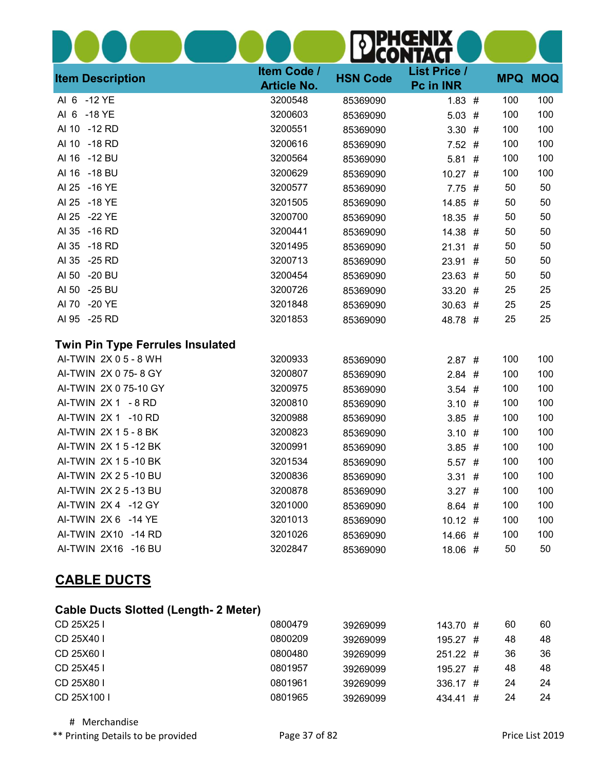| Item Description | Item Code / Article No. | HSN Code | List Price / Pc in INR | | MPQ | MOQ |
|---|---|---|---|---|---|---|
| AI 6 -12 YE | 3200548 | 85369090 | 1.83 | # | 100 | 100 |
| AI 6 -18 YE | 3200603 | 85369090 | 5.03 | # | 100 | 100 |
| AI 10 -12 RD | 3200551 | 85369090 | 3.30 | # | 100 | 100 |
| AI 10 -18 RD | 3200616 | 85369090 | 7.52 | # | 100 | 100 |
| AI 16 -12 BU | 3200564 | 85369090 | 5.81 | # | 100 | 100 |
| AI 16 -18 BU | 3200629 | 85369090 | 10.27 | # | 100 | 100 |
| AI 25 -16 YE | 3200577 | 85369090 | 7.75 | # | 50 | 50 |
| AI 25 -18 YE | 3201505 | 85369090 | 14.85 | # | 50 | 50 |
| AI 25 -22 YE | 3200700 | 85369090 | 18.35 | # | 50 | 50 |
| AI 35 -16 RD | 3200441 | 85369090 | 14.38 | # | 50 | 50 |
| AI 35 -18 RD | 3201495 | 85369090 | 21.31 | # | 50 | 50 |
| AI 35 -25 RD | 3200713 | 85369090 | 23.91 | # | 50 | 50 |
| AI 50 -20 BU | 3200454 | 85369090 | 23.63 | # | 50 | 50 |
| AI 50 -25 BU | 3200726 | 85369090 | 33.20 | # | 25 | 25 |
| AI 70 -20 YE | 3201848 | 85369090 | 30.63 | # | 25 | 25 |
| AI 95 -25 RD | 3201853 | 85369090 | 48.78 | # | 25 | 25 |

### Twin Pin Type Ferrules Insulated

| | | | | | | |
|---|---|---|---|---|---|---|
| AI-TWIN 2X 0 5 - 8 WH | 3200933 | 85369090 | 2.87 | # | 100 | 100 |
| AI-TWIN 2X 0 75- 8 GY | 3200807 | 85369090 | 2.84 | # | 100 | 100 |
| AI-TWIN 2X 0 75-10 GY | 3200975 | 85369090 | 3.54 | # | 100 | 100 |
| AI-TWIN 2X 1 - 8 RD | 3200810 | 85369090 | 3.10 | # | 100 | 100 |
| AI-TWIN 2X 1 -10 RD | 3200988 | 85369090 | 3.85 | # | 100 | 100 |
| AI-TWIN 2X 1 5 - 8 BK | 3200823 | 85369090 | 3.10 | # | 100 | 100 |
| AI-TWIN 2X 1 5 -12 BK | 3200991 | 85369090 | 3.85 | # | 100 | 100 |
| AI-TWIN 2X 1 5 -10 BK | 3201534 | 85369090 | 5.57 | # | 100 | 100 |
| AI-TWIN 2X 2 5 -10 BU | 3200836 | 85369090 | 3.31 | # | 100 | 100 |
| AI-TWIN 2X 2 5 -13 BU | 3200878 | 85369090 | 3.27 | # | 100 | 100 |
| AI-TWIN 2X 4 -12 GY | 3201000 | 85369090 | 8.64 | # | 100 | 100 |
| AI-TWIN 2X 6 -14 YE | 3201013 | 85369090 | 10.12 | # | 100 | 100 |
| AI-TWIN 2X10 -14 RD | 3201026 | 85369090 | 14.66 | # | 100 | 100 |
| AI-TWIN 2X16 -16 BU | 3202847 | 85369090 | 18.06 | # | 50 | 50 |

## CABLE DUCTS

### Cable Ducts Slotted (Length- 2 Meter)

| | | | | | | |
|---|---|---|---|---|---|---|
| CD 25X25 I | 0800479 | 39269099 | 143.70 | # | 60 | 60 |
| CD 25X40 I | 0800209 | 39269099 | 195.27 | # | 48 | 48 |
| CD 25X60 I | 0800480 | 39269099 | 251.22 | # | 36 | 36 |
| CD 25X45 I | 0801957 | 39269099 | 195.27 | # | 48 | 48 |
| CD 25X80 I | 0801961 | 39269099 | 336.17 | # | 24 | 24 |
| CD 25X100 I | 0801965 | 39269099 | 434.41 | # | 24 | 24 |

# Merchandise

** Printing Details to be provided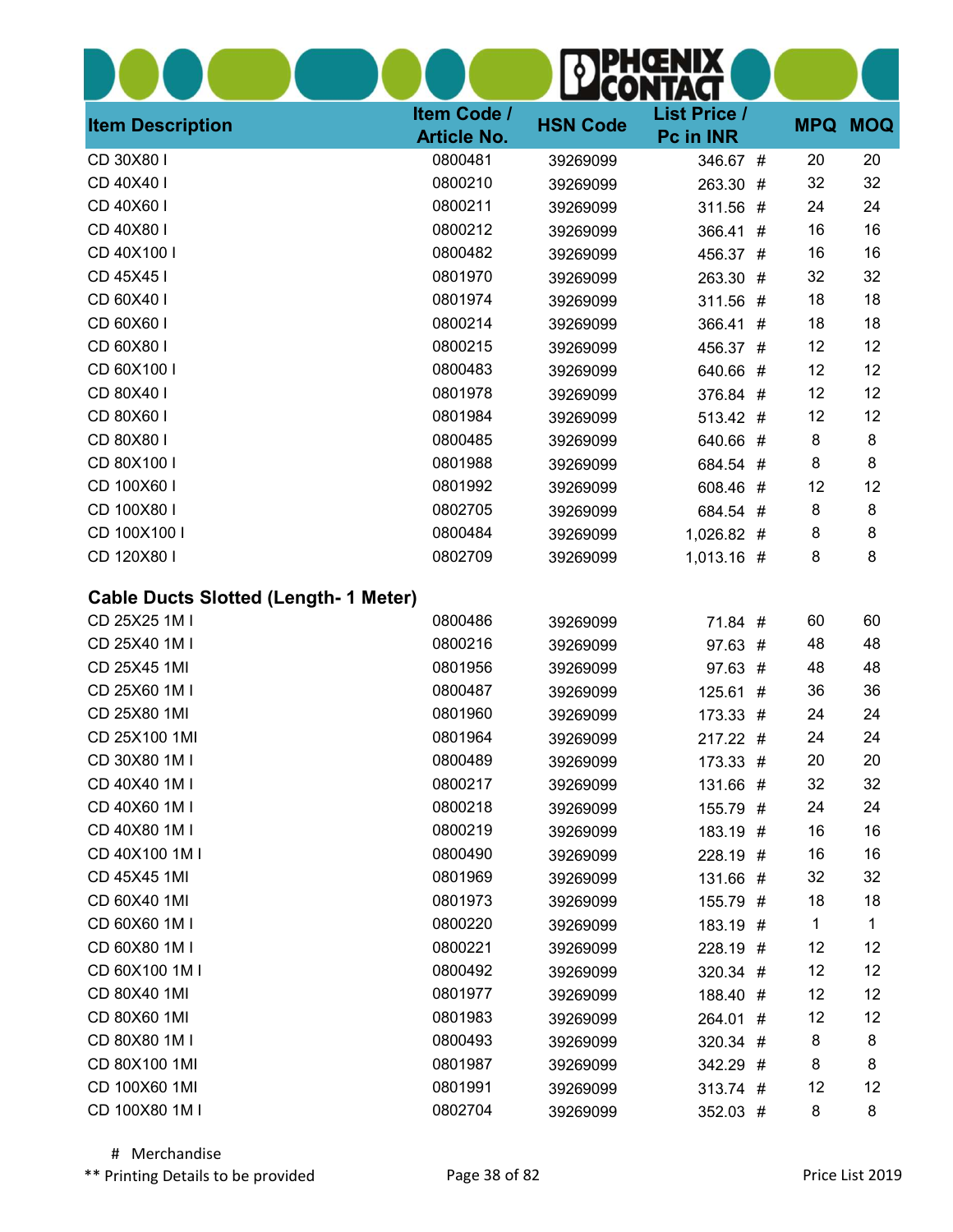| Item Description | Item Code / Article No. | HSN Code | List Price / Pc in INR | | MPQ | MOQ |
|---|---|---|---|---|---|---|
| CD 30X80 I | 0800481 | 39269099 | 346.67 | # | 20 | 20 |
| CD 40X40 I | 0800210 | 39269099 | 263.30 | # | 32 | 32 |
| CD 40X60 I | 0800211 | 39269099 | 311.56 | # | 24 | 24 |
| CD 40X80 I | 0800212 | 39269099 | 366.41 | # | 16 | 16 |
| CD 40X100 I | 0800482 | 39269099 | 456.37 | # | 16 | 16 |
| CD 45X45 I | 0801970 | 39269099 | 263.30 | # | 32 | 32 |
| CD 60X40 I | 0801974 | 39269099 | 311.56 | # | 18 | 18 |
| CD 60X60 I | 0800214 | 39269099 | 366.41 | # | 18 | 18 |
| CD 60X80 I | 0800215 | 39269099 | 456.37 | # | 12 | 12 |
| CD 60X100 I | 0800483 | 39269099 | 640.66 | # | 12 | 12 |
| CD 80X40 I | 0801978 | 39269099 | 376.84 | # | 12 | 12 |
| CD 80X60 I | 0801984 | 39269099 | 513.42 | # | 12 | 12 |
| CD 80X80 I | 0800485 | 39269099 | 640.66 | # | 8 | 8 |
| CD 80X100 I | 0801988 | 39269099 | 684.54 | # | 8 | 8 |
| CD 100X60 I | 0801992 | 39269099 | 608.46 | # | 12 | 12 |
| CD 100X80 I | 0802705 | 39269099 | 684.54 | # | 8 | 8 |
| CD 100X100 I | 0800484 | 39269099 | 1,026.82 | # | 8 | 8 |
| CD 120X80 I | 0802709 | 39269099 | 1,013.16 | # | 8 | 8 |
| **Cable Ducts Slotted (Length- 1 Meter)** | | | | | | |
| CD 25X25 1M I | 0800486 | 39269099 | 71.84 | # | 60 | 60 |
| CD 25X40 1M I | 0800216 | 39269099 | 97.63 | # | 48 | 48 |
| CD 25X45 1MI | 0801956 | 39269099 | 97.63 | # | 48 | 48 |
| CD 25X60 1M I | 0800487 | 39269099 | 125.61 | # | 36 | 36 |
| CD 25X80 1MI | 0801960 | 39269099 | 173.33 | # | 24 | 24 |
| CD 25X100 1MI | 0801964 | 39269099 | 217.22 | # | 24 | 24 |
| CD 30X80 1M I | 0800489 | 39269099 | 173.33 | # | 20 | 20 |
| CD 40X40 1M I | 0800217 | 39269099 | 131.66 | # | 32 | 32 |
| CD 40X60 1M I | 0800218 | 39269099 | 155.79 | # | 24 | 24 |
| CD 40X80 1M I | 0800219 | 39269099 | 183.19 | # | 16 | 16 |
| CD 40X100 1M I | 0800490 | 39269099 | 228.19 | # | 16 | 16 |
| CD 45X45 1MI | 0801969 | 39269099 | 131.66 | # | 32 | 32 |
| CD 60X40 1MI | 0801973 | 39269099 | 155.79 | # | 18 | 18 |
| CD 60X60 1M I | 0800220 | 39269099 | 183.19 | # | 1 | 1 |
| CD 60X80 1M I | 0800221 | 39269099 | 228.19 | # | 12 | 12 |
| CD 60X100 1M I | 0800492 | 39269099 | 320.34 | # | 12 | 12 |
| CD 80X40 1MI | 0801977 | 39269099 | 188.40 | # | 12 | 12 |
| CD 80X60 1MI | 0801983 | 39269099 | 264.01 | # | 12 | 12 |
| CD 80X80 1M I | 0800493 | 39269099 | 320.34 | # | 8 | 8 |
| CD 80X100 1MI | 0801987 | 39269099 | 342.29 | # | 8 | 8 |
| CD 100X60 1MI | 0801991 | 39269099 | 313.74 | # | 12 | 12 |
| CD 100X80 1M I | 0802704 | 39269099 | 352.03 | # | 8 | 8 |

# Merchandise

** Printing Details to be provided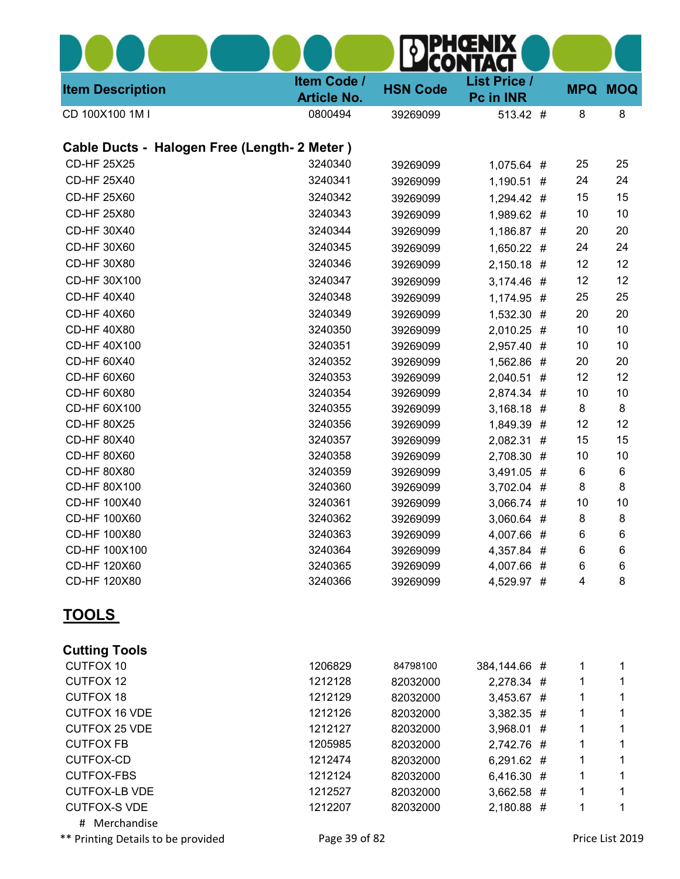| Item Description | Item Code / Article No. | HSN Code | List Price / Pc in INR | | MPQ | MOQ |
|---|---|---|---|---|---|---|
| CD 100X100 1M I | 0800494 | 39269099 | 513.42 | # | 8 | 8 |

## Cable Ducts - Halogen Free (Length- 2 Meter )

| Item Description | Item Code / Article No. | HSN Code | List Price / Pc in INR | | MPQ | MOQ |
|---|---|---|---|---|---|---|
| CD-HF 25X25 | 3240340 | 39269099 | 1,075.64 | # | 25 | 25 |
| CD-HF 25X40 | 3240341 | 39269099 | 1,190.51 | # | 24 | 24 |
| CD-HF 25X60 | 3240342 | 39269099 | 1,294.42 | # | 15 | 15 |
| CD-HF 25X80 | 3240343 | 39269099 | 1,989.62 | # | 10 | 10 |
| CD-HF 30X40 | 3240344 | 39269099 | 1,186.87 | # | 20 | 20 |
| CD-HF 30X60 | 3240345 | 39269099 | 1,650.22 | # | 24 | 24 |
| CD-HF 30X80 | 3240346 | 39269099 | 2,150.18 | # | 12 | 12 |
| CD-HF 30X100 | 3240347 | 39269099 | 3,174.46 | # | 12 | 12 |
| CD-HF 40X40 | 3240348 | 39269099 | 1,174.95 | # | 25 | 25 |
| CD-HF 40X60 | 3240349 | 39269099 | 1,532.30 | # | 20 | 20 |
| CD-HF 40X80 | 3240350 | 39269099 | 2,010.25 | # | 10 | 10 |
| CD-HF 40X100 | 3240351 | 39269099 | 2,957.40 | # | 10 | 10 |
| CD-HF 60X40 | 3240352 | 39269099 | 1,562.86 | # | 20 | 20 |
| CD-HF 60X60 | 3240353 | 39269099 | 2,040.51 | # | 12 | 12 |
| CD-HF 60X80 | 3240354 | 39269099 | 2,874.34 | # | 10 | 10 |
| CD-HF 60X100 | 3240355 | 39269099 | 3,168.18 | # | 8 | 8 |
| CD-HF 80X25 | 3240356 | 39269099 | 1,849.39 | # | 12 | 12 |
| CD-HF 80X40 | 3240357 | 39269099 | 2,082.31 | # | 15 | 15 |
| CD-HF 80X60 | 3240358 | 39269099 | 2,708.30 | # | 10 | 10 |
| CD-HF 80X80 | 3240359 | 39269099 | 3,491.05 | # | 6 | 6 |
| CD-HF 80X100 | 3240360 | 39269099 | 3,702.04 | # | 8 | 8 |
| CD-HF 100X40 | 3240361 | 39269099 | 3,066.74 | # | 10 | 10 |
| CD-HF 100X60 | 3240362 | 39269099 | 3,060.64 | # | 8 | 8 |
| CD-HF 100X80 | 3240363 | 39269099 | 4,007.66 | # | 6 | 6 |
| CD-HF 100X100 | 3240364 | 39269099 | 4,357.84 | # | 6 | 6 |
| CD-HF 120X60 | 3240365 | 39269099 | 4,007.66 | # | 6 | 6 |
| CD-HF 120X80 | 3240366 | 39269099 | 4,529.97 | # | 4 | 8 |

# TOOLS

## Cutting Tools

| Item Description | Item Code / Article No. | HSN Code | List Price / Pc in INR | | MPQ | MOQ |
|---|---|---|---|---|---|---|
| CUTFOX 10 | 1206829 | 84798100 | 384,144.66 | # | 1 | 1 |
| CUTFOX 12 | 1212128 | 82032000 | 2,278.34 | # | 1 | 1 |
| CUTFOX 18 | 1212129 | 82032000 | 3,453.67 | # | 1 | 1 |
| CUTFOX 16 VDE | 1212126 | 82032000 | 3,382.35 | # | 1 | 1 |
| CUTFOX 25 VDE | 1212127 | 82032000 | 3,968.01 | # | 1 | 1 |
| CUTFOX FB | 1205985 | 82032000 | 2,742.76 | # | 1 | 1 |
| CUTFOX-CD | 1212474 | 82032000 | 6,291.62 | # | 1 | 1 |
| CUTFOX-FBS | 1212124 | 82032000 | 6,416.30 | # | 1 | 1 |
| CUTFOX-LB VDE | 1212527 | 82032000 | 3,662.58 | # | 1 | 1 |
| CUTFOX-S VDE | 1212207 | 82032000 | 2,180.88 | # | 1 | 1 |

# Merchandise

** Printing Details to be provided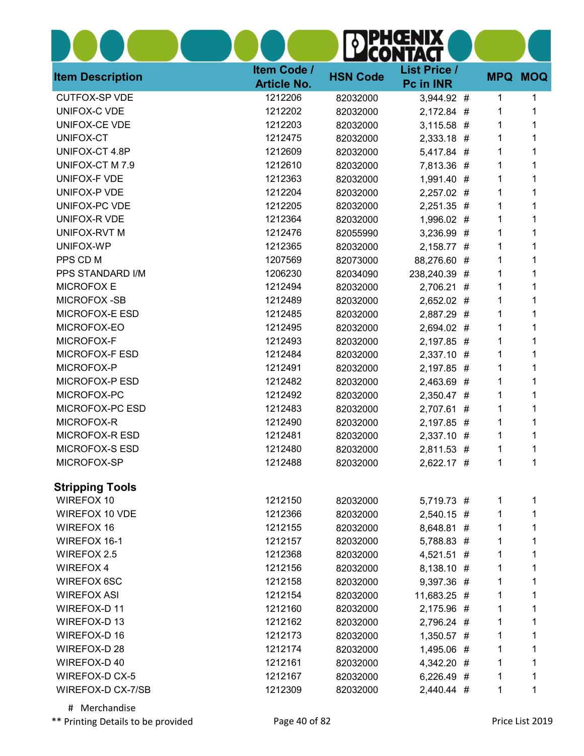| Item Description | Item Code / Article No. | HSN Code | List Price / Pc in INR | | MPQ | MOQ |
|---|---|---|---|---|---|---|
| CUTFOX-SP VDE | 1212206 | 82032000 | 3,944.92 | # | 1 | 1 |
| UNIFOX-C VDE | 1212202 | 82032000 | 2,172.84 | # | 1 | 1 |
| UNIFOX-CE VDE | 1212203 | 82032000 | 3,115.58 | # | 1 | 1 |
| UNIFOX-CT | 1212475 | 82032000 | 2,333.18 | # | 1 | 1 |
| UNIFOX-CT 4.8P | 1212609 | 82032000 | 5,417.84 | # | 1 | 1 |
| UNIFOX-CT M 7.9 | 1212610 | 82032000 | 7,813.36 | # | 1 | 1 |
| UNIFOX-F VDE | 1212363 | 82032000 | 1,991.40 | # | 1 | 1 |
| UNIFOX-P VDE | 1212204 | 82032000 | 2,257.02 | # | 1 | 1 |
| UNIFOX-PC VDE | 1212205 | 82032000 | 2,251.35 | # | 1 | 1 |
| UNIFOX-R VDE | 1212364 | 82032000 | 1,996.02 | # | 1 | 1 |
| UNIFOX-RVT M | 1212476 | 82055990 | 3,236.99 | # | 1 | 1 |
| UNIFOX-WP | 1212365 | 82032000 | 2,158.77 | # | 1 | 1 |
| PPS CD M | 1207569 | 82073000 | 88,276.60 | # | 1 | 1 |
| PPS STANDARD I/M | 1206230 | 82034090 | 238,240.39 | # | 1 | 1 |
| MICROFOX E | 1212494 | 82032000 | 2,706.21 | # | 1 | 1 |
| MICROFOX -SB | 1212489 | 82032000 | 2,652.02 | # | 1 | 1 |
| MICROFOX-E ESD | 1212485 | 82032000 | 2,887.29 | # | 1 | 1 |
| MICROFOX-EO | 1212495 | 82032000 | 2,694.02 | # | 1 | 1 |
| MICROFOX-F | 1212493 | 82032000 | 2,197.85 | # | 1 | 1 |
| MICROFOX-F ESD | 1212484 | 82032000 | 2,337.10 | # | 1 | 1 |
| MICROFOX-P | 1212491 | 82032000 | 2,197.85 | # | 1 | 1 |
| MICROFOX-P ESD | 1212482 | 82032000 | 2,463.69 | # | 1 | 1 |
| MICROFOX-PC | 1212492 | 82032000 | 2,350.47 | # | 1 | 1 |
| MICROFOX-PC ESD | 1212483 | 82032000 | 2,707.61 | # | 1 | 1 |
| MICROFOX-R | 1212490 | 82032000 | 2,197.85 | # | 1 | 1 |
| MICROFOX-R ESD | 1212481 | 82032000 | 2,337.10 | # | 1 | 1 |
| MICROFOX-S ESD | 1212480 | 82032000 | 2,811.53 | # | 1 | 1 |
| MICROFOX-SP | 1212488 | 82032000 | 2,622.17 | # | 1 | 1 |
| **Stripping Tools** | | | | | | |
| WIREFOX 10 | 1212150 | 82032000 | 5,719.73 | # | 1 | 1 |
| WIREFOX 10 VDE | 1212366 | 82032000 | 2,540.15 | # | 1 | 1 |
| WIREFOX 16 | 1212155 | 82032000 | 8,648.81 | # | 1 | 1 |
| WIREFOX 16-1 | 1212157 | 82032000 | 5,788.83 | # | 1 | 1 |
| WIREFOX 2.5 | 1212368 | 82032000 | 4,521.51 | # | 1 | 1 |
| WIREFOX 4 | 1212156 | 82032000 | 8,138.10 | # | 1 | 1 |
| WIREFOX 6SC | 1212158 | 82032000 | 9,397.36 | # | 1 | 1 |
| WIREFOX ASI | 1212154 | 82032000 | 11,683.25 | # | 1 | 1 |
| WIREFOX-D 11 | 1212160 | 82032000 | 2,175.96 | # | 1 | 1 |
| WIREFOX-D 13 | 1212162 | 82032000 | 2,796.24 | # | 1 | 1 |
| WIREFOX-D 16 | 1212173 | 82032000 | 1,350.57 | # | 1 | 1 |
| WIREFOX-D 28 | 1212174 | 82032000 | 1,495.06 | # | 1 | 1 |
| WIREFOX-D 40 | 1212161 | 82032000 | 4,342.20 | # | 1 | 1 |
| WIREFOX-D CX-5 | 1212167 | 82032000 | 6,226.49 | # | 1 | 1 |
| WIREFOX-D CX-7/SB | 1212309 | 82032000 | 2,440.44 | # | 1 | 1 |

# Merchandise

** Printing Details to be provided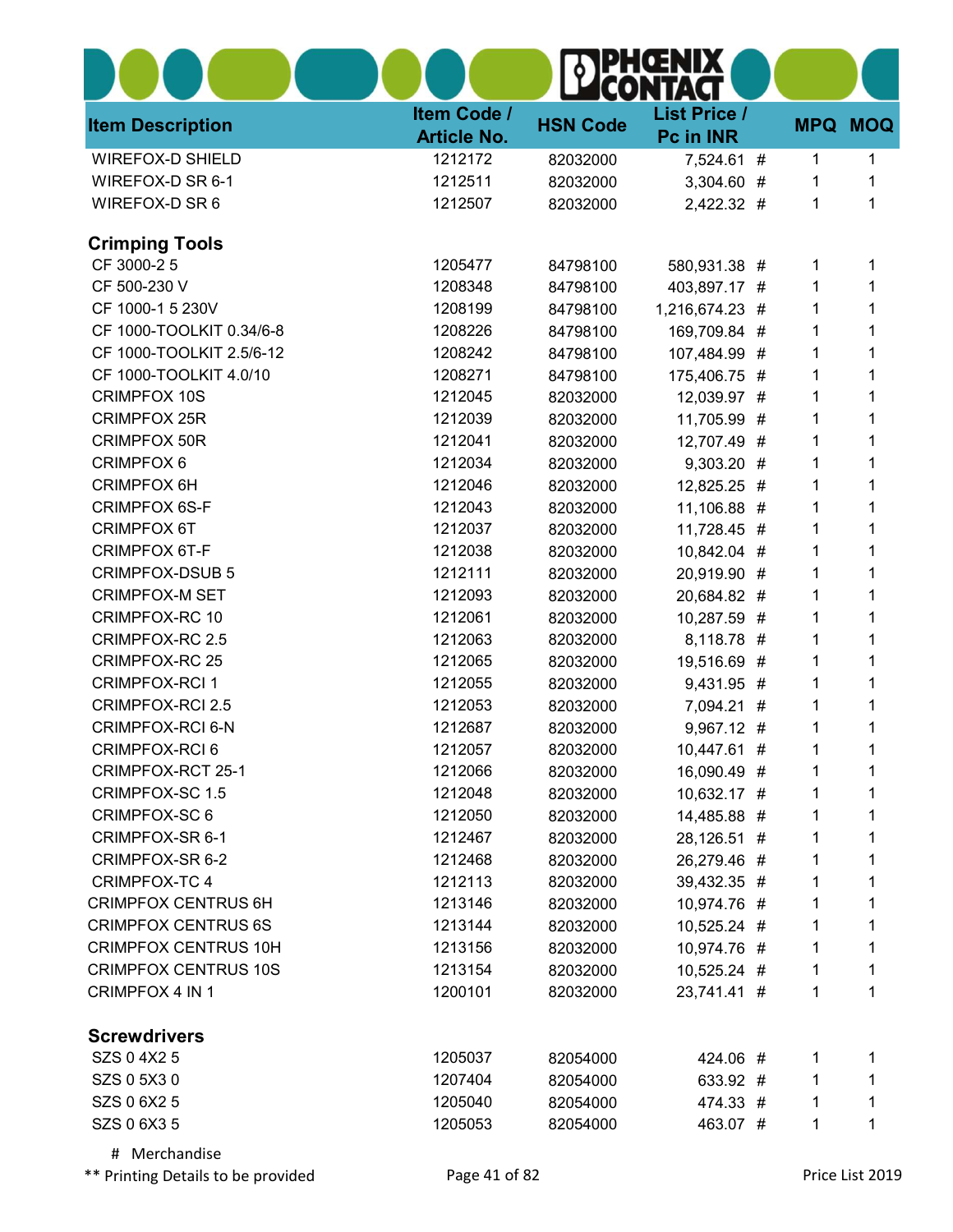| Item Description | Item Code / Article No. | HSN Code | List Price / Pc in INR | | MPQ | MOQ |
|---|---|---|---|---|---|---|
| WIREFOX-D SHIELD | 1212172 | 82032000 | 7,524.61 | # | 1 | 1 |
| WIREFOX-D SR 6-1 | 1212511 | 82032000 | 3,304.60 | # | 1 | 1 |
| WIREFOX-D SR 6 | 1212507 | 82032000 | 2,422.32 | # | 1 | 1 |
| **Crimping Tools** | | | | | | |
| CF 3000-2 5 | 1205477 | 84798100 | 580,931.38 | # | 1 | 1 |
| CF 500-230 V | 1208348 | 84798100 | 403,897.17 | # | 1 | 1 |
| CF 1000-1 5 230V | 1208199 | 84798100 | 1,216,674.23 | # | 1 | 1 |
| CF 1000-TOOLKIT 0.34/6-8 | 1208226 | 84798100 | 169,709.84 | # | 1 | 1 |
| CF 1000-TOOLKIT 2.5/6-12 | 1208242 | 84798100 | 107,484.99 | # | 1 | 1 |
| CF 1000-TOOLKIT 4.0/10 | 1208271 | 84798100 | 175,406.75 | # | 1 | 1 |
| CRIMPFOX 10S | 1212045 | 82032000 | 12,039.97 | # | 1 | 1 |
| CRIMPFOX 25R | 1212039 | 82032000 | 11,705.99 | # | 1 | 1 |
| CRIMPFOX 50R | 1212041 | 82032000 | 12,707.49 | # | 1 | 1 |
| CRIMPFOX 6 | 1212034 | 82032000 | 9,303.20 | # | 1 | 1 |
| CRIMPFOX 6H | 1212046 | 82032000 | 12,825.25 | # | 1 | 1 |
| CRIMPFOX 6S-F | 1212043 | 82032000 | 11,106.88 | # | 1 | 1 |
| CRIMPFOX 6T | 1212037 | 82032000 | 11,728.45 | # | 1 | 1 |
| CRIMPFOX 6T-F | 1212038 | 82032000 | 10,842.04 | # | 1 | 1 |
| CRIMPFOX-DSUB 5 | 1212111 | 82032000 | 20,919.90 | # | 1 | 1 |
| CRIMPFOX-M SET | 1212093 | 82032000 | 20,684.82 | # | 1 | 1 |
| CRIMPFOX-RC 10 | 1212061 | 82032000 | 10,287.59 | # | 1 | 1 |
| CRIMPFOX-RC 2.5 | 1212063 | 82032000 | 8,118.78 | # | 1 | 1 |
| CRIMPFOX-RC 25 | 1212065 | 82032000 | 19,516.69 | # | 1 | 1 |
| CRIMPFOX-RCI 1 | 1212055 | 82032000 | 9,431.95 | # | 1 | 1 |
| CRIMPFOX-RCI 2.5 | 1212053 | 82032000 | 7,094.21 | # | 1 | 1 |
| CRIMPFOX-RCI 6-N | 1212687 | 82032000 | 9,967.12 | # | 1 | 1 |
| CRIMPFOX-RCI 6 | 1212057 | 82032000 | 10,447.61 | # | 1 | 1 |
| CRIMPFOX-RCT 25-1 | 1212066 | 82032000 | 16,090.49 | # | 1 | 1 |
| CRIMPFOX-SC 1.5 | 1212048 | 82032000 | 10,632.17 | # | 1 | 1 |
| CRIMPFOX-SC 6 | 1212050 | 82032000 | 14,485.88 | # | 1 | 1 |
| CRIMPFOX-SR 6-1 | 1212467 | 82032000 | 28,126.51 | # | 1 | 1 |
| CRIMPFOX-SR 6-2 | 1212468 | 82032000 | 26,279.46 | # | 1 | 1 |
| CRIMPFOX-TC 4 | 1212113 | 82032000 | 39,432.35 | # | 1 | 1 |
| CRIMPFOX CENTRUS 6H | 1213146 | 82032000 | 10,974.76 | # | 1 | 1 |
| CRIMPFOX CENTRUS 6S | 1213144 | 82032000 | 10,525.24 | # | 1 | 1 |
| CRIMPFOX CENTRUS 10H | 1213156 | 82032000 | 10,974.76 | # | 1 | 1 |
| CRIMPFOX CENTRUS 10S | 1213154 | 82032000 | 10,525.24 | # | 1 | 1 |
| CRIMPFOX 4 IN 1 | 1200101 | 82032000 | 23,741.41 | # | 1 | 1 |
| **Screwdrivers** | | | | | | |
| SZS 0 4X2 5 | 1205037 | 82054000 | 424.06 | # | 1 | 1 |
| SZS 0 5X3 0 | 1207404 | 82054000 | 633.92 | # | 1 | 1 |
| SZS 0 6X2 5 | 1205040 | 82054000 | 474.33 | # | 1 | 1 |
| SZS 0 6X3 5 | 1205053 | 82054000 | 463.07 | # | 1 | 1 |

# Merchandise

** Printing Details to be provided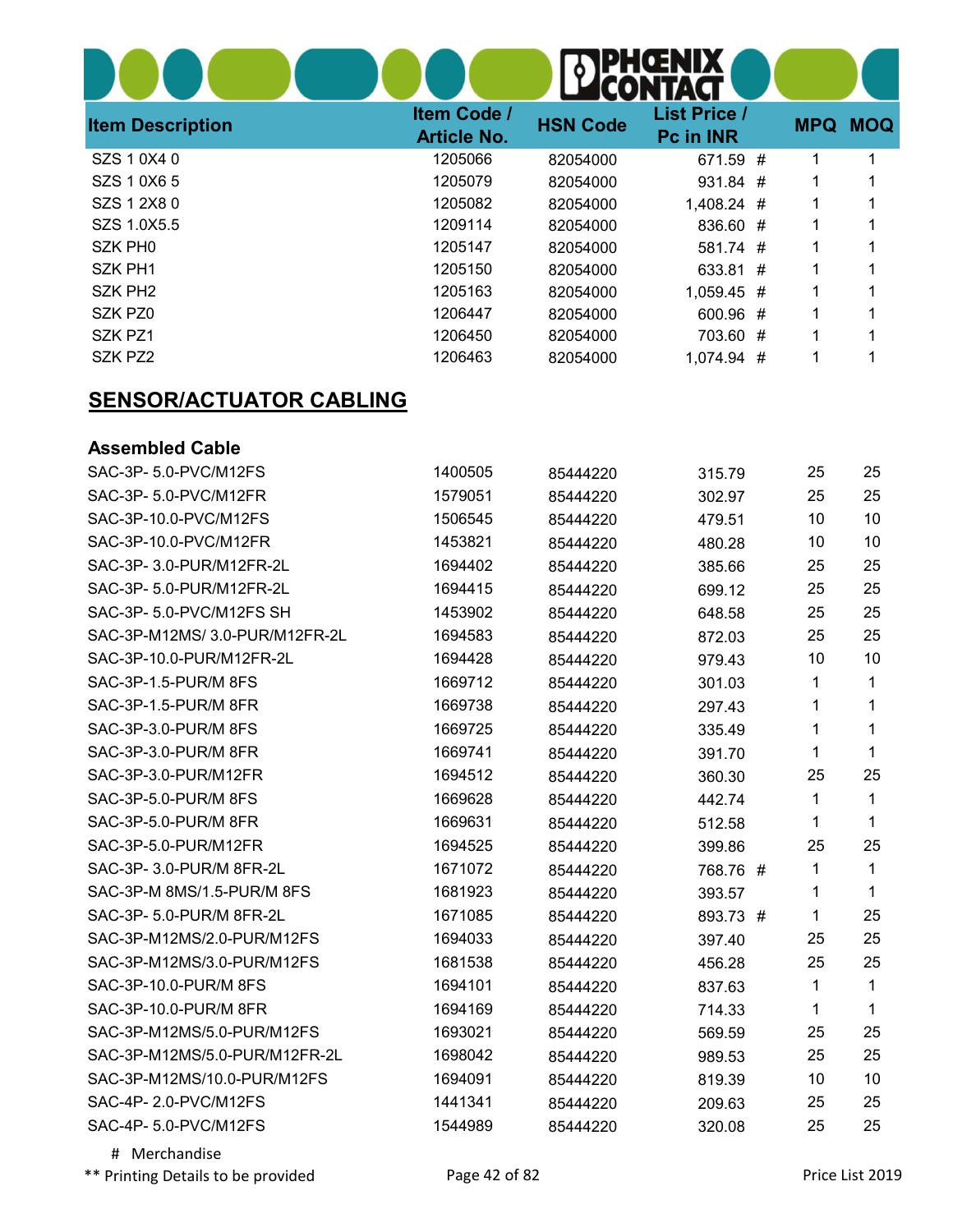| Item Description | Item Code / Article No. | HSN Code | List Price / Pc in INR | | MPQ | MOQ |
|---|---|---|---|---|---|---|
| SZS 1 0X4 0 | 1205066 | 82054000 | 671.59 | # | 1 | 1 |
| SZS 1 0X6 5 | 1205079 | 82054000 | 931.84 | # | 1 | 1 |
| SZS 1 2X8 0 | 1205082 | 82054000 | 1,408.24 | # | 1 | 1 |
| SZS 1.0X5.5 | 1209114 | 82054000 | 836.60 | # | 1 | 1 |
| SZK PH0 | 1205147 | 82054000 | 581.74 | # | 1 | 1 |
| SZK PH1 | 1205150 | 82054000 | 633.81 | # | 1 | 1 |
| SZK PH2 | 1205163 | 82054000 | 1,059.45 | # | 1 | 1 |
| SZK PZ0 | 1206447 | 82054000 | 600.96 | # | 1 | 1 |
| SZK PZ1 | 1206450 | 82054000 | 703.60 | # | 1 | 1 |
| SZK PZ2 | 1206463 | 82054000 | 1,074.94 | # | 1 | 1 |

## SENSOR/ACTUATOR CABLING

### Assembled Cable

| Item Description | Item Code / Article No. | HSN Code | List Price / Pc in INR | | MPQ | MOQ |
|---|---|---|---|---|---|---|
| SAC-3P- 5.0-PVC/M12FS | 1400505 | 85444220 | 315.79 | | 25 | 25 |
| SAC-3P- 5.0-PVC/M12FR | 1579051 | 85444220 | 302.97 | | 25 | 25 |
| SAC-3P-10.0-PVC/M12FS | 1506545 | 85444220 | 479.51 | | 10 | 10 |
| SAC-3P-10.0-PVC/M12FR | 1453821 | 85444220 | 480.28 | | 10 | 10 |
| SAC-3P- 3.0-PUR/M12FR-2L | 1694402 | 85444220 | 385.66 | | 25 | 25 |
| SAC-3P- 5.0-PUR/M12FR-2L | 1694415 | 85444220 | 699.12 | | 25 | 25 |
| SAC-3P- 5.0-PVC/M12FS SH | 1453902 | 85444220 | 648.58 | | 25 | 25 |
| SAC-3P-M12MS/ 3.0-PUR/M12FR-2L | 1694583 | 85444220 | 872.03 | | 25 | 25 |
| SAC-3P-10.0-PUR/M12FR-2L | 1694428 | 85444220 | 979.43 | | 10 | 10 |
| SAC-3P-1.5-PUR/M 8FS | 1669712 | 85444220 | 301.03 | | 1 | 1 |
| SAC-3P-1.5-PUR/M 8FR | 1669738 | 85444220 | 297.43 | | 1 | 1 |
| SAC-3P-3.0-PUR/M 8FS | 1669725 | 85444220 | 335.49 | | 1 | 1 |
| SAC-3P-3.0-PUR/M 8FR | 1669741 | 85444220 | 391.70 | | 1 | 1 |
| SAC-3P-3.0-PUR/M12FR | 1694512 | 85444220 | 360.30 | | 25 | 25 |
| SAC-3P-5.0-PUR/M 8FS | 1669628 | 85444220 | 442.74 | | 1 | 1 |
| SAC-3P-5.0-PUR/M 8FR | 1669631 | 85444220 | 512.58 | | 1 | 1 |
| SAC-3P-5.0-PUR/M12FR | 1694525 | 85444220 | 399.86 | | 25 | 25 |
| SAC-3P- 3.0-PUR/M 8FR-2L | 1671072 | 85444220 | 768.76 | # | 1 | 1 |
| SAC-3P-M 8MS/1.5-PUR/M 8FS | 1681923 | 85444220 | 393.57 | | 1 | 1 |
| SAC-3P- 5.0-PUR/M 8FR-2L | 1671085 | 85444220 | 893.73 | # | 1 | 25 |
| SAC-3P-M12MS/2.0-PUR/M12FS | 1694033 | 85444220 | 397.40 | | 25 | 25 |
| SAC-3P-M12MS/3.0-PUR/M12FS | 1681538 | 85444220 | 456.28 | | 25 | 25 |
| SAC-3P-10.0-PUR/M 8FS | 1694101 | 85444220 | 837.63 | | 1 | 1 |
| SAC-3P-10.0-PUR/M 8FR | 1694169 | 85444220 | 714.33 | | 1 | 1 |
| SAC-3P-M12MS/5.0-PUR/M12FS | 1693021 | 85444220 | 569.59 | | 25 | 25 |
| SAC-3P-M12MS/5.0-PUR/M12FR-2L | 1698042 | 85444220 | 989.53 | | 25 | 25 |
| SAC-3P-M12MS/10.0-PUR/M12FS | 1694091 | 85444220 | 819.39 | | 10 | 10 |
| SAC-4P- 2.0-PVC/M12FS | 1441341 | 85444220 | 209.63 | | 25 | 25 |
| SAC-4P- 5.0-PVC/M12FS | 1544989 | 85444220 | 320.08 | | 25 | 25 |

# Merchandise

** Printing Details to be provided

Price List 2019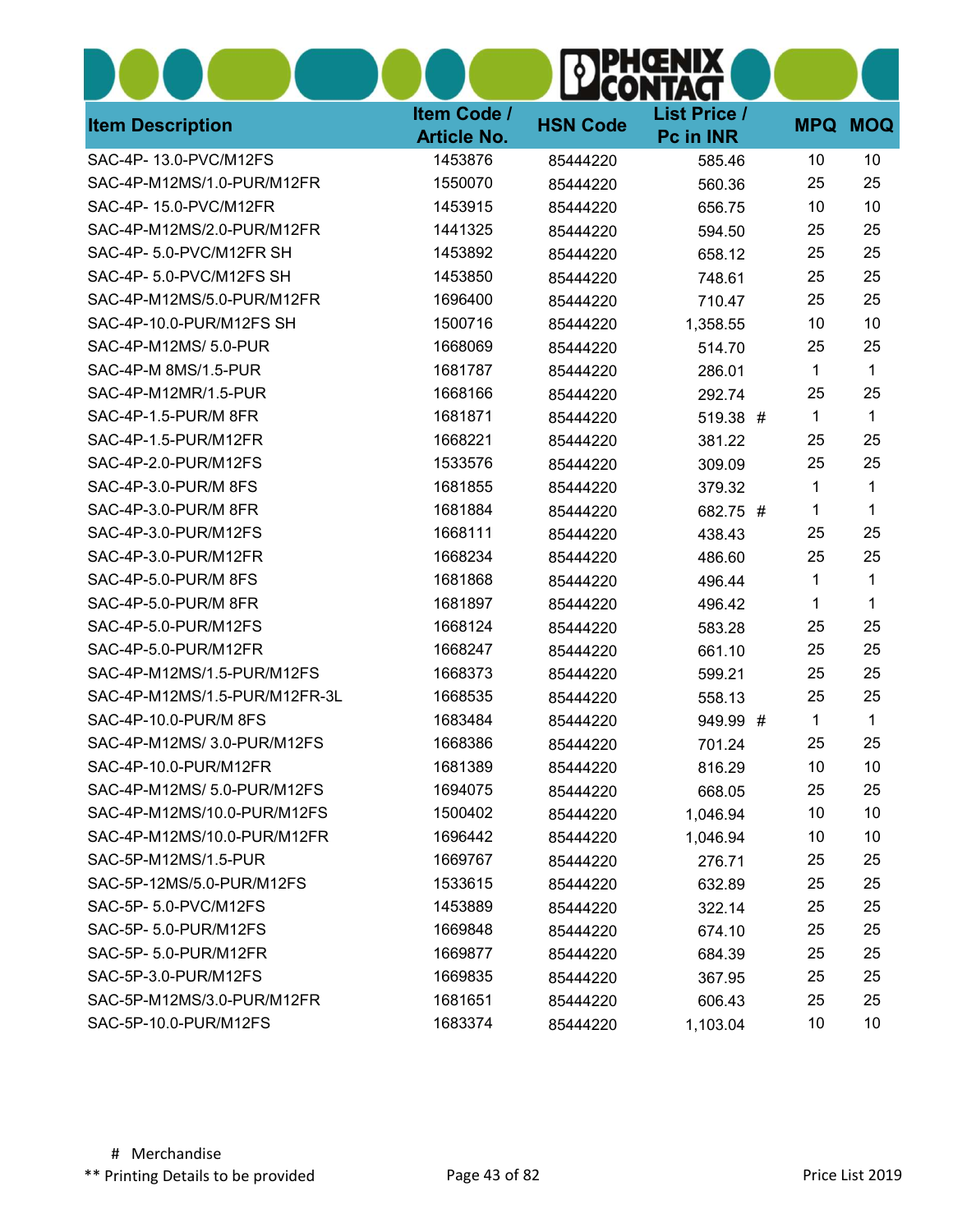| Item Description | Item Code / Article No. | HSN Code | List Price / Pc in INR | MPQ | MOQ |
|---|---|---|---|---|---|
| SAC-4P- 13.0-PVC/M12FS | 1453876 | 85444220 | 585.46 | 10 | 10 |
| SAC-4P-M12MS/1.0-PUR/M12FR | 1550070 | 85444220 | 560.36 | 25 | 25 |
| SAC-4P- 15.0-PVC/M12FR | 1453915 | 85444220 | 656.75 | 10 | 10 |
| SAC-4P-M12MS/2.0-PUR/M12FR | 1441325 | 85444220 | 594.50 | 25 | 25 |
| SAC-4P- 5.0-PVC/M12FR SH | 1453892 | 85444220 | 658.12 | 25 | 25 |
| SAC-4P- 5.0-PVC/M12FS SH | 1453850 | 85444220 | 748.61 | 25 | 25 |
| SAC-4P-M12MS/5.0-PUR/M12FR | 1696400 | 85444220 | 710.47 | 25 | 25 |
| SAC-4P-10.0-PUR/M12FS SH | 1500716 | 85444220 | 1,358.55 | 10 | 10 |
| SAC-4P-M12MS/ 5.0-PUR | 1668069 | 85444220 | 514.70 | 25 | 25 |
| SAC-4P-M 8MS/1.5-PUR | 1681787 | 85444220 | 286.01 | 1 | 1 |
| SAC-4P-M12MR/1.5-PUR | 1668166 | 85444220 | 292.74 | 25 | 25 |
| SAC-4P-1.5-PUR/M 8FR | 1681871 | 85444220 | 519.38 # | 1 | 1 |
| SAC-4P-1.5-PUR/M12FR | 1668221 | 85444220 | 381.22 | 25 | 25 |
| SAC-4P-2.0-PUR/M12FS | 1533576 | 85444220 | 309.09 | 25 | 25 |
| SAC-4P-3.0-PUR/M 8FS | 1681855 | 85444220 | 379.32 | 1 | 1 |
| SAC-4P-3.0-PUR/M 8FR | 1681884 | 85444220 | 682.75 # | 1 | 1 |
| SAC-4P-3.0-PUR/M12FS | 1668111 | 85444220 | 438.43 | 25 | 25 |
| SAC-4P-3.0-PUR/M12FR | 1668234 | 85444220 | 486.60 | 25 | 25 |
| SAC-4P-5.0-PUR/M 8FS | 1681868 | 85444220 | 496.44 | 1 | 1 |
| SAC-4P-5.0-PUR/M 8FR | 1681897 | 85444220 | 496.42 | 1 | 1 |
| SAC-4P-5.0-PUR/M12FS | 1668124 | 85444220 | 583.28 | 25 | 25 |
| SAC-4P-5.0-PUR/M12FR | 1668247 | 85444220 | 661.10 | 25 | 25 |
| SAC-4P-M12MS/1.5-PUR/M12FS | 1668373 | 85444220 | 599.21 | 25 | 25 |
| SAC-4P-M12MS/1.5-PUR/M12FR-3L | 1668535 | 85444220 | 558.13 | 25 | 25 |
| SAC-4P-10.0-PUR/M 8FS | 1683484 | 85444220 | 949.99 # | 1 | 1 |
| SAC-4P-M12MS/ 3.0-PUR/M12FS | 1668386 | 85444220 | 701.24 | 25 | 25 |
| SAC-4P-10.0-PUR/M12FR | 1681389 | 85444220 | 816.29 | 10 | 10 |
| SAC-4P-M12MS/ 5.0-PUR/M12FS | 1694075 | 85444220 | 668.05 | 25 | 25 |
| SAC-4P-M12MS/10.0-PUR/M12FS | 1500402 | 85444220 | 1,046.94 | 10 | 10 |
| SAC-4P-M12MS/10.0-PUR/M12FR | 1696442 | 85444220 | 1,046.94 | 10 | 10 |
| SAC-5P-M12MS/1.5-PUR | 1669767 | 85444220 | 276.71 | 25 | 25 |
| SAC-5P-12MS/5.0-PUR/M12FS | 1533615 | 85444220 | 632.89 | 25 | 25 |
| SAC-5P- 5.0-PVC/M12FS | 1453889 | 85444220 | 322.14 | 25 | 25 |
| SAC-5P- 5.0-PUR/M12FS | 1669848 | 85444220 | 674.10 | 25 | 25 |
| SAC-5P- 5.0-PUR/M12FR | 1669877 | 85444220 | 684.39 | 25 | 25 |
| SAC-5P-3.0-PUR/M12FS | 1669835 | 85444220 | 367.95 | 25 | 25 |
| SAC-5P-M12MS/3.0-PUR/M12FR | 1681651 | 85444220 | 606.43 | 25 | 25 |
| SAC-5P-10.0-PUR/M12FS | 1683374 | 85444220 | 1,103.04 | 10 | 10 |

# Merchandise

** Printing Details to be provided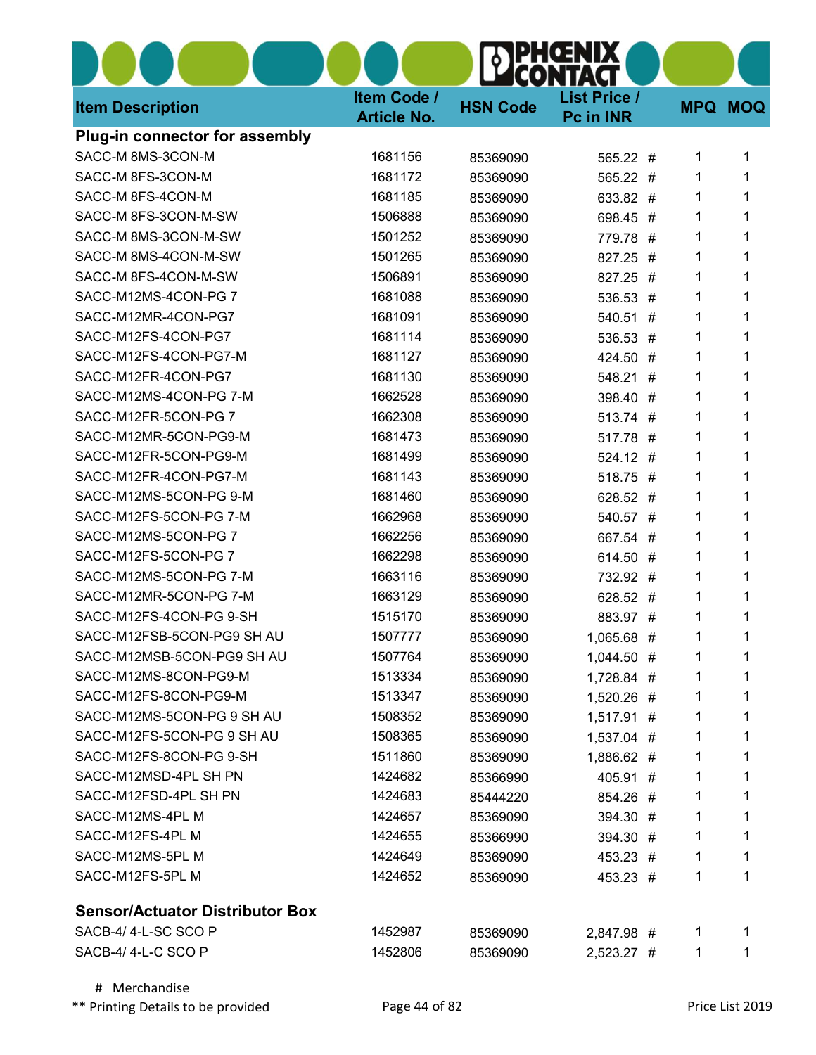| Item Description | Item Code / Article No. | HSN Code | List Price / Pc in INR | | MPQ | MOQ |
|---|---|---|---|---|---|---|
| **Plug-in connector for assembly** | | | | | | |
| SACC-M 8MS-3CON-M | 1681156 | 85369090 | 565.22 | # | 1 | 1 |
| SACC-M 8FS-3CON-M | 1681172 | 85369090 | 565.22 | # | 1 | 1 |
| SACC-M 8FS-4CON-M | 1681185 | 85369090 | 633.82 | # | 1 | 1 |
| SACC-M 8FS-3CON-M-SW | 1506888 | 85369090 | 698.45 | # | 1 | 1 |
| SACC-M 8MS-3CON-M-SW | 1501252 | 85369090 | 779.78 | # | 1 | 1 |
| SACC-M 8MS-4CON-M-SW | 1501265 | 85369090 | 827.25 | # | 1 | 1 |
| SACC-M 8FS-4CON-M-SW | 1506891 | 85369090 | 827.25 | # | 1 | 1 |
| SACC-M12MS-4CON-PG 7 | 1681088 | 85369090 | 536.53 | # | 1 | 1 |
| SACC-M12MR-4CON-PG7 | 1681091 | 85369090 | 540.51 | # | 1 | 1 |
| SACC-M12FS-4CON-PG7 | 1681114 | 85369090 | 536.53 | # | 1 | 1 |
| SACC-M12FS-4CON-PG7-M | 1681127 | 85369090 | 424.50 | # | 1 | 1 |
| SACC-M12FR-4CON-PG7 | 1681130 | 85369090 | 548.21 | # | 1 | 1 |
| SACC-M12MS-4CON-PG 7-M | 1662528 | 85369090 | 398.40 | # | 1 | 1 |
| SACC-M12FR-5CON-PG 7 | 1662308 | 85369090 | 513.74 | # | 1 | 1 |
| SACC-M12MR-5CON-PG9-M | 1681473 | 85369090 | 517.78 | # | 1 | 1 |
| SACC-M12FR-5CON-PG9-M | 1681499 | 85369090 | 524.12 | # | 1 | 1 |
| SACC-M12FR-4CON-PG7-M | 1681143 | 85369090 | 518.75 | # | 1 | 1 |
| SACC-M12MS-5CON-PG 9-M | 1681460 | 85369090 | 628.52 | # | 1 | 1 |
| SACC-M12FS-5CON-PG 7-M | 1662968 | 85369090 | 540.57 | # | 1 | 1 |
| SACC-M12MS-5CON-PG 7 | 1662256 | 85369090 | 667.54 | # | 1 | 1 |
| SACC-M12FS-5CON-PG 7 | 1662298 | 85369090 | 614.50 | # | 1 | 1 |
| SACC-M12MS-5CON-PG 7-M | 1663116 | 85369090 | 732.92 | # | 1 | 1 |
| SACC-M12MR-5CON-PG 7-M | 1663129 | 85369090 | 628.52 | # | 1 | 1 |
| SACC-M12FS-4CON-PG 9-SH | 1515170 | 85369090 | 883.97 | # | 1 | 1 |
| SACC-M12FSB-5CON-PG9 SH AU | 1507777 | 85369090 | 1,065.68 | # | 1 | 1 |
| SACC-M12MSB-5CON-PG9 SH AU | 1507764 | 85369090 | 1,044.50 | # | 1 | 1 |
| SACC-M12MS-8CON-PG9-M | 1513334 | 85369090 | 1,728.84 | # | 1 | 1 |
| SACC-M12FS-8CON-PG9-M | 1513347 | 85369090 | 1,520.26 | # | 1 | 1 |
| SACC-M12MS-5CON-PG 9 SH AU | 1508352 | 85369090 | 1,517.91 | # | 1 | 1 |
| SACC-M12FS-5CON-PG 9 SH AU | 1508365 | 85369090 | 1,537.04 | # | 1 | 1 |
| SACC-M12FS-8CON-PG 9-SH | 1511860 | 85369090 | 1,886.62 | # | 1 | 1 |
| SACC-M12MSD-4PL SH PN | 1424682 | 85366990 | 405.91 | # | 1 | 1 |
| SACC-M12FSD-4PL SH PN | 1424683 | 85444220 | 854.26 | # | 1 | 1 |
| SACC-M12MS-4PL M | 1424657 | 85369090 | 394.30 | # | 1 | 1 |
| SACC-M12FS-4PL M | 1424655 | 85366990 | 394.30 | # | 1 | 1 |
| SACC-M12MS-5PL M | 1424649 | 85369090 | 453.23 | # | 1 | 1 |
| SACC-M12FS-5PL M | 1424652 | 85369090 | 453.23 | # | 1 | 1 |
| **Sensor/Actuator Distributor Box** | | | | | | |
| SACB-4/ 4-L-SC SCO P | 1452987 | 85369090 | 2,847.98 | # | 1 | 1 |
| SACB-4/ 4-L-C SCO P | 1452806 | 85369090 | 2,523.27 | # | 1 | 1 |

# Merchandise
** Printing Details to be provided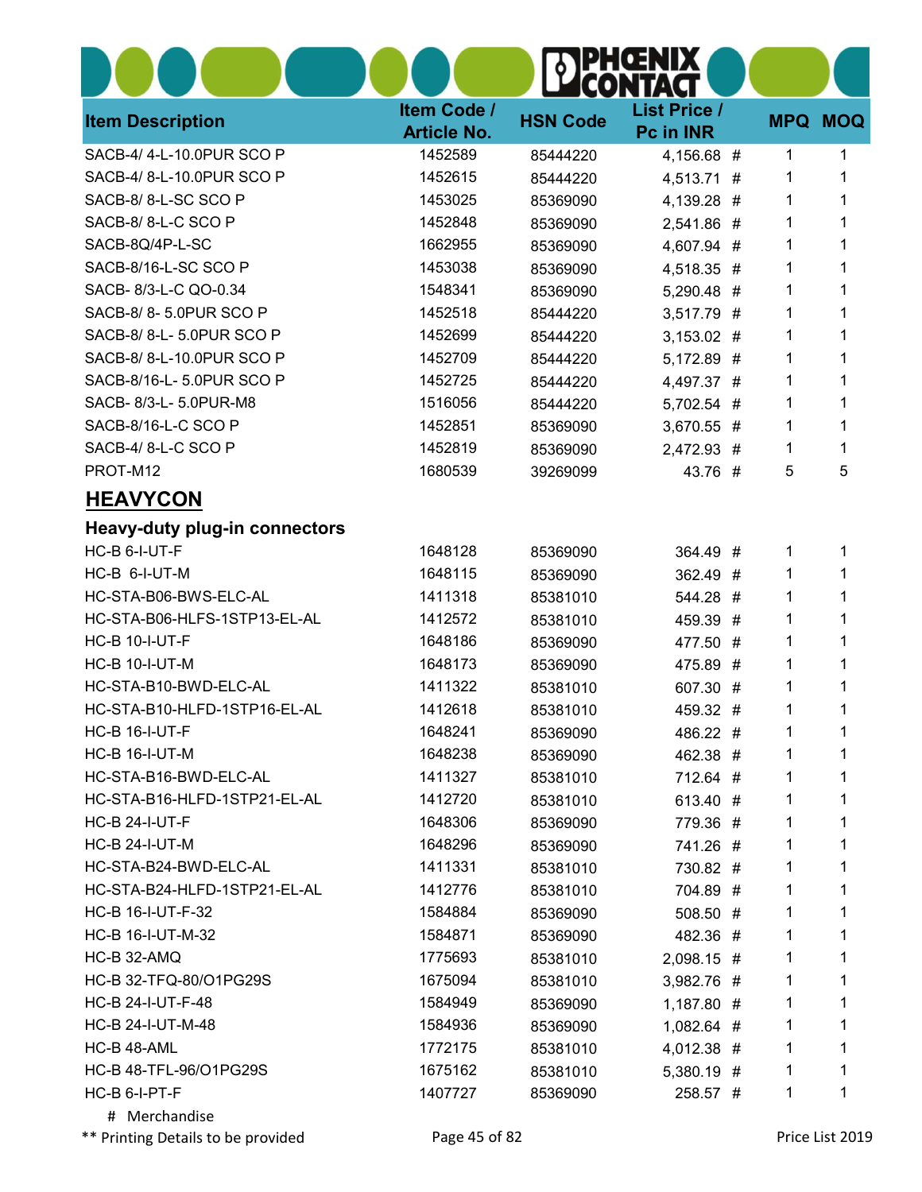| Item Description | Item Code / Article No. | HSN Code | List Price / Pc in INR | | MPQ | MOQ |
|---|---|---|---|---|---|---|
| SACB-4/ 4-L-10.0PUR SCO P | 1452589 | 85444220 | 4,156.68 | # | 1 | 1 |
| SACB-4/ 8-L-10.0PUR SCO P | 1452615 | 85444220 | 4,513.71 | # | 1 | 1 |
| SACB-8/ 8-L-SC SCO P | 1453025 | 85369090 | 4,139.28 | # | 1 | 1 |
| SACB-8/ 8-L-C SCO P | 1452848 | 85369090 | 2,541.86 | # | 1 | 1 |
| SACB-8Q/4P-L-SC | 1662955 | 85369090 | 4,607.94 | # | 1 | 1 |
| SACB-8/16-L-SC SCO P | 1453038 | 85369090 | 4,518.35 | # | 1 | 1 |
| SACB- 8/3-L-C QO-0.34 | 1548341 | 85369090 | 5,290.48 | # | 1 | 1 |
| SACB-8/ 8- 5.0PUR SCO P | 1452518 | 85444220 | 3,517.79 | # | 1 | 1 |
| SACB-8/ 8-L- 5.0PUR SCO P | 1452699 | 85444220 | 3,153.02 | # | 1 | 1 |
| SACB-8/ 8-L-10.0PUR SCO P | 1452709 | 85444220 | 5,172.89 | # | 1 | 1 |
| SACB-8/16-L- 5.0PUR SCO P | 1452725 | 85444220 | 4,497.37 | # | 1 | 1 |
| SACB- 8/3-L- 5.0PUR-M8 | 1516056 | 85444220 | 5,702.54 | # | 1 | 1 |
| SACB-8/16-L-C SCO P | 1452851 | 85369090 | 3,670.55 | # | 1 | 1 |
| SACB-4/ 8-L-C SCO P | 1452819 | 85369090 | 2,472.93 | # | 1 | 1 |
| PROT-M12 | 1680539 | 39269099 | 43.76 | # | 5 | 5 |

## HEAVYCON

### Heavy-duty plug-in connectors

| Item Description | Item Code / Article No. | HSN Code | List Price / Pc in INR | | MPQ | MOQ |
|---|---|---|---|---|---|---|
| HC-B 6-I-UT-F | 1648128 | 85369090 | 364.49 | # | 1 | 1 |
| HC-B 6-I-UT-M | 1648115 | 85369090 | 362.49 | # | 1 | 1 |
| HC-STA-B06-BWS-ELC-AL | 1411318 | 85381010 | 544.28 | # | 1 | 1 |
| HC-STA-B06-HLFS-1STP13-EL-AL | 1412572 | 85381010 | 459.39 | # | 1 | 1 |
| HC-B 10-I-UT-F | 1648186 | 85369090 | 477.50 | # | 1 | 1 |
| HC-B 10-I-UT-M | 1648173 | 85369090 | 475.89 | # | 1 | 1 |
| HC-STA-B10-BWD-ELC-AL | 1411322 | 85381010 | 607.30 | # | 1 | 1 |
| HC-STA-B10-HLFD-1STP16-EL-AL | 1412618 | 85381010 | 459.32 | # | 1 | 1 |
| HC-B 16-I-UT-F | 1648241 | 85369090 | 486.22 | # | 1 | 1 |
| HC-B 16-I-UT-M | 1648238 | 85369090 | 462.38 | # | 1 | 1 |
| HC-STA-B16-BWD-ELC-AL | 1411327 | 85381010 | 712.64 | # | 1 | 1 |
| HC-STA-B16-HLFD-1STP21-EL-AL | 1412720 | 85381010 | 613.40 | # | 1 | 1 |
| HC-B 24-I-UT-F | 1648306 | 85369090 | 779.36 | # | 1 | 1 |
| HC-B 24-I-UT-M | 1648296 | 85369090 | 741.26 | # | 1 | 1 |
| HC-STA-B24-BWD-ELC-AL | 1411331 | 85381010 | 730.82 | # | 1 | 1 |
| HC-STA-B24-HLFD-1STP21-EL-AL | 1412776 | 85381010 | 704.89 | # | 1 | 1 |
| HC-B 16-I-UT-F-32 | 1584884 | 85369090 | 508.50 | # | 1 | 1 |
| HC-B 16-I-UT-M-32 | 1584871 | 85369090 | 482.36 | # | 1 | 1 |
| HC-B 32-AMQ | 1775693 | 85381010 | 2,098.15 | # | 1 | 1 |
| HC-B 32-TFQ-80/O1PG29S | 1675094 | 85381010 | 3,982.76 | # | 1 | 1 |
| HC-B 24-I-UT-F-48 | 1584949 | 85369090 | 1,187.80 | # | 1 | 1 |
| HC-B 24-I-UT-M-48 | 1584936 | 85369090 | 1,082.64 | # | 1 | 1 |
| HC-B 48-AML | 1772175 | 85381010 | 4,012.38 | # | 1 | 1 |
| HC-B 48-TFL-96/O1PG29S | 1675162 | 85381010 | 5,380.19 | # | 1 | 1 |
| HC-B 6-I-PT-F | 1407727 | 85369090 | 258.57 | # | 1 | 1 |

# Merchandise

** Printing Details to be provided

Price List 2019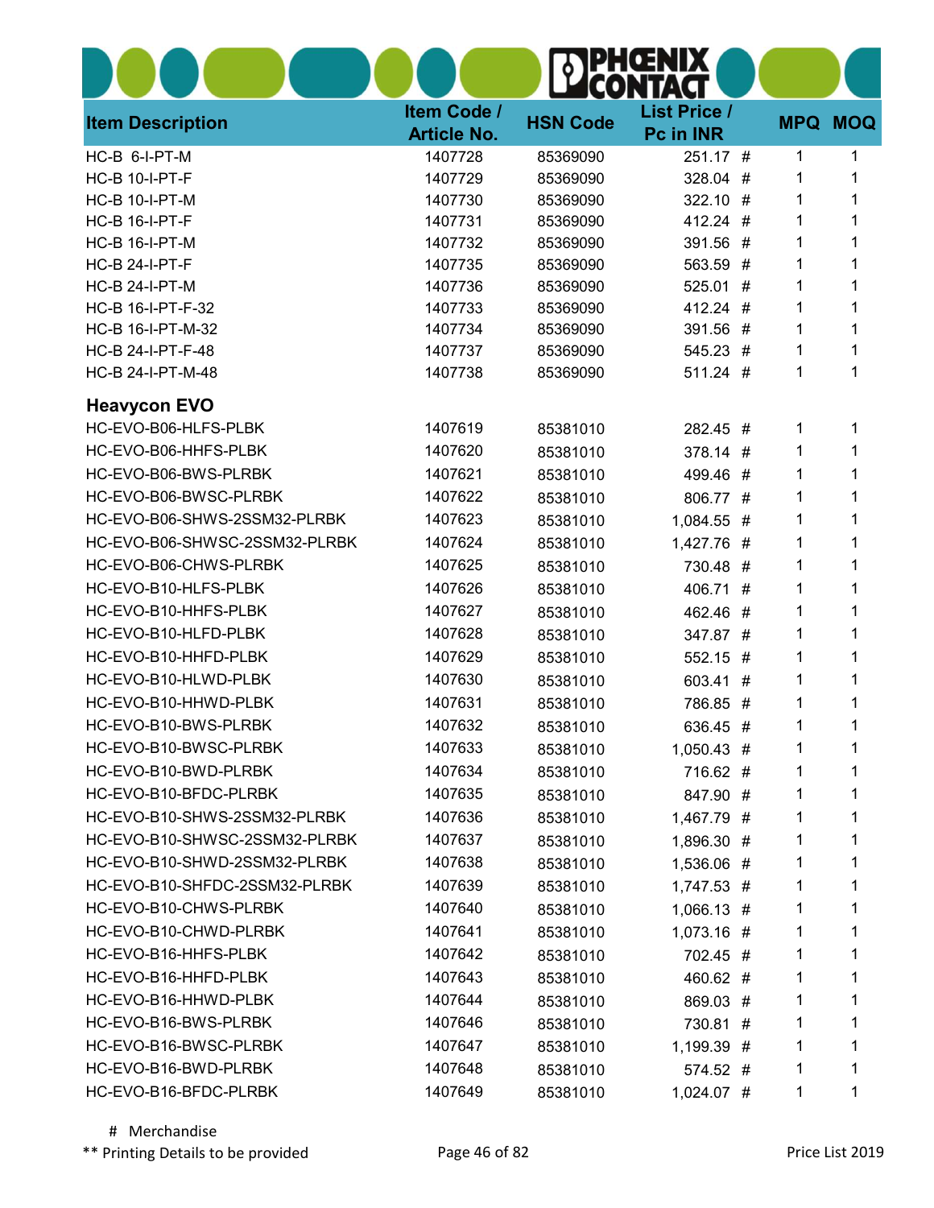| Item Description | Item Code / Article No. | HSN Code | List Price / Pc in INR | | MPQ | MOQ |
|---|---|---|---|---|---|---|
| HC-B 6-I-PT-M | 1407728 | 85369090 | 251.17 | # | 1 | 1 |
| HC-B 10-I-PT-F | 1407729 | 85369090 | 328.04 | # | 1 | 1 |
| HC-B 10-I-PT-M | 1407730 | 85369090 | 322.10 | # | 1 | 1 |
| HC-B 16-I-PT-F | 1407731 | 85369090 | 412.24 | # | 1 | 1 |
| HC-B 16-I-PT-M | 1407732 | 85369090 | 391.56 | # | 1 | 1 |
| HC-B 24-I-PT-F | 1407735 | 85369090 | 563.59 | # | 1 | 1 |
| HC-B 24-I-PT-M | 1407736 | 85369090 | 525.01 | # | 1 | 1 |
| HC-B 16-I-PT-F-32 | 1407733 | 85369090 | 412.24 | # | 1 | 1 |
| HC-B 16-I-PT-M-32 | 1407734 | 85369090 | 391.56 | # | 1 | 1 |
| HC-B 24-I-PT-F-48 | 1407737 | 85369090 | 545.23 | # | 1 | 1 |
| HC-B 24-I-PT-M-48 | 1407738 | 85369090 | 511.24 | # | 1 | 1 |
| **Heavycon EVO** | | | | | | |
| HC-EVO-B06-HLFS-PLBK | 1407619 | 85381010 | 282.45 | # | 1 | 1 |
| HC-EVO-B06-HHFS-PLBK | 1407620 | 85381010 | 378.14 | # | 1 | 1 |
| HC-EVO-B06-BWS-PLRBK | 1407621 | 85381010 | 499.46 | # | 1 | 1 |
| HC-EVO-B06-BWSC-PLRBK | 1407622 | 85381010 | 806.77 | # | 1 | 1 |
| HC-EVO-B06-SHWS-2SSM32-PLRBK | 1407623 | 85381010 | 1,084.55 | # | 1 | 1 |
| HC-EVO-B06-SHWSC-2SSM32-PLRBK | 1407624 | 85381010 | 1,427.76 | # | 1 | 1 |
| HC-EVO-B06-CHWS-PLRBK | 1407625 | 85381010 | 730.48 | # | 1 | 1 |
| HC-EVO-B10-HLFS-PLBK | 1407626 | 85381010 | 406.71 | # | 1 | 1 |
| HC-EVO-B10-HHFS-PLBK | 1407627 | 85381010 | 462.46 | # | 1 | 1 |
| HC-EVO-B10-HLFD-PLBK | 1407628 | 85381010 | 347.87 | # | 1 | 1 |
| HC-EVO-B10-HHFD-PLBK | 1407629 | 85381010 | 552.15 | # | 1 | 1 |
| HC-EVO-B10-HLWD-PLBK | 1407630 | 85381010 | 603.41 | # | 1 | 1 |
| HC-EVO-B10-HHWD-PLBK | 1407631 | 85381010 | 786.85 | # | 1 | 1 |
| HC-EVO-B10-BWS-PLRBK | 1407632 | 85381010 | 636.45 | # | 1 | 1 |
| HC-EVO-B10-BWSC-PLRBK | 1407633 | 85381010 | 1,050.43 | # | 1 | 1 |
| HC-EVO-B10-BWD-PLRBK | 1407634 | 85381010 | 716.62 | # | 1 | 1 |
| HC-EVO-B10-BFDC-PLRBK | 1407635 | 85381010 | 847.90 | # | 1 | 1 |
| HC-EVO-B10-SHWS-2SSM32-PLRBK | 1407636 | 85381010 | 1,467.79 | # | 1 | 1 |
| HC-EVO-B10-SHWSC-2SSM32-PLRBK | 1407637 | 85381010 | 1,896.30 | # | 1 | 1 |
| HC-EVO-B10-SHWD-2SSM32-PLRBK | 1407638 | 85381010 | 1,536.06 | # | 1 | 1 |
| HC-EVO-B10-SHFDC-2SSM32-PLRBK | 1407639 | 85381010 | 1,747.53 | # | 1 | 1 |
| HC-EVO-B10-CHWS-PLRBK | 1407640 | 85381010 | 1,066.13 | # | 1 | 1 |
| HC-EVO-B10-CHWD-PLRBK | 1407641 | 85381010 | 1,073.16 | # | 1 | 1 |
| HC-EVO-B16-HHFS-PLBK | 1407642 | 85381010 | 702.45 | # | 1 | 1 |
| HC-EVO-B16-HHFD-PLBK | 1407643 | 85381010 | 460.62 | # | 1 | 1 |
| HC-EVO-B16-HHWD-PLBK | 1407644 | 85381010 | 869.03 | # | 1 | 1 |
| HC-EVO-B16-BWS-PLRBK | 1407646 | 85381010 | 730.81 | # | 1 | 1 |
| HC-EVO-B16-BWSC-PLRBK | 1407647 | 85381010 | 1,199.39 | # | 1 | 1 |
| HC-EVO-B16-BWD-PLRBK | 1407648 | 85381010 | 574.52 | # | 1 | 1 |
| HC-EVO-B16-BFDC-PLRBK | 1407649 | 85381010 | 1,024.07 | # | 1 | 1 |

# Merchandise

** Printing Details to be provided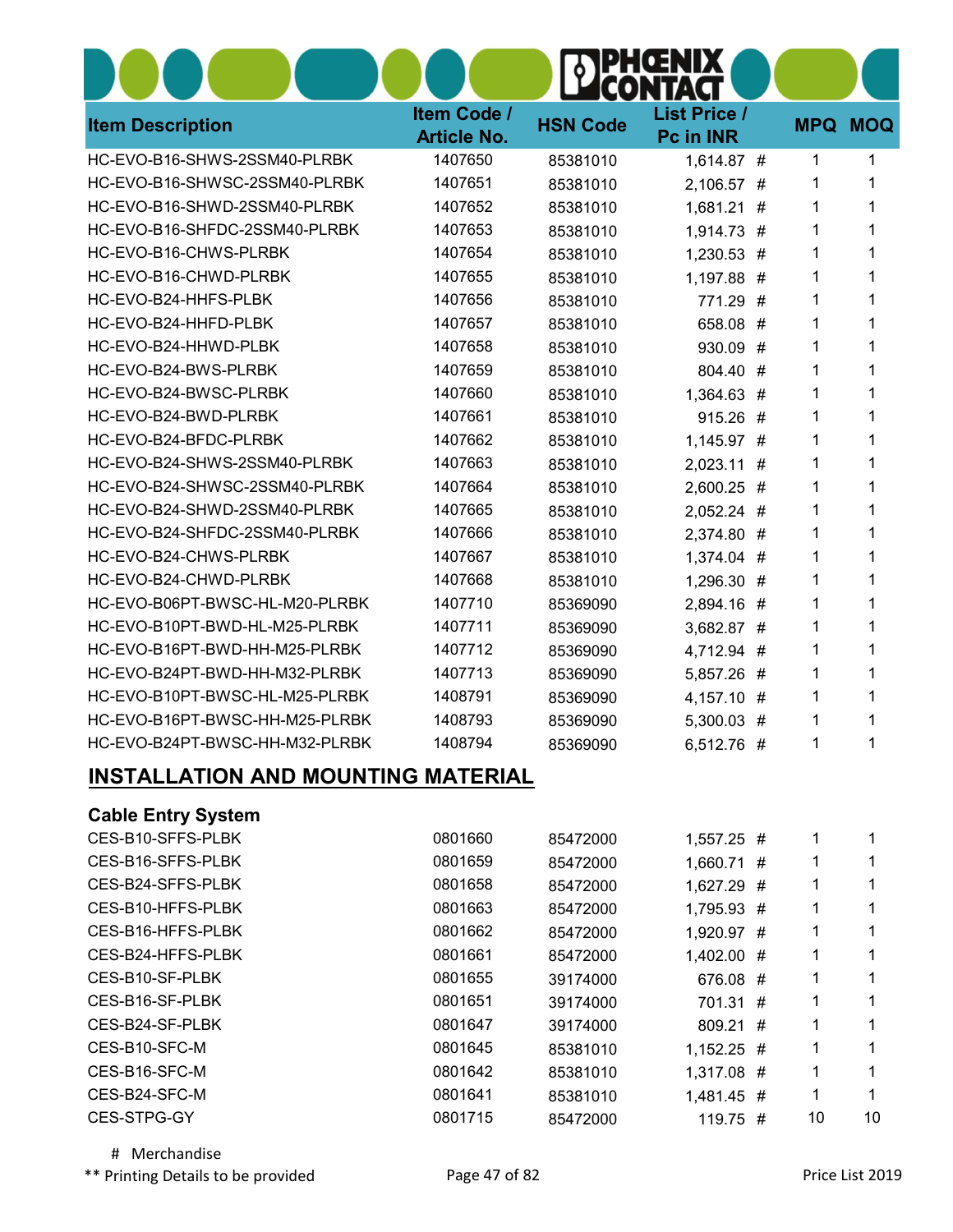| Item Description | Item Code / Article No. | HSN Code | List Price / Pc in INR | | MPQ | MOQ |
|---|---|---|---|---|---|---|
| HC-EVO-B16-SHWS-2SSM40-PLRBK | 1407650 | 85381010 | 1,614.87 | # | 1 | 1 |
| HC-EVO-B16-SHWSC-2SSM40-PLRBK | 1407651 | 85381010 | 2,106.57 | # | 1 | 1 |
| HC-EVO-B16-SHWD-2SSM40-PLRBK | 1407652 | 85381010 | 1,681.21 | # | 1 | 1 |
| HC-EVO-B16-SHFDC-2SSM40-PLRBK | 1407653 | 85381010 | 1,914.73 | # | 1 | 1 |
| HC-EVO-B16-CHWS-PLRBK | 1407654 | 85381010 | 1,230.53 | # | 1 | 1 |
| HC-EVO-B16-CHWD-PLRBK | 1407655 | 85381010 | 1,197.88 | # | 1 | 1 |
| HC-EVO-B24-HHFS-PLBK | 1407656 | 85381010 | 771.29 | # | 1 | 1 |
| HC-EVO-B24-HHFD-PLBK | 1407657 | 85381010 | 658.08 | # | 1 | 1 |
| HC-EVO-B24-HHWD-PLBK | 1407658 | 85381010 | 930.09 | # | 1 | 1 |
| HC-EVO-B24-BWS-PLRBK | 1407659 | 85381010 | 804.40 | # | 1 | 1 |
| HC-EVO-B24-BWSC-PLRBK | 1407660 | 85381010 | 1,364.63 | # | 1 | 1 |
| HC-EVO-B24-BWD-PLRBK | 1407661 | 85381010 | 915.26 | # | 1 | 1 |
| HC-EVO-B24-BFDC-PLRBK | 1407662 | 85381010 | 1,145.97 | # | 1 | 1 |
| HC-EVO-B24-SHWS-2SSM40-PLRBK | 1407663 | 85381010 | 2,023.11 | # | 1 | 1 |
| HC-EVO-B24-SHWSC-2SSM40-PLRBK | 1407664 | 85381010 | 2,600.25 | # | 1 | 1 |
| HC-EVO-B24-SHWD-2SSM40-PLRBK | 1407665 | 85381010 | 2,052.24 | # | 1 | 1 |
| HC-EVO-B24-SHFDC-2SSM40-PLRBK | 1407666 | 85381010 | 2,374.80 | # | 1 | 1 |
| HC-EVO-B24-CHWS-PLRBK | 1407667 | 85381010 | 1,374.04 | # | 1 | 1 |
| HC-EVO-B24-CHWD-PLRBK | 1407668 | 85381010 | 1,296.30 | # | 1 | 1 |
| HC-EVO-B06PT-BWSC-HL-M20-PLRBK | 1407710 | 85369090 | 2,894.16 | # | 1 | 1 |
| HC-EVO-B10PT-BWD-HL-M25-PLRBK | 1407711 | 85369090 | 3,682.87 | # | 1 | 1 |
| HC-EVO-B16PT-BWD-HH-M25-PLRBK | 1407712 | 85369090 | 4,712.94 | # | 1 | 1 |
| HC-EVO-B24PT-BWD-HH-M32-PLRBK | 1407713 | 85369090 | 5,857.26 | # | 1 | 1 |
| HC-EVO-B10PT-BWSC-HL-M25-PLRBK | 1408791 | 85369090 | 4,157.10 | # | 1 | 1 |
| HC-EVO-B16PT-BWSC-HH-M25-PLRBK | 1408793 | 85369090 | 5,300.03 | # | 1 | 1 |
| HC-EVO-B24PT-BWSC-HH-M32-PLRBK | 1408794 | 85369090 | 6,512.76 | # | 1 | 1 |

## INSTALLATION AND MOUNTING MATERIAL

### Cable Entry System

| | | | | | | |
|---|---|---|---|---|---|---|
| CES-B10-SFFS-PLBK | 0801660 | 85472000 | 1,557.25 | # | 1 | 1 |
| CES-B16-SFFS-PLBK | 0801659 | 85472000 | 1,660.71 | # | 1 | 1 |
| CES-B24-SFFS-PLBK | 0801658 | 85472000 | 1,627.29 | # | 1 | 1 |
| CES-B10-HFFS-PLBK | 0801663 | 85472000 | 1,795.93 | # | 1 | 1 |
| CES-B16-HFFS-PLBK | 0801662 | 85472000 | 1,920.97 | # | 1 | 1 |
| CES-B24-HFFS-PLBK | 0801661 | 85472000 | 1,402.00 | # | 1 | 1 |
| CES-B10-SF-PLBK | 0801655 | 39174000 | 676.08 | # | 1 | 1 |
| CES-B16-SF-PLBK | 0801651 | 39174000 | 701.31 | # | 1 | 1 |
| CES-B24-SF-PLBK | 0801647 | 39174000 | 809.21 | # | 1 | 1 |
| CES-B10-SFC-M | 0801645 | 85381010 | 1,152.25 | # | 1 | 1 |
| CES-B16-SFC-M | 0801642 | 85381010 | 1,317.08 | # | 1 | 1 |
| CES-B24-SFC-M | 0801641 | 85381010 | 1,481.45 | # | 1 | 1 |
| CES-STPG-GY | 0801715 | 85472000 | 119.75 | # | 10 | 10 |

# Merchandise

** Printing Details to be provided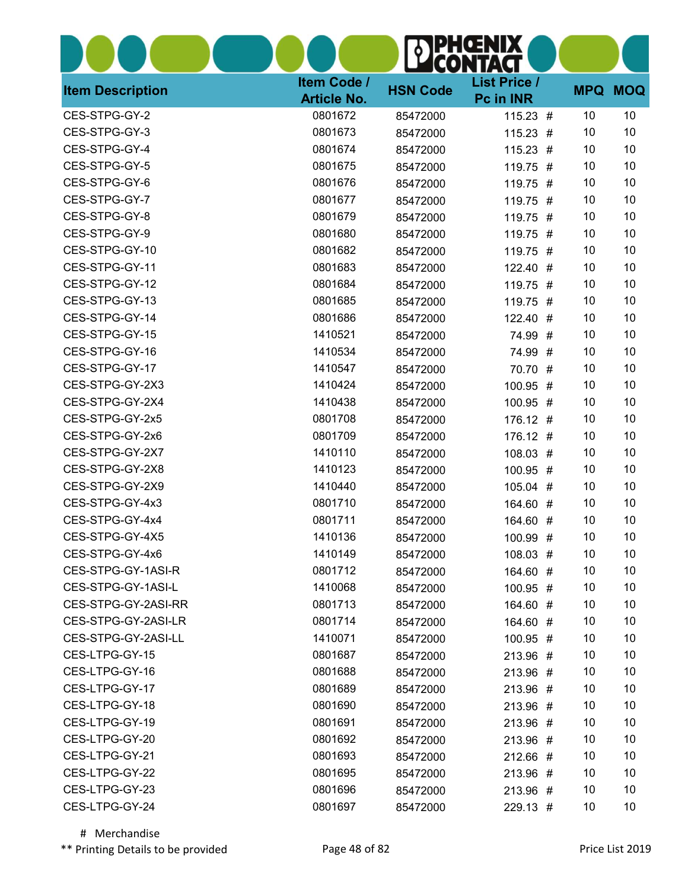| Item Description | Item Code / Article No. | HSN Code | List Price / Pc in INR | | MPQ | MOQ |
|---|---|---|---|---|---|---|
| CES-STPG-GY-2 | 0801672 | 85472000 | 115.23 | # | 10 | 10 |
| CES-STPG-GY-3 | 0801673 | 85472000 | 115.23 | # | 10 | 10 |
| CES-STPG-GY-4 | 0801674 | 85472000 | 115.23 | # | 10 | 10 |
| CES-STPG-GY-5 | 0801675 | 85472000 | 119.75 | # | 10 | 10 |
| CES-STPG-GY-6 | 0801676 | 85472000 | 119.75 | # | 10 | 10 |
| CES-STPG-GY-7 | 0801677 | 85472000 | 119.75 | # | 10 | 10 |
| CES-STPG-GY-8 | 0801679 | 85472000 | 119.75 | # | 10 | 10 |
| CES-STPG-GY-9 | 0801680 | 85472000 | 119.75 | # | 10 | 10 |
| CES-STPG-GY-10 | 0801682 | 85472000 | 119.75 | # | 10 | 10 |
| CES-STPG-GY-11 | 0801683 | 85472000 | 122.40 | # | 10 | 10 |
| CES-STPG-GY-12 | 0801684 | 85472000 | 119.75 | # | 10 | 10 |
| CES-STPG-GY-13 | 0801685 | 85472000 | 119.75 | # | 10 | 10 |
| CES-STPG-GY-14 | 0801686 | 85472000 | 122.40 | # | 10 | 10 |
| CES-STPG-GY-15 | 1410521 | 85472000 | 74.99 | # | 10 | 10 |
| CES-STPG-GY-16 | 1410534 | 85472000 | 74.99 | # | 10 | 10 |
| CES-STPG-GY-17 | 1410547 | 85472000 | 70.70 | # | 10 | 10 |
| CES-STPG-GY-2X3 | 1410424 | 85472000 | 100.95 | # | 10 | 10 |
| CES-STPG-GY-2X4 | 1410438 | 85472000 | 100.95 | # | 10 | 10 |
| CES-STPG-GY-2x5 | 0801708 | 85472000 | 176.12 | # | 10 | 10 |
| CES-STPG-GY-2x6 | 0801709 | 85472000 | 176.12 | # | 10 | 10 |
| CES-STPG-GY-2X7 | 1410110 | 85472000 | 108.03 | # | 10 | 10 |
| CES-STPG-GY-2X8 | 1410123 | 85472000 | 100.95 | # | 10 | 10 |
| CES-STPG-GY-2X9 | 1410440 | 85472000 | 105.04 | # | 10 | 10 |
| CES-STPG-GY-4x3 | 0801710 | 85472000 | 164.60 | # | 10 | 10 |
| CES-STPG-GY-4x4 | 0801711 | 85472000 | 164.60 | # | 10 | 10 |
| CES-STPG-GY-4X5 | 1410136 | 85472000 | 100.99 | # | 10 | 10 |
| CES-STPG-GY-4x6 | 1410149 | 85472000 | 108.03 | # | 10 | 10 |
| CES-STPG-GY-1ASI-R | 0801712 | 85472000 | 164.60 | # | 10 | 10 |
| CES-STPG-GY-1ASI-L | 1410068 | 85472000 | 100.95 | # | 10 | 10 |
| CES-STPG-GY-2ASI-RR | 0801713 | 85472000 | 164.60 | # | 10 | 10 |
| CES-STPG-GY-2ASI-LR | 0801714 | 85472000 | 164.60 | # | 10 | 10 |
| CES-STPG-GY-2ASI-LL | 1410071 | 85472000 | 100.95 | # | 10 | 10 |
| CES-LTPG-GY-15 | 0801687 | 85472000 | 213.96 | # | 10 | 10 |
| CES-LTPG-GY-16 | 0801688 | 85472000 | 213.96 | # | 10 | 10 |
| CES-LTPG-GY-17 | 0801689 | 85472000 | 213.96 | # | 10 | 10 |
| CES-LTPG-GY-18 | 0801690 | 85472000 | 213.96 | # | 10 | 10 |
| CES-LTPG-GY-19 | 0801691 | 85472000 | 213.96 | # | 10 | 10 |
| CES-LTPG-GY-20 | 0801692 | 85472000 | 213.96 | # | 10 | 10 |
| CES-LTPG-GY-21 | 0801693 | 85472000 | 212.66 | # | 10 | 10 |
| CES-LTPG-GY-22 | 0801695 | 85472000 | 213.96 | # | 10 | 10 |
| CES-LTPG-GY-23 | 0801696 | 85472000 | 213.96 | # | 10 | 10 |
| CES-LTPG-GY-24 | 0801697 | 85472000 | 229.13 | # | 10 | 10 |

# Merchandise

** Printing Details to be provided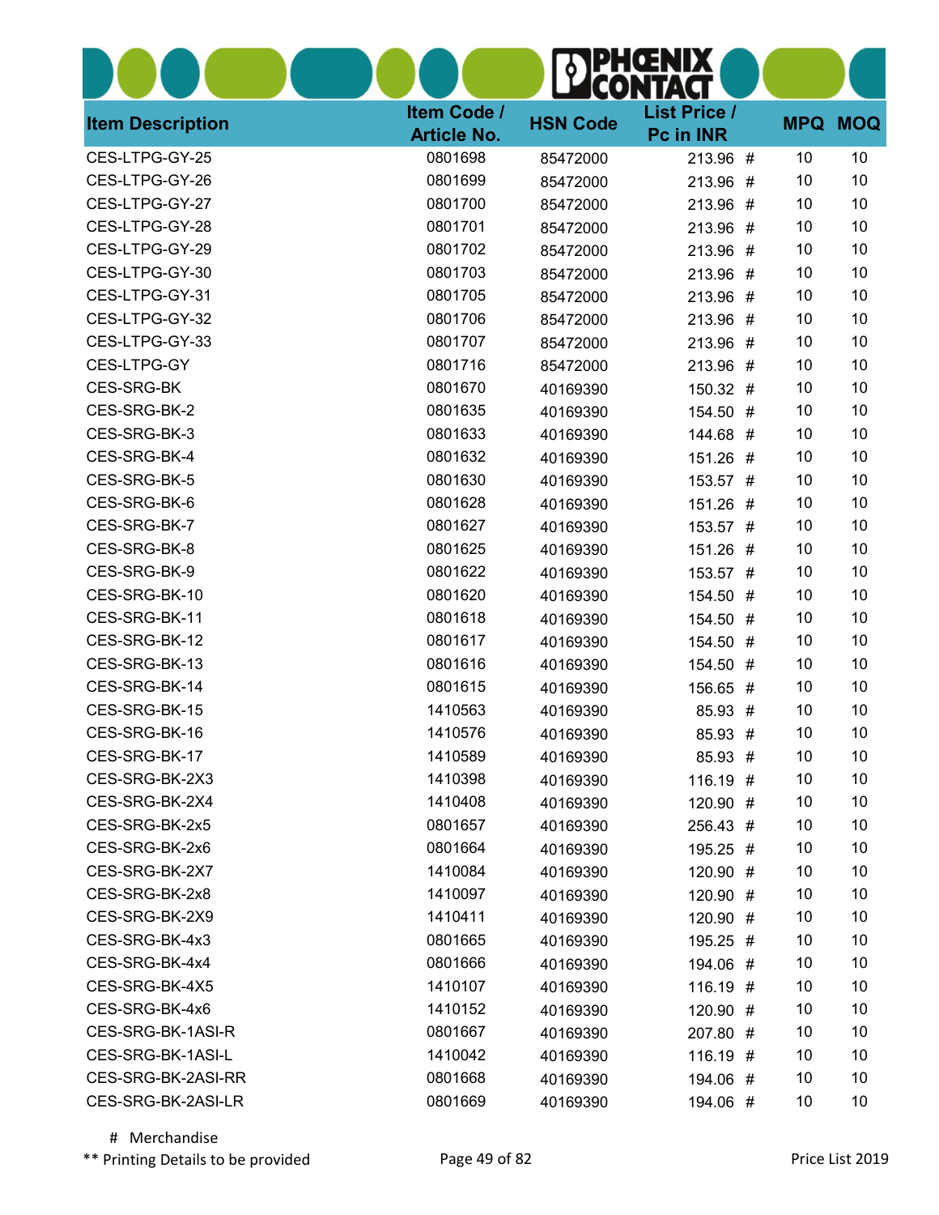| Item Description | Item Code / Article No. | HSN Code | List Price / Pc in INR | | MPQ | MOQ |
|---|---|---|---|---|---|---|
| CES-LTPG-GY-25 | 0801698 | 85472000 | 213.96 | # | 10 | 10 |
| CES-LTPG-GY-26 | 0801699 | 85472000 | 213.96 | # | 10 | 10 |
| CES-LTPG-GY-27 | 0801700 | 85472000 | 213.96 | # | 10 | 10 |
| CES-LTPG-GY-28 | 0801701 | 85472000 | 213.96 | # | 10 | 10 |
| CES-LTPG-GY-29 | 0801702 | 85472000 | 213.96 | # | 10 | 10 |
| CES-LTPG-GY-30 | 0801703 | 85472000 | 213.96 | # | 10 | 10 |
| CES-LTPG-GY-31 | 0801705 | 85472000 | 213.96 | # | 10 | 10 |
| CES-LTPG-GY-32 | 0801706 | 85472000 | 213.96 | # | 10 | 10 |
| CES-LTPG-GY-33 | 0801707 | 85472000 | 213.96 | # | 10 | 10 |
| CES-LTPG-GY | 0801716 | 85472000 | 213.96 | # | 10 | 10 |
| CES-SRG-BK | 0801670 | 40169390 | 150.32 | # | 10 | 10 |
| CES-SRG-BK-2 | 0801635 | 40169390 | 154.50 | # | 10 | 10 |
| CES-SRG-BK-3 | 0801633 | 40169390 | 144.68 | # | 10 | 10 |
| CES-SRG-BK-4 | 0801632 | 40169390 | 151.26 | # | 10 | 10 |
| CES-SRG-BK-5 | 0801630 | 40169390 | 153.57 | # | 10 | 10 |
| CES-SRG-BK-6 | 0801628 | 40169390 | 151.26 | # | 10 | 10 |
| CES-SRG-BK-7 | 0801627 | 40169390 | 153.57 | # | 10 | 10 |
| CES-SRG-BK-8 | 0801625 | 40169390 | 151.26 | # | 10 | 10 |
| CES-SRG-BK-9 | 0801622 | 40169390 | 153.57 | # | 10 | 10 |
| CES-SRG-BK-10 | 0801620 | 40169390 | 154.50 | # | 10 | 10 |
| CES-SRG-BK-11 | 0801618 | 40169390 | 154.50 | # | 10 | 10 |
| CES-SRG-BK-12 | 0801617 | 40169390 | 154.50 | # | 10 | 10 |
| CES-SRG-BK-13 | 0801616 | 40169390 | 154.50 | # | 10 | 10 |
| CES-SRG-BK-14 | 0801615 | 40169390 | 156.65 | # | 10 | 10 |
| CES-SRG-BK-15 | 1410563 | 40169390 | 85.93 | # | 10 | 10 |
| CES-SRG-BK-16 | 1410576 | 40169390 | 85.93 | # | 10 | 10 |
| CES-SRG-BK-17 | 1410589 | 40169390 | 85.93 | # | 10 | 10 |
| CES-SRG-BK-2X3 | 1410398 | 40169390 | 116.19 | # | 10 | 10 |
| CES-SRG-BK-2X4 | 1410408 | 40169390 | 120.90 | # | 10 | 10 |
| CES-SRG-BK-2x5 | 0801657 | 40169390 | 256.43 | # | 10 | 10 |
| CES-SRG-BK-2x6 | 0801664 | 40169390 | 195.25 | # | 10 | 10 |
| CES-SRG-BK-2X7 | 1410084 | 40169390 | 120.90 | # | 10 | 10 |
| CES-SRG-BK-2x8 | 1410097 | 40169390 | 120.90 | # | 10 | 10 |
| CES-SRG-BK-2X9 | 1410411 | 40169390 | 120.90 | # | 10 | 10 |
| CES-SRG-BK-4x3 | 0801665 | 40169390 | 195.25 | # | 10 | 10 |
| CES-SRG-BK-4x4 | 0801666 | 40169390 | 194.06 | # | 10 | 10 |
| CES-SRG-BK-4X5 | 1410107 | 40169390 | 116.19 | # | 10 | 10 |
| CES-SRG-BK-4x6 | 1410152 | 40169390 | 120.90 | # | 10 | 10 |
| CES-SRG-BK-1ASI-R | 0801667 | 40169390 | 207.80 | # | 10 | 10 |
| CES-SRG-BK-1ASI-L | 1410042 | 40169390 | 116.19 | # | 10 | 10 |
| CES-SRG-BK-2ASI-RR | 0801668 | 40169390 | 194.06 | # | 10 | 10 |
| CES-SRG-BK-2ASI-LR | 0801669 | 40169390 | 194.06 | # | 10 | 10 |

# Merchandise

** Printing Details to be provided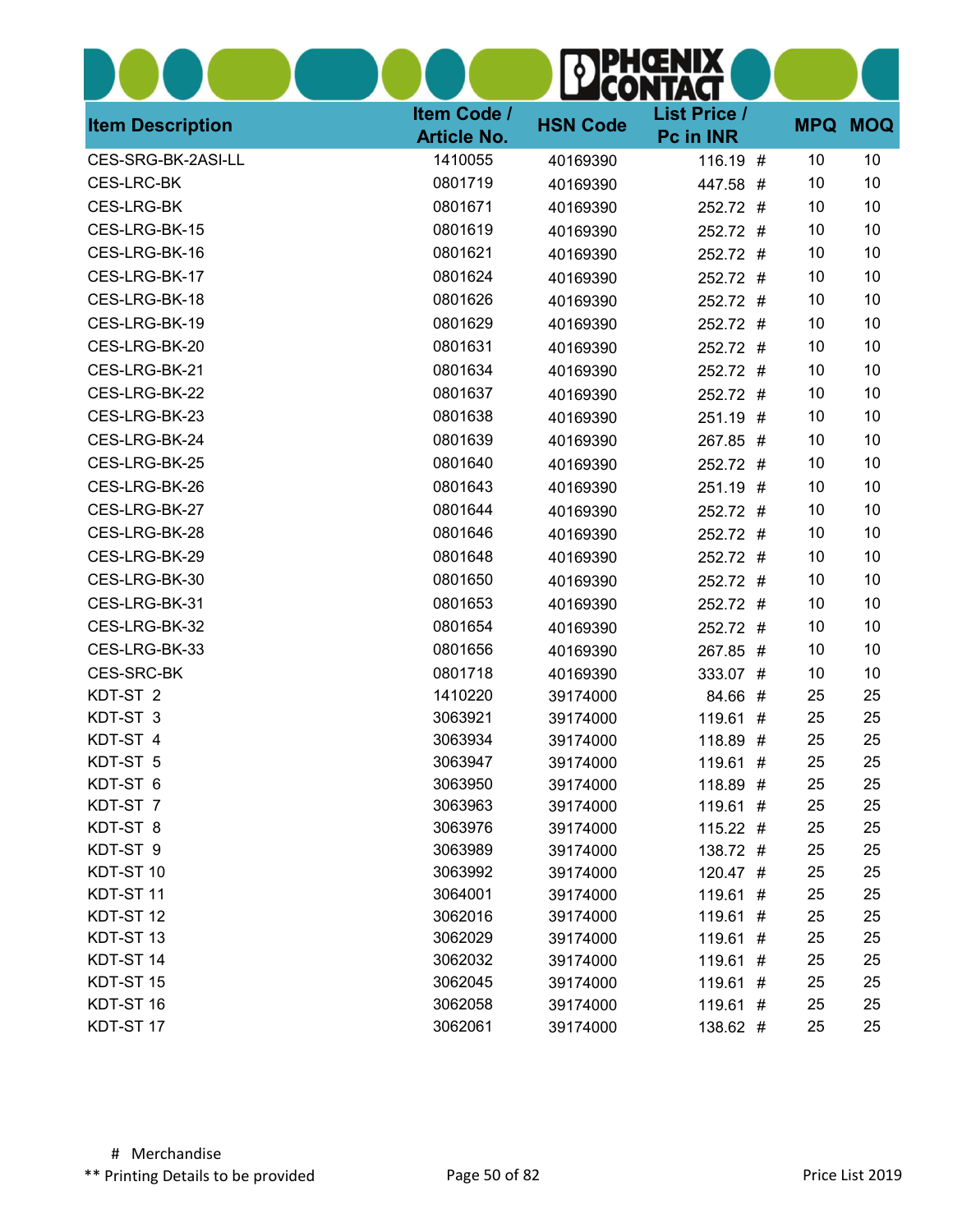| Item Description | Item Code / Article No. | HSN Code | List Price / Pc in INR | | MPQ | MOQ |
|---|---|---|---|---|---|---|
| CES-SRG-BK-2ASI-LL | 1410055 | 40169390 | 116.19 | # | 10 | 10 |
| CES-LRC-BK | 0801719 | 40169390 | 447.58 | # | 10 | 10 |
| CES-LRG-BK | 0801671 | 40169390 | 252.72 | # | 10 | 10 |
| CES-LRG-BK-15 | 0801619 | 40169390 | 252.72 | # | 10 | 10 |
| CES-LRG-BK-16 | 0801621 | 40169390 | 252.72 | # | 10 | 10 |
| CES-LRG-BK-17 | 0801624 | 40169390 | 252.72 | # | 10 | 10 |
| CES-LRG-BK-18 | 0801626 | 40169390 | 252.72 | # | 10 | 10 |
| CES-LRG-BK-19 | 0801629 | 40169390 | 252.72 | # | 10 | 10 |
| CES-LRG-BK-20 | 0801631 | 40169390 | 252.72 | # | 10 | 10 |
| CES-LRG-BK-21 | 0801634 | 40169390 | 252.72 | # | 10 | 10 |
| CES-LRG-BK-22 | 0801637 | 40169390 | 252.72 | # | 10 | 10 |
| CES-LRG-BK-23 | 0801638 | 40169390 | 251.19 | # | 10 | 10 |
| CES-LRG-BK-24 | 0801639 | 40169390 | 267.85 | # | 10 | 10 |
| CES-LRG-BK-25 | 0801640 | 40169390 | 252.72 | # | 10 | 10 |
| CES-LRG-BK-26 | 0801643 | 40169390 | 251.19 | # | 10 | 10 |
| CES-LRG-BK-27 | 0801644 | 40169390 | 252.72 | # | 10 | 10 |
| CES-LRG-BK-28 | 0801646 | 40169390 | 252.72 | # | 10 | 10 |
| CES-LRG-BK-29 | 0801648 | 40169390 | 252.72 | # | 10 | 10 |
| CES-LRG-BK-30 | 0801650 | 40169390 | 252.72 | # | 10 | 10 |
| CES-LRG-BK-31 | 0801653 | 40169390 | 252.72 | # | 10 | 10 |
| CES-LRG-BK-32 | 0801654 | 40169390 | 252.72 | # | 10 | 10 |
| CES-LRG-BK-33 | 0801656 | 40169390 | 267.85 | # | 10 | 10 |
| CES-SRC-BK | 0801718 | 40169390 | 333.07 | # | 10 | 10 |
| KDT-ST 2 | 1410220 | 39174000 | 84.66 | # | 25 | 25 |
| KDT-ST 3 | 3063921 | 39174000 | 119.61 | # | 25 | 25 |
| KDT-ST 4 | 3063934 | 39174000 | 118.89 | # | 25 | 25 |
| KDT-ST 5 | 3063947 | 39174000 | 119.61 | # | 25 | 25 |
| KDT-ST 6 | 3063950 | 39174000 | 118.89 | # | 25 | 25 |
| KDT-ST 7 | 3063963 | 39174000 | 119.61 | # | 25 | 25 |
| KDT-ST 8 | 3063976 | 39174000 | 115.22 | # | 25 | 25 |
| KDT-ST 9 | 3063989 | 39174000 | 138.72 | # | 25 | 25 |
| KDT-ST 10 | 3063992 | 39174000 | 120.47 | # | 25 | 25 |
| KDT-ST 11 | 3064001 | 39174000 | 119.61 | # | 25 | 25 |
| KDT-ST 12 | 3062016 | 39174000 | 119.61 | # | 25 | 25 |
| KDT-ST 13 | 3062029 | 39174000 | 119.61 | # | 25 | 25 |
| KDT-ST 14 | 3062032 | 39174000 | 119.61 | # | 25 | 25 |
| KDT-ST 15 | 3062045 | 39174000 | 119.61 | # | 25 | 25 |
| KDT-ST 16 | 3062058 | 39174000 | 119.61 | # | 25 | 25 |
| KDT-ST 17 | 3062061 | 39174000 | 138.62 | # | 25 | 25 |

# Merchandise

** Printing Details to be provided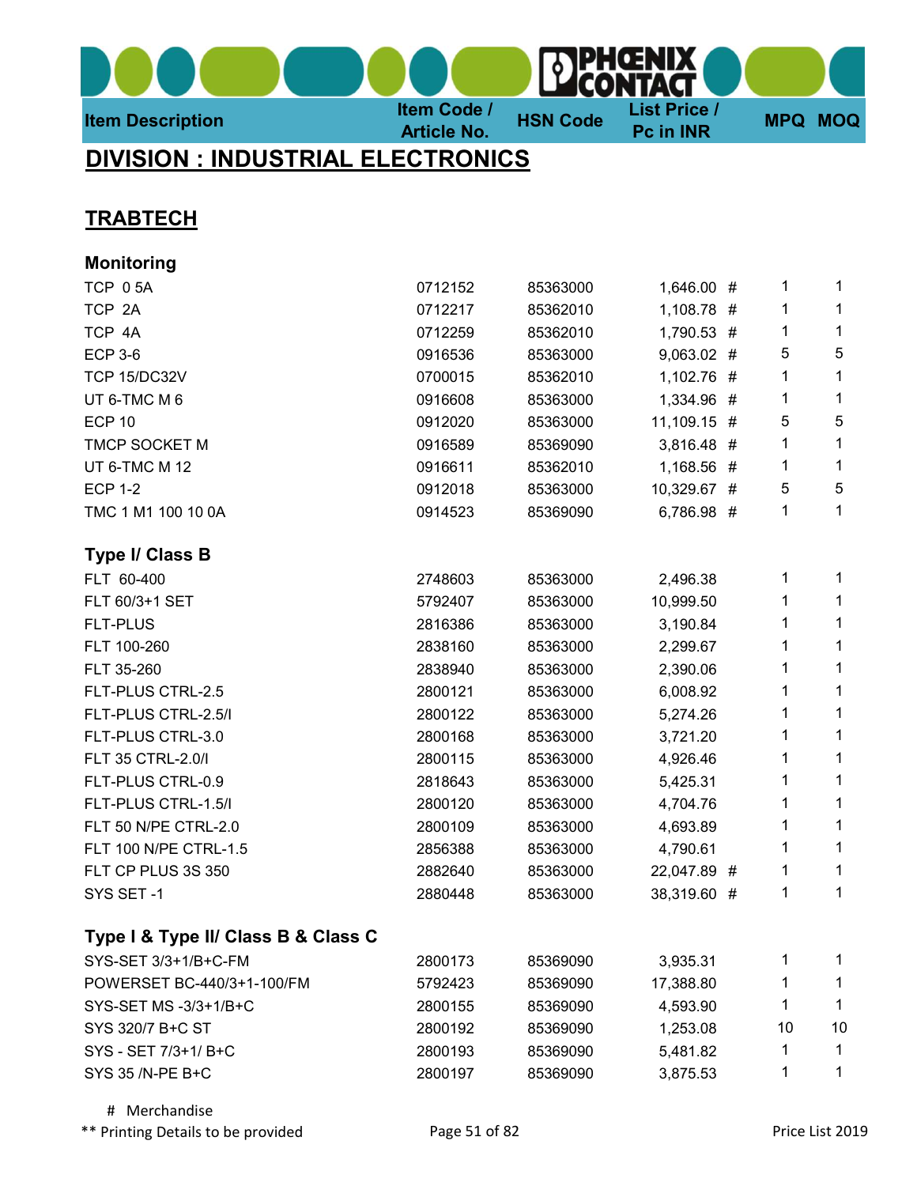| Item Description | Item Code / Article No. | HSN Code | List Price / Pc in INR | | MPQ | MOQ |
|---|---|---|---|---|---|---|

## DIVISION : INDUSTRIAL ELECTRONICS

### TRABTECH

| Item Description | Item Code / Article No. | HSN Code | List Price / Pc in INR | | MPQ | MOQ |
|---|---|---|---|---|---|---|
| **Monitoring** | | | | | | |
| TCP 0 5A | 0712152 | 85363000 | 1,646.00 | # | 1 | 1 |
| TCP 2A | 0712217 | 85362010 | 1,108.78 | # | 1 | 1 |
| TCP 4A | 0712259 | 85362010 | 1,790.53 | # | 1 | 1 |
| ECP 3-6 | 0916536 | 85363000 | 9,063.02 | # | 5 | 5 |
| TCP 15/DC32V | 0700015 | 85362010 | 1,102.76 | # | 1 | 1 |
| UT 6-TMC M 6 | 0916608 | 85363000 | 1,334.96 | # | 1 | 1 |
| ECP 10 | 0912020 | 85363000 | 11,109.15 | # | 5 | 5 |
| TMCP SOCKET M | 0916589 | 85369090 | 3,816.48 | # | 1 | 1 |
| UT 6-TMC M 12 | 0916611 | 85362010 | 1,168.56 | # | 1 | 1 |
| ECP 1-2 | 0912018 | 85363000 | 10,329.67 | # | 5 | 5 |
| TMC 1 M1 100 10 0A | 0914523 | 85369090 | 6,786.98 | # | 1 | 1 |
| **Type I/ Class B** | | | | | | |
| FLT 60-400 | 2748603 | 85363000 | 2,496.38 | | 1 | 1 |
| FLT 60/3+1 SET | 5792407 | 85363000 | 10,999.50 | | 1 | 1 |
| FLT-PLUS | 2816386 | 85363000 | 3,190.84 | | 1 | 1 |
| FLT 100-260 | 2838160 | 85363000 | 2,299.67 | | 1 | 1 |
| FLT 35-260 | 2838940 | 85363000 | 2,390.06 | | 1 | 1 |
| FLT-PLUS CTRL-2.5 | 2800121 | 85363000 | 6,008.92 | | 1 | 1 |
| FLT-PLUS CTRL-2.5/I | 2800122 | 85363000 | 5,274.26 | | 1 | 1 |
| FLT-PLUS CTRL-3.0 | 2800168 | 85363000 | 3,721.20 | | 1 | 1 |
| FLT 35 CTRL-2.0/I | 2800115 | 85363000 | 4,926.46 | | 1 | 1 |
| FLT-PLUS CTRL-0.9 | 2818643 | 85363000 | 5,425.31 | | 1 | 1 |
| FLT-PLUS CTRL-1.5/I | 2800120 | 85363000 | 4,704.76 | | 1 | 1 |
| FLT 50 N/PE CTRL-2.0 | 2800109 | 85363000 | 4,693.89 | | 1 | 1 |
| FLT 100 N/PE CTRL-1.5 | 2856388 | 85363000 | 4,790.61 | | 1 | 1 |
| FLT CP PLUS 3S 350 | 2882640 | 85363000 | 22,047.89 | # | 1 | 1 |
| SYS SET -1 | 2880448 | 85363000 | 38,319.60 | # | 1 | 1 |
| **Type I & Type II/ Class B & Class C** | | | | | | |
| SYS-SET 3/3+1/B+C-FM | 2800173 | 85369090 | 3,935.31 | | 1 | 1 |
| POWERSET BC-440/3+1-100/FM | 5792423 | 85369090 | 17,388.80 | | 1 | 1 |
| SYS-SET MS -3/3+1/B+C | 2800155 | 85369090 | 4,593.90 | | 1 | 1 |
| SYS 320/7 B+C ST | 2800192 | 85369090 | 1,253.08 | | 10 | 10 |
| SYS - SET 7/3+1/ B+C | 2800193 | 85369090 | 5,481.82 | | 1 | 1 |
| SYS 35 /N-PE B+C | 2800197 | 85369090 | 3,875.53 | | 1 | 1 |

# Merchandise

** Printing Details to be provided

Price List 2019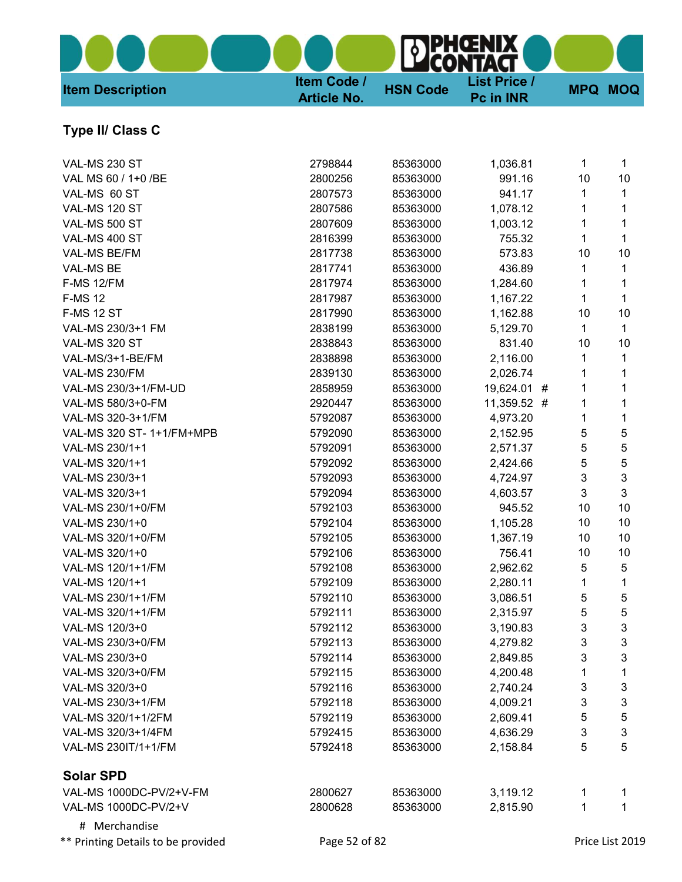| Item Description | Item Code / Article No. | HSN Code | List Price / Pc in INR | MPQ | MOQ |
|---|---|---|---|---|---|
| **Type II/ Class C** | | | | | |
| VAL-MS 230 ST | 2798844 | 85363000 | 1,036.81 | 1 | 1 |
| VAL MS 60 / 1+0 /BE | 2800256 | 85363000 | 991.16 | 10 | 10 |
| VAL-MS 60 ST | 2807573 | 85363000 | 941.17 | 1 | 1 |
| VAL-MS 120 ST | 2807586 | 85363000 | 1,078.12 | 1 | 1 |
| VAL-MS 500 ST | 2807609 | 85363000 | 1,003.12 | 1 | 1 |
| VAL-MS 400 ST | 2816399 | 85363000 | 755.32 | 1 | 1 |
| VAL-MS BE/FM | 2817738 | 85363000 | 573.83 | 10 | 10 |
| VAL-MS BE | 2817741 | 85363000 | 436.89 | 1 | 1 |
| F-MS 12/FM | 2817974 | 85363000 | 1,284.60 | 1 | 1 |
| F-MS 12 | 2817987 | 85363000 | 1,167.22 | 1 | 1 |
| F-MS 12 ST | 2817990 | 85363000 | 1,162.88 | 10 | 10 |
| VAL-MS 230/3+1 FM | 2838199 | 85363000 | 5,129.70 | 1 | 1 |
| VAL-MS 320 ST | 2838843 | 85363000 | 831.40 | 10 | 10 |
| VAL-MS/3+1-BE/FM | 2838898 | 85363000 | 2,116.00 | 1 | 1 |
| VAL-MS 230/FM | 2839130 | 85363000 | 2,026.74 | 1 | 1 |
| VAL-MS 230/3+1/FM-UD | 2858959 | 85363000 | 19,624.01 # | 1 | 1 |
| VAL-MS 580/3+0-FM | 2920447 | 85363000 | 11,359.52 # | 1 | 1 |
| VAL-MS 320-3+1/FM | 5792087 | 85363000 | 4,973.20 | 1 | 1 |
| VAL-MS 320 ST- 1+1/FM+MPB | 5792090 | 85363000 | 2,152.95 | 5 | 5 |
| VAL-MS 230/1+1 | 5792091 | 85363000 | 2,571.37 | 5 | 5 |
| VAL-MS 320/1+1 | 5792092 | 85363000 | 2,424.66 | 5 | 5 |
| VAL-MS 230/3+1 | 5792093 | 85363000 | 4,724.97 | 3 | 3 |
| VAL-MS 320/3+1 | 5792094 | 85363000 | 4,603.57 | 3 | 3 |
| VAL-MS 230/1+0/FM | 5792103 | 85363000 | 945.52 | 10 | 10 |
| VAL-MS 230/1+0 | 5792104 | 85363000 | 1,105.28 | 10 | 10 |
| VAL-MS 320/1+0/FM | 5792105 | 85363000 | 1,367.19 | 10 | 10 |
| VAL-MS 320/1+0 | 5792106 | 85363000 | 756.41 | 10 | 10 |
| VAL-MS 120/1+1/FM | 5792108 | 85363000 | 2,962.62 | 5 | 5 |
| VAL-MS 120/1+1 | 5792109 | 85363000 | 2,280.11 | 1 | 1 |
| VAL-MS 230/1+1/FM | 5792110 | 85363000 | 3,086.51 | 5 | 5 |
| VAL-MS 320/1+1/FM | 5792111 | 85363000 | 2,315.97 | 5 | 5 |
| VAL-MS 120/3+0 | 5792112 | 85363000 | 3,190.83 | 3 | 3 |
| VAL-MS 230/3+0/FM | 5792113 | 85363000 | 4,279.82 | 3 | 3 |
| VAL-MS 230/3+0 | 5792114 | 85363000 | 2,849.85 | 3 | 3 |
| VAL-MS 320/3+0/FM | 5792115 | 85363000 | 4,200.48 | 1 | 1 |
| VAL-MS 320/3+0 | 5792116 | 85363000 | 2,740.24 | 3 | 3 |
| VAL-MS 230/3+1/FM | 5792118 | 85363000 | 4,009.21 | 3 | 3 |
| VAL-MS 320/1+1/2FM | 5792119 | 85363000 | 2,609.41 | 5 | 5 |
| VAL-MS 320/3+1/4FM | 5792415 | 85363000 | 4,636.29 | 3 | 3 |
| VAL-MS 230IT/1+1/FM | 5792418 | 85363000 | 2,158.84 | 5 | 5 |
| **Solar SPD** | | | | | |
| VAL-MS 1000DC-PV/2+V-FM | 2800627 | 85363000 | 3,119.12 | 1 | 1 |
| VAL-MS 1000DC-PV/2+V | 2800628 | 85363000 | 2,815.90 | 1 | 1 |

# Merchandise

** Printing Details to be provided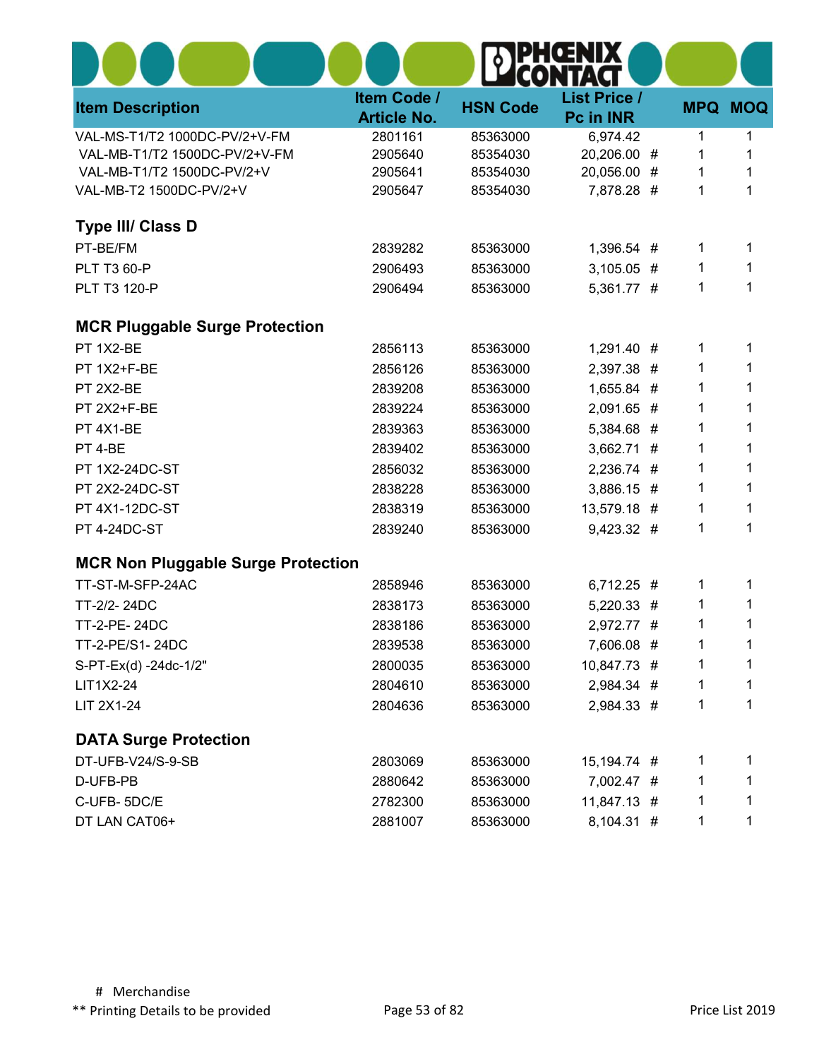| Item Description | Item Code / Article No. | HSN Code | List Price / Pc in INR | | MPQ | MOQ |
|---|---|---|---|---|---|---|
| VAL-MS-T1/T2 1000DC-PV/2+V-FM | 2801161 | 85363000 | 6,974.42 | | 1 | 1 |
| VAL-MB-T1/T2 1500DC-PV/2+V-FM | 2905640 | 85354030 | 20,206.00 | # | 1 | 1 |
| VAL-MB-T1/T2 1500DC-PV/2+V | 2905641 | 85354030 | 20,056.00 | # | 1 | 1 |
| VAL-MB-T2 1500DC-PV/2+V | 2905647 | 85354030 | 7,878.28 | # | 1 | 1 |
| **Type III/ Class D** | | | | | | |
| PT-BE/FM | 2839282 | 85363000 | 1,396.54 | # | 1 | 1 |
| PLT T3 60-P | 2906493 | 85363000 | 3,105.05 | # | 1 | 1 |
| PLT T3 120-P | 2906494 | 85363000 | 5,361.77 | # | 1 | 1 |
| **MCR Pluggable Surge Protection** | | | | | | |
| PT 1X2-BE | 2856113 | 85363000 | 1,291.40 | # | 1 | 1 |
| PT 1X2+F-BE | 2856126 | 85363000 | 2,397.38 | # | 1 | 1 |
| PT 2X2-BE | 2839208 | 85363000 | 1,655.84 | # | 1 | 1 |
| PT 2X2+F-BE | 2839224 | 85363000 | 2,091.65 | # | 1 | 1 |
| PT 4X1-BE | 2839363 | 85363000 | 5,384.68 | # | 1 | 1 |
| PT 4-BE | 2839402 | 85363000 | 3,662.71 | # | 1 | 1 |
| PT 1X2-24DC-ST | 2856032 | 85363000 | 2,236.74 | # | 1 | 1 |
| PT 2X2-24DC-ST | 2838228 | 85363000 | 3,886.15 | # | 1 | 1 |
| PT 4X1-12DC-ST | 2838319 | 85363000 | 13,579.18 | # | 1 | 1 |
| PT 4-24DC-ST | 2839240 | 85363000 | 9,423.32 | # | 1 | 1 |
| **MCR Non Pluggable Surge Protection** | | | | | | |
| TT-ST-M-SFP-24AC | 2858946 | 85363000 | 6,712.25 | # | 1 | 1 |
| TT-2/2- 24DC | 2838173 | 85363000 | 5,220.33 | # | 1 | 1 |
| TT-2-PE- 24DC | 2838186 | 85363000 | 2,972.77 | # | 1 | 1 |
| TT-2-PE/S1- 24DC | 2839538 | 85363000 | 7,606.08 | # | 1 | 1 |
| S-PT-Ex(d) -24dc-1/2" | 2800035 | 85363000 | 10,847.73 | # | 1 | 1 |
| LIT1X2-24 | 2804610 | 85363000 | 2,984.34 | # | 1 | 1 |
| LIT 2X1-24 | 2804636 | 85363000 | 2,984.33 | # | 1 | 1 |
| **DATA Surge Protection** | | | | | | |
| DT-UFB-V24/S-9-SB | 2803069 | 85363000 | 15,194.74 | # | 1 | 1 |
| D-UFB-PB | 2880642 | 85363000 | 7,002.47 | # | 1 | 1 |
| C-UFB- 5DC/E | 2782300 | 85363000 | 11,847.13 | # | 1 | 1 |
| DT LAN CAT06+ | 2881007 | 85363000 | 8,104.31 | # | 1 | 1 |

# Merchandise

** Printing Details to be provided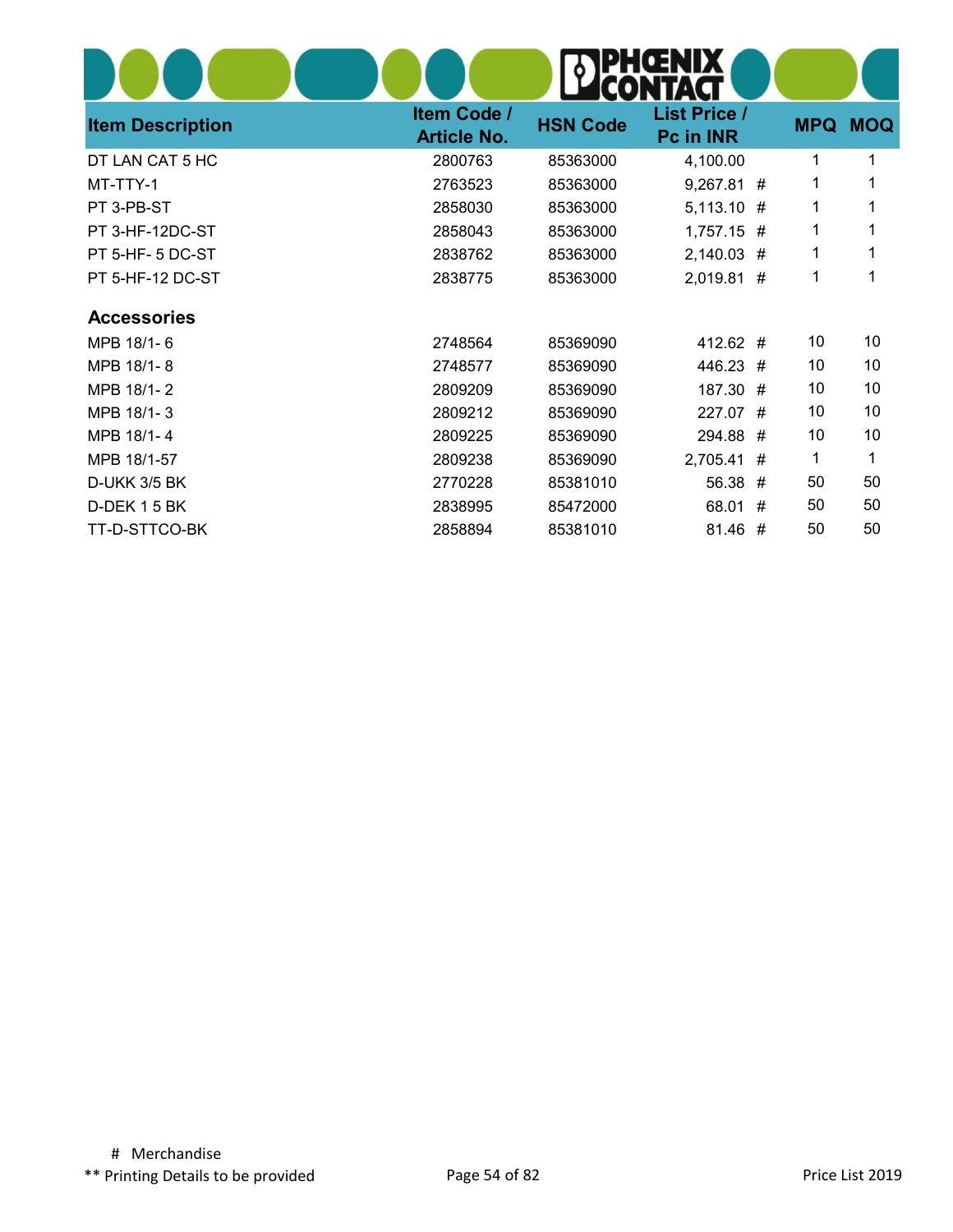| Item Description | Item Code / Article No. | HSN Code | List Price / Pc in INR | | MPQ | MOQ |
|---|---|---|---|---|---|---|
| DT LAN CAT 5 HC | 2800763 | 85363000 | 4,100.00 | | 1 | 1 |
| MT-TTY-1 | 2763523 | 85363000 | 9,267.81 | # | 1 | 1 |
| PT 3-PB-ST | 2858030 | 85363000 | 5,113.10 | # | 1 | 1 |
| PT 3-HF-12DC-ST | 2858043 | 85363000 | 1,757.15 | # | 1 | 1 |
| PT 5-HF- 5 DC-ST | 2838762 | 85363000 | 2,140.03 | # | 1 | 1 |
| PT 5-HF-12 DC-ST | 2838775 | 85363000 | 2,019.81 | # | 1 | 1 |
| **Accessories** | | | | | | |
| MPB 18/1- 6 | 2748564 | 85369090 | 412.62 | # | 10 | 10 |
| MPB 18/1- 8 | 2748577 | 85369090 | 446.23 | # | 10 | 10 |
| MPB 18/1- 2 | 2809209 | 85369090 | 187.30 | # | 10 | 10 |
| MPB 18/1- 3 | 2809212 | 85369090 | 227.07 | # | 10 | 10 |
| MPB 18/1- 4 | 2809225 | 85369090 | 294.88 | # | 10 | 10 |
| MPB 18/1-57 | 2809238 | 85369090 | 2,705.41 | # | 1 | 1 |
| D-UKK 3/5 BK | 2770228 | 85381010 | 56.38 | # | 50 | 50 |
| D-DEK 1 5 BK | 2838995 | 85472000 | 68.01 | # | 50 | 50 |
| TT-D-STTCO-BK | 2858894 | 85381010 | 81.46 | # | 50 | 50 |

# Merchandise

** Printing Details to be provided

Price List 2019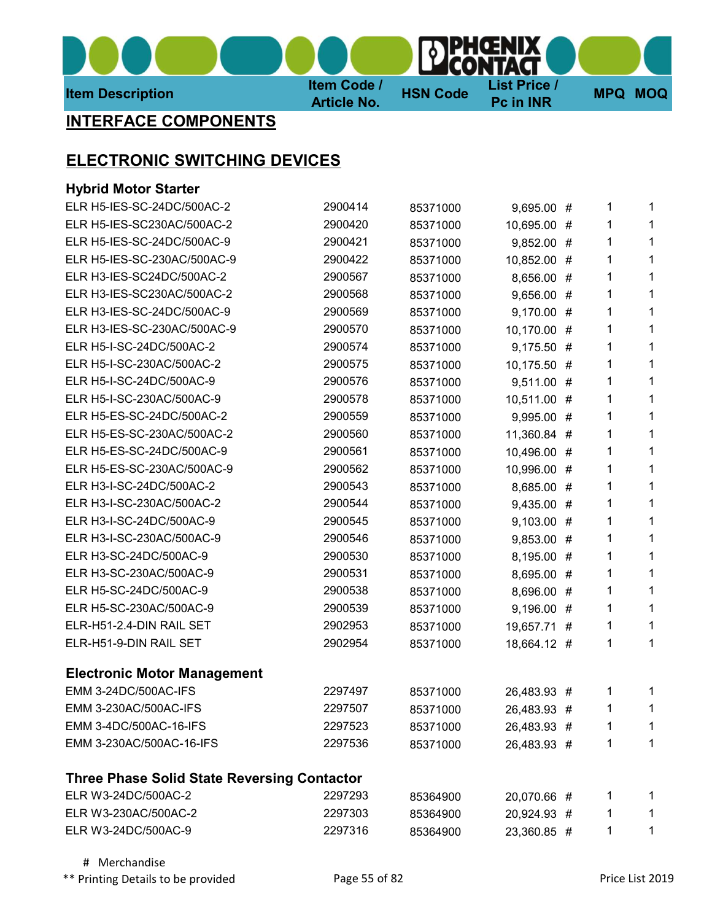| Item Description | Item Code / Article No. | HSN Code | List Price / Pc in INR | | MPQ | MOQ |
|---|---|---|---|---|---|---|

## INTERFACE COMPONENTS

## ELECTRONIC SWITCHING DEVICES

### Hybrid Motor Starter

| Item Description | Item Code / Article No. | HSN Code | List Price / Pc in INR | | MPQ | MOQ |
|---|---|---|---|---|---|---|
| ELR H5-IES-SC-24DC/500AC-2 | 2900414 | 85371000 | 9,695.00 | # | 1 | 1 |
| ELR H5-IES-SC230AC/500AC-2 | 2900420 | 85371000 | 10,695.00 | # | 1 | 1 |
| ELR H5-IES-SC-24DC/500AC-9 | 2900421 | 85371000 | 9,852.00 | # | 1 | 1 |
| ELR H5-IES-SC-230AC/500AC-9 | 2900422 | 85371000 | 10,852.00 | # | 1 | 1 |
| ELR H3-IES-SC24DC/500AC-2 | 2900567 | 85371000 | 8,656.00 | # | 1 | 1 |
| ELR H3-IES-SC230AC/500AC-2 | 2900568 | 85371000 | 9,656.00 | # | 1 | 1 |
| ELR H3-IES-SC-24DC/500AC-9 | 2900569 | 85371000 | 9,170.00 | # | 1 | 1 |
| ELR H3-IES-SC-230AC/500AC-9 | 2900570 | 85371000 | 10,170.00 | # | 1 | 1 |
| ELR H5-I-SC-24DC/500AC-2 | 2900574 | 85371000 | 9,175.50 | # | 1 | 1 |
| ELR H5-I-SC-230AC/500AC-2 | 2900575 | 85371000 | 10,175.50 | # | 1 | 1 |
| ELR H5-I-SC-24DC/500AC-9 | 2900576 | 85371000 | 9,511.00 | # | 1 | 1 |
| ELR H5-I-SC-230AC/500AC-9 | 2900578 | 85371000 | 10,511.00 | # | 1 | 1 |
| ELR H5-ES-SC-24DC/500AC-2 | 2900559 | 85371000 | 9,995.00 | # | 1 | 1 |
| ELR H5-ES-SC-230AC/500AC-2 | 2900560 | 85371000 | 11,360.84 | # | 1 | 1 |
| ELR H5-ES-SC-24DC/500AC-9 | 2900561 | 85371000 | 10,496.00 | # | 1 | 1 |
| ELR H5-ES-SC-230AC/500AC-9 | 2900562 | 85371000 | 10,996.00 | # | 1 | 1 |
| ELR H3-I-SC-24DC/500AC-2 | 2900543 | 85371000 | 8,685.00 | # | 1 | 1 |
| ELR H3-I-SC-230AC/500AC-2 | 2900544 | 85371000 | 9,435.00 | # | 1 | 1 |
| ELR H3-I-SC-24DC/500AC-9 | 2900545 | 85371000 | 9,103.00 | # | 1 | 1 |
| ELR H3-I-SC-230AC/500AC-9 | 2900546 | 85371000 | 9,853.00 | # | 1 | 1 |
| ELR H3-SC-24DC/500AC-9 | 2900530 | 85371000 | 8,195.00 | # | 1 | 1 |
| ELR H3-SC-230AC/500AC-9 | 2900531 | 85371000 | 8,695.00 | # | 1 | 1 |
| ELR H5-SC-24DC/500AC-9 | 2900538 | 85371000 | 8,696.00 | # | 1 | 1 |
| ELR H5-SC-230AC/500AC-9 | 2900539 | 85371000 | 9,196.00 | # | 1 | 1 |
| ELR-H51-2.4-DIN RAIL SET | 2902953 | 85371000 | 19,657.71 | # | 1 | 1 |
| ELR-H51-9-DIN RAIL SET | 2902954 | 85371000 | 18,664.12 | # | 1 | 1 |

### Electronic Motor Management

| Item Description | Item Code / Article No. | HSN Code | List Price / Pc in INR | | MPQ | MOQ |
|---|---|---|---|---|---|---|
| EMM 3-24DC/500AC-IFS | 2297497 | 85371000 | 26,483.93 | # | 1 | 1 |
| EMM 3-230AC/500AC-IFS | 2297507 | 85371000 | 26,483.93 | # | 1 | 1 |
| EMM 3-4DC/500AC-16-IFS | 2297523 | 85371000 | 26,483.93 | # | 1 | 1 |
| EMM 3-230AC/500AC-16-IFS | 2297536 | 85371000 | 26,483.93 | # | 1 | 1 |

### Three Phase Solid State Reversing Contactor

| Item Description | Item Code / Article No. | HSN Code | List Price / Pc in INR | | MPQ | MOQ |
|---|---|---|---|---|---|---|
| ELR W3-24DC/500AC-2 | 2297293 | 85364900 | 20,070.66 | # | 1 | 1 |
| ELR W3-230AC/500AC-2 | 2297303 | 85364900 | 20,924.93 | # | 1 | 1 |
| ELR W3-24DC/500AC-9 | 2297316 | 85364900 | 23,360.85 | # | 1 | 1 |

# Merchandise
** Printing Details to be provided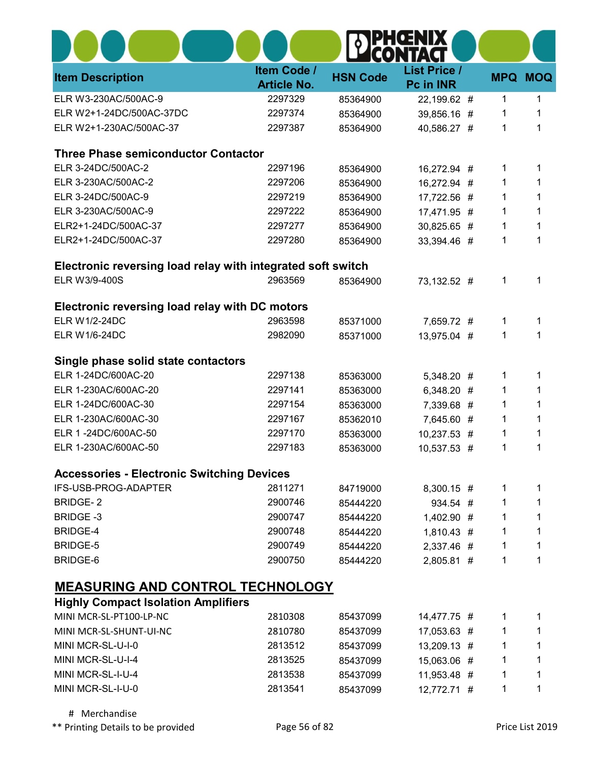| Item Description | Item Code / Article No. | HSN Code | List Price / Pc in INR | | MPQ | MOQ |
|---|---|---|---|---|---|---|
| ELR W3-230AC/500AC-9 | 2297329 | 85364900 | 22,199.62 | # | 1 | 1 |
| ELR W2+1-24DC/500AC-37DC | 2297374 | 85364900 | 39,856.16 | # | 1 | 1 |
| ELR W2+1-230AC/500AC-37 | 2297387 | 85364900 | 40,586.27 | # | 1 | 1 |
| **Three Phase semiconductor Contactor** | | | | | | |
| ELR 3-24DC/500AC-2 | 2297196 | 85364900 | 16,272.94 | # | 1 | 1 |
| ELR 3-230AC/500AC-2 | 2297206 | 85364900 | 16,272.94 | # | 1 | 1 |
| ELR 3-24DC/500AC-9 | 2297219 | 85364900 | 17,722.56 | # | 1 | 1 |
| ELR 3-230AC/500AC-9 | 2297222 | 85364900 | 17,471.95 | # | 1 | 1 |
| ELR2+1-24DC/500AC-37 | 2297277 | 85364900 | 30,825.65 | # | 1 | 1 |
| ELR2+1-24DC/500AC-37 | 2297280 | 85364900 | 33,394.46 | # | 1 | 1 |
| **Electronic reversing load relay with integrated soft switch** | | | | | | |
| ELR W3/9-400S | 2963569 | 85364900 | 73,132.52 | # | 1 | 1 |
| **Electronic reversing load relay with DC motors** | | | | | | |
| ELR W1/2-24DC | 2963598 | 85371000 | 7,659.72 | # | 1 | 1 |
| ELR W1/6-24DC | 2982090 | 85371000 | 13,975.04 | # | 1 | 1 |
| **Single phase solid state contactors** | | | | | | |
| ELR 1-24DC/600AC-20 | 2297138 | 85363000 | 5,348.20 | # | 1 | 1 |
| ELR 1-230AC/600AC-20 | 2297141 | 85363000 | 6,348.20 | # | 1 | 1 |
| ELR 1-24DC/600AC-30 | 2297154 | 85363000 | 7,339.68 | # | 1 | 1 |
| ELR 1-230AC/600AC-30 | 2297167 | 85362010 | 7,645.60 | # | 1 | 1 |
| ELR 1 -24DC/600AC-50 | 2297170 | 85363000 | 10,237.53 | # | 1 | 1 |
| ELR 1-230AC/600AC-50 | 2297183 | 85363000 | 10,537.53 | # | 1 | 1 |
| **Accessories - Electronic Switching Devices** | | | | | | |
| IFS-USB-PROG-ADAPTER | 2811271 | 84719000 | 8,300.15 | # | 1 | 1 |
| BRIDGE- 2 | 2900746 | 85444220 | 934.54 | # | 1 | 1 |
| BRIDGE -3 | 2900747 | 85444220 | 1,402.90 | # | 1 | 1 |
| BRIDGE-4 | 2900748 | 85444220 | 1,810.43 | # | 1 | 1 |
| BRIDGE-5 | 2900749 | 85444220 | 2,337.46 | # | 1 | 1 |
| BRIDGE-6 | 2900750 | 85444220 | 2,805.81 | # | 1 | 1 |

## MEASURING AND CONTROL TECHNOLOGY

### Highly Compact Isolation Amplifiers

| Item Description | Item Code / Article No. | HSN Code | List Price / Pc in INR | | MPQ | MOQ |
|---|---|---|---|---|---|---|
| MINI MCR-SL-PT100-LP-NC | 2810308 | 85437099 | 14,477.75 | # | 1 | 1 |
| MINI MCR-SL-SHUNT-UI-NC | 2810780 | 85437099 | 17,053.63 | # | 1 | 1 |
| MINI MCR-SL-U-I-0 | 2813512 | 85437099 | 13,209.13 | # | 1 | 1 |
| MINI MCR-SL-U-I-4 | 2813525 | 85437099 | 15,063.06 | # | 1 | 1 |
| MINI MCR-SL-I-U-4 | 2813538 | 85437099 | 11,953.48 | # | 1 | 1 |
| MINI MCR-SL-I-U-0 | 2813541 | 85437099 | 12,772.71 | # | 1 | 1 |

# Merchandise

** Printing Details to be provided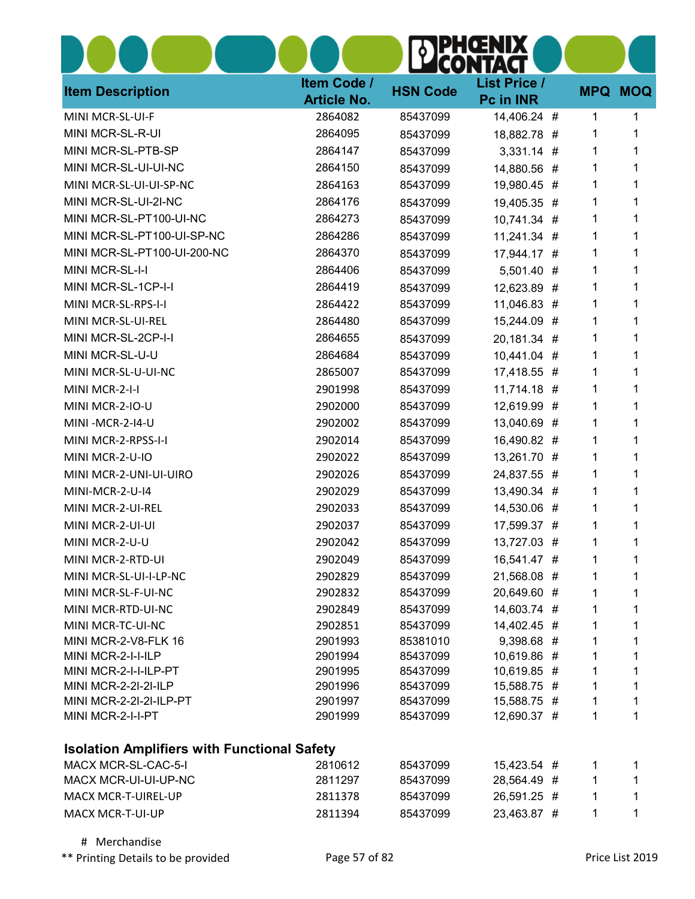| Item Description | Item Code / Article No. | HSN Code | List Price / Pc in INR | | MPQ | MOQ |
|---|---|---|---|---|---|---|
| MINI MCR-SL-UI-F | 2864082 | 85437099 | 14,406.24 | # | 1 | 1 |
| MINI MCR-SL-R-UI | 2864095 | 85437099 | 18,882.78 | # | 1 | 1 |
| MINI MCR-SL-PTB-SP | 2864147 | 85437099 | 3,331.14 | # | 1 | 1 |
| MINI MCR-SL-UI-UI-NC | 2864150 | 85437099 | 14,880.56 | # | 1 | 1 |
| MINI MCR-SL-UI-UI-SP-NC | 2864163 | 85437099 | 19,980.45 | # | 1 | 1 |
| MINI MCR-SL-UI-2I-NC | 2864176 | 85437099 | 19,405.35 | # | 1 | 1 |
| MINI MCR-SL-PT100-UI-NC | 2864273 | 85437099 | 10,741.34 | # | 1 | 1 |
| MINI MCR-SL-PT100-UI-SP-NC | 2864286 | 85437099 | 11,241.34 | # | 1 | 1 |
| MINI MCR-SL-PT100-UI-200-NC | 2864370 | 85437099 | 17,944.17 | # | 1 | 1 |
| MINI MCR-SL-I-I | 2864406 | 85437099 | 5,501.40 | # | 1 | 1 |
| MINI MCR-SL-1CP-I-I | 2864419 | 85437099 | 12,623.89 | # | 1 | 1 |
| MINI MCR-SL-RPS-I-I | 2864422 | 85437099 | 11,046.83 | # | 1 | 1 |
| MINI MCR-SL-UI-REL | 2864480 | 85437099 | 15,244.09 | # | 1 | 1 |
| MINI MCR-SL-2CP-I-I | 2864655 | 85437099 | 20,181.34 | # | 1 | 1 |
| MINI MCR-SL-U-U | 2864684 | 85437099 | 10,441.04 | # | 1 | 1 |
| MINI MCR-SL-U-UI-NC | 2865007 | 85437099 | 17,418.55 | # | 1 | 1 |
| MINI MCR-2-I-I | 2901998 | 85437099 | 11,714.18 | # | 1 | 1 |
| MINI MCR-2-IO-U | 2902000 | 85437099 | 12,619.99 | # | 1 | 1 |
| MINI -MCR-2-I4-U | 2902002 | 85437099 | 13,040.69 | # | 1 | 1 |
| MINI MCR-2-RPSS-I-I | 2902014 | 85437099 | 16,490.82 | # | 1 | 1 |
| MINI MCR-2-U-IO | 2902022 | 85437099 | 13,261.70 | # | 1 | 1 |
| MINI MCR-2-UNI-UI-UIRO | 2902026 | 85437099 | 24,837.55 | # | 1 | 1 |
| MINI-MCR-2-U-I4 | 2902029 | 85437099 | 13,490.34 | # | 1 | 1 |
| MINI MCR-2-UI-REL | 2902033 | 85437099 | 14,530.06 | # | 1 | 1 |
| MINI MCR-2-UI-UI | 2902037 | 85437099 | 17,599.37 | # | 1 | 1 |
| MINI MCR-2-U-U | 2902042 | 85437099 | 13,727.03 | # | 1 | 1 |
| MINI MCR-2-RTD-UI | 2902049 | 85437099 | 16,541.47 | # | 1 | 1 |
| MINI MCR-SL-UI-I-LP-NC | 2902829 | 85437099 | 21,568.08 | # | 1 | 1 |
| MINI MCR-SL-F-UI-NC | 2902832 | 85437099 | 20,649.60 | # | 1 | 1 |
| MINI MCR-RTD-UI-NC | 2902849 | 85437099 | 14,603.74 | # | 1 | 1 |
| MINI MCR-TC-UI-NC | 2902851 | 85437099 | 14,402.45 | # | 1 | 1 |
| MINI MCR-2-V8-FLK 16 | 2901993 | 85381010 | 9,398.68 | # | 1 | 1 |
| MINI MCR-2-I-I-ILP | 2901994 | 85437099 | 10,619.86 | # | 1 | 1 |
| MINI MCR-2-I-I-ILP-PT | 2901995 | 85437099 | 10,619.85 | # | 1 | 1 |
| MINI MCR-2-2I-2I-ILP | 2901996 | 85437099 | 15,588.75 | # | 1 | 1 |
| MINI MCR-2-2I-2I-ILP-PT | 2901997 | 85437099 | 15,588.75 | # | 1 | 1 |
| MINI MCR-2-I-I-PT | 2901999 | 85437099 | 12,690.37 | # | 1 | 1 |
| **Isolation Amplifiers with Functional Safety** | | | | | | |
| MACX MCR-SL-CAC-5-I | 2810612 | 85437099 | 15,423.54 | # | 1 | 1 |
| MACX MCR-UI-UI-UP-NC | 2811297 | 85437099 | 28,564.49 | # | 1 | 1 |
| MACX MCR-T-UIREL-UP | 2811378 | 85437099 | 26,591.25 | # | 1 | 1 |
| MACX MCR-T-UI-UP | 2811394 | 85437099 | 23,463.87 | # | 1 | 1 |

# Merchandise

** Printing Details to be provided

Price List 2019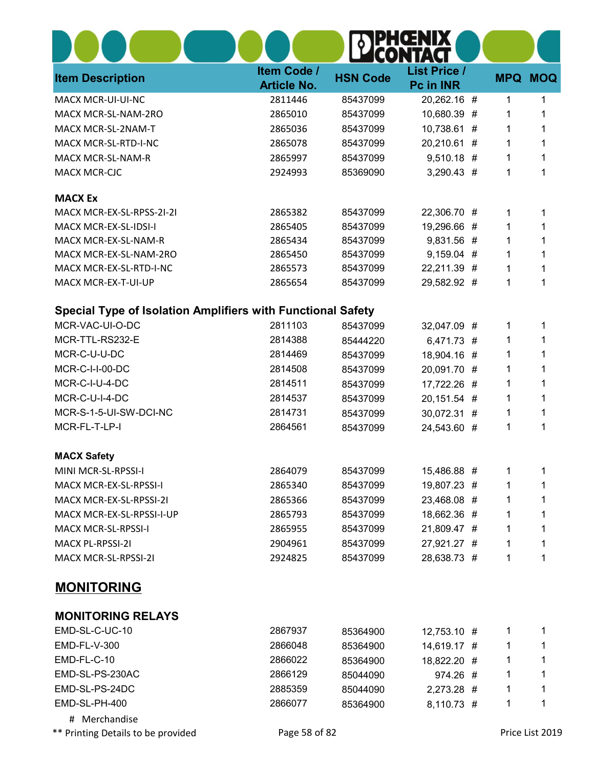| Item Description | Item Code / Article No. | HSN Code | List Price / Pc in INR | | MPQ | MOQ |
|---|---|---|---|---|---|---|
| MACX MCR-UI-UI-NC | 2811446 | 85437099 | 20,262.16 | # | 1 | 1 |
| MACX MCR-SL-NAM-2RO | 2865010 | 85437099 | 10,680.39 | # | 1 | 1 |
| MACX MCR-SL-2NAM-T | 2865036 | 85437099 | 10,738.61 | # | 1 | 1 |
| MACX MCR-SL-RTD-I-NC | 2865078 | 85437099 | 20,210.61 | # | 1 | 1 |
| MACX MCR-SL-NAM-R | 2865997 | 85437099 | 9,510.18 | # | 1 | 1 |
| MACX MCR-CJC | 2924993 | 85369090 | 3,290.43 | # | 1 | 1 |
| **MACX Ex** | | | | | | |
| MACX MCR-EX-SL-RPSS-2I-2I | 2865382 | 85437099 | 22,306.70 | # | 1 | 1 |
| MACX MCR-EX-SL-IDSI-I | 2865405 | 85437099 | 19,296.66 | # | 1 | 1 |
| MACX MCR-EX-SL-NAM-R | 2865434 | 85437099 | 9,831.56 | # | 1 | 1 |
| MACX MCR-EX-SL-NAM-2RO | 2865450 | 85437099 | 9,159.04 | # | 1 | 1 |
| MACX MCR-EX-SL-RTD-I-NC | 2865573 | 85437099 | 22,211.39 | # | 1 | 1 |
| MACX MCR-EX-T-UI-UP | 2865654 | 85437099 | 29,582.92 | # | 1 | 1 |
| **Special Type of Isolation Amplifiers with Functional Safety** | | | | | | |
| MCR-VAC-UI-O-DC | 2811103 | 85437099 | 32,047.09 | # | 1 | 1 |
| MCR-TTL-RS232-E | 2814388 | 85444220 | 6,471.73 | # | 1 | 1 |
| MCR-C-U-U-DC | 2814469 | 85437099 | 18,904.16 | # | 1 | 1 |
| MCR-C-I-I-00-DC | 2814508 | 85437099 | 20,091.70 | # | 1 | 1 |
| MCR-C-I-U-4-DC | 2814511 | 85437099 | 17,722.26 | # | 1 | 1 |
| MCR-C-U-I-4-DC | 2814537 | 85437099 | 20,151.54 | # | 1 | 1 |
| MCR-S-1-5-UI-SW-DCI-NC | 2814731 | 85437099 | 30,072.31 | # | 1 | 1 |
| MCR-FL-T-LP-I | 2864561 | 85437099 | 24,543.60 | # | 1 | 1 |
| **MACX Safety** | | | | | | |
| MINI MCR-SL-RPSSI-I | 2864079 | 85437099 | 15,486.88 | # | 1 | 1 |
| MACX MCR-EX-SL-RPSSI-I | 2865340 | 85437099 | 19,807.23 | # | 1 | 1 |
| MACX MCR-EX-SL-RPSSI-2I | 2865366 | 85437099 | 23,468.08 | # | 1 | 1 |
| MACX MCR-EX-SL-RPSSI-I-UP | 2865793 | 85437099 | 18,662.36 | # | 1 | 1 |
| MACX MCR-SL-RPSSI-I | 2865955 | 85437099 | 21,809.47 | # | 1 | 1 |
| MACX PL-RPSSI-2I | 2904961 | 85437099 | 27,921.27 | # | 1 | 1 |
| MACX MCR-SL-RPSSI-2I | 2924825 | 85437099 | 28,638.73 | # | 1 | 1 |

## MONITORING

### MONITORING RELAYS

| Item Description | Item Code / Article No. | HSN Code | List Price / Pc in INR | | MPQ | MOQ |
|---|---|---|---|---|---|---|
| EMD-SL-C-UC-10 | 2867937 | 85364900 | 12,753.10 | # | 1 | 1 |
| EMD-FL-V-300 | 2866048 | 85364900 | 14,619.17 | # | 1 | 1 |
| EMD-FL-C-10 | 2866022 | 85364900 | 18,822.20 | # | 1 | 1 |
| EMD-SL-PS-230AC | 2866129 | 85044090 | 974.26 | # | 1 | 1 |
| EMD-SL-PS-24DC | 2885359 | 85044090 | 2,273.28 | # | 1 | 1 |
| EMD-SL-PH-400 | 2866077 | 85364900 | 8,110.73 | # | 1 | 1 |

# Merchandise

** Printing Details to be provided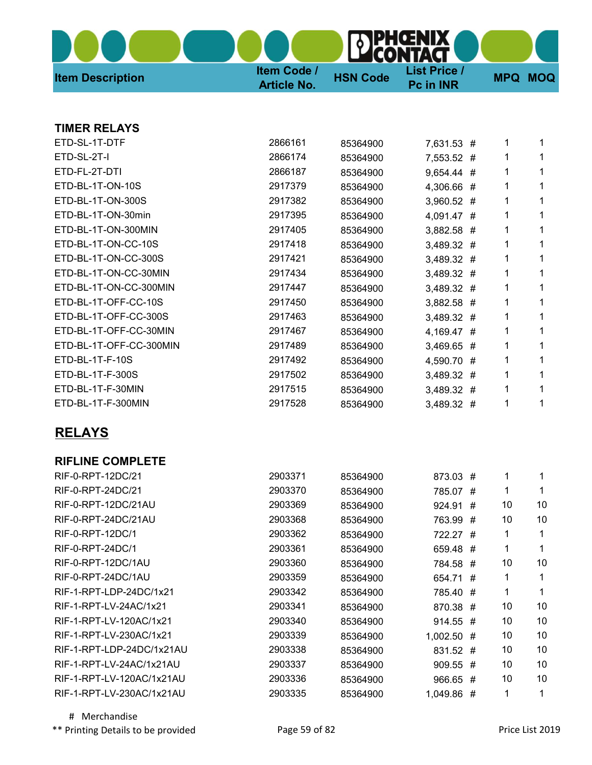| Item Description | Item Code / Article No. | HSN Code | List Price / Pc in INR | | MPQ | MOQ |
|---|---|---|---|---|---|---|
| **TIMER RELAYS** | | | | | | |
| ETD-SL-1T-DTF | 2866161 | 85364900 | 7,631.53 | # | 1 | 1 |
| ETD-SL-2T-I | 2866174 | 85364900 | 7,553.52 | # | 1 | 1 |
| ETD-FL-2T-DTI | 2866187 | 85364900 | 9,654.44 | # | 1 | 1 |
| ETD-BL-1T-ON-10S | 2917379 | 85364900 | 4,306.66 | # | 1 | 1 |
| ETD-BL-1T-ON-300S | 2917382 | 85364900 | 3,960.52 | # | 1 | 1 |
| ETD-BL-1T-ON-30min | 2917395 | 85364900 | 4,091.47 | # | 1 | 1 |
| ETD-BL-1T-ON-300MIN | 2917405 | 85364900 | 3,882.58 | # | 1 | 1 |
| ETD-BL-1T-ON-CC-10S | 2917418 | 85364900 | 3,489.32 | # | 1 | 1 |
| ETD-BL-1T-ON-CC-300S | 2917421 | 85364900 | 3,489.32 | # | 1 | 1 |
| ETD-BL-1T-ON-CC-30MIN | 2917434 | 85364900 | 3,489.32 | # | 1 | 1 |
| ETD-BL-1T-ON-CC-300MIN | 2917447 | 85364900 | 3,489.32 | # | 1 | 1 |
| ETD-BL-1T-OFF-CC-10S | 2917450 | 85364900 | 3,882.58 | # | 1 | 1 |
| ETD-BL-1T-OFF-CC-300S | 2917463 | 85364900 | 3,489.32 | # | 1 | 1 |
| ETD-BL-1T-OFF-CC-30MIN | 2917467 | 85364900 | 4,169.47 | # | 1 | 1 |
| ETD-BL-1T-OFF-CC-300MIN | 2917489 | 85364900 | 3,469.65 | # | 1 | 1 |
| ETD-BL-1T-F-10S | 2917492 | 85364900 | 4,590.70 | # | 1 | 1 |
| ETD-BL-1T-F-300S | 2917502 | 85364900 | 3,489.32 | # | 1 | 1 |
| ETD-BL-1T-F-30MIN | 2917515 | 85364900 | 3,489.32 | # | 1 | 1 |
| ETD-BL-1T-F-300MIN | 2917528 | 85364900 | 3,489.32 | # | 1 | 1 |
| **RELAYS** | | | | | | |
| **RIFLINE COMPLETE** | | | | | | |
| RIF-0-RPT-12DC/21 | 2903371 | 85364900 | 873.03 | # | 1 | 1 |
| RIF-0-RPT-24DC/21 | 2903370 | 85364900 | 785.07 | # | 1 | 1 |
| RIF-0-RPT-12DC/21AU | 2903369 | 85364900 | 924.91 | # | 10 | 10 |
| RIF-0-RPT-24DC/21AU | 2903368 | 85364900 | 763.99 | # | 10 | 10 |
| RIF-0-RPT-12DC/1 | 2903362 | 85364900 | 722.27 | # | 1 | 1 |
| RIF-0-RPT-24DC/1 | 2903361 | 85364900 | 659.48 | # | 1 | 1 |
| RIF-0-RPT-12DC/1AU | 2903360 | 85364900 | 784.58 | # | 10 | 10 |
| RIF-0-RPT-24DC/1AU | 2903359 | 85364900 | 654.71 | # | 1 | 1 |
| RIF-1-RPT-LDP-24DC/1x21 | 2903342 | 85364900 | 785.40 | # | 1 | 1 |
| RIF-1-RPT-LV-24AC/1x21 | 2903341 | 85364900 | 870.38 | # | 10 | 10 |
| RIF-1-RPT-LV-120AC/1x21 | 2903340 | 85364900 | 914.55 | # | 10 | 10 |
| RIF-1-RPT-LV-230AC/1x21 | 2903339 | 85364900 | 1,002.50 | # | 10 | 10 |
| RIF-1-RPT-LDP-24DC/1x21AU | 2903338 | 85364900 | 831.52 | # | 10 | 10 |
| RIF-1-RPT-LV-24AC/1x21AU | 2903337 | 85364900 | 909.55 | # | 10 | 10 |
| RIF-1-RPT-LV-120AC/1x21AU | 2903336 | 85364900 | 966.65 | # | 10 | 10 |
| RIF-1-RPT-LV-230AC/1x21AU | 2903335 | 85364900 | 1,049.86 | # | 1 | 1 |

# Merchandise

** Printing Details to be provided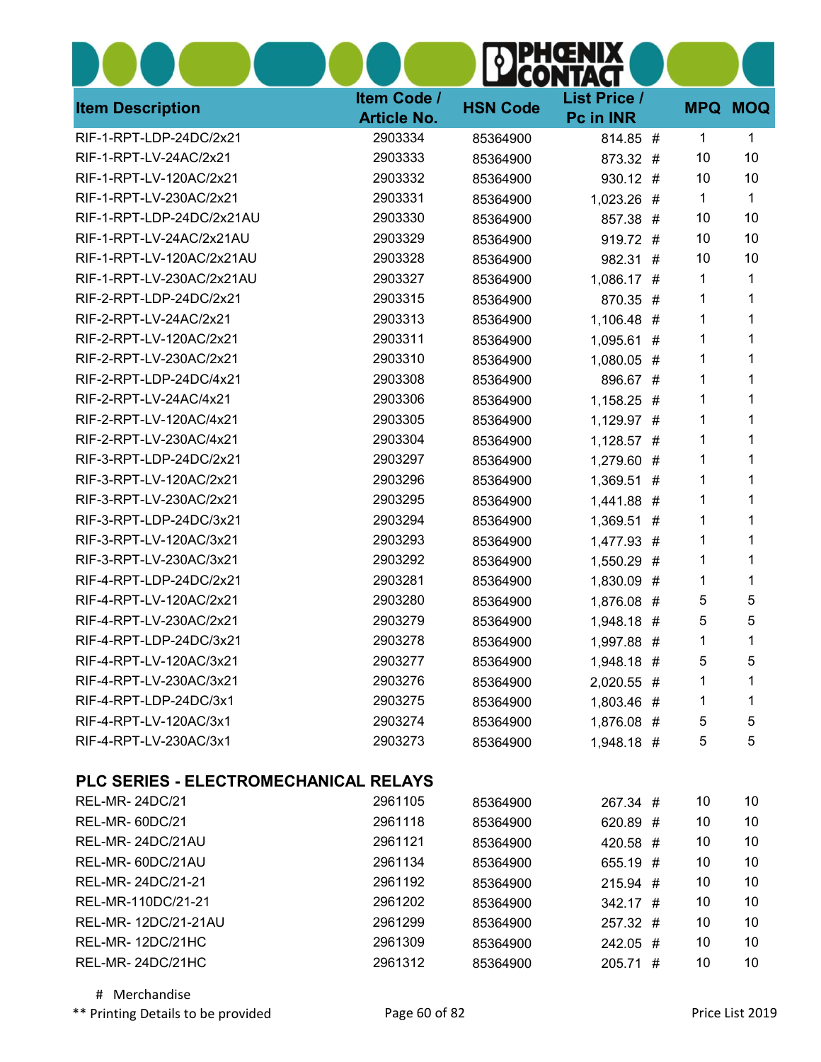| Item Description | Item Code / Article No. | HSN Code | List Price / Pc in INR | | MPQ | MOQ |
|---|---|---|---|---|---|---|
| RIF-1-RPT-LDP-24DC/2x21 | 2903334 | 85364900 | 814.85 | # | 1 | 1 |
| RIF-1-RPT-LV-24AC/2x21 | 2903333 | 85364900 | 873.32 | # | 10 | 10 |
| RIF-1-RPT-LV-120AC/2x21 | 2903332 | 85364900 | 930.12 | # | 10 | 10 |
| RIF-1-RPT-LV-230AC/2x21 | 2903331 | 85364900 | 1,023.26 | # | 1 | 1 |
| RIF-1-RPT-LDP-24DC/2x21AU | 2903330 | 85364900 | 857.38 | # | 10 | 10 |
| RIF-1-RPT-LV-24AC/2x21AU | 2903329 | 85364900 | 919.72 | # | 10 | 10 |
| RIF-1-RPT-LV-120AC/2x21AU | 2903328 | 85364900 | 982.31 | # | 10 | 10 |
| RIF-1-RPT-LV-230AC/2x21AU | 2903327 | 85364900 | 1,086.17 | # | 1 | 1 |
| RIF-2-RPT-LDP-24DC/2x21 | 2903315 | 85364900 | 870.35 | # | 1 | 1 |
| RIF-2-RPT-LV-24AC/2x21 | 2903313 | 85364900 | 1,106.48 | # | 1 | 1 |
| RIF-2-RPT-LV-120AC/2x21 | 2903311 | 85364900 | 1,095.61 | # | 1 | 1 |
| RIF-2-RPT-LV-230AC/2x21 | 2903310 | 85364900 | 1,080.05 | # | 1 | 1 |
| RIF-2-RPT-LDP-24DC/4x21 | 2903308 | 85364900 | 896.67 | # | 1 | 1 |
| RIF-2-RPT-LV-24AC/4x21 | 2903306 | 85364900 | 1,158.25 | # | 1 | 1 |
| RIF-2-RPT-LV-120AC/4x21 | 2903305 | 85364900 | 1,129.97 | # | 1 | 1 |
| RIF-2-RPT-LV-230AC/4x21 | 2903304 | 85364900 | 1,128.57 | # | 1 | 1 |
| RIF-3-RPT-LDP-24DC/2x21 | 2903297 | 85364900 | 1,279.60 | # | 1 | 1 |
| RIF-3-RPT-LV-120AC/2x21 | 2903296 | 85364900 | 1,369.51 | # | 1 | 1 |
| RIF-3-RPT-LV-230AC/2x21 | 2903295 | 85364900 | 1,441.88 | # | 1 | 1 |
| RIF-3-RPT-LDP-24DC/3x21 | 2903294 | 85364900 | 1,369.51 | # | 1 | 1 |
| RIF-3-RPT-LV-120AC/3x21 | 2903293 | 85364900 | 1,477.93 | # | 1 | 1 |
| RIF-3-RPT-LV-230AC/3x21 | 2903292 | 85364900 | 1,550.29 | # | 1 | 1 |
| RIF-4-RPT-LDP-24DC/2x21 | 2903281 | 85364900 | 1,830.09 | # | 1 | 1 |
| RIF-4-RPT-LV-120AC/2x21 | 2903280 | 85364900 | 1,876.08 | # | 5 | 5 |
| RIF-4-RPT-LV-230AC/2x21 | 2903279 | 85364900 | 1,948.18 | # | 5 | 5 |
| RIF-4-RPT-LDP-24DC/3x21 | 2903278 | 85364900 | 1,997.88 | # | 1 | 1 |
| RIF-4-RPT-LV-120AC/3x21 | 2903277 | 85364900 | 1,948.18 | # | 5 | 5 |
| RIF-4-RPT-LV-230AC/3x21 | 2903276 | 85364900 | 2,020.55 | # | 1 | 1 |
| RIF-4-RPT-LDP-24DC/3x1 | 2903275 | 85364900 | 1,803.46 | # | 1 | 1 |
| RIF-4-RPT-LV-120AC/3x1 | 2903274 | 85364900 | 1,876.08 | # | 5 | 5 |
| RIF-4-RPT-LV-230AC/3x1 | 2903273 | 85364900 | 1,948.18 | # | 5 | 5 |
| **PLC SERIES - ELECTROMECHANICAL RELAYS** | | | | | | |
| REL-MR- 24DC/21 | 2961105 | 85364900 | 267.34 | # | 10 | 10 |
| REL-MR- 60DC/21 | 2961118 | 85364900 | 620.89 | # | 10 | 10 |
| REL-MR- 24DC/21AU | 2961121 | 85364900 | 420.58 | # | 10 | 10 |
| REL-MR- 60DC/21AU | 2961134 | 85364900 | 655.19 | # | 10 | 10 |
| REL-MR- 24DC/21-21 | 2961192 | 85364900 | 215.94 | # | 10 | 10 |
| REL-MR-110DC/21-21 | 2961202 | 85364900 | 342.17 | # | 10 | 10 |
| REL-MR- 12DC/21-21AU | 2961299 | 85364900 | 257.32 | # | 10 | 10 |
| REL-MR- 12DC/21HC | 2961309 | 85364900 | 242.05 | # | 10 | 10 |
| REL-MR- 24DC/21HC | 2961312 | 85364900 | 205.71 | # | 10 | 10 |

# Merchandise

** Printing Details to be provided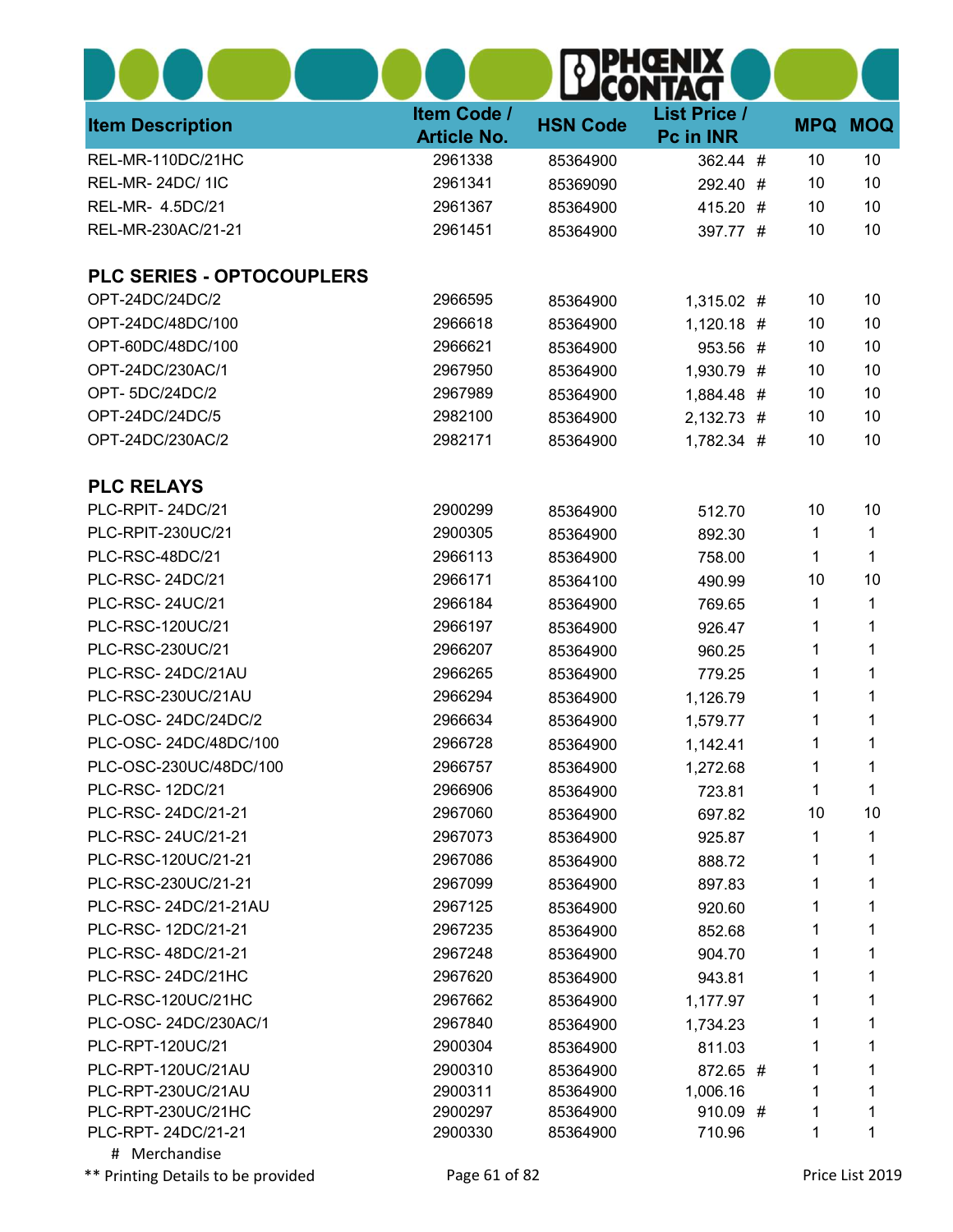| Item Description | Item Code / Article No. | HSN Code | List Price / Pc in INR | | MPQ | MOQ |
|---|---|---|---|---|---|---|
| REL-MR-110DC/21HC | 2961338 | 85364900 | 362.44 | # | 10 | 10 |
| REL-MR- 24DC/ 1IC | 2961341 | 85369090 | 292.40 | # | 10 | 10 |
| REL-MR- 4.5DC/21 | 2961367 | 85364900 | 415.20 | # | 10 | 10 |
| REL-MR-230AC/21-21 | 2961451 | 85364900 | 397.77 | # | 10 | 10 |
| **PLC SERIES - OPTOCOUPLERS** | | | | | | |
| OPT-24DC/24DC/2 | 2966595 | 85364900 | 1,315.02 | # | 10 | 10 |
| OPT-24DC/48DC/100 | 2966618 | 85364900 | 1,120.18 | # | 10 | 10 |
| OPT-60DC/48DC/100 | 2966621 | 85364900 | 953.56 | # | 10 | 10 |
| OPT-24DC/230AC/1 | 2967950 | 85364900 | 1,930.79 | # | 10 | 10 |
| OPT- 5DC/24DC/2 | 2967989 | 85364900 | 1,884.48 | # | 10 | 10 |
| OPT-24DC/24DC/5 | 2982100 | 85364900 | 2,132.73 | # | 10 | 10 |
| OPT-24DC/230AC/2 | 2982171 | 85364900 | 1,782.34 | # | 10 | 10 |
| **PLC RELAYS** | | | | | | |
| PLC-RPIT- 24DC/21 | 2900299 | 85364900 | 512.70 | | 10 | 10 |
| PLC-RPIT-230UC/21 | 2900305 | 85364900 | 892.30 | | 1 | 1 |
| PLC-RSC-48DC/21 | 2966113 | 85364900 | 758.00 | | 1 | 1 |
| PLC-RSC- 24DC/21 | 2966171 | 85364100 | 490.99 | | 10 | 10 |
| PLC-RSC- 24UC/21 | 2966184 | 85364900 | 769.65 | | 1 | 1 |
| PLC-RSC-120UC/21 | 2966197 | 85364900 | 926.47 | | 1 | 1 |
| PLC-RSC-230UC/21 | 2966207 | 85364900 | 960.25 | | 1 | 1 |
| PLC-RSC- 24DC/21AU | 2966265 | 85364900 | 779.25 | | 1 | 1 |
| PLC-RSC-230UC/21AU | 2966294 | 85364900 | 1,126.79 | | 1 | 1 |
| PLC-OSC- 24DC/24DC/2 | 2966634 | 85364900 | 1,579.77 | | 1 | 1 |
| PLC-OSC- 24DC/48DC/100 | 2966728 | 85364900 | 1,142.41 | | 1 | 1 |
| PLC-OSC-230UC/48DC/100 | 2966757 | 85364900 | 1,272.68 | | 1 | 1 |
| PLC-RSC- 12DC/21 | 2966906 | 85364900 | 723.81 | | 1 | 1 |
| PLC-RSC- 24DC/21-21 | 2967060 | 85364900 | 697.82 | | 10 | 10 |
| PLC-RSC- 24UC/21-21 | 2967073 | 85364900 | 925.87 | | 1 | 1 |
| PLC-RSC-120UC/21-21 | 2967086 | 85364900 | 888.72 | | 1 | 1 |
| PLC-RSC-230UC/21-21 | 2967099 | 85364900 | 897.83 | | 1 | 1 |
| PLC-RSC- 24DC/21-21AU | 2967125 | 85364900 | 920.60 | | 1 | 1 |
| PLC-RSC- 12DC/21-21 | 2967235 | 85364900 | 852.68 | | 1 | 1 |
| PLC-RSC- 48DC/21-21 | 2967248 | 85364900 | 904.70 | | 1 | 1 |
| PLC-RSC- 24DC/21HC | 2967620 | 85364900 | 943.81 | | 1 | 1 |
| PLC-RSC-120UC/21HC | 2967662 | 85364900 | 1,177.97 | | 1 | 1 |
| PLC-OSC- 24DC/230AC/1 | 2967840 | 85364900 | 1,734.23 | | 1 | 1 |
| PLC-RPT-120UC/21 | 2900304 | 85364900 | 811.03 | | 1 | 1 |
| PLC-RPT-120UC/21AU | 2900310 | 85364900 | 872.65 | # | 1 | 1 |
| PLC-RPT-230UC/21AU | 2900311 | 85364900 | 1,006.16 | | 1 | 1 |
| PLC-RPT-230UC/21HC | 2900297 | 85364900 | 910.09 | # | 1 | 1 |
| PLC-RPT- 24DC/21-21 | 2900330 | 85364900 | 710.96 | | 1 | 1 |

# Merchandise

** Printing Details to be provided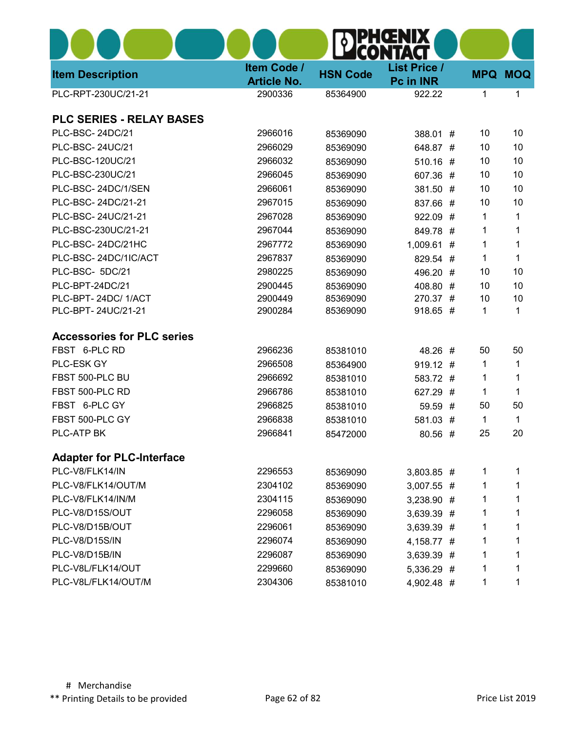| Item Description | Item Code / Article No. | HSN Code | List Price / Pc in INR | | MPQ | MOQ |
|---|---|---|---|---|---|---|
| PLC-RPT-230UC/21-21 | 2900336 | 85364900 | 922.22 | | 1 | 1 |
| **PLC SERIES - RELAY BASES** | | | | | | |
| PLC-BSC- 24DC/21 | 2966016 | 85369090 | 388.01 | # | 10 | 10 |
| PLC-BSC- 24UC/21 | 2966029 | 85369090 | 648.87 | # | 10 | 10 |
| PLC-BSC-120UC/21 | 2966032 | 85369090 | 510.16 | # | 10 | 10 |
| PLC-BSC-230UC/21 | 2966045 | 85369090 | 607.36 | # | 10 | 10 |
| PLC-BSC- 24DC/1/SEN | 2966061 | 85369090 | 381.50 | # | 10 | 10 |
| PLC-BSC- 24DC/21-21 | 2967015 | 85369090 | 837.66 | # | 10 | 10 |
| PLC-BSC- 24UC/21-21 | 2967028 | 85369090 | 922.09 | # | 1 | 1 |
| PLC-BSC-230UC/21-21 | 2967044 | 85369090 | 849.78 | # | 1 | 1 |
| PLC-BSC- 24DC/21HC | 2967772 | 85369090 | 1,009.61 | # | 1 | 1 |
| PLC-BSC- 24DC/1IC/ACT | 2967837 | 85369090 | 829.54 | # | 1 | 1 |
| PLC-BSC- 5DC/21 | 2980225 | 85369090 | 496.20 | # | 10 | 10 |
| PLC-BPT-24DC/21 | 2900445 | 85369090 | 408.80 | # | 10 | 10 |
| PLC-BPT- 24DC/ 1/ACT | 2900449 | 85369090 | 270.37 | # | 10 | 10 |
| PLC-BPT- 24UC/21-21 | 2900284 | 85369090 | 918.65 | # | 1 | 1 |
| **Accessories for PLC series** | | | | | | |
| FBST 6-PLC RD | 2966236 | 85381010 | 48.26 | # | 50 | 50 |
| PLC-ESK GY | 2966508 | 85364900 | 919.12 | # | 1 | 1 |
| FBST 500-PLC BU | 2966692 | 85381010 | 583.72 | # | 1 | 1 |
| FBST 500-PLC RD | 2966786 | 85381010 | 627.29 | # | 1 | 1 |
| FBST 6-PLC GY | 2966825 | 85381010 | 59.59 | # | 50 | 50 |
| FBST 500-PLC GY | 2966838 | 85381010 | 581.03 | # | 1 | 1 |
| PLC-ATP BK | 2966841 | 85472000 | 80.56 | # | 25 | 20 |
| **Adapter for PLC-Interface** | | | | | | |
| PLC-V8/FLK14/IN | 2296553 | 85369090 | 3,803.85 | # | 1 | 1 |
| PLC-V8/FLK14/OUT/M | 2304102 | 85369090 | 3,007.55 | # | 1 | 1 |
| PLC-V8/FLK14/IN/M | 2304115 | 85369090 | 3,238.90 | # | 1 | 1 |
| PLC-V8/D15S/OUT | 2296058 | 85369090 | 3,639.39 | # | 1 | 1 |
| PLC-V8/D15B/OUT | 2296061 | 85369090 | 3,639.39 | # | 1 | 1 |
| PLC-V8/D15S/IN | 2296074 | 85369090 | 4,158.77 | # | 1 | 1 |
| PLC-V8/D15B/IN | 2296087 | 85369090 | 3,639.39 | # | 1 | 1 |
| PLC-V8L/FLK14/OUT | 2299660 | 85369090 | 5,336.29 | # | 1 | 1 |
| PLC-V8L/FLK14/OUT/M | 2304306 | 85381010 | 4,902.48 | # | 1 | 1 |

# Merchandise

** Printing Details to be provided

Price List 2019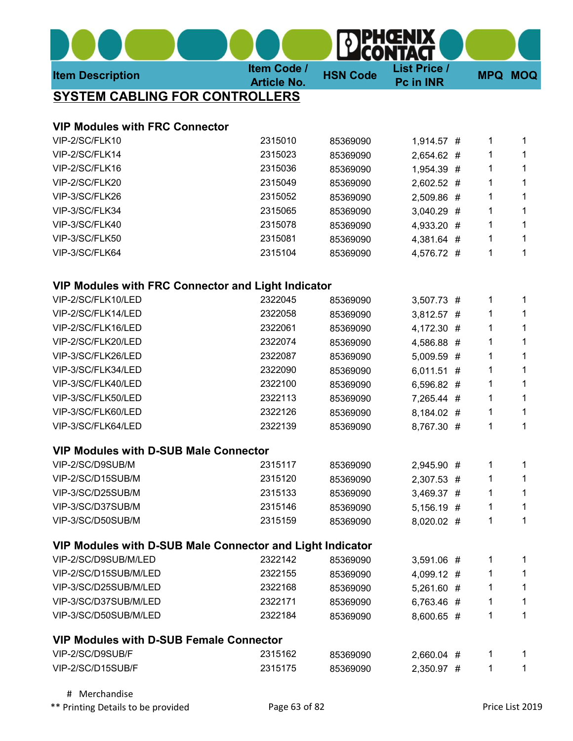| Item Description | Item Code / Article No. | HSN Code | List Price / Pc in INR | | MPQ | MOQ |
|---|---|---|---|---|---|---|

## SYSTEM CABLING FOR CONTROLLERS

### VIP Modules with FRC Connector

| | | | | | | |
|---|---|---|---|---|---|---|
| VIP-2/SC/FLK10 | 2315010 | 85369090 | 1,914.57 | # | 1 | 1 |
| VIP-2/SC/FLK14 | 2315023 | 85369090 | 2,654.62 | # | 1 | 1 |
| VIP-2/SC/FLK16 | 2315036 | 85369090 | 1,954.39 | # | 1 | 1 |
| VIP-2/SC/FLK20 | 2315049 | 85369090 | 2,602.52 | # | 1 | 1 |
| VIP-3/SC/FLK26 | 2315052 | 85369090 | 2,509.86 | # | 1 | 1 |
| VIP-3/SC/FLK34 | 2315065 | 85369090 | 3,040.29 | # | 1 | 1 |
| VIP-3/SC/FLK40 | 2315078 | 85369090 | 4,933.20 | # | 1 | 1 |
| VIP-3/SC/FLK50 | 2315081 | 85369090 | 4,381.64 | # | 1 | 1 |
| VIP-3/SC/FLK64 | 2315104 | 85369090 | 4,576.72 | # | 1 | 1 |

### VIP Modules with FRC Connector and Light Indicator

| | | | | | | |
|---|---|---|---|---|---|---|
| VIP-2/SC/FLK10/LED | 2322045 | 85369090 | 3,507.73 | # | 1 | 1 |
| VIP-2/SC/FLK14/LED | 2322058 | 85369090 | 3,812.57 | # | 1 | 1 |
| VIP-2/SC/FLK16/LED | 2322061 | 85369090 | 4,172.30 | # | 1 | 1 |
| VIP-2/SC/FLK20/LED | 2322074 | 85369090 | 4,586.88 | # | 1 | 1 |
| VIP-3/SC/FLK26/LED | 2322087 | 85369090 | 5,009.59 | # | 1 | 1 |
| VIP-3/SC/FLK34/LED | 2322090 | 85369090 | 6,011.51 | # | 1 | 1 |
| VIP-3/SC/FLK40/LED | 2322100 | 85369090 | 6,596.82 | # | 1 | 1 |
| VIP-3/SC/FLK50/LED | 2322113 | 85369090 | 7,265.44 | # | 1 | 1 |
| VIP-3/SC/FLK60/LED | 2322126 | 85369090 | 8,184.02 | # | 1 | 1 |
| VIP-3/SC/FLK64/LED | 2322139 | 85369090 | 8,767.30 | # | 1 | 1 |

### VIP Modules with D-SUB Male Connector

| | | | | | | |
|---|---|---|---|---|---|---|
| VIP-2/SC/D9SUB/M | 2315117 | 85369090 | 2,945.90 | # | 1 | 1 |
| VIP-2/SC/D15SUB/M | 2315120 | 85369090 | 2,307.53 | # | 1 | 1 |
| VIP-3/SC/D25SUB/M | 2315133 | 85369090 | 3,469.37 | # | 1 | 1 |
| VIP-3/SC/D37SUB/M | 2315146 | 85369090 | 5,156.19 | # | 1 | 1 |
| VIP-3/SC/D50SUB/M | 2315159 | 85369090 | 8,020.02 | # | 1 | 1 |

### VIP Modules with D-SUB Male Connector and Light Indicator

| | | | | | | |
|---|---|---|---|---|---|---|
| VIP-2/SC/D9SUB/M/LED | 2322142 | 85369090 | 3,591.06 | # | 1 | 1 |
| VIP-2/SC/D15SUB/M/LED | 2322155 | 85369090 | 4,099.12 | # | 1 | 1 |
| VIP-3/SC/D25SUB/M/LED | 2322168 | 85369090 | 5,261.60 | # | 1 | 1 |
| VIP-3/SC/D37SUB/M/LED | 2322171 | 85369090 | 6,763.46 | # | 1 | 1 |
| VIP-3/SC/D50SUB/M/LED | 2322184 | 85369090 | 8,600.65 | # | 1 | 1 |

### VIP Modules with D-SUB Female Connector

| | | | | | | |
|---|---|---|---|---|---|---|
| VIP-2/SC/D9SUB/F | 2315162 | 85369090 | 2,660.04 | # | 1 | 1 |
| VIP-2/SC/D15SUB/F | 2315175 | 85369090 | 2,350.97 | # | 1 | 1 |

# Merchandise

** Printing Details to be provided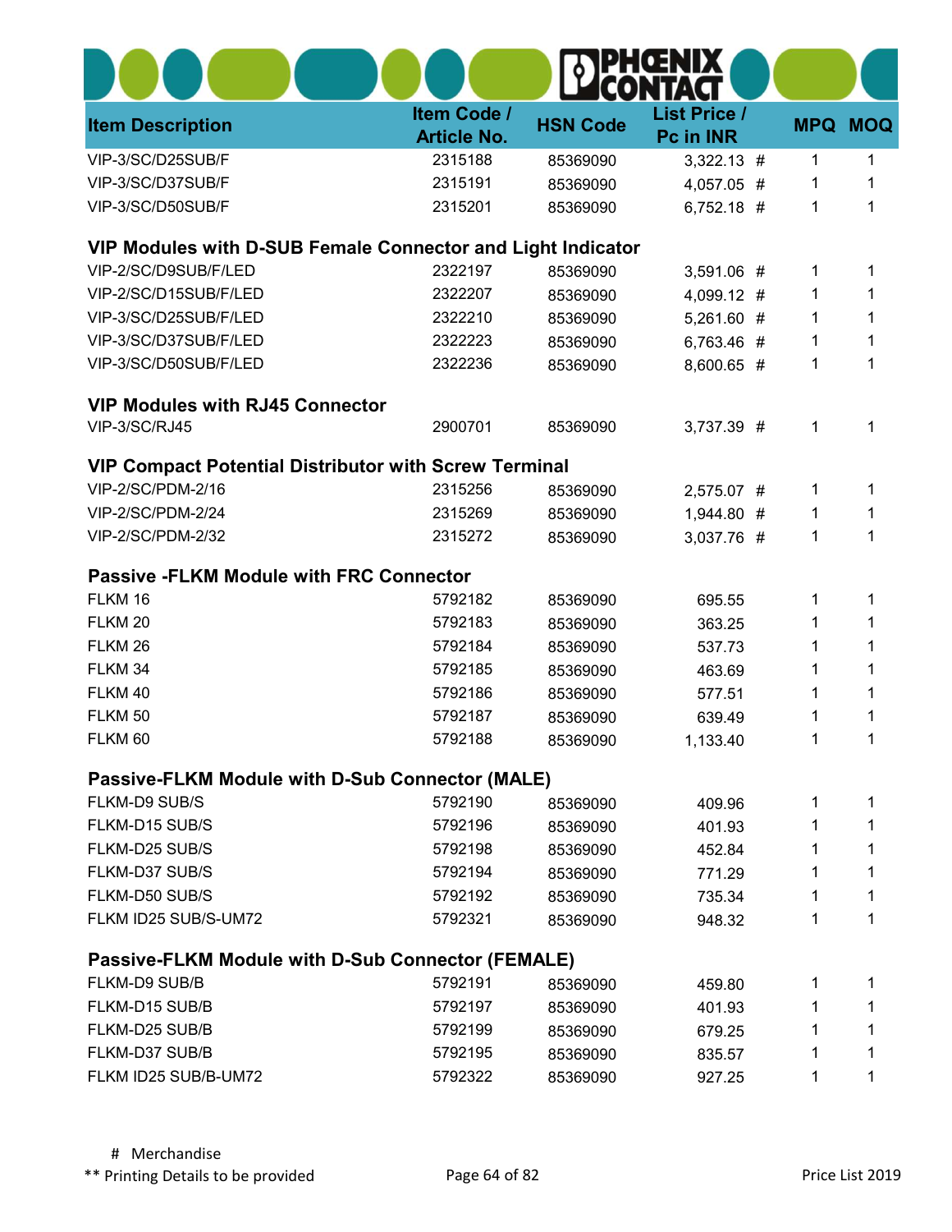| Item Description | Item Code / Article No. | HSN Code | List Price / Pc in INR | | MPQ | MOQ |
|---|---|---|---|---|---|---|
| VIP-3/SC/D25SUB/F | 2315188 | 85369090 | 3,322.13 | # | 1 | 1 |
| VIP-3/SC/D37SUB/F | 2315191 | 85369090 | 4,057.05 | # | 1 | 1 |
| VIP-3/SC/D50SUB/F | 2315201 | 85369090 | 6,752.18 | # | 1 | 1 |
| **VIP Modules with D-SUB Female Connector and Light Indicator** | | | | | | |
| VIP-2/SC/D9SUB/F/LED | 2322197 | 85369090 | 3,591.06 | # | 1 | 1 |
| VIP-2/SC/D15SUB/F/LED | 2322207 | 85369090 | 4,099.12 | # | 1 | 1 |
| VIP-3/SC/D25SUB/F/LED | 2322210 | 85369090 | 5,261.60 | # | 1 | 1 |
| VIP-3/SC/D37SUB/F/LED | 2322223 | 85369090 | 6,763.46 | # | 1 | 1 |
| VIP-3/SC/D50SUB/F/LED | 2322236 | 85369090 | 8,600.65 | # | 1 | 1 |
| **VIP Modules with RJ45 Connector** | | | | | | |
| VIP-3/SC/RJ45 | 2900701 | 85369090 | 3,737.39 | # | 1 | 1 |
| **VIP Compact Potential Distributor with Screw Terminal** | | | | | | |
| VIP-2/SC/PDM-2/16 | 2315256 | 85369090 | 2,575.07 | # | 1 | 1 |
| VIP-2/SC/PDM-2/24 | 2315269 | 85369090 | 1,944.80 | # | 1 | 1 |
| VIP-2/SC/PDM-2/32 | 2315272 | 85369090 | 3,037.76 | # | 1 | 1 |
| **Passive -FLKM Module with FRC Connector** | | | | | | |
| FLKM 16 | 5792182 | 85369090 | 695.55 | | 1 | 1 |
| FLKM 20 | 5792183 | 85369090 | 363.25 | | 1 | 1 |
| FLKM 26 | 5792184 | 85369090 | 537.73 | | 1 | 1 |
| FLKM 34 | 5792185 | 85369090 | 463.69 | | 1 | 1 |
| FLKM 40 | 5792186 | 85369090 | 577.51 | | 1 | 1 |
| FLKM 50 | 5792187 | 85369090 | 639.49 | | 1 | 1 |
| FLKM 60 | 5792188 | 85369090 | 1,133.40 | | 1 | 1 |
| **Passive-FLKM Module with D-Sub Connector (MALE)** | | | | | | |
| FLKM-D9 SUB/S | 5792190 | 85369090 | 409.96 | | 1 | 1 |
| FLKM-D15 SUB/S | 5792196 | 85369090 | 401.93 | | 1 | 1 |
| FLKM-D25 SUB/S | 5792198 | 85369090 | 452.84 | | 1 | 1 |
| FLKM-D37 SUB/S | 5792194 | 85369090 | 771.29 | | 1 | 1 |
| FLKM-D50 SUB/S | 5792192 | 85369090 | 735.34 | | 1 | 1 |
| FLKM ID25 SUB/S-UM72 | 5792321 | 85369090 | 948.32 | | 1 | 1 |
| **Passive-FLKM Module with D-Sub Connector (FEMALE)** | | | | | | |
| FLKM-D9 SUB/B | 5792191 | 85369090 | 459.80 | | 1 | 1 |
| FLKM-D15 SUB/B | 5792197 | 85369090 | 401.93 | | 1 | 1 |
| FLKM-D25 SUB/B | 5792199 | 85369090 | 679.25 | | 1 | 1 |
| FLKM-D37 SUB/B | 5792195 | 85369090 | 835.57 | | 1 | 1 |
| FLKM ID25 SUB/B-UM72 | 5792322 | 85369090 | 927.25 | | 1 | 1 |

# Merchandise

** Printing Details to be provided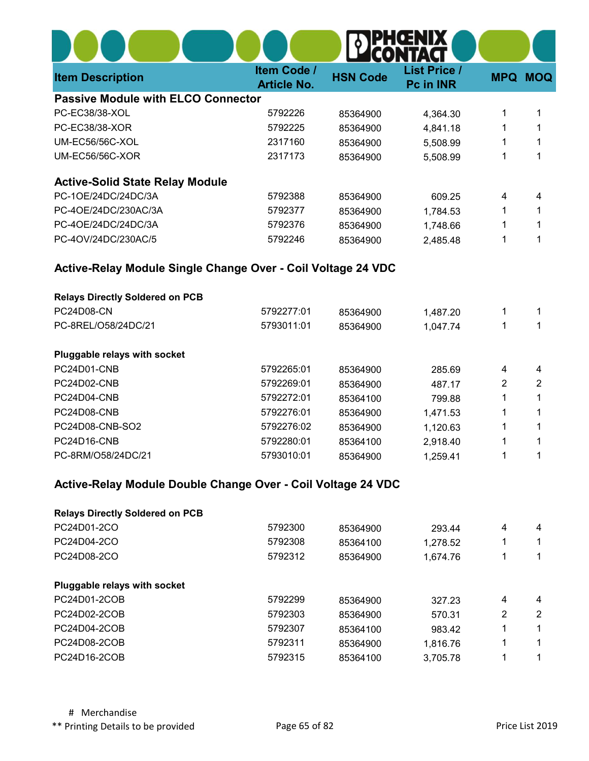| Item Description | Item Code / Article No. | HSN Code | List Price / Pc in INR | MPQ | MOQ |
|---|---|---|---|---|---|
| **Passive Module with ELCO Connector** | | | | | |
| PC-EC38/38-XOL | 5792226 | 85364900 | 4,364.30 | 1 | 1 |
| PC-EC38/38-XOR | 5792225 | 85364900 | 4,841.18 | 1 | 1 |
| UM-EC56/56C-XOL | 2317160 | 85364900 | 5,508.99 | 1 | 1 |
| UM-EC56/56C-XOR | 2317173 | 85364900 | 5,508.99 | 1 | 1 |
| **Active-Solid State Relay Module** | | | | | |
| PC-1OE/24DC/24DC/3A | 5792388 | 85364900 | 609.25 | 4 | 4 |
| PC-4OE/24DC/230AC/3A | 5792377 | 85364900 | 1,784.53 | 1 | 1 |
| PC-4OE/24DC/24DC/3A | 5792376 | 85364900 | 1,748.66 | 1 | 1 |
| PC-4OV/24DC/230AC/5 | 5792246 | 85364900 | 2,485.48 | 1 | 1 |
| **Active-Relay Module Single Change Over - Coil Voltage 24 VDC** | | | | | |
| **Relays Directly Soldered on PCB** | | | | | |
| PC24D08-CN | 5792277:01 | 85364900 | 1,487.20 | 1 | 1 |
| PC-8REL/O58/24DC/21 | 5793011:01 | 85364900 | 1,047.74 | 1 | 1 |
| **Pluggable relays with socket** | | | | | |
| PC24D01-CNB | 5792265:01 | 85364900 | 285.69 | 4 | 4 |
| PC24D02-CNB | 5792269:01 | 85364900 | 487.17 | 2 | 2 |
| PC24D04-CNB | 5792272:01 | 85364100 | 799.88 | 1 | 1 |
| PC24D08-CNB | 5792276:01 | 85364900 | 1,471.53 | 1 | 1 |
| PC24D08-CNB-SO2 | 5792276:02 | 85364900 | 1,120.63 | 1 | 1 |
| PC24D16-CNB | 5792280:01 | 85364100 | 2,918.40 | 1 | 1 |
| PC-8RM/O58/24DC/21 | 5793010:01 | 85364900 | 1,259.41 | 1 | 1 |
| **Active-Relay Module Double Change Over - Coil Voltage 24 VDC** | | | | | |
| **Relays Directly Soldered on PCB** | | | | | |
| PC24D01-2CO | 5792300 | 85364900 | 293.44 | 4 | 4 |
| PC24D04-2CO | 5792308 | 85364100 | 1,278.52 | 1 | 1 |
| PC24D08-2CO | 5792312 | 85364900 | 1,674.76 | 1 | 1 |
| **Pluggable relays with socket** | | | | | |
| PC24D01-2COB | 5792299 | 85364900 | 327.23 | 4 | 4 |
| PC24D02-2COB | 5792303 | 85364900 | 570.31 | 2 | 2 |
| PC24D04-2COB | 5792307 | 85364100 | 983.42 | 1 | 1 |
| PC24D08-2COB | 5792311 | 85364900 | 1,816.76 | 1 | 1 |
| PC24D16-2COB | 5792315 | 85364100 | 3,705.78 | 1 | 1 |

# Merchandise

** Printing Details to be provided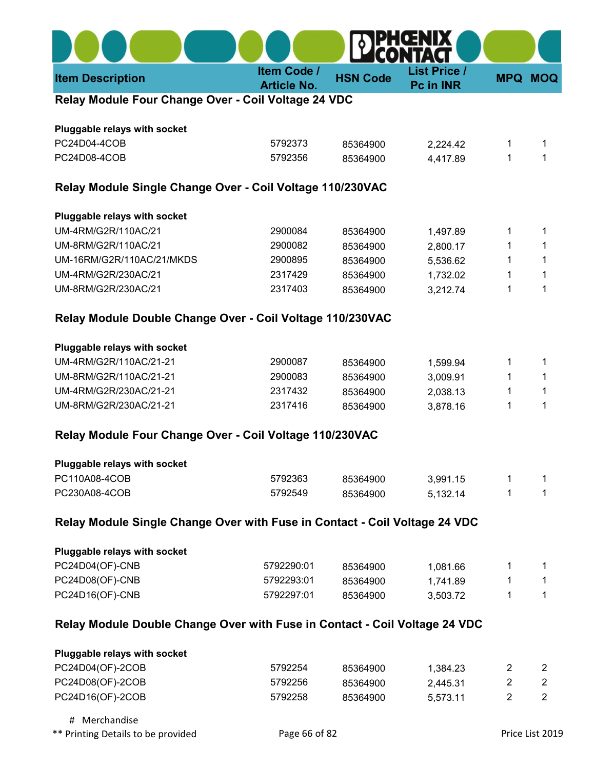| Item Description | Item Code / Article No. | HSN Code | List Price / Pc in INR | MPQ | MOQ |
|---|---|---|---|---|---|
| **Relay Module Four Change Over - Coil Voltage 24 VDC** | | | | | |
| **Pluggable relays with socket** | | | | | |
| PC24D04-4COB | 5792373 | 85364900 | 2,224.42 | 1 | 1 |
| PC24D08-4COB | 5792356 | 85364900 | 4,417.89 | 1 | 1 |
| **Relay Module Single Change Over - Coil Voltage 110/230VAC** | | | | | |
| **Pluggable relays with socket** | | | | | |
| UM-4RM/G2R/110AC/21 | 2900084 | 85364900 | 1,497.89 | 1 | 1 |
| UM-8RM/G2R/110AC/21 | 2900082 | 85364900 | 2,800.17 | 1 | 1 |
| UM-16RM/G2R/110AC/21/MKDS | 2900895 | 85364900 | 5,536.62 | 1 | 1 |
| UM-4RM/G2R/230AC/21 | 2317429 | 85364900 | 1,732.02 | 1 | 1 |
| UM-8RM/G2R/230AC/21 | 2317403 | 85364900 | 3,212.74 | 1 | 1 |
| **Relay Module Double Change Over - Coil Voltage 110/230VAC** | | | | | |
| **Pluggable relays with socket** | | | | | |
| UM-4RM/G2R/110AC/21-21 | 2900087 | 85364900 | 1,599.94 | 1 | 1 |
| UM-8RM/G2R/110AC/21-21 | 2900083 | 85364900 | 3,009.91 | 1 | 1 |
| UM-4RM/G2R/230AC/21-21 | 2317432 | 85364900 | 2,038.13 | 1 | 1 |
| UM-8RM/G2R/230AC/21-21 | 2317416 | 85364900 | 3,878.16 | 1 | 1 |
| **Relay Module Four Change Over - Coil Voltage 110/230VAC** | | | | | |
| **Pluggable relays with socket** | | | | | |
| PC110A08-4COB | 5792363 | 85364900 | 3,991.15 | 1 | 1 |
| PC230A08-4COB | 5792549 | 85364900 | 5,132.14 | 1 | 1 |
| **Relay Module Single Change Over with Fuse in Contact - Coil Voltage 24 VDC** | | | | | |
| **Pluggable relays with socket** | | | | | |
| PC24D04(OF)-CNB | 5792290:01 | 85364900 | 1,081.66 | 1 | 1 |
| PC24D08(OF)-CNB | 5792293:01 | 85364900 | 1,741.89 | 1 | 1 |
| PC24D16(OF)-CNB | 5792297:01 | 85364900 | 3,503.72 | 1 | 1 |
| **Relay Module Double Change Over with Fuse in Contact - Coil Voltage 24 VDC** | | | | | |
| **Pluggable relays with socket** | | | | | |
| PC24D04(OF)-2COB | 5792254 | 85364900 | 1,384.23 | 2 | 2 |
| PC24D08(OF)-2COB | 5792256 | 85364900 | 2,445.31 | 2 | 2 |
| PC24D16(OF)-2COB | 5792258 | 85364900 | 5,573.11 | 2 | 2 |

# Merchandise

** Printing Details to be provided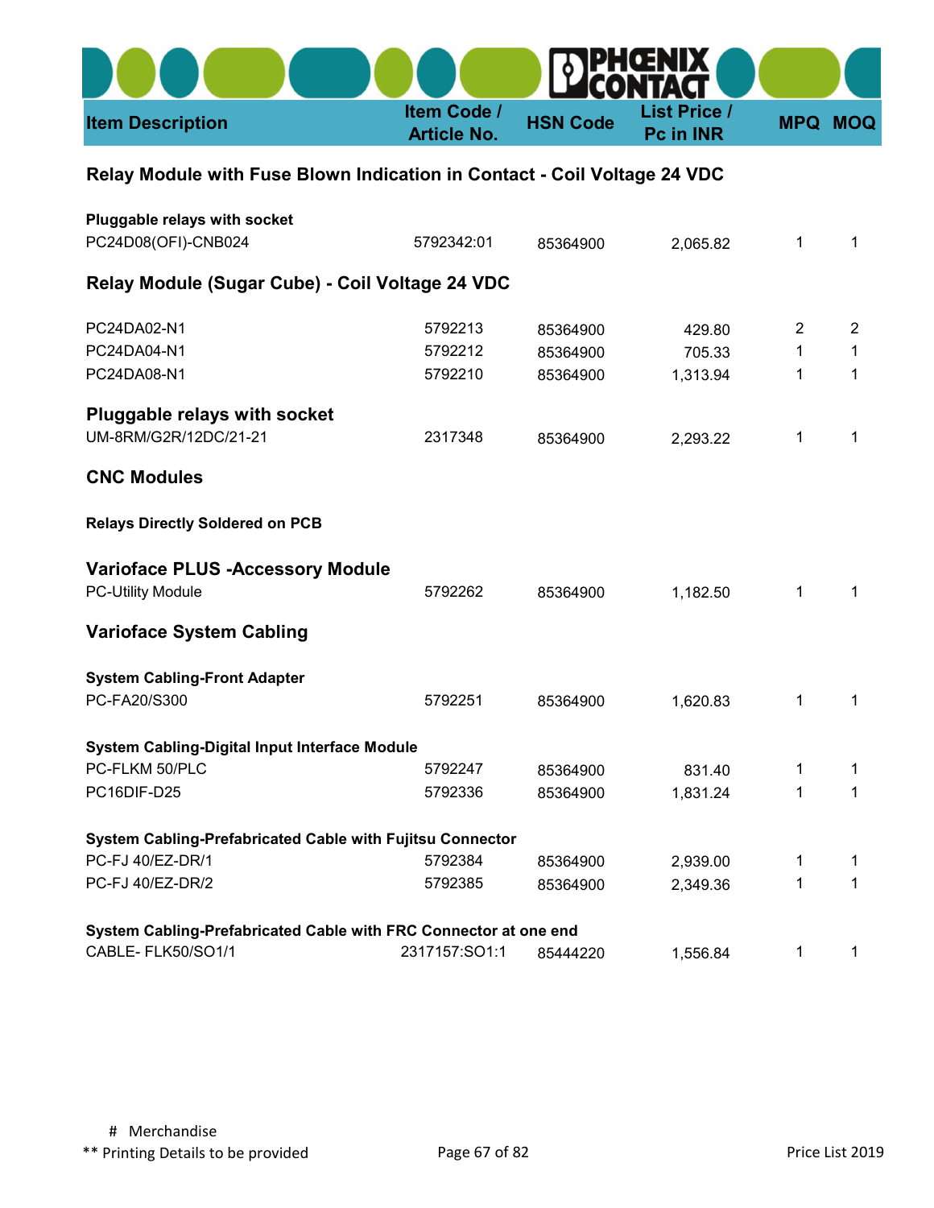| Item Description | Item Code / Article No. | HSN Code | List Price / Pc in INR | MPQ | MOQ |
|---|---|---|---|---|---|
| **Relay Module with Fuse Blown Indication in Contact - Coil Voltage 24 VDC** | | | | | |
| **Pluggable relays with socket** | | | | | |
| PC24D08(OFI)-CNB024 | 5792342:01 | 85364900 | 2,065.82 | 1 | 1 |
| **Relay Module (Sugar Cube) - Coil Voltage 24 VDC** | | | | | |
| PC24DA02-N1 | 5792213 | 85364900 | 429.80 | 2 | 2 |
| PC24DA04-N1 | 5792212 | 85364900 | 705.33 | 1 | 1 |
| PC24DA08-N1 | 5792210 | 85364900 | 1,313.94 | 1 | 1 |
| **Pluggable relays with socket** | | | | | |
| UM-8RM/G2R/12DC/21-21 | 2317348 | 85364900 | 2,293.22 | 1 | 1 |
| **CNC Modules** | | | | | |
| **Relays Directly Soldered on PCB** | | | | | |
| **Varioface PLUS -Accessory Module** | | | | | |
| PC-Utility Module | 5792262 | 85364900 | 1,182.50 | 1 | 1 |
| **Varioface System Cabling** | | | | | |
| **System Cabling-Front Adapter** | | | | | |
| PC-FA20/S300 | 5792251 | 85364900 | 1,620.83 | 1 | 1 |
| **System Cabling-Digital Input Interface Module** | | | | | |
| PC-FLKM 50/PLC | 5792247 | 85364900 | 831.40 | 1 | 1 |
| PC16DIF-D25 | 5792336 | 85364900 | 1,831.24 | 1 | 1 |
| **System Cabling-Prefabricated Cable with Fujitsu Connector** | | | | | |
| PC-FJ 40/EZ-DR/1 | 5792384 | 85364900 | 2,939.00 | 1 | 1 |
| PC-FJ 40/EZ-DR/2 | 5792385 | 85364900 | 2,349.36 | 1 | 1 |
| **System Cabling-Prefabricated Cable with FRC Connector at one end** | | | | | |
| CABLE- FLK50/SO1/1 | 2317157:SO1:1 | 85444220 | 1,556.84 | 1 | 1 |

# Merchandise

** Printing Details to be provided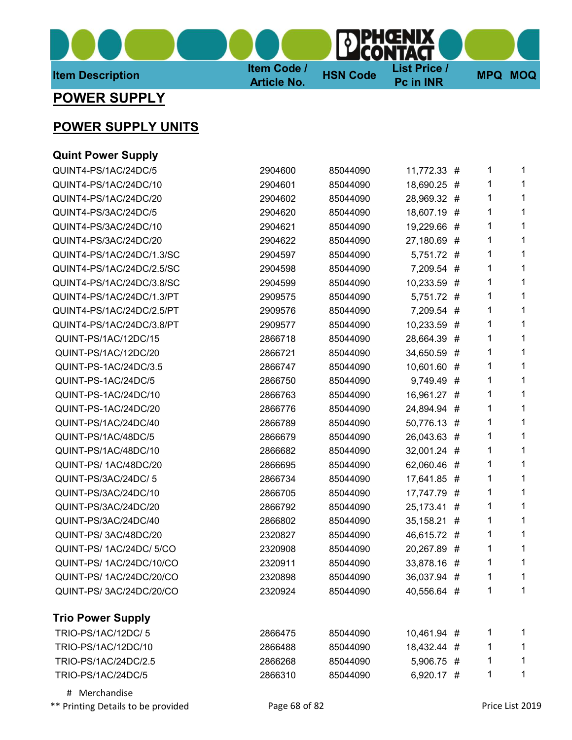| Item Description | Item Code / Article No. | HSN Code | List Price / Pc in INR | | MPQ | MOQ |
|---|---|---|---|---|---|---|

## POWER SUPPLY

## POWER SUPPLY UNITS

### Quint Power Supply

| Item Description | Item Code / Article No. | HSN Code | List Price / Pc in INR | | MPQ | MOQ |
|---|---|---|---|---|---|---|
| QUINT4-PS/1AC/24DC/5 | 2904600 | 85044090 | 11,772.33 | # | 1 | 1 |
| QUINT4-PS/1AC/24DC/10 | 2904601 | 85044090 | 18,690.25 | # | 1 | 1 |
| QUINT4-PS/1AC/24DC/20 | 2904602 | 85044090 | 28,969.32 | # | 1 | 1 |
| QUINT4-PS/3AC/24DC/5 | 2904620 | 85044090 | 18,607.19 | # | 1 | 1 |
| QUINT4-PS/3AC/24DC/10 | 2904621 | 85044090 | 19,229.66 | # | 1 | 1 |
| QUINT4-PS/3AC/24DC/20 | 2904622 | 85044090 | 27,180.69 | # | 1 | 1 |
| QUINT4-PS/1AC/24DC/1.3/SC | 2904597 | 85044090 | 5,751.72 | # | 1 | 1 |
| QUINT4-PS/1AC/24DC/2.5/SC | 2904598 | 85044090 | 7,209.54 | # | 1 | 1 |
| QUINT4-PS/1AC/24DC/3.8/SC | 2904599 | 85044090 | 10,233.59 | # | 1 | 1 |
| QUINT4-PS/1AC/24DC/1.3/PT | 2909575 | 85044090 | 5,751.72 | # | 1 | 1 |
| QUINT4-PS/1AC/24DC/2.5/PT | 2909576 | 85044090 | 7,209.54 | # | 1 | 1 |
| QUINT4-PS/1AC/24DC/3.8/PT | 2909577 | 85044090 | 10,233.59 | # | 1 | 1 |
| QUINT-PS/1AC/12DC/15 | 2866718 | 85044090 | 28,664.39 | # | 1 | 1 |
| QUINT-PS/1AC/12DC/20 | 2866721 | 85044090 | 34,650.59 | # | 1 | 1 |
| QUINT-PS-1AC/24DC/3.5 | 2866747 | 85044090 | 10,601.60 | # | 1 | 1 |
| QUINT-PS-1AC/24DC/5 | 2866750 | 85044090 | 9,749.49 | # | 1 | 1 |
| QUINT-PS-1AC/24DC/10 | 2866763 | 85044090 | 16,961.27 | # | 1 | 1 |
| QUINT-PS-1AC/24DC/20 | 2866776 | 85044090 | 24,894.94 | # | 1 | 1 |
| QUINT-PS/1AC/24DC/40 | 2866789 | 85044090 | 50,776.13 | # | 1 | 1 |
| QUINT-PS/1AC/48DC/5 | 2866679 | 85044090 | 26,043.63 | # | 1 | 1 |
| QUINT-PS/1AC/48DC/10 | 2866682 | 85044090 | 32,001.24 | # | 1 | 1 |
| QUINT-PS/ 1AC/48DC/20 | 2866695 | 85044090 | 62,060.46 | # | 1 | 1 |
| QUINT-PS/3AC/24DC/ 5 | 2866734 | 85044090 | 17,641.85 | # | 1 | 1 |
| QUINT-PS/3AC/24DC/10 | 2866705 | 85044090 | 17,747.79 | # | 1 | 1 |
| QUINT-PS/3AC/24DC/20 | 2866792 | 85044090 | 25,173.41 | # | 1 | 1 |
| QUINT-PS/3AC/24DC/40 | 2866802 | 85044090 | 35,158.21 | # | 1 | 1 |
| QUINT-PS/ 3AC/48DC/20 | 2320827 | 85044090 | 46,615.72 | # | 1 | 1 |
| QUINT-PS/ 1AC/24DC/ 5/CO | 2320908 | 85044090 | 20,267.89 | # | 1 | 1 |
| QUINT-PS/ 1AC/24DC/10/CO | 2320911 | 85044090 | 33,878.16 | # | 1 | 1 |
| QUINT-PS/ 1AC/24DC/20/CO | 2320898 | 85044090 | 36,037.94 | # | 1 | 1 |
| QUINT-PS/ 3AC/24DC/20/CO | 2320924 | 85044090 | 40,556.64 | # | 1 | 1 |

### Trio Power Supply

| Item Description | Item Code / Article No. | HSN Code | List Price / Pc in INR | | MPQ | MOQ |
|---|---|---|---|---|---|---|
| TRIO-PS/1AC/12DC/ 5 | 2866475 | 85044090 | 10,461.94 | # | 1 | 1 |
| TRIO-PS/1AC/12DC/10 | 2866488 | 85044090 | 18,432.44 | # | 1 | 1 |
| TRIO-PS/1AC/24DC/2.5 | 2866268 | 85044090 | 5,906.75 | # | 1 | 1 |
| TRIO-PS/1AC/24DC/5 | 2866310 | 85044090 | 6,920.17 | # | 1 | 1 |

# Merchandise

** Printing Details to be provided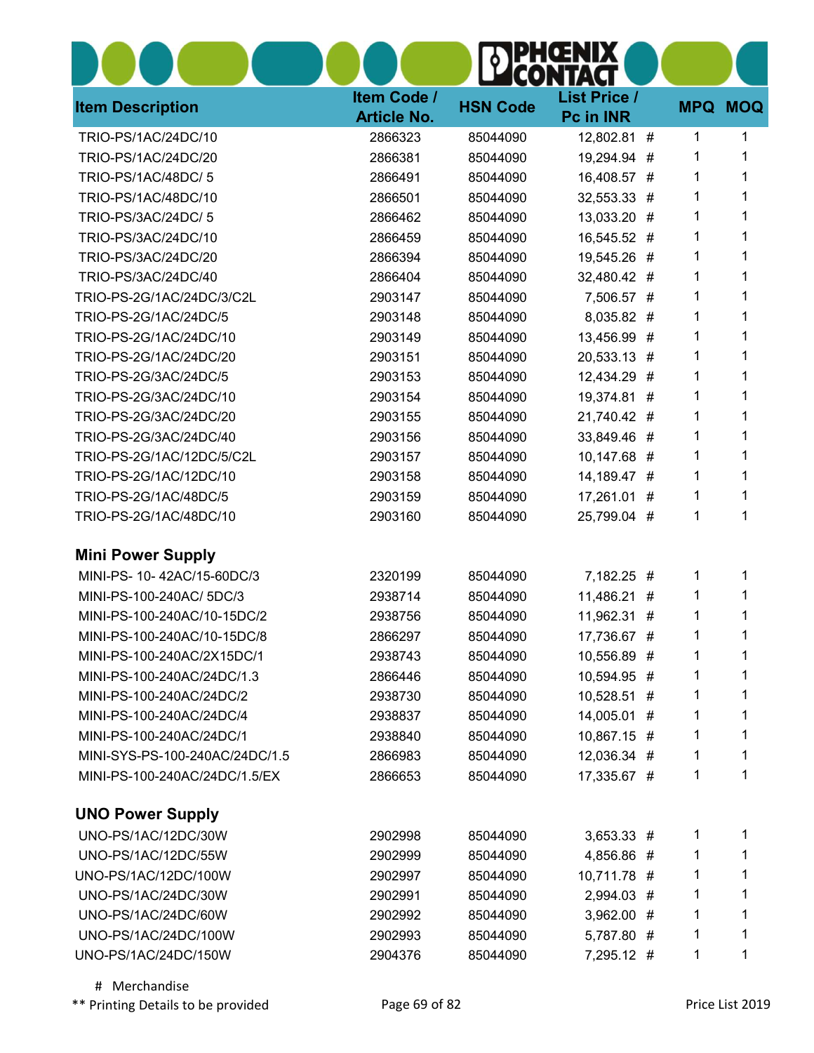| Item Description | Item Code / Article No. | HSN Code | List Price / Pc in INR | | MPQ | MOQ |
|---|---|---|---|---|---|---|
| TRIO-PS/1AC/24DC/10 | 2866323 | 85044090 | 12,802.81 | # | 1 | 1 |
| TRIO-PS/1AC/24DC/20 | 2866381 | 85044090 | 19,294.94 | # | 1 | 1 |
| TRIO-PS/1AC/48DC/ 5 | 2866491 | 85044090 | 16,408.57 | # | 1 | 1 |
| TRIO-PS/1AC/48DC/10 | 2866501 | 85044090 | 32,553.33 | # | 1 | 1 |
| TRIO-PS/3AC/24DC/ 5 | 2866462 | 85044090 | 13,033.20 | # | 1 | 1 |
| TRIO-PS/3AC/24DC/10 | 2866459 | 85044090 | 16,545.52 | # | 1 | 1 |
| TRIO-PS/3AC/24DC/20 | 2866394 | 85044090 | 19,545.26 | # | 1 | 1 |
| TRIO-PS/3AC/24DC/40 | 2866404 | 85044090 | 32,480.42 | # | 1 | 1 |
| TRIO-PS-2G/1AC/24DC/3/C2L | 2903147 | 85044090 | 7,506.57 | # | 1 | 1 |
| TRIO-PS-2G/1AC/24DC/5 | 2903148 | 85044090 | 8,035.82 | # | 1 | 1 |
| TRIO-PS-2G/1AC/24DC/10 | 2903149 | 85044090 | 13,456.99 | # | 1 | 1 |
| TRIO-PS-2G/1AC/24DC/20 | 2903151 | 85044090 | 20,533.13 | # | 1 | 1 |
| TRIO-PS-2G/3AC/24DC/5 | 2903153 | 85044090 | 12,434.29 | # | 1 | 1 |
| TRIO-PS-2G/3AC/24DC/10 | 2903154 | 85044090 | 19,374.81 | # | 1 | 1 |
| TRIO-PS-2G/3AC/24DC/20 | 2903155 | 85044090 | 21,740.42 | # | 1 | 1 |
| TRIO-PS-2G/3AC/24DC/40 | 2903156 | 85044090 | 33,849.46 | # | 1 | 1 |
| TRIO-PS-2G/1AC/12DC/5/C2L | 2903157 | 85044090 | 10,147.68 | # | 1 | 1 |
| TRIO-PS-2G/1AC/12DC/10 | 2903158 | 85044090 | 14,189.47 | # | 1 | 1 |
| TRIO-PS-2G/1AC/48DC/5 | 2903159 | 85044090 | 17,261.01 | # | 1 | 1 |
| TRIO-PS-2G/1AC/48DC/10 | 2903160 | 85044090 | 25,799.04 | # | 1 | 1 |
| **Mini Power Supply** | | | | | | |
| MINI-PS- 10- 42AC/15-60DC/3 | 2320199 | 85044090 | 7,182.25 | # | 1 | 1 |
| MINI-PS-100-240AC/ 5DC/3 | 2938714 | 85044090 | 11,486.21 | # | 1 | 1 |
| MINI-PS-100-240AC/10-15DC/2 | 2938756 | 85044090 | 11,962.31 | # | 1 | 1 |
| MINI-PS-100-240AC/10-15DC/8 | 2866297 | 85044090 | 17,736.67 | # | 1 | 1 |
| MINI-PS-100-240AC/2X15DC/1 | 2938743 | 85044090 | 10,556.89 | # | 1 | 1 |
| MINI-PS-100-240AC/24DC/1.3 | 2866446 | 85044090 | 10,594.95 | # | 1 | 1 |
| MINI-PS-100-240AC/24DC/2 | 2938730 | 85044090 | 10,528.51 | # | 1 | 1 |
| MINI-PS-100-240AC/24DC/4 | 2938837 | 85044090 | 14,005.01 | # | 1 | 1 |
| MINI-PS-100-240AC/24DC/1 | 2938840 | 85044090 | 10,867.15 | # | 1 | 1 |
| MINI-SYS-PS-100-240AC/24DC/1.5 | 2866983 | 85044090 | 12,036.34 | # | 1 | 1 |
| MINI-PS-100-240AC/24DC/1.5/EX | 2866653 | 85044090 | 17,335.67 | # | 1 | 1 |
| **UNO Power Supply** | | | | | | |
| UNO-PS/1AC/12DC/30W | 2902998 | 85044090 | 3,653.33 | # | 1 | 1 |
| UNO-PS/1AC/12DC/55W | 2902999 | 85044090 | 4,856.86 | # | 1 | 1 |
| UNO-PS/1AC/12DC/100W | 2902997 | 85044090 | 10,711.78 | # | 1 | 1 |
| UNO-PS/1AC/24DC/30W | 2902991 | 85044090 | 2,994.03 | # | 1 | 1 |
| UNO-PS/1AC/24DC/60W | 2902992 | 85044090 | 3,962.00 | # | 1 | 1 |
| UNO-PS/1AC/24DC/100W | 2902993 | 85044090 | 5,787.80 | # | 1 | 1 |
| UNO-PS/1AC/24DC/150W | 2904376 | 85044090 | 7,295.12 | # | 1 | 1 |

# Merchandise

** Printing Details to be provided

Price List 2019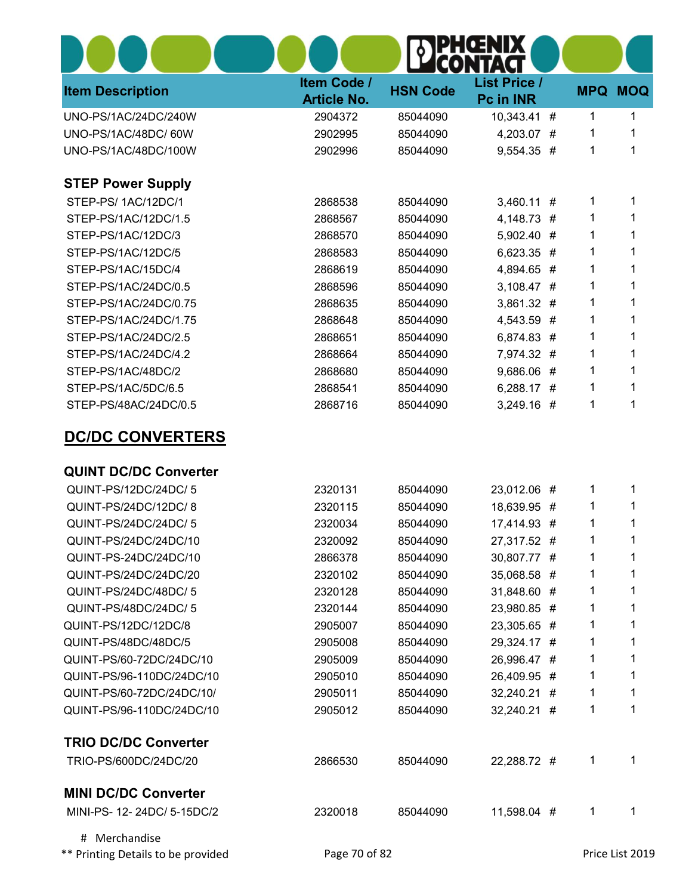| Item Description | Item Code / Article No. | HSN Code | List Price / Pc in INR | | MPQ | MOQ |
|---|---|---|---|---|---|---|
| UNO-PS/1AC/24DC/240W | 2904372 | 85044090 | 10,343.41 | # | 1 | 1 |
| UNO-PS/1AC/48DC/ 60W | 2902995 | 85044090 | 4,203.07 | # | 1 | 1 |
| UNO-PS/1AC/48DC/100W | 2902996 | 85044090 | 9,554.35 | # | 1 | 1 |
| **STEP Power Supply** | | | | | | |
| STEP-PS/ 1AC/12DC/1 | 2868538 | 85044090 | 3,460.11 | # | 1 | 1 |
| STEP-PS/1AC/12DC/1.5 | 2868567 | 85044090 | 4,148.73 | # | 1 | 1 |
| STEP-PS/1AC/12DC/3 | 2868570 | 85044090 | 5,902.40 | # | 1 | 1 |
| STEP-PS/1AC/12DC/5 | 2868583 | 85044090 | 6,623.35 | # | 1 | 1 |
| STEP-PS/1AC/15DC/4 | 2868619 | 85044090 | 4,894.65 | # | 1 | 1 |
| STEP-PS/1AC/24DC/0.5 | 2868596 | 85044090 | 3,108.47 | # | 1 | 1 |
| STEP-PS/1AC/24DC/0.75 | 2868635 | 85044090 | 3,861.32 | # | 1 | 1 |
| STEP-PS/1AC/24DC/1.75 | 2868648 | 85044090 | 4,543.59 | # | 1 | 1 |
| STEP-PS/1AC/24DC/2.5 | 2868651 | 85044090 | 6,874.83 | # | 1 | 1 |
| STEP-PS/1AC/24DC/4.2 | 2868664 | 85044090 | 7,974.32 | # | 1 | 1 |
| STEP-PS/1AC/48DC/2 | 2868680 | 85044090 | 9,686.06 | # | 1 | 1 |
| STEP-PS/1AC/5DC/6.5 | 2868541 | 85044090 | 6,288.17 | # | 1 | 1 |
| STEP-PS/48AC/24DC/0.5 | 2868716 | 85044090 | 3,249.16 | # | 1 | 1 |

## DC/DC CONVERTERS

| Item Description | Item Code / Article No. | HSN Code | List Price / Pc in INR | | MPQ | MOQ |
|---|---|---|---|---|---|---|
| **QUINT DC/DC Converter** | | | | | | |
| QUINT-PS/12DC/24DC/ 5 | 2320131 | 85044090 | 23,012.06 | # | 1 | 1 |
| QUINT-PS/24DC/12DC/ 8 | 2320115 | 85044090 | 18,639.95 | # | 1 | 1 |
| QUINT-PS/24DC/24DC/ 5 | 2320034 | 85044090 | 17,414.93 | # | 1 | 1 |
| QUINT-PS/24DC/24DC/10 | 2320092 | 85044090 | 27,317.52 | # | 1 | 1 |
| QUINT-PS-24DC/24DC/10 | 2866378 | 85044090 | 30,807.77 | # | 1 | 1 |
| QUINT-PS/24DC/24DC/20 | 2320102 | 85044090 | 35,068.58 | # | 1 | 1 |
| QUINT-PS/24DC/48DC/ 5 | 2320128 | 85044090 | 31,848.60 | # | 1 | 1 |
| QUINT-PS/48DC/24DC/ 5 | 2320144 | 85044090 | 23,980.85 | # | 1 | 1 |
| QUINT-PS/12DC/12DC/8 | 2905007 | 85044090 | 23,305.65 | # | 1 | 1 |
| QUINT-PS/48DC/48DC/5 | 2905008 | 85044090 | 29,324.17 | # | 1 | 1 |
| QUINT-PS/60-72DC/24DC/10 | 2905009 | 85044090 | 26,996.47 | # | 1 | 1 |
| QUINT-PS/96-110DC/24DC/10 | 2905010 | 85044090 | 26,409.95 | # | 1 | 1 |
| QUINT-PS/60-72DC/24DC/10/ | 2905011 | 85044090 | 32,240.21 | # | 1 | 1 |
| QUINT-PS/96-110DC/24DC/10 | 2905012 | 85044090 | 32,240.21 | # | 1 | 1 |
| **TRIO DC/DC Converter** | | | | | | |
| TRIO-PS/600DC/24DC/20 | 2866530 | 85044090 | 22,288.72 | # | 1 | 1 |
| **MINI DC/DC Converter** | | | | | | |
| MINI-PS- 12- 24DC/ 5-15DC/2 | 2320018 | 85044090 | 11,598.04 | # | 1 | 1 |

# Merchandise

** Printing Details to be provided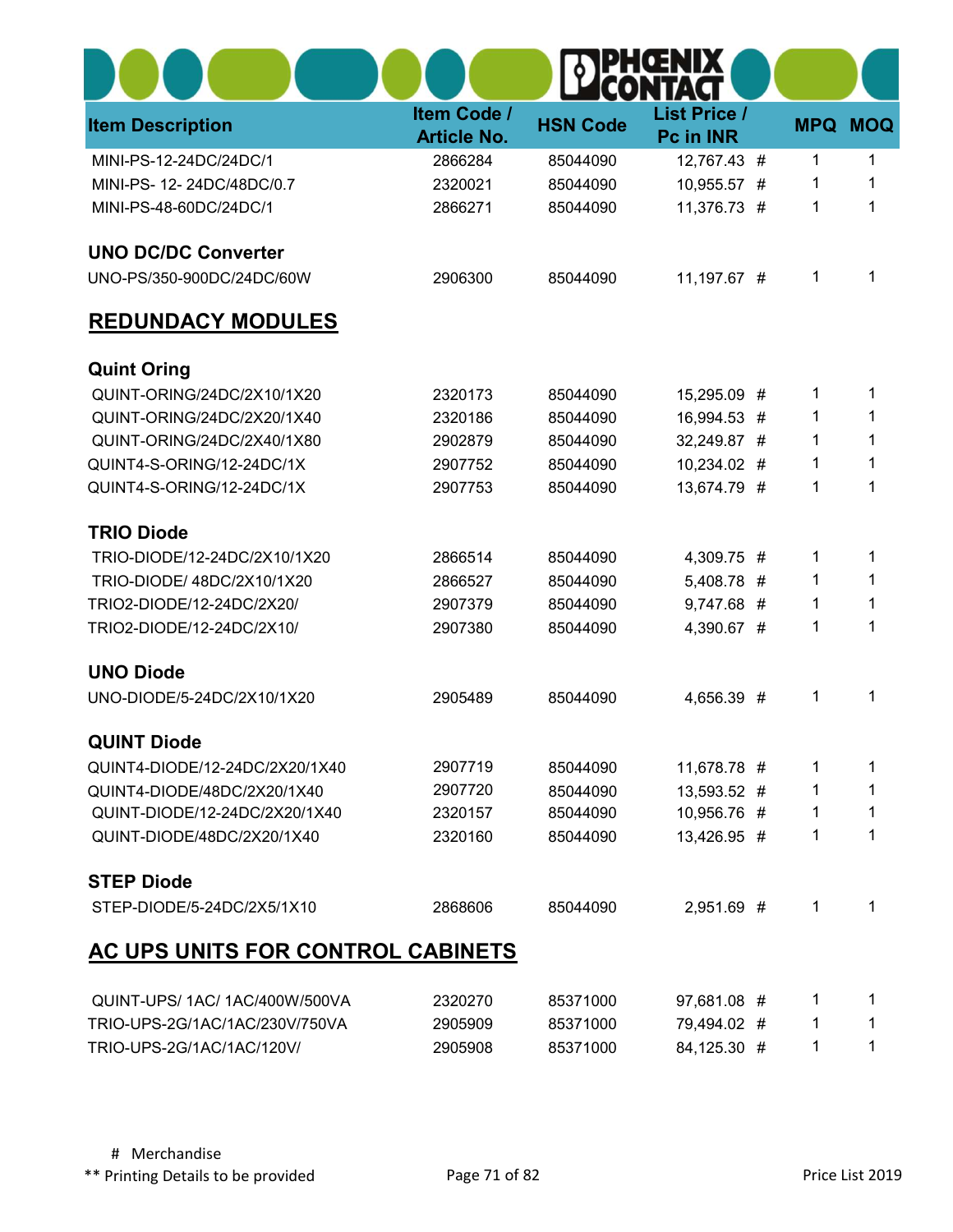| Item Description | Item Code / Article No. | HSN Code | List Price / Pc in INR | | MPQ | MOQ |
|---|---|---|---|---|---|---|
| MINI-PS-12-24DC/24DC/1 | 2866284 | 85044090 | 12,767.43 | # | 1 | 1 |
| MINI-PS- 12- 24DC/48DC/0.7 | 2320021 | 85044090 | 10,955.57 | # | 1 | 1 |
| MINI-PS-48-60DC/24DC/1 | 2866271 | 85044090 | 11,376.73 | # | 1 | 1 |
| **UNO DC/DC Converter** | | | | | | |
| UNO-PS/350-900DC/24DC/60W | 2906300 | 85044090 | 11,197.67 | # | 1 | 1 |

## REDUNDACY MODULES

| Item Description | Item Code / Article No. | HSN Code | List Price / Pc in INR | | MPQ | MOQ |
|---|---|---|---|---|---|---|
| **Quint Oring** | | | | | | |
| QUINT-ORING/24DC/2X10/1X20 | 2320173 | 85044090 | 15,295.09 | # | 1 | 1 |
| QUINT-ORING/24DC/2X20/1X40 | 2320186 | 85044090 | 16,994.53 | # | 1 | 1 |
| QUINT-ORING/24DC/2X40/1X80 | 2902879 | 85044090 | 32,249.87 | # | 1 | 1 |
| QUINT4-S-ORING/12-24DC/1X | 2907752 | 85044090 | 10,234.02 | # | 1 | 1 |
| QUINT4-S-ORING/12-24DC/1X | 2907753 | 85044090 | 13,674.79 | # | 1 | 1 |
| **TRIO Diode** | | | | | | |
| TRIO-DIODE/12-24DC/2X10/1X20 | 2866514 | 85044090 | 4,309.75 | # | 1 | 1 |
| TRIO-DIODE/ 48DC/2X10/1X20 | 2866527 | 85044090 | 5,408.78 | # | 1 | 1 |
| TRIO2-DIODE/12-24DC/2X20/ | 2907379 | 85044090 | 9,747.68 | # | 1 | 1 |
| TRIO2-DIODE/12-24DC/2X10/ | 2907380 | 85044090 | 4,390.67 | # | 1 | 1 |
| **UNO Diode** | | | | | | |
| UNO-DIODE/5-24DC/2X10/1X20 | 2905489 | 85044090 | 4,656.39 | # | 1 | 1 |
| **QUINT Diode** | | | | | | |
| QUINT4-DIODE/12-24DC/2X20/1X40 | 2907719 | 85044090 | 11,678.78 | # | 1 | 1 |
| QUINT4-DIODE/48DC/2X20/1X40 | 2907720 | 85044090 | 13,593.52 | # | 1 | 1 |
| QUINT-DIODE/12-24DC/2X20/1X40 | 2320157 | 85044090 | 10,956.76 | # | 1 | 1 |
| QUINT-DIODE/48DC/2X20/1X40 | 2320160 | 85044090 | 13,426.95 | # | 1 | 1 |
| **STEP Diode** | | | | | | |
| STEP-DIODE/5-24DC/2X5/1X10 | 2868606 | 85044090 | 2,951.69 | # | 1 | 1 |

## AC UPS UNITS FOR CONTROL CABINETS

| Item Description | Item Code / Article No. | HSN Code | List Price / Pc in INR | | MPQ | MOQ |
|---|---|---|---|---|---|---|
| QUINT-UPS/ 1AC/ 1AC/400W/500VA | 2320270 | 85371000 | 97,681.08 | # | 1 | 1 |
| TRIO-UPS-2G/1AC/1AC/230V/750VA | 2905909 | 85371000 | 79,494.02 | # | 1 | 1 |
| TRIO-UPS-2G/1AC/1AC/120V/ | 2905908 | 85371000 | 84,125.30 | # | 1 | 1 |

# Merchandise

** Printing Details to be provided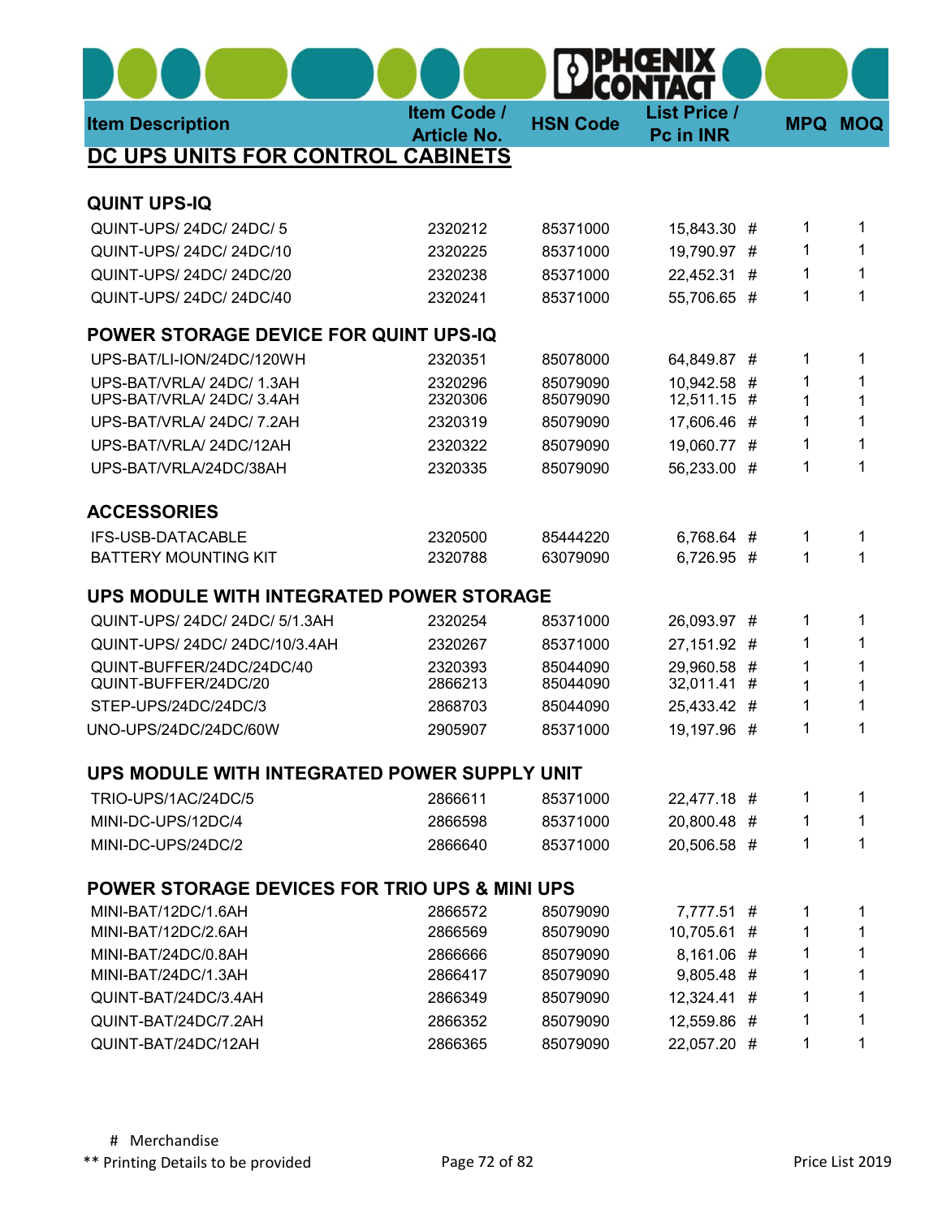| Item Description | Item Code / Article No. | HSN Code | List Price / Pc in INR | | MPQ | MOQ |
|---|---|---|---|---|---|---|

## DC UPS UNITS FOR CONTROL CABINETS

### QUINT UPS-IQ

| Item Description | Item Code / Article No. | HSN Code | List Price / Pc in INR | | MPQ | MOQ |
|---|---|---|---|---|---|---|
| QUINT-UPS/ 24DC/ 24DC/ 5 | 2320212 | 85371000 | 15,843.30 | # | 1 | 1 |
| QUINT-UPS/ 24DC/ 24DC/10 | 2320225 | 85371000 | 19,790.97 | # | 1 | 1 |
| QUINT-UPS/ 24DC/ 24DC/20 | 2320238 | 85371000 | 22,452.31 | # | 1 | 1 |
| QUINT-UPS/ 24DC/ 24DC/40 | 2320241 | 85371000 | 55,706.65 | # | 1 | 1 |

### POWER STORAGE DEVICE FOR QUINT UPS-IQ

| Item Description | Item Code / Article No. | HSN Code | List Price / Pc in INR | | MPQ | MOQ |
|---|---|---|---|---|---|---|
| UPS-BAT/LI-ION/24DC/120WH | 2320351 | 85078000 | 64,849.87 | # | 1 | 1 |
| UPS-BAT/VRLA/ 24DC/ 1.3AH | 2320296 | 85079090 | 10,942.58 | # | 1 | 1 |
| UPS-BAT/VRLA/ 24DC/ 3.4AH | 2320306 | 85079090 | 12,511.15 | # | 1 | 1 |
| UPS-BAT/VRLA/ 24DC/ 7.2AH | 2320319 | 85079090 | 17,606.46 | # | 1 | 1 |
| UPS-BAT/VRLA/ 24DC/12AH | 2320322 | 85079090 | 19,060.77 | # | 1 | 1 |
| UPS-BAT/VRLA/24DC/38AH | 2320335 | 85079090 | 56,233.00 | # | 1 | 1 |

### ACCESSORIES

| Item Description | Item Code / Article No. | HSN Code | List Price / Pc in INR | | MPQ | MOQ |
|---|---|---|---|---|---|---|
| IFS-USB-DATACABLE | 2320500 | 85444220 | 6,768.64 | # | 1 | 1 |
| BATTERY MOUNTING KIT | 2320788 | 63079090 | 6,726.95 | # | 1 | 1 |

### UPS MODULE WITH INTEGRATED POWER STORAGE

| Item Description | Item Code / Article No. | HSN Code | List Price / Pc in INR | | MPQ | MOQ |
|---|---|---|---|---|---|---|
| QUINT-UPS/ 24DC/ 24DC/ 5/1.3AH | 2320254 | 85371000 | 26,093.97 | # | 1 | 1 |
| QUINT-UPS/ 24DC/ 24DC/10/3.4AH | 2320267 | 85371000 | 27,151.92 | # | 1 | 1 |
| QUINT-BUFFER/24DC/24DC/40 | 2320393 | 85044090 | 29,960.58 | # | 1 | 1 |
| QUINT-BUFFER/24DC/20 | 2866213 | 85044090 | 32,011.41 | # | 1 | 1 |
| STEP-UPS/24DC/24DC/3 | 2868703 | 85044090 | 25,433.42 | # | 1 | 1 |
| UNO-UPS/24DC/24DC/60W | 2905907 | 85371000 | 19,197.96 | # | 1 | 1 |

### UPS MODULE WITH INTEGRATED POWER SUPPLY UNIT

| Item Description | Item Code / Article No. | HSN Code | List Price / Pc in INR | | MPQ | MOQ |
|---|---|---|---|---|---|---|
| TRIO-UPS/1AC/24DC/5 | 2866611 | 85371000 | 22,477.18 | # | 1 | 1 |
| MINI-DC-UPS/12DC/4 | 2866598 | 85371000 | 20,800.48 | # | 1 | 1 |
| MINI-DC-UPS/24DC/2 | 2866640 | 85371000 | 20,506.58 | # | 1 | 1 |

### POWER STORAGE DEVICES FOR TRIO UPS & MINI UPS

| Item Description | Item Code / Article No. | HSN Code | List Price / Pc in INR | | MPQ | MOQ |
|---|---|---|---|---|---|---|
| MINI-BAT/12DC/1.6AH | 2866572 | 85079090 | 7,777.51 | # | 1 | 1 |
| MINI-BAT/12DC/2.6AH | 2866569 | 85079090 | 10,705.61 | # | 1 | 1 |
| MINI-BAT/24DC/0.8AH | 2866666 | 85079090 | 8,161.06 | # | 1 | 1 |
| MINI-BAT/24DC/1.3AH | 2866417 | 85079090 | 9,805.48 | # | 1 | 1 |
| QUINT-BAT/24DC/3.4AH | 2866349 | 85079090 | 12,324.41 | # | 1 | 1 |
| QUINT-BAT/24DC/7.2AH | 2866352 | 85079090 | 12,559.86 | # | 1 | 1 |
| QUINT-BAT/24DC/12AH | 2866365 | 85079090 | 22,057.20 | # | 1 | 1 |

# Merchandise

** Printing Details to be provided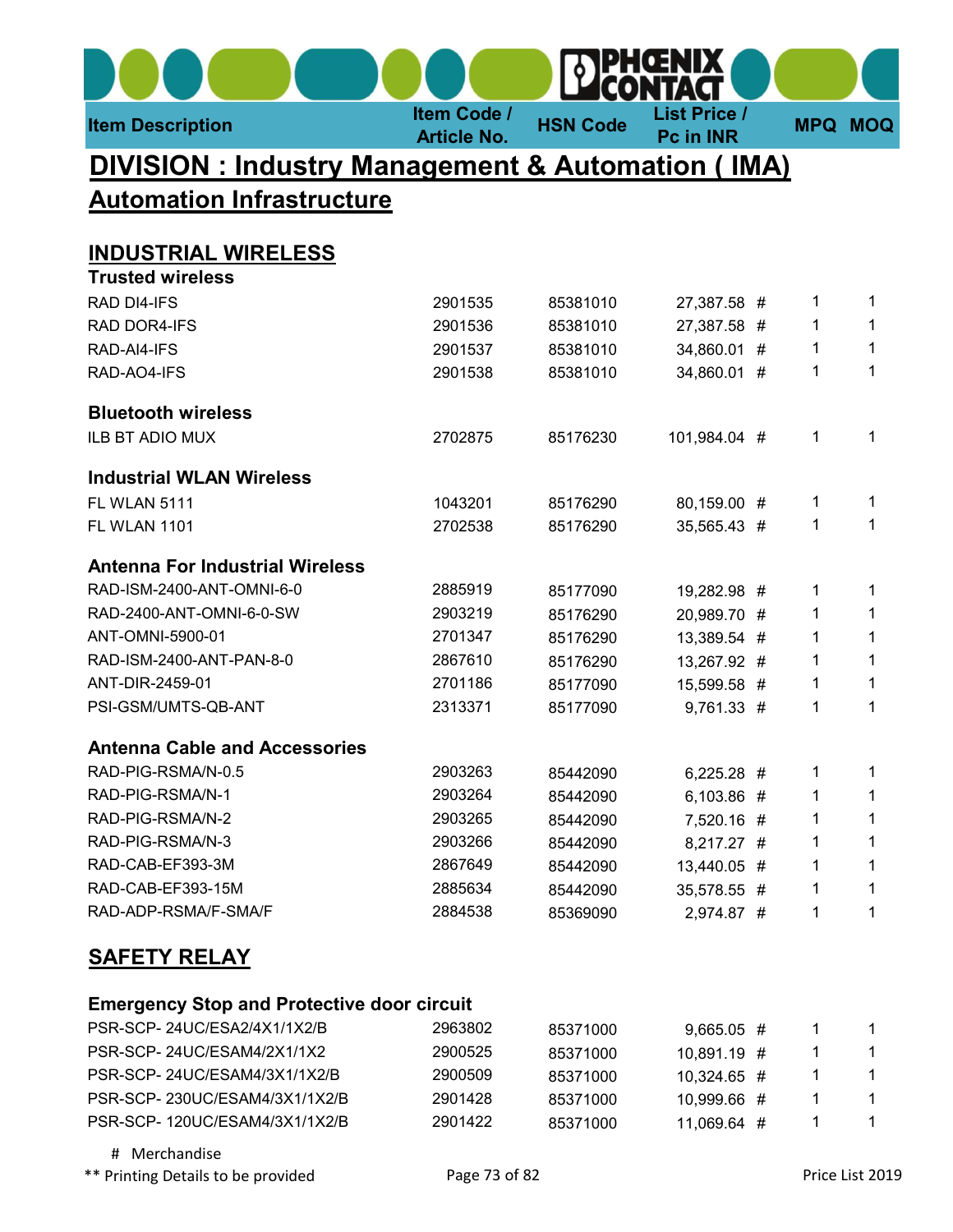| Item Description | Item Code / Article No. | HSN Code | List Price / Pc in INR | | MPQ | MOQ |
|---|---|---|---|---|---|---|

# DIVISION : Industry Management & Automation ( IMA)

## Automation Infrastructure

### INDUSTRIAL WIRELESS

| Item Description | Item Code / Article No. | HSN Code | List Price / Pc in INR | | MPQ | MOQ |
|---|---|---|---|---|---|---|
| **Trusted wireless** | | | | | | |
| RAD DI4-IFS | 2901535 | 85381010 | 27,387.58 | # | 1 | 1 |
| RAD DOR4-IFS | 2901536 | 85381010 | 27,387.58 | # | 1 | 1 |
| RAD-AI4-IFS | 2901537 | 85381010 | 34,860.01 | # | 1 | 1 |
| RAD-AO4-IFS | 2901538 | 85381010 | 34,860.01 | # | 1 | 1 |
| **Bluetooth wireless** | | | | | | |
| ILB BT ADIO MUX | 2702875 | 85176230 | 101,984.04 | # | 1 | 1 |
| **Industrial WLAN Wireless** | | | | | | |
| FL WLAN 5111 | 1043201 | 85176290 | 80,159.00 | # | 1 | 1 |
| FL WLAN 1101 | 2702538 | 85176290 | 35,565.43 | # | 1 | 1 |
| **Antenna For Industrial Wireless** | | | | | | |
| RAD-ISM-2400-ANT-OMNI-6-0 | 2885919 | 85177090 | 19,282.98 | # | 1 | 1 |
| RAD-2400-ANT-OMNI-6-0-SW | 2903219 | 85176290 | 20,989.70 | # | 1 | 1 |
| ANT-OMNI-5900-01 | 2701347 | 85176290 | 13,389.54 | # | 1 | 1 |
| RAD-ISM-2400-ANT-PAN-8-0 | 2867610 | 85176290 | 13,267.92 | # | 1 | 1 |
| ANT-DIR-2459-01 | 2701186 | 85177090 | 15,599.58 | # | 1 | 1 |
| PSI-GSM/UMTS-QB-ANT | 2313371 | 85177090 | 9,761.33 | # | 1 | 1 |
| **Antenna Cable and Accessories** | | | | | | |
| RAD-PIG-RSMA/N-0.5 | 2903263 | 85442090 | 6,225.28 | # | 1 | 1 |
| RAD-PIG-RSMA/N-1 | 2903264 | 85442090 | 6,103.86 | # | 1 | 1 |
| RAD-PIG-RSMA/N-2 | 2903265 | 85442090 | 7,520.16 | # | 1 | 1 |
| RAD-PIG-RSMA/N-3 | 2903266 | 85442090 | 8,217.27 | # | 1 | 1 |
| RAD-CAB-EF393-3M | 2867649 | 85442090 | 13,440.05 | # | 1 | 1 |
| RAD-CAB-EF393-15M | 2885634 | 85442090 | 35,578.55 | # | 1 | 1 |
| RAD-ADP-RSMA/F-SMA/F | 2884538 | 85369090 | 2,974.87 | # | 1 | 1 |

### SAFETY RELAY

| Item Description | Item Code / Article No. | HSN Code | List Price / Pc in INR | | MPQ | MOQ |
|---|---|---|---|---|---|---|
| **Emergency Stop and Protective door circuit** | | | | | | |
| PSR-SCP- 24UC/ESA2/4X1/1X2/B | 2963802 | 85371000 | 9,665.05 | # | 1 | 1 |
| PSR-SCP- 24UC/ESAM4/2X1/1X2 | 2900525 | 85371000 | 10,891.19 | # | 1 | 1 |
| PSR-SCP- 24UC/ESAM4/3X1/1X2/B | 2900509 | 85371000 | 10,324.65 | # | 1 | 1 |
| PSR-SCP- 230UC/ESAM4/3X1/1X2/B | 2901428 | 85371000 | 10,999.66 | # | 1 | 1 |
| PSR-SCP- 120UC/ESAM4/3X1/1X2/B | 2901422 | 85371000 | 11,069.64 | # | 1 | 1 |

# Merchandise

** Printing Details to be provided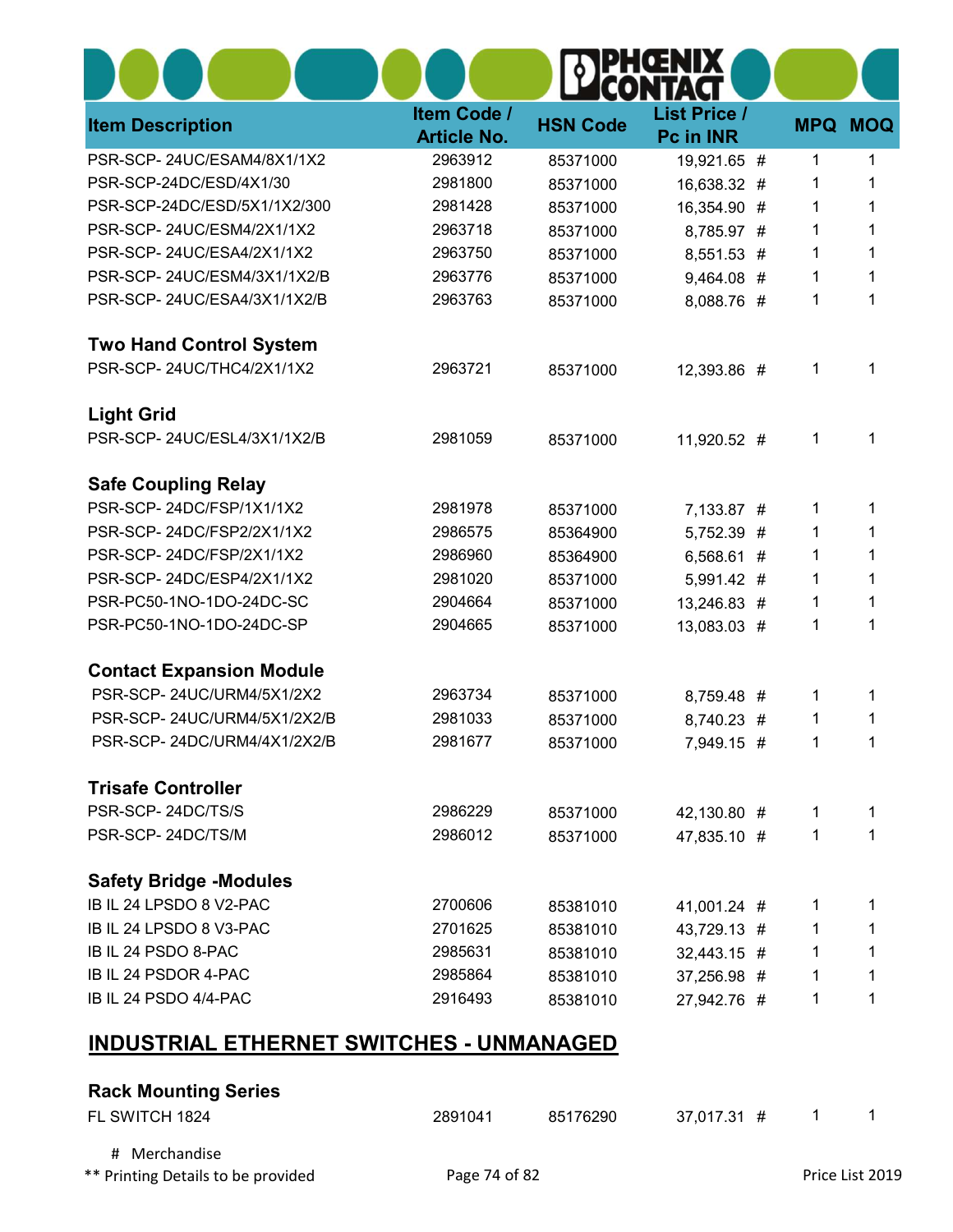| Item Description | Item Code / Article No. | HSN Code | List Price / Pc in INR | | MPQ | MOQ |
|---|---|---|---|---|---|---|
| PSR-SCP- 24UC/ESAM4/8X1/1X2 | 2963912 | 85371000 | 19,921.65 | # | 1 | 1 |
| PSR-SCP-24DC/ESD/4X1/30 | 2981800 | 85371000 | 16,638.32 | # | 1 | 1 |
| PSR-SCP-24DC/ESD/5X1/1X2/300 | 2981428 | 85371000 | 16,354.90 | # | 1 | 1 |
| PSR-SCP- 24UC/ESM4/2X1/1X2 | 2963718 | 85371000 | 8,785.97 | # | 1 | 1 |
| PSR-SCP- 24UC/ESA4/2X1/1X2 | 2963750 | 85371000 | 8,551.53 | # | 1 | 1 |
| PSR-SCP- 24UC/ESM4/3X1/1X2/B | 2963776 | 85371000 | 9,464.08 | # | 1 | 1 |
| PSR-SCP- 24UC/ESA4/3X1/1X2/B | 2963763 | 85371000 | 8,088.76 | # | 1 | 1 |
| **Two Hand Control System** | | | | | | |
| PSR-SCP- 24UC/THC4/2X1/1X2 | 2963721 | 85371000 | 12,393.86 | # | 1 | 1 |
| **Light Grid** | | | | | | |
| PSR-SCP- 24UC/ESL4/3X1/1X2/B | 2981059 | 85371000 | 11,920.52 | # | 1 | 1 |
| **Safe Coupling Relay** | | | | | | |
| PSR-SCP- 24DC/FSP/1X1/1X2 | 2981978 | 85371000 | 7,133.87 | # | 1 | 1 |
| PSR-SCP- 24DC/FSP2/2X1/1X2 | 2986575 | 85364900 | 5,752.39 | # | 1 | 1 |
| PSR-SCP- 24DC/FSP/2X1/1X2 | 2986960 | 85364900 | 6,568.61 | # | 1 | 1 |
| PSR-SCP- 24DC/ESP4/2X1/1X2 | 2981020 | 85371000 | 5,991.42 | # | 1 | 1 |
| PSR-PC50-1NO-1DO-24DC-SC | 2904664 | 85371000 | 13,246.83 | # | 1 | 1 |
| PSR-PC50-1NO-1DO-24DC-SP | 2904665 | 85371000 | 13,083.03 | # | 1 | 1 |
| **Contact Expansion Module** | | | | | | |
| PSR-SCP- 24UC/URM4/5X1/2X2 | 2963734 | 85371000 | 8,759.48 | # | 1 | 1 |
| PSR-SCP- 24UC/URM4/5X1/2X2/B | 2981033 | 85371000 | 8,740.23 | # | 1 | 1 |
| PSR-SCP- 24DC/URM4/4X1/2X2/B | 2981677 | 85371000 | 7,949.15 | # | 1 | 1 |
| **Trisafe Controller** | | | | | | |
| PSR-SCP- 24DC/TS/S | 2986229 | 85371000 | 42,130.80 | # | 1 | 1 |
| PSR-SCP- 24DC/TS/M | 2986012 | 85371000 | 47,835.10 | # | 1 | 1 |
| **Safety Bridge -Modules** | | | | | | |
| IB IL 24 LPSDO 8 V2-PAC | 2700606 | 85381010 | 41,001.24 | # | 1 | 1 |
| IB IL 24 LPSDO 8 V3-PAC | 2701625 | 85381010 | 43,729.13 | # | 1 | 1 |
| IB IL 24 PSDO 8-PAC | 2985631 | 85381010 | 32,443.15 | # | 1 | 1 |
| IB IL 24 PSDOR 4-PAC | 2985864 | 85381010 | 37,256.98 | # | 1 | 1 |
| IB IL 24 PSDO 4/4-PAC | 2916493 | 85381010 | 27,942.76 | # | 1 | 1 |

## INDUSTRIAL ETHERNET SWITCHES - UNMANAGED

| Item Description | Item Code / Article No. | HSN Code | List Price / Pc in INR | | MPQ | MOQ |
|---|---|---|---|---|---|---|
| **Rack Mounting Series** | | | | | | |
| FL SWITCH 1824 | 2891041 | 85176290 | 37,017.31 | # | 1 | 1 |

# Merchandise

** Printing Details to be provided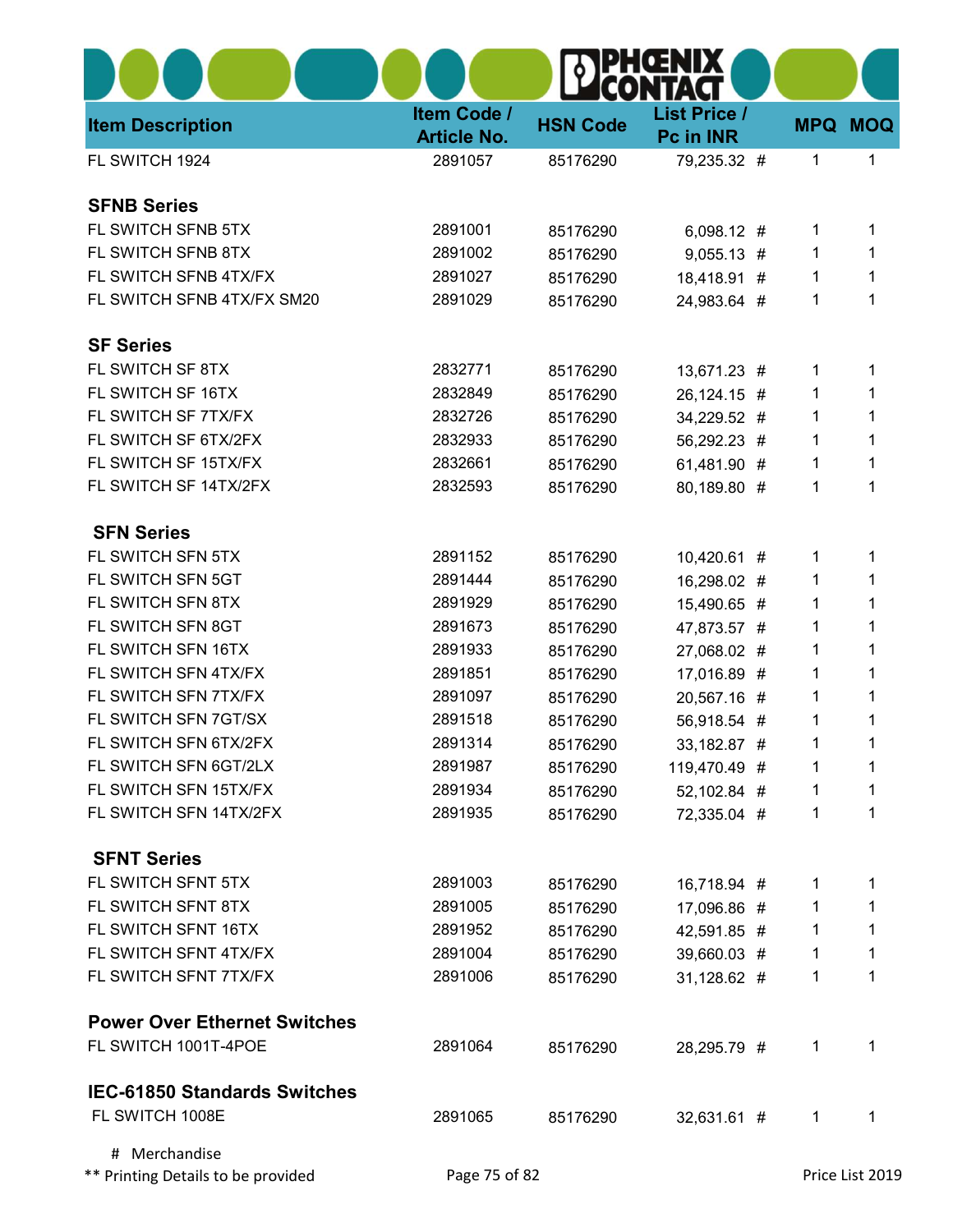| Item Description | Item Code / Article No. | HSN Code | List Price / Pc in INR | | MPQ | MOQ |
|---|---|---|---|---|---|---|
| FL SWITCH 1924 | 2891057 | 85176290 | 79,235.32 | # | 1 | 1 |
| **SFNB Series** | | | | | | |
| FL SWITCH SFNB 5TX | 2891001 | 85176290 | 6,098.12 | # | 1 | 1 |
| FL SWITCH SFNB 8TX | 2891002 | 85176290 | 9,055.13 | # | 1 | 1 |
| FL SWITCH SFNB 4TX/FX | 2891027 | 85176290 | 18,418.91 | # | 1 | 1 |
| FL SWITCH SFNB 4TX/FX SM20 | 2891029 | 85176290 | 24,983.64 | # | 1 | 1 |
| **SF Series** | | | | | | |
| FL SWITCH SF 8TX | 2832771 | 85176290 | 13,671.23 | # | 1 | 1 |
| FL SWITCH SF 16TX | 2832849 | 85176290 | 26,124.15 | # | 1 | 1 |
| FL SWITCH SF 7TX/FX | 2832726 | 85176290 | 34,229.52 | # | 1 | 1 |
| FL SWITCH SF 6TX/2FX | 2832933 | 85176290 | 56,292.23 | # | 1 | 1 |
| FL SWITCH SF 15TX/FX | 2832661 | 85176290 | 61,481.90 | # | 1 | 1 |
| FL SWITCH SF 14TX/2FX | 2832593 | 85176290 | 80,189.80 | # | 1 | 1 |
| **SFN Series** | | | | | | |
| FL SWITCH SFN 5TX | 2891152 | 85176290 | 10,420.61 | # | 1 | 1 |
| FL SWITCH SFN 5GT | 2891444 | 85176290 | 16,298.02 | # | 1 | 1 |
| FL SWITCH SFN 8TX | 2891929 | 85176290 | 15,490.65 | # | 1 | 1 |
| FL SWITCH SFN 8GT | 2891673 | 85176290 | 47,873.57 | # | 1 | 1 |
| FL SWITCH SFN 16TX | 2891933 | 85176290 | 27,068.02 | # | 1 | 1 |
| FL SWITCH SFN 4TX/FX | 2891851 | 85176290 | 17,016.89 | # | 1 | 1 |
| FL SWITCH SFN 7TX/FX | 2891097 | 85176290 | 20,567.16 | # | 1 | 1 |
| FL SWITCH SFN 7GT/SX | 2891518 | 85176290 | 56,918.54 | # | 1 | 1 |
| FL SWITCH SFN 6TX/2FX | 2891314 | 85176290 | 33,182.87 | # | 1 | 1 |
| FL SWITCH SFN 6GT/2LX | 2891987 | 85176290 | 119,470.49 | # | 1 | 1 |
| FL SWITCH SFN 15TX/FX | 2891934 | 85176290 | 52,102.84 | # | 1 | 1 |
| FL SWITCH SFN 14TX/2FX | 2891935 | 85176290 | 72,335.04 | # | 1 | 1 |
| **SFNT Series** | | | | | | |
| FL SWITCH SFNT 5TX | 2891003 | 85176290 | 16,718.94 | # | 1 | 1 |
| FL SWITCH SFNT 8TX | 2891005 | 85176290 | 17,096.86 | # | 1 | 1 |
| FL SWITCH SFNT 16TX | 2891952 | 85176290 | 42,591.85 | # | 1 | 1 |
| FL SWITCH SFNT 4TX/FX | 2891004 | 85176290 | 39,660.03 | # | 1 | 1 |
| FL SWITCH SFNT 7TX/FX | 2891006 | 85176290 | 31,128.62 | # | 1 | 1 |
| **Power Over Ethernet Switches** | | | | | | |
| FL SWITCH 1001T-4POE | 2891064 | 85176290 | 28,295.79 | # | 1 | 1 |
| **IEC-61850 Standards Switches** | | | | | | |
| FL SWITCH 1008E | 2891065 | 85176290 | 32,631.61 | # | 1 | 1 |

# Merchandise

** Printing Details to be provided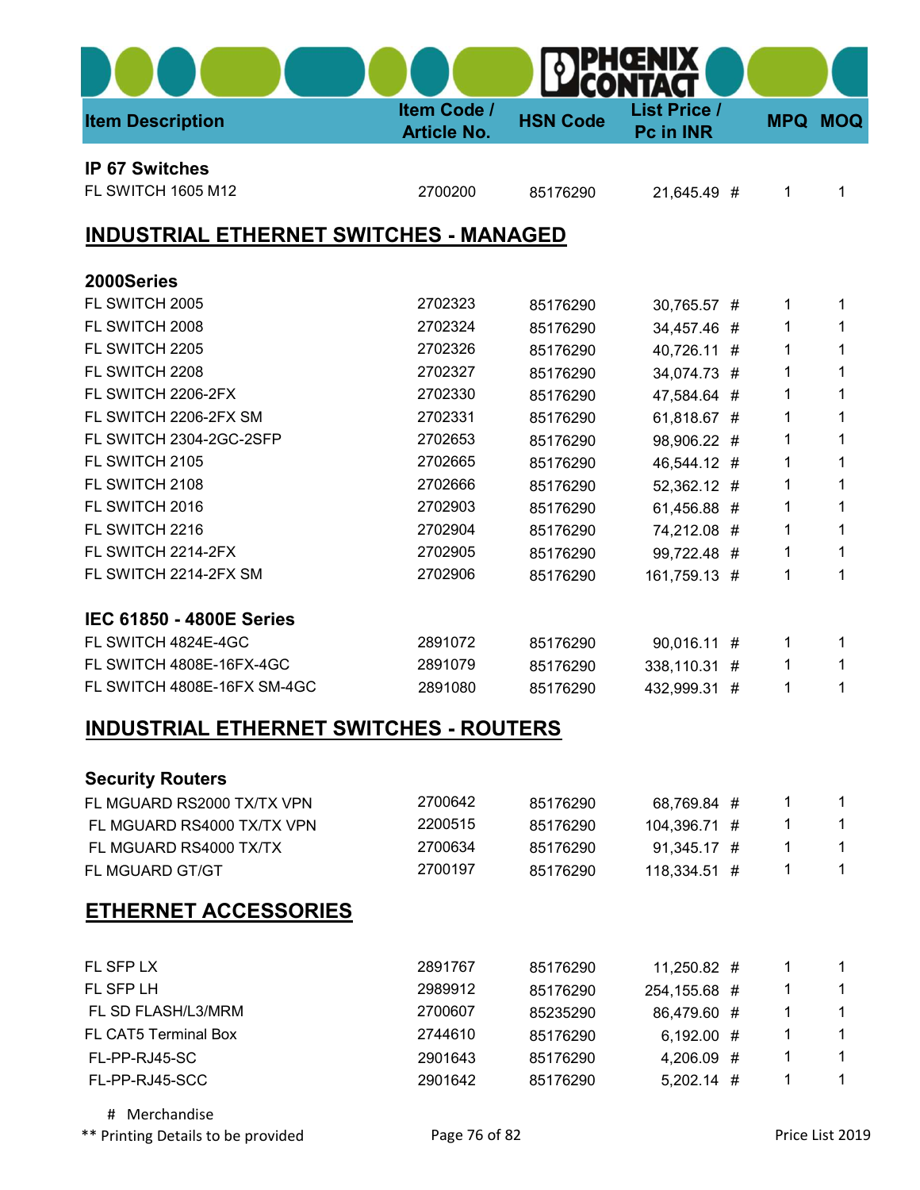| Item Description | Item Code / Article No. | HSN Code | List Price / Pc in INR | | MPQ | MOQ |
|---|---|---|---|---|---|---|
| **IP 67 Switches** | | | | | | |
| FL SWITCH 1605 M12 | 2700200 | 85176290 | 21,645.49 | # | 1 | 1 |

## INDUSTRIAL ETHERNET SWITCHES - MANAGED

| Item Description | Item Code / Article No. | HSN Code | List Price / Pc in INR | | MPQ | MOQ |
|---|---|---|---|---|---|---|
| **2000Series** | | | | | | |
| FL SWITCH 2005 | 2702323 | 85176290 | 30,765.57 | # | 1 | 1 |
| FL SWITCH 2008 | 2702324 | 85176290 | 34,457.46 | # | 1 | 1 |
| FL SWITCH 2205 | 2702326 | 85176290 | 40,726.11 | # | 1 | 1 |
| FL SWITCH 2208 | 2702327 | 85176290 | 34,074.73 | # | 1 | 1 |
| FL SWITCH 2206-2FX | 2702330 | 85176290 | 47,584.64 | # | 1 | 1 |
| FL SWITCH 2206-2FX SM | 2702331 | 85176290 | 61,818.67 | # | 1 | 1 |
| FL SWITCH 2304-2GC-2SFP | 2702653 | 85176290 | 98,906.22 | # | 1 | 1 |
| FL SWITCH 2105 | 2702665 | 85176290 | 46,544.12 | # | 1 | 1 |
| FL SWITCH 2108 | 2702666 | 85176290 | 52,362.12 | # | 1 | 1 |
| FL SWITCH 2016 | 2702903 | 85176290 | 61,456.88 | # | 1 | 1 |
| FL SWITCH 2216 | 2702904 | 85176290 | 74,212.08 | # | 1 | 1 |
| FL SWITCH 2214-2FX | 2702905 | 85176290 | 99,722.48 | # | 1 | 1 |
| FL SWITCH 2214-2FX SM | 2702906 | 85176290 | 161,759.13 | # | 1 | 1 |
| **IEC 61850 - 4800E Series** | | | | | | |
| FL SWITCH 4824E-4GC | 2891072 | 85176290 | 90,016.11 | # | 1 | 1 |
| FL SWITCH 4808E-16FX-4GC | 2891079 | 85176290 | 338,110.31 | # | 1 | 1 |
| FL SWITCH 4808E-16FX SM-4GC | 2891080 | 85176290 | 432,999.31 | # | 1 | 1 |

## INDUSTRIAL ETHERNET SWITCHES - ROUTERS

| Item Description | Item Code / Article No. | HSN Code | List Price / Pc in INR | | MPQ | MOQ |
|---|---|---|---|---|---|---|
| **Security Routers** | | | | | | |
| FL MGUARD RS2000 TX/TX VPN | 2700642 | 85176290 | 68,769.84 | # | 1 | 1 |
| FL MGUARD RS4000 TX/TX VPN | 2200515 | 85176290 | 104,396.71 | # | 1 | 1 |
| FL MGUARD RS4000 TX/TX | 2700634 | 85176290 | 91,345.17 | # | 1 | 1 |
| FL MGUARD GT/GT | 2700197 | 85176290 | 118,334.51 | # | 1 | 1 |

## ETHERNET ACCESSORIES

| Item Description | Item Code / Article No. | HSN Code | List Price / Pc in INR | | MPQ | MOQ |
|---|---|---|---|---|---|---|
| FL SFP LX | 2891767 | 85176290 | 11,250.82 | # | 1 | 1 |
| FL SFP LH | 2989912 | 85176290 | 254,155.68 | # | 1 | 1 |
| FL SD FLASH/L3/MRM | 2700607 | 85235290 | 86,479.60 | # | 1 | 1 |
| FL CAT5 Terminal Box | 2744610 | 85176290 | 6,192.00 | # | 1 | 1 |
| FL-PP-RJ45-SC | 2901643 | 85176290 | 4,206.09 | # | 1 | 1 |
| FL-PP-RJ45-SCC | 2901642 | 85176290 | 5,202.14 | # | 1 | 1 |

# Merchandise

** Printing Details to be provided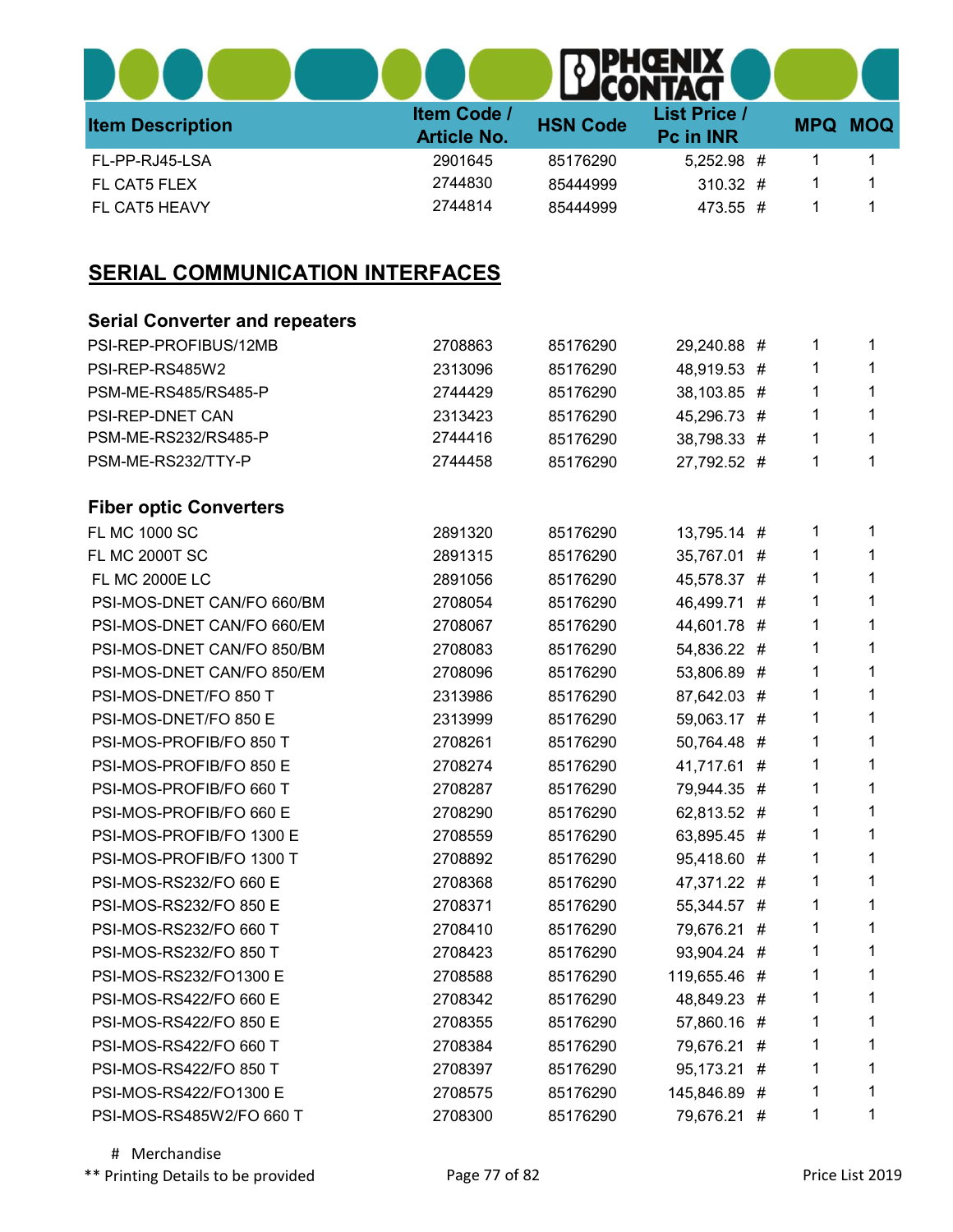| Item Description | Item Code / Article No. | HSN Code | List Price / Pc in INR | | MPQ | MOQ |
|---|---|---|---|---|---|---|
| FL-PP-RJ45-LSA | 2901645 | 85176290 | 5,252.98 | # | 1 | 1 |
| FL CAT5 FLEX | 2744830 | 85444999 | 310.32 | # | 1 | 1 |
| FL CAT5 HEAVY | 2744814 | 85444999 | 473.55 | # | 1 | 1 |

## SERIAL COMMUNICATION INTERFACES

### Serial Converter and repeaters

| | | | | | | |
|---|---|---|---|---|---|---|
| PSI-REP-PROFIBUS/12MB | 2708863 | 85176290 | 29,240.88 | # | 1 | 1 |
| PSI-REP-RS485W2 | 2313096 | 85176290 | 48,919.53 | # | 1 | 1 |
| PSM-ME-RS485/RS485-P | 2744429 | 85176290 | 38,103.85 | # | 1 | 1 |
| PSI-REP-DNET CAN | 2313423 | 85176290 | 45,296.73 | # | 1 | 1 |
| PSM-ME-RS232/RS485-P | 2744416 | 85176290 | 38,798.33 | # | 1 | 1 |
| PSM-ME-RS232/TTY-P | 2744458 | 85176290 | 27,792.52 | # | 1 | 1 |

### Fiber optic Converters

| | | | | | | |
|---|---|---|---|---|---|---|
| FL MC 1000 SC | 2891320 | 85176290 | 13,795.14 | # | 1 | 1 |
| FL MC 2000T SC | 2891315 | 85176290 | 35,767.01 | # | 1 | 1 |
| FL MC 2000E LC | 2891056 | 85176290 | 45,578.37 | # | 1 | 1 |
| PSI-MOS-DNET CAN/FO 660/BM | 2708054 | 85176290 | 46,499.71 | # | 1 | 1 |
| PSI-MOS-DNET CAN/FO 660/EM | 2708067 | 85176290 | 44,601.78 | # | 1 | 1 |
| PSI-MOS-DNET CAN/FO 850/BM | 2708083 | 85176290 | 54,836.22 | # | 1 | 1 |
| PSI-MOS-DNET CAN/FO 850/EM | 2708096 | 85176290 | 53,806.89 | # | 1 | 1 |
| PSI-MOS-DNET/FO 850 T | 2313986 | 85176290 | 87,642.03 | # | 1 | 1 |
| PSI-MOS-DNET/FO 850 E | 2313999 | 85176290 | 59,063.17 | # | 1 | 1 |
| PSI-MOS-PROFIB/FO 850 T | 2708261 | 85176290 | 50,764.48 | # | 1 | 1 |
| PSI-MOS-PROFIB/FO 850 E | 2708274 | 85176290 | 41,717.61 | # | 1 | 1 |
| PSI-MOS-PROFIB/FO 660 T | 2708287 | 85176290 | 79,944.35 | # | 1 | 1 |
| PSI-MOS-PROFIB/FO 660 E | 2708290 | 85176290 | 62,813.52 | # | 1 | 1 |
| PSI-MOS-PROFIB/FO 1300 E | 2708559 | 85176290 | 63,895.45 | # | 1 | 1 |
| PSI-MOS-PROFIB/FO 1300 T | 2708892 | 85176290 | 95,418.60 | # | 1 | 1 |
| PSI-MOS-RS232/FO 660 E | 2708368 | 85176290 | 47,371.22 | # | 1 | 1 |
| PSI-MOS-RS232/FO 850 E | 2708371 | 85176290 | 55,344.57 | # | 1 | 1 |
| PSI-MOS-RS232/FO 660 T | 2708410 | 85176290 | 79,676.21 | # | 1 | 1 |
| PSI-MOS-RS232/FO 850 T | 2708423 | 85176290 | 93,904.24 | # | 1 | 1 |
| PSI-MOS-RS232/FO1300 E | 2708588 | 85176290 | 119,655.46 | # | 1 | 1 |
| PSI-MOS-RS422/FO 660 E | 2708342 | 85176290 | 48,849.23 | # | 1 | 1 |
| PSI-MOS-RS422/FO 850 E | 2708355 | 85176290 | 57,860.16 | # | 1 | 1 |
| PSI-MOS-RS422/FO 660 T | 2708384 | 85176290 | 79,676.21 | # | 1 | 1 |
| PSI-MOS-RS422/FO 850 T | 2708397 | 85176290 | 95,173.21 | # | 1 | 1 |
| PSI-MOS-RS422/FO1300 E | 2708575 | 85176290 | 145,846.89 | # | 1 | 1 |
| PSI-MOS-RS485W2/FO 660 T | 2708300 | 85176290 | 79,676.21 | # | 1 | 1 |

# Merchandise

** Printing Details to be provided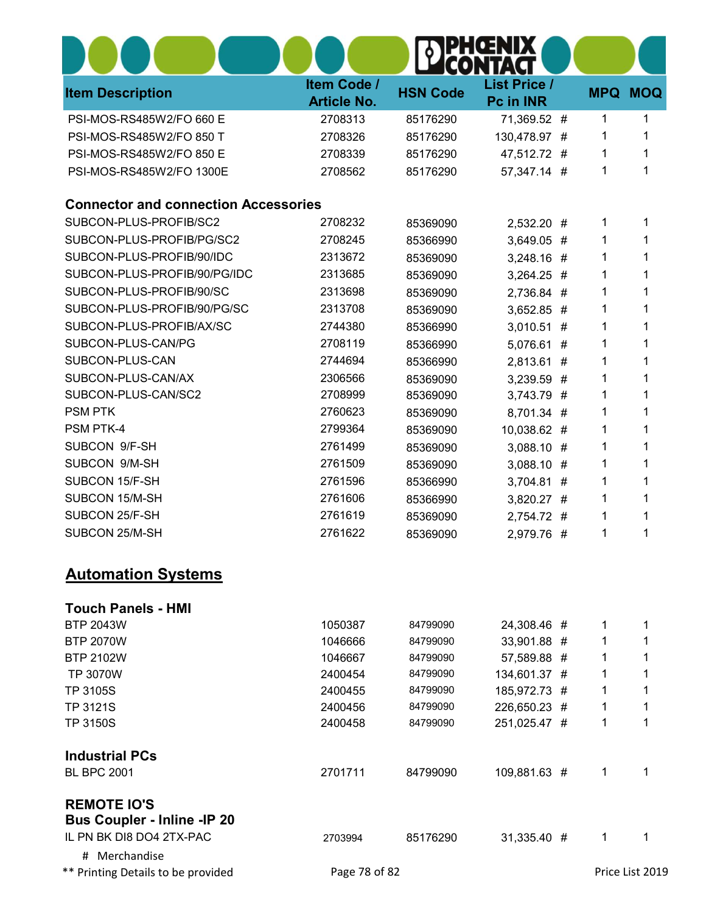| Item Description | Item Code / Article No. | HSN Code | List Price / Pc in INR | | MPQ | MOQ |
|---|---|---|---|---|---|---|
| PSI-MOS-RS485W2/FO 660 E | 2708313 | 85176290 | 71,369.52 | # | 1 | 1 |
| PSI-MOS-RS485W2/FO 850 T | 2708326 | 85176290 | 130,478.97 | # | 1 | 1 |
| PSI-MOS-RS485W2/FO 850 E | 2708339 | 85176290 | 47,512.72 | # | 1 | 1 |
| PSI-MOS-RS485W2/FO 1300E | 2708562 | 85176290 | 57,347.14 | # | 1 | 1 |
| **Connector and connection Accessories** | | | | | | |
| SUBCON-PLUS-PROFIB/SC2 | 2708232 | 85369090 | 2,532.20 | # | 1 | 1 |
| SUBCON-PLUS-PROFIB/PG/SC2 | 2708245 | 85366990 | 3,649.05 | # | 1 | 1 |
| SUBCON-PLUS-PROFIB/90/IDC | 2313672 | 85369090 | 3,248.16 | # | 1 | 1 |
| SUBCON-PLUS-PROFIB/90/PG/IDC | 2313685 | 85369090 | 3,264.25 | # | 1 | 1 |
| SUBCON-PLUS-PROFIB/90/SC | 2313698 | 85369090 | 2,736.84 | # | 1 | 1 |
| SUBCON-PLUS-PROFIB/90/PG/SC | 2313708 | 85369090 | 3,652.85 | # | 1 | 1 |
| SUBCON-PLUS-PROFIB/AX/SC | 2744380 | 85366990 | 3,010.51 | # | 1 | 1 |
| SUBCON-PLUS-CAN/PG | 2708119 | 85366990 | 5,076.61 | # | 1 | 1 |
| SUBCON-PLUS-CAN | 2744694 | 85366990 | 2,813.61 | # | 1 | 1 |
| SUBCON-PLUS-CAN/AX | 2306566 | 85369090 | 3,239.59 | # | 1 | 1 |
| SUBCON-PLUS-CAN/SC2 | 2708999 | 85369090 | 3,743.79 | # | 1 | 1 |
| PSM PTK | 2760623 | 85369090 | 8,701.34 | # | 1 | 1 |
| PSM PTK-4 | 2799364 | 85369090 | 10,038.62 | # | 1 | 1 |
| SUBCON 9/F-SH | 2761499 | 85369090 | 3,088.10 | # | 1 | 1 |
| SUBCON 9/M-SH | 2761509 | 85369090 | 3,088.10 | # | 1 | 1 |
| SUBCON 15/F-SH | 2761596 | 85366990 | 3,704.81 | # | 1 | 1 |
| SUBCON 15/M-SH | 2761606 | 85366990 | 3,820.27 | # | 1 | 1 |
| SUBCON 25/F-SH | 2761619 | 85369090 | 2,754.72 | # | 1 | 1 |
| SUBCON 25/M-SH | 2761622 | 85369090 | 2,979.76 | # | 1 | 1 |

## Automation Systems

| Item Description | Item Code / Article No. | HSN Code | List Price / Pc in INR | | MPQ | MOQ |
|---|---|---|---|---|---|---|
| **Touch Panels - HMI** | | | | | | |
| BTP 2043W | 1050387 | 84799090 | 24,308.46 | # | 1 | 1 |
| BTP 2070W | 1046666 | 84799090 | 33,901.88 | # | 1 | 1 |
| BTP 2102W | 1046667 | 84799090 | 57,589.88 | # | 1 | 1 |
| TP 3070W | 2400454 | 84799090 | 134,601.37 | # | 1 | 1 |
| TP 3105S | 2400455 | 84799090 | 185,972.73 | # | 1 | 1 |
| TP 3121S | 2400456 | 84799090 | 226,650.23 | # | 1 | 1 |
| TP 3150S | 2400458 | 84799090 | 251,025.47 | # | 1 | 1 |
| **Industrial PCs** | | | | | | |
| BL BPC 2001 | 2701711 | 84799090 | 109,881.63 | # | 1 | 1 |
| **REMOTE IO'S** | | | | | | |
| **Bus Coupler - Inline -IP 20** | | | | | | |
| IL PN BK DI8 DO4 2TX-PAC | 2703994 | 85176290 | 31,335.40 | # | 1 | 1 |

# Merchandise

** Printing Details to be provided

Price List 2019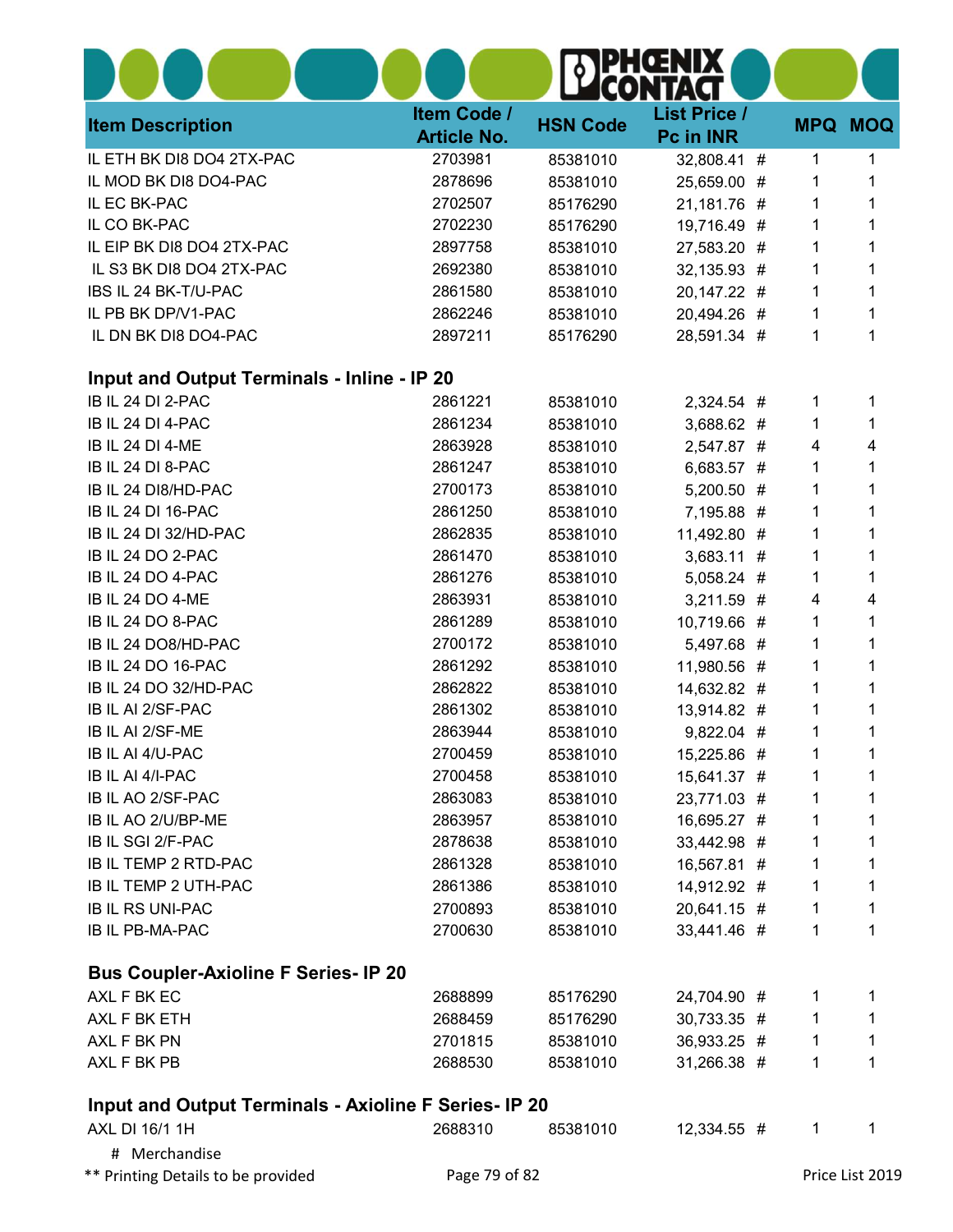| Item Description | Item Code / Article No. | HSN Code | List Price / Pc in INR | | MPQ | MOQ |
|---|---|---|---|---|---|---|
| IL ETH BK DI8 DO4 2TX-PAC | 2703981 | 85381010 | 32,808.41 | # | 1 | 1 |
| IL MOD BK DI8 DO4-PAC | 2878696 | 85381010 | 25,659.00 | # | 1 | 1 |
| IL EC BK-PAC | 2702507 | 85176290 | 21,181.76 | # | 1 | 1 |
| IL CO BK-PAC | 2702230 | 85176290 | 19,716.49 | # | 1 | 1 |
| IL EIP BK DI8 DO4 2TX-PAC | 2897758 | 85381010 | 27,583.20 | # | 1 | 1 |
| IL S3 BK DI8 DO4 2TX-PAC | 2692380 | 85381010 | 32,135.93 | # | 1 | 1 |
| IBS IL 24 BK-T/U-PAC | 2861580 | 85381010 | 20,147.22 | # | 1 | 1 |
| IL PB BK DP/V1-PAC | 2862246 | 85381010 | 20,494.26 | # | 1 | 1 |
| IL DN BK DI8 DO4-PAC | 2897211 | 85176290 | 28,591.34 | # | 1 | 1 |
| **Input and Output Terminals - Inline - IP 20** | | | | | | |
| IB IL 24 DI 2-PAC | 2861221 | 85381010 | 2,324.54 | # | 1 | 1 |
| IB IL 24 DI 4-PAC | 2861234 | 85381010 | 3,688.62 | # | 1 | 1 |
| IB IL 24 DI 4-ME | 2863928 | 85381010 | 2,547.87 | # | 4 | 4 |
| IB IL 24 DI 8-PAC | 2861247 | 85381010 | 6,683.57 | # | 1 | 1 |
| IB IL 24 DI8/HD-PAC | 2700173 | 85381010 | 5,200.50 | # | 1 | 1 |
| IB IL 24 DI 16-PAC | 2861250 | 85381010 | 7,195.88 | # | 1 | 1 |
| IB IL 24 DI 32/HD-PAC | 2862835 | 85381010 | 11,492.80 | # | 1 | 1 |
| IB IL 24 DO 2-PAC | 2861470 | 85381010 | 3,683.11 | # | 1 | 1 |
| IB IL 24 DO 4-PAC | 2861276 | 85381010 | 5,058.24 | # | 1 | 1 |
| IB IL 24 DO 4-ME | 2863931 | 85381010 | 3,211.59 | # | 4 | 4 |
| IB IL 24 DO 8-PAC | 2861289 | 85381010 | 10,719.66 | # | 1 | 1 |
| IB IL 24 DO8/HD-PAC | 2700172 | 85381010 | 5,497.68 | # | 1 | 1 |
| IB IL 24 DO 16-PAC | 2861292 | 85381010 | 11,980.56 | # | 1 | 1 |
| IB IL 24 DO 32/HD-PAC | 2862822 | 85381010 | 14,632.82 | # | 1 | 1 |
| IB IL AI 2/SF-PAC | 2861302 | 85381010 | 13,914.82 | # | 1 | 1 |
| IB IL AI 2/SF-ME | 2863944 | 85381010 | 9,822.04 | # | 1 | 1 |
| IB IL AI 4/U-PAC | 2700459 | 85381010 | 15,225.86 | # | 1 | 1 |
| IB IL AI 4/I-PAC | 2700458 | 85381010 | 15,641.37 | # | 1 | 1 |
| IB IL AO 2/SF-PAC | 2863083 | 85381010 | 23,771.03 | # | 1 | 1 |
| IB IL AO 2/U/BP-ME | 2863957 | 85381010 | 16,695.27 | # | 1 | 1 |
| IB IL SGI 2/F-PAC | 2878638 | 85381010 | 33,442.98 | # | 1 | 1 |
| IB IL TEMP 2 RTD-PAC | 2861328 | 85381010 | 16,567.81 | # | 1 | 1 |
| IB IL TEMP 2 UTH-PAC | 2861386 | 85381010 | 14,912.92 | # | 1 | 1 |
| IB IL RS UNI-PAC | 2700893 | 85381010 | 20,641.15 | # | 1 | 1 |
| IB IL PB-MA-PAC | 2700630 | 85381010 | 33,441.46 | # | 1 | 1 |
| **Bus Coupler-Axioline F Series- IP 20** | | | | | | |
| AXL F BK EC | 2688899 | 85176290 | 24,704.90 | # | 1 | 1 |
| AXL F BK ETH | 2688459 | 85176290 | 30,733.35 | # | 1 | 1 |
| AXL F BK PN | 2701815 | 85381010 | 36,933.25 | # | 1 | 1 |
| AXL F BK PB | 2688530 | 85381010 | 31,266.38 | # | 1 | 1 |
| **Input and Output Terminals - Axioline F Series- IP 20** | | | | | | |
| AXL DI 16/1 1H | 2688310 | 85381010 | 12,334.55 | # | 1 | 1 |

# Merchandise

** Printing Details to be provided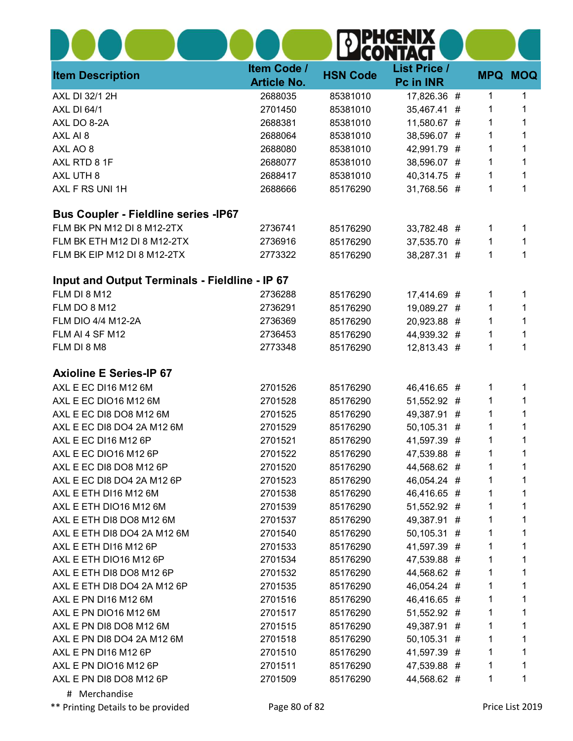| Item Description | Item Code / Article No. | HSN Code | List Price / Pc in INR | | MPQ | MOQ |
|---|---|---|---|---|---|---|
| AXL DI 32/1 2H | 2688035 | 85381010 | 17,826.36 | # | 1 | 1 |
| AXL DI 64/1 | 2701450 | 85381010 | 35,467.41 | # | 1 | 1 |
| AXL DO 8-2A | 2688381 | 85381010 | 11,580.67 | # | 1 | 1 |
| AXL AI 8 | 2688064 | 85381010 | 38,596.07 | # | 1 | 1 |
| AXL AO 8 | 2688080 | 85381010 | 42,991.79 | # | 1 | 1 |
| AXL RTD 8 1F | 2688077 | 85381010 | 38,596.07 | # | 1 | 1 |
| AXL UTH 8 | 2688417 | 85381010 | 40,314.75 | # | 1 | 1 |
| AXL F RS UNI 1H | 2688666 | 85176290 | 31,768.56 | # | 1 | 1 |
| **Bus Coupler - Fieldline series -IP67** | | | | | | |
| FLM BK PN M12 DI 8 M12-2TX | 2736741 | 85176290 | 33,782.48 | # | 1 | 1 |
| FLM BK ETH M12 DI 8 M12-2TX | 2736916 | 85176290 | 37,535.70 | # | 1 | 1 |
| FLM BK EIP M12 DI 8 M12-2TX | 2773322 | 85176290 | 38,287.31 | # | 1 | 1 |
| **Input and Output Terminals - Fieldline - IP 67** | | | | | | |
| FLM DI 8 M12 | 2736288 | 85176290 | 17,414.69 | # | 1 | 1 |
| FLM DO 8 M12 | 2736291 | 85176290 | 19,089.27 | # | 1 | 1 |
| FLM DIO 4/4 M12-2A | 2736369 | 85176290 | 20,923.88 | # | 1 | 1 |
| FLM AI 4 SF M12 | 2736453 | 85176290 | 44,939.32 | # | 1 | 1 |
| FLM DI 8 M8 | 2773348 | 85176290 | 12,813.43 | # | 1 | 1 |
| **Axioline E Series-IP 67** | | | | | | |
| AXL E EC DI16 M12 6M | 2701526 | 85176290 | 46,416.65 | # | 1 | 1 |
| AXL E EC DIO16 M12 6M | 2701528 | 85176290 | 51,552.92 | # | 1 | 1 |
| AXL E EC DI8 DO8 M12 6M | 2701525 | 85176290 | 49,387.91 | # | 1 | 1 |
| AXL E EC DI8 DO4 2A M12 6M | 2701529 | 85176290 | 50,105.31 | # | 1 | 1 |
| AXL E EC DI16 M12 6P | 2701521 | 85176290 | 41,597.39 | # | 1 | 1 |
| AXL E EC DIO16 M12 6P | 2701522 | 85176290 | 47,539.88 | # | 1 | 1 |
| AXL E EC DI8 DO8 M12 6P | 2701520 | 85176290 | 44,568.62 | # | 1 | 1 |
| AXL E EC DI8 DO4 2A M12 6P | 2701523 | 85176290 | 46,054.24 | # | 1 | 1 |
| AXL E ETH DI16 M12 6M | 2701538 | 85176290 | 46,416.65 | # | 1 | 1 |
| AXL E ETH DIO16 M12 6M | 2701539 | 85176290 | 51,552.92 | # | 1 | 1 |
| AXL E ETH DI8 DO8 M12 6M | 2701537 | 85176290 | 49,387.91 | # | 1 | 1 |
| AXL E ETH DI8 DO4 2A M12 6M | 2701540 | 85176290 | 50,105.31 | # | 1 | 1 |
| AXL E ETH DI16 M12 6P | 2701533 | 85176290 | 41,597.39 | # | 1 | 1 |
| AXL E ETH DIO16 M12 6P | 2701534 | 85176290 | 47,539.88 | # | 1 | 1 |
| AXL E ETH DI8 DO8 M12 6P | 2701532 | 85176290 | 44,568.62 | # | 1 | 1 |
| AXL E ETH DI8 DO4 2A M12 6P | 2701535 | 85176290 | 46,054.24 | # | 1 | 1 |
| AXL E PN DI16 M12 6M | 2701516 | 85176290 | 46,416.65 | # | 1 | 1 |
| AXL E PN DIO16 M12 6M | 2701517 | 85176290 | 51,552.92 | # | 1 | 1 |
| AXL E PN DI8 DO8 M12 6M | 2701515 | 85176290 | 49,387.91 | # | 1 | 1 |
| AXL E PN DI8 DO4 2A M12 6M | 2701518 | 85176290 | 50,105.31 | # | 1 | 1 |
| AXL E PN DI16 M12 6P | 2701510 | 85176290 | 41,597.39 | # | 1 | 1 |
| AXL E PN DIO16 M12 6P | 2701511 | 85176290 | 47,539.88 | # | 1 | 1 |
| AXL E PN DI8 DO8 M12 6P | 2701509 | 85176290 | 44,568.62 | # | 1 | 1 |

# Merchandise

** Printing Details to be provided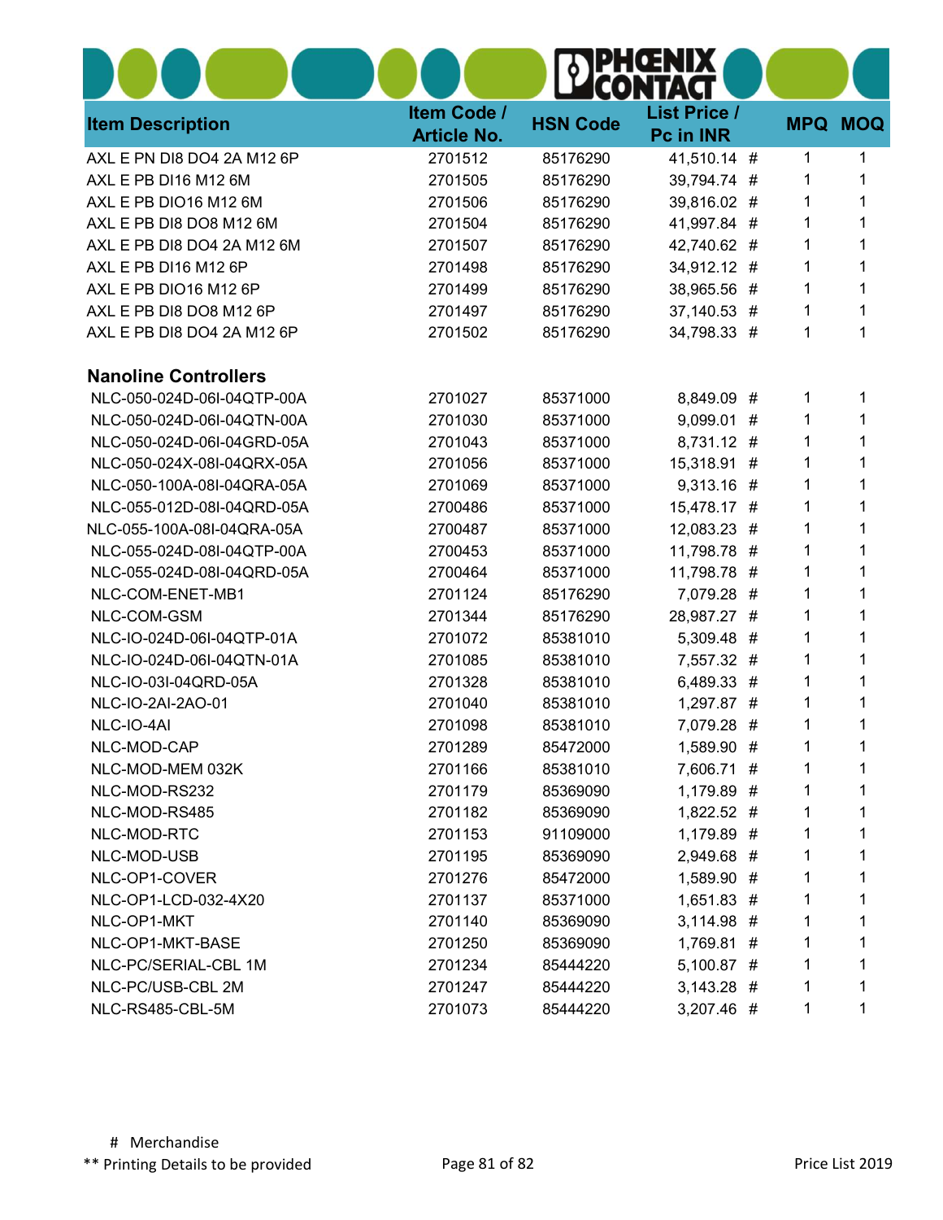| Item Description | Item Code / Article No. | HSN Code | List Price / Pc in INR | | MPQ | MOQ |
|---|---|---|---|---|---|---|
| AXL E PN DI8 DO4 2A M12 6P | 2701512 | 85176290 | 41,510.14 | # | 1 | 1 |
| AXL E PB DI16 M12 6M | 2701505 | 85176290 | 39,794.74 | # | 1 | 1 |
| AXL E PB DIO16 M12 6M | 2701506 | 85176290 | 39,816.02 | # | 1 | 1 |
| AXL E PB DI8 DO8 M12 6M | 2701504 | 85176290 | 41,997.84 | # | 1 | 1 |
| AXL E PB DI8 DO4 2A M12 6M | 2701507 | 85176290 | 42,740.62 | # | 1 | 1 |
| AXL E PB DI16 M12 6P | 2701498 | 85176290 | 34,912.12 | # | 1 | 1 |
| AXL E PB DIO16 M12 6P | 2701499 | 85176290 | 38,965.56 | # | 1 | 1 |
| AXL E PB DI8 DO8 M12 6P | 2701497 | 85176290 | 37,140.53 | # | 1 | 1 |
| AXL E PB DI8 DO4 2A M12 6P | 2701502 | 85176290 | 34,798.33 | # | 1 | 1 |
| **Nanoline Controllers** | | | | | | |
| NLC-050-024D-06I-04QTP-00A | 2701027 | 85371000 | 8,849.09 | # | 1 | 1 |
| NLC-050-024D-06I-04QTN-00A | 2701030 | 85371000 | 9,099.01 | # | 1 | 1 |
| NLC-050-024D-06I-04GRD-05A | 2701043 | 85371000 | 8,731.12 | # | 1 | 1 |
| NLC-050-024X-08I-04QRX-05A | 2701056 | 85371000 | 15,318.91 | # | 1 | 1 |
| NLC-050-100A-08I-04QRA-05A | 2701069 | 85371000 | 9,313.16 | # | 1 | 1 |
| NLC-055-012D-08I-04QRD-05A | 2700486 | 85371000 | 15,478.17 | # | 1 | 1 |
| NLC-055-100A-08I-04QRA-05A | 2700487 | 85371000 | 12,083.23 | # | 1 | 1 |
| NLC-055-024D-08I-04QTP-00A | 2700453 | 85371000 | 11,798.78 | # | 1 | 1 |
| NLC-055-024D-08I-04QRD-05A | 2700464 | 85371000 | 11,798.78 | # | 1 | 1 |
| NLC-COM-ENET-MB1 | 2701124 | 85176290 | 7,079.28 | # | 1 | 1 |
| NLC-COM-GSM | 2701344 | 85176290 | 28,987.27 | # | 1 | 1 |
| NLC-IO-024D-06I-04QTP-01A | 2701072 | 85381010 | 5,309.48 | # | 1 | 1 |
| NLC-IO-024D-06I-04QTN-01A | 2701085 | 85381010 | 7,557.32 | # | 1 | 1 |
| NLC-IO-03I-04QRD-05A | 2701328 | 85381010 | 6,489.33 | # | 1 | 1 |
| NLC-IO-2AI-2AO-01 | 2701040 | 85381010 | 1,297.87 | # | 1 | 1 |
| NLC-IO-4AI | 2701098 | 85381010 | 7,079.28 | # | 1 | 1 |
| NLC-MOD-CAP | 2701289 | 85472000 | 1,589.90 | # | 1 | 1 |
| NLC-MOD-MEM 032K | 2701166 | 85381010 | 7,606.71 | # | 1 | 1 |
| NLC-MOD-RS232 | 2701179 | 85369090 | 1,179.89 | # | 1 | 1 |
| NLC-MOD-RS485 | 2701182 | 85369090 | 1,822.52 | # | 1 | 1 |
| NLC-MOD-RTC | 2701153 | 91109000 | 1,179.89 | # | 1 | 1 |
| NLC-MOD-USB | 2701195 | 85369090 | 2,949.68 | # | 1 | 1 |
| NLC-OP1-COVER | 2701276 | 85472000 | 1,589.90 | # | 1 | 1 |
| NLC-OP1-LCD-032-4X20 | 2701137 | 85371000 | 1,651.83 | # | 1 | 1 |
| NLC-OP1-MKT | 2701140 | 85369090 | 3,114.98 | # | 1 | 1 |
| NLC-OP1-MKT-BASE | 2701250 | 85369090 | 1,769.81 | # | 1 | 1 |
| NLC-PC/SERIAL-CBL 1M | 2701234 | 85444220 | 5,100.87 | # | 1 | 1 |
| NLC-PC/USB-CBL 2M | 2701247 | 85444220 | 3,143.28 | # | 1 | 1 |
| NLC-RS485-CBL-5M | 2701073 | 85444220 | 3,207.46 | # | 1 | 1 |

# Merchandise

** Printing Details to be provided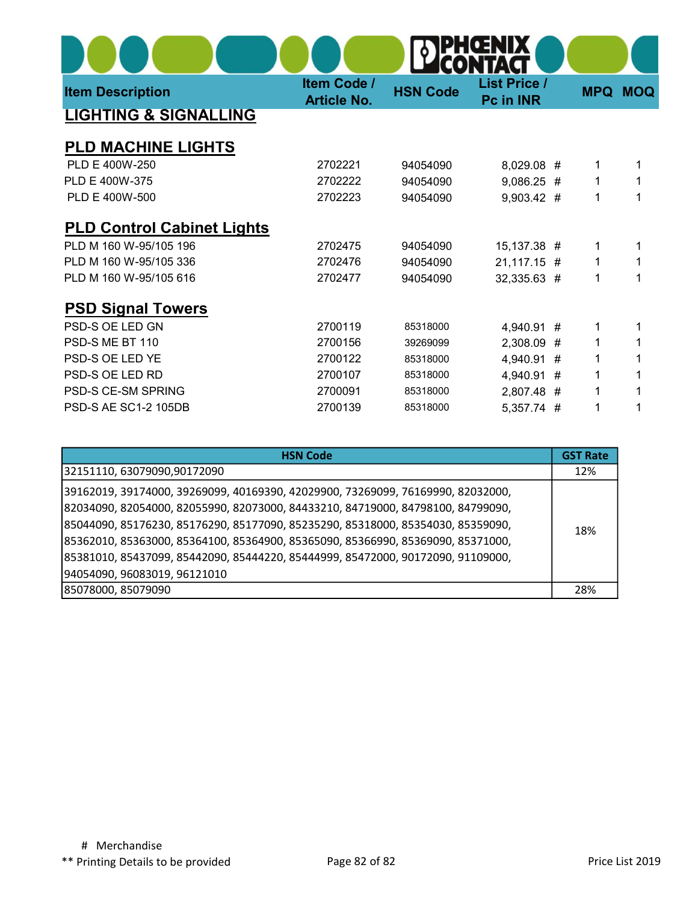| Item Description | Item Code / Article No. | HSN Code | List Price / Pc in INR | | MPQ | MOQ |
|---|---|---|---|---|---|---|
| **LIGHTING & SIGNALLING** | | | | | | |
| **PLD MACHINE LIGHTS** | | | | | | |
| PLD E 400W-250 | 2702221 | 94054090 | 8,029.08 | # | 1 | 1 |
| PLD E 400W-375 | 2702222 | 94054090 | 9,086.25 | # | 1 | 1 |
| PLD E 400W-500 | 2702223 | 94054090 | 9,903.42 | # | 1 | 1 |
| **PLD Control Cabinet Lights** | | | | | | |
| PLD M 160 W-95/105 196 | 2702475 | 94054090 | 15,137.38 | # | 1 | 1 |
| PLD M 160 W-95/105 336 | 2702476 | 94054090 | 21,117.15 | # | 1 | 1 |
| PLD M 160 W-95/105 616 | 2702477 | 94054090 | 32,335.63 | # | 1 | 1 |
| **PSD Signal Towers** | | | | | | |
| PSD-S OE LED GN | 2700119 | 85318000 | 4,940.91 | # | 1 | 1 |
| PSD-S ME BT 110 | 2700156 | 39269099 | 2,308.09 | # | 1 | 1 |
| PSD-S OE LED YE | 2700122 | 85318000 | 4,940.91 | # | 1 | 1 |
| PSD-S OE LED RD | 2700107 | 85318000 | 4,940.91 | # | 1 | 1 |
| PSD-S CE-SM SPRING | 2700091 | 85318000 | 2,807.48 | # | 1 | 1 |
| PSD-S AE SC1-2 105DB | 2700139 | 85318000 | 5,357.74 | # | 1 | 1 |

| HSN Code | GST Rate |
|---|---|
| 32151110, 63079090,90172090 | 12% |
| 39162019, 39174000, 39269099, 40169390, 42029900, 73269099, 76169990, 82032000, 82034090, 82054000, 82055990, 82073000, 84433210, 84719000, 84798100, 84799090, 85044090, 85176230, 85176290, 85177090, 85235290, 85318000, 85354030, 85359090, 85362010, 85363000, 85364100, 85364900, 85365090, 85366990, 85369090, 85371000, 85381010, 85437099, 85442090, 85444220, 85444999, 85472000, 90172090, 91109000, 94054090, 96083019, 96121010 | 18% |
| 85078000, 85079090 | 28% |

# Merchandise

** Printing Details to be provided

Price List 2019